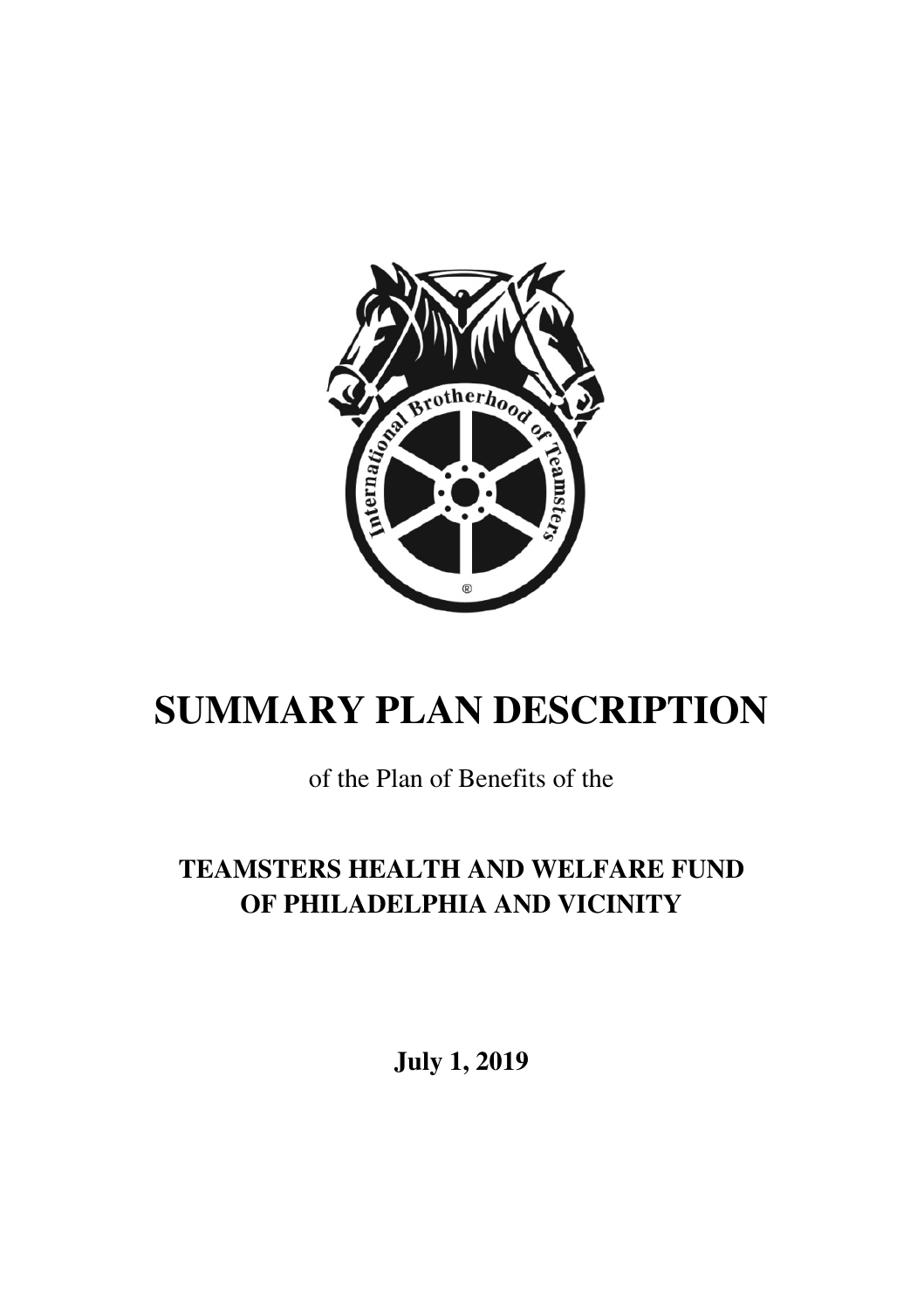# SUMMARY PLAN DESCRIPTION

of the Plan of Benefits of the

## TEAMSTERS HEALTH AND WELFARE FUND OF PHILADELPHIA AND VICINITY

**July 1, 2019**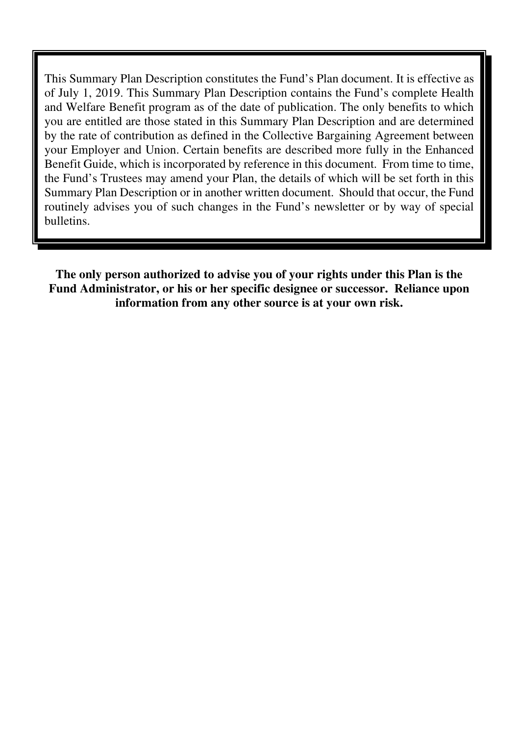This Summary Plan Description constitutes the Fund's Plan document. It is effective as of July 1, 2019. This Summary Plan Description contains the Fund's complete Health and Welfare Benefit program as of the date of publication. The only benefits to which you are entitled are those stated in this Summary Plan Description and are determined by the rate of contribution as defined in the Collective Bargaining Agreement between your Employer and Union. Certain benefits are described more fully in the Enhanced Benefit Guide, which is incorporated by reference in this document. From time to time, the Fund's Trustees may amend your Plan, the details of which will be set forth in this Summary Plan Description or in another written document. Should that occur, the Fund routinely advises you of such changes in the Fund's newsletter or by way of special bulletins.

**The only person authorized to advise you of your rights under this Plan is the Fund Administrator, or his or her specific designee or successor. Reliance upon information from any other source is at your own risk.**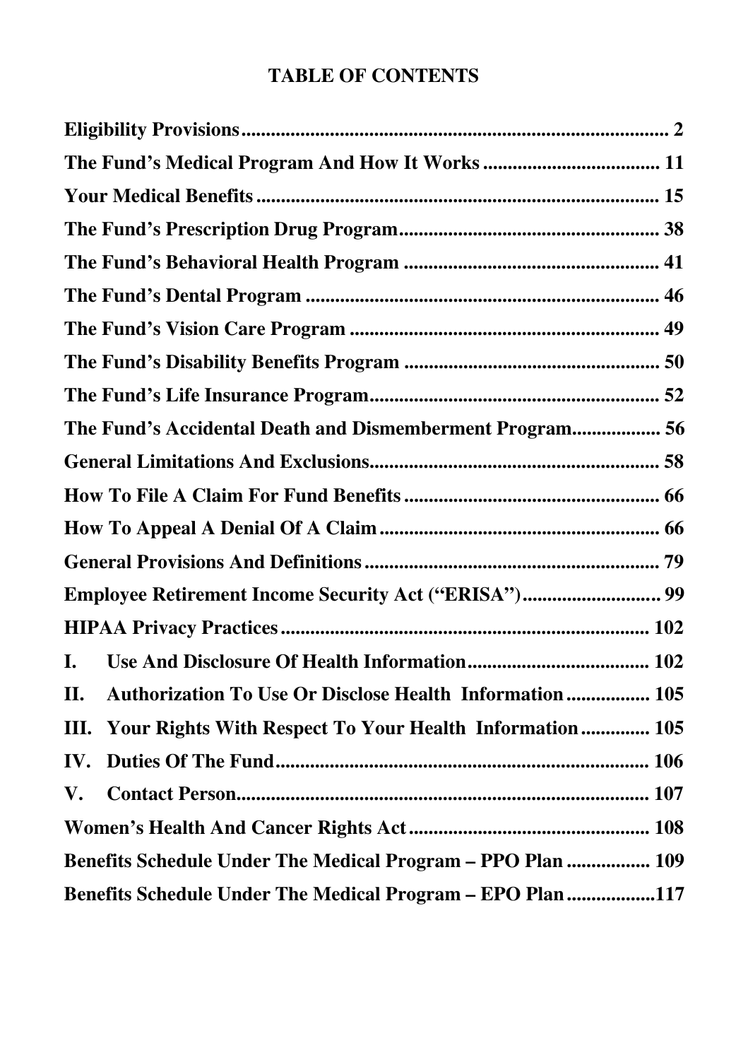# TABLE OF CONTENTS

**Eligibility Provisions** .......... 2

**The Fund's Medical Program And How It Works** .......... 11

**Your Medical Benefits** .......... 15

**The Fund's Prescription Drug Program** .......... 38

**The Fund's Behavioral Health Program** .......... 41

**The Fund's Dental Program** .......... 46

**The Fund's Vision Care Program** .......... 49

**The Fund's Disability Benefits Program** .......... 50

**The Fund's Life Insurance Program** .......... 52

**The Fund's Accidental Death and Dismemberment Program** .......... 56

**General Limitations And Exclusions** .......... 58

**How To File A Claim For Fund Benefits** .......... 66

**How To Appeal A Denial Of A Claim** .......... 66

**General Provisions And Definitions** .......... 79

**Employee Retirement Income Security Act ("ERISA")** .......... 99

**HIPAA Privacy Practices** .......... 102

**I. Use And Disclosure Of Health Information** .......... 102

**II. Authorization To Use Or Disclose Health Information** .......... 105

**III. Your Rights With Respect To Your Health Information** .......... 105

**IV. Duties Of The Fund** .......... 106

**V. Contact Person** .......... 107

**Women's Health And Cancer Rights Act** .......... 108

**Benefits Schedule Under The Medical Program – PPO Plan** .......... 109

**Benefits Schedule Under The Medical Program – EPO Plan** .......... 117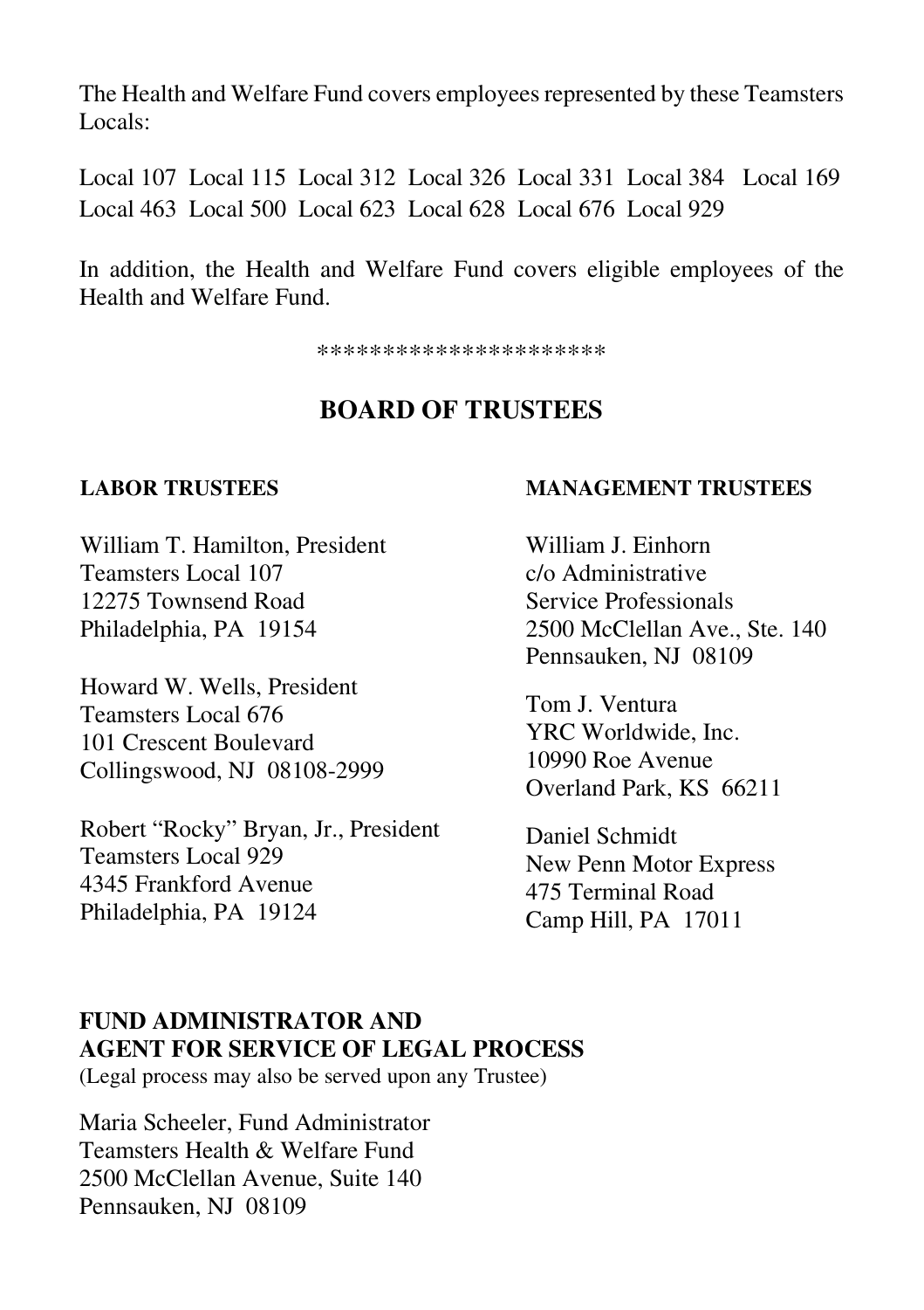The Health and Welfare Fund covers employees represented by these Teamsters Locals:

Local 107 Local 115 Local 312 Local 326 Local 331 Local 384 Local 169
Local 463 Local 500 Local 623 Local 628 Local 676 Local 929

In addition, the Health and Welfare Fund covers eligible employees of the Health and Welfare Fund.

*********************

## BOARD OF TRUSTEES

### LABOR TRUSTEES

William T. Hamilton, President
Teamsters Local 107
12275 Townsend Road
Philadelphia, PA 19154

Howard W. Wells, President
Teamsters Local 676
101 Crescent Boulevard
Collingswood, NJ 08108-2999

Robert "Rocky" Bryan, Jr., President
Teamsters Local 929
4345 Frankford Avenue
Philadelphia, PA 19124

### MANAGEMENT TRUSTEES

William J. Einhorn
c/o Administrative
Service Professionals
2500 McClellan Ave., Ste. 140
Pennsauken, NJ 08109

Tom J. Ventura
YRC Worldwide, Inc.
10990 Roe Avenue
Overland Park, KS 66211

Daniel Schmidt
New Penn Motor Express
475 Terminal Road
Camp Hill, PA 17011

### FUND ADMINISTRATOR AND AGENT FOR SERVICE OF LEGAL PROCESS

(Legal process may also be served upon any Trustee)

Maria Scheeler, Fund Administrator
Teamsters Health & Welfare Fund
2500 McClellan Avenue, Suite 140
Pennsauken, NJ 08109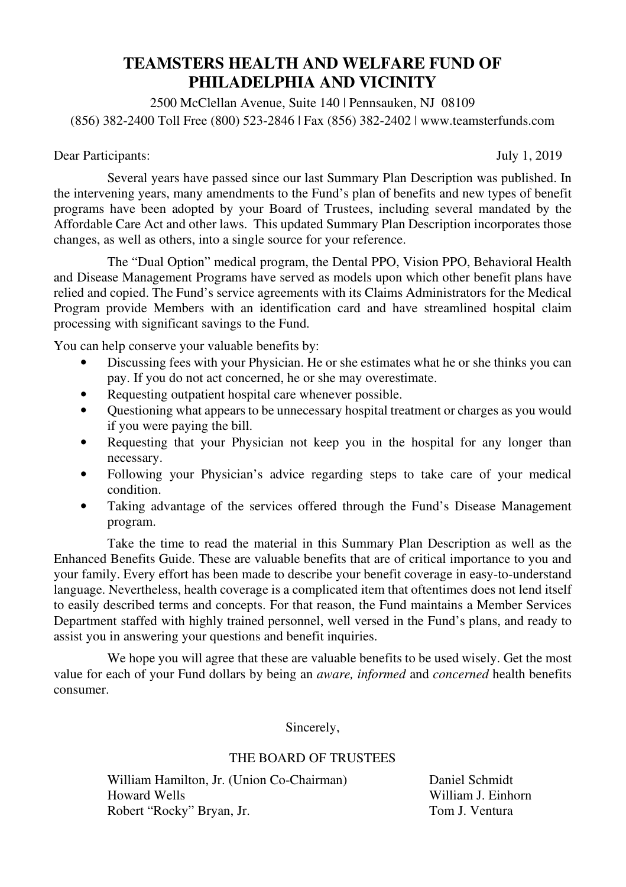# TEAMSTERS HEALTH AND WELFARE FUND OF PHILADELPHIA AND VICINITY

2500 McClellan Avenue, Suite 140 | Pennsauken, NJ 08109
(856) 382-2400 Toll Free (800) 523-2846 | Fax (856) 382-2402 | www.teamsterfunds.com

Dear Participants: July 1, 2019

Several years have passed since our last Summary Plan Description was published. In the intervening years, many amendments to the Fund's plan of benefits and new types of benefit programs have been adopted by your Board of Trustees, including several mandated by the Affordable Care Act and other laws. This updated Summary Plan Description incorporates those changes, as well as others, into a single source for your reference.

The "Dual Option" medical program, the Dental PPO, Vision PPO, Behavioral Health and Disease Management Programs have served as models upon which other benefit plans have relied and copied. The Fund's service agreements with its Claims Administrators for the Medical Program provide Members with an identification card and have streamlined hospital claim processing with significant savings to the Fund.

You can help conserve your valuable benefits by:

- Discussing fees with your Physician. He or she estimates what he or she thinks you can pay. If you do not act concerned, he or she may overestimate.
- Requesting outpatient hospital care whenever possible.
- Questioning what appears to be unnecessary hospital treatment or charges as you would if you were paying the bill.
- Requesting that your Physician not keep you in the hospital for any longer than necessary.
- Following your Physician's advice regarding steps to take care of your medical condition.
- Taking advantage of the services offered through the Fund's Disease Management program.

Take the time to read the material in this Summary Plan Description as well as the Enhanced Benefits Guide. These are valuable benefits that are of critical importance to you and your family. Every effort has been made to describe your benefit coverage in easy-to-understand language. Nevertheless, health coverage is a complicated item that oftentimes does not lend itself to easily described terms and concepts. For that reason, the Fund maintains a Member Services Department staffed with highly trained personnel, well versed in the Fund's plans, and ready to assist you in answering your questions and benefit inquiries.

We hope you will agree that these are valuable benefits to be used wisely. Get the most value for each of your Fund dollars by being an *aware, informed* and *concerned* health benefits consumer.

Sincerely,

THE BOARD OF TRUSTEES

William Hamilton, Jr. (Union Co-Chairman)
Howard Wells
Robert "Rocky" Bryan, Jr.
Daniel Schmidt
William J. Einhorn
Tom J. Ventura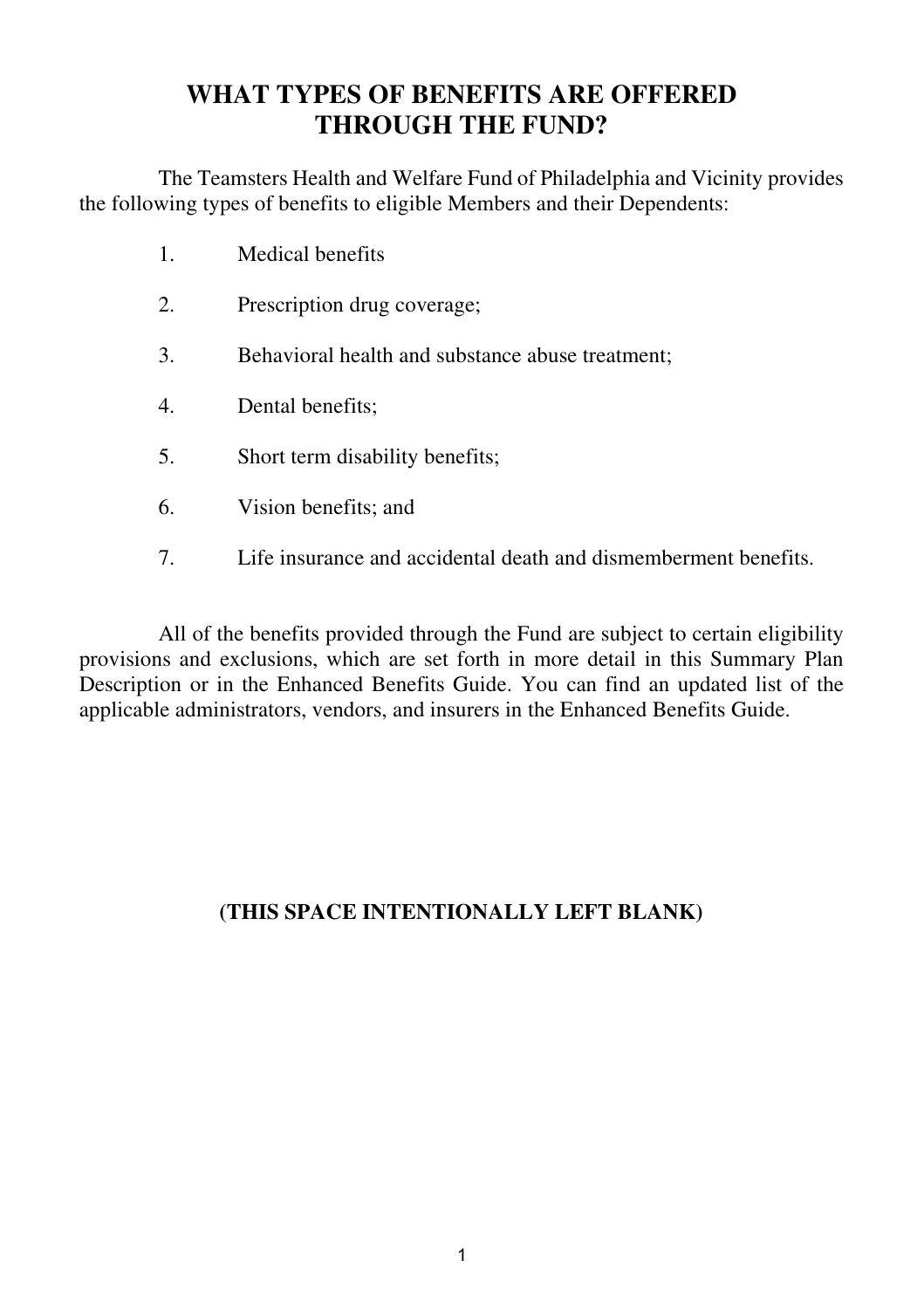# WHAT TYPES OF BENEFITS ARE OFFERED THROUGH THE FUND?

The Teamsters Health and Welfare Fund of Philadelphia and Vicinity provides the following types of benefits to eligible Members and their Dependents:

1. Medical benefits
2. Prescription drug coverage;
3. Behavioral health and substance abuse treatment;
4. Dental benefits;
5. Short term disability benefits;
6. Vision benefits; and
7. Life insurance and accidental death and dismemberment benefits.

All of the benefits provided through the Fund are subject to certain eligibility provisions and exclusions, which are set forth in more detail in this Summary Plan Description or in the Enhanced Benefits Guide. You can find an updated list of the applicable administrators, vendors, and insurers in the Enhanced Benefits Guide.

**(THIS SPACE INTENTIONALLY LEFT BLANK)**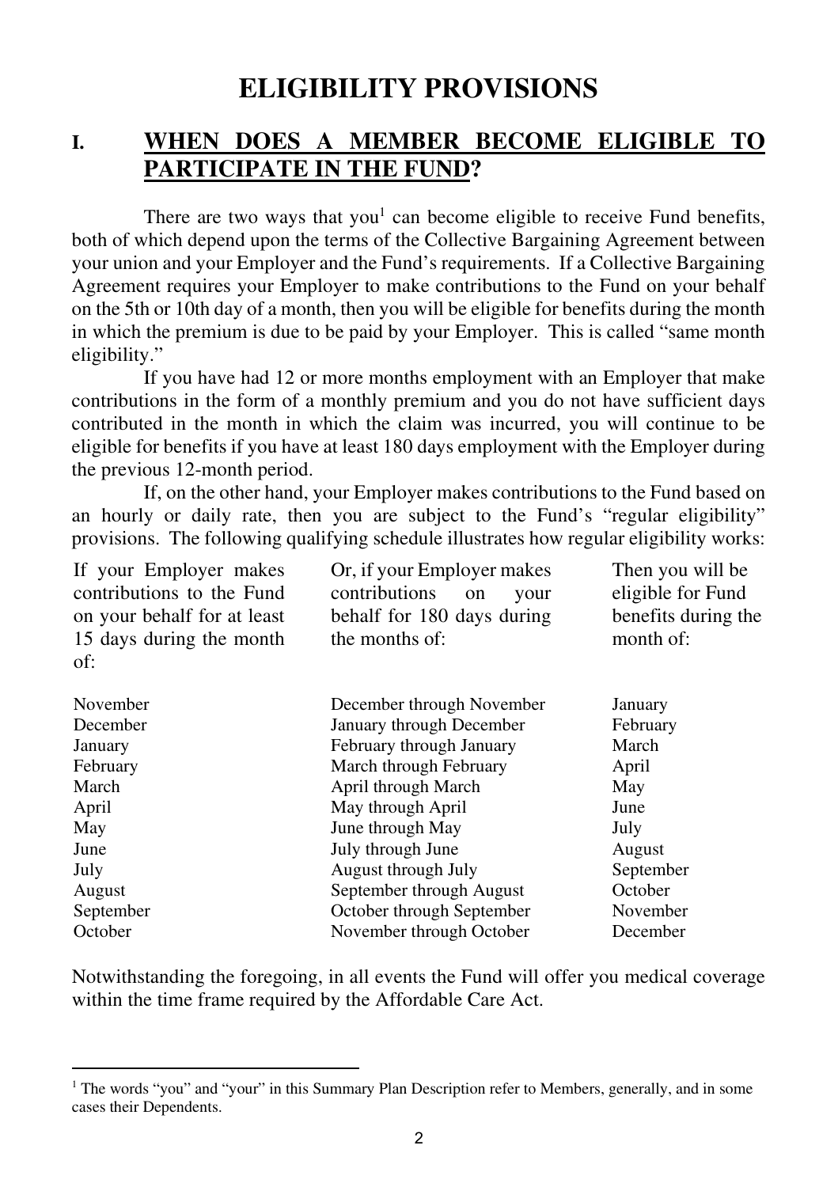# ELIGIBILITY PROVISIONS

## I. WHEN DOES A MEMBER BECOME ELIGIBLE TO PARTICIPATE IN THE FUND?

There are two ways that you[1] can become eligible to receive Fund benefits, both of which depend upon the terms of the Collective Bargaining Agreement between your union and your Employer and the Fund's requirements. If a Collective Bargaining Agreement requires your Employer to make contributions to the Fund on your behalf on the 5th or 10th day of a month, then you will be eligible for benefits during the month in which the premium is due to be paid by your Employer. This is called "same month eligibility."

If you have had 12 or more months employment with an Employer that make contributions in the form of a monthly premium and you do not have sufficient days contributed in the month in which the claim was incurred, you will continue to be eligible for benefits if you have at least 180 days employment with the Employer during the previous 12-month period.

If, on the other hand, your Employer makes contributions to the Fund based on an hourly or daily rate, then you are subject to the Fund's "regular eligibility" provisions. The following qualifying schedule illustrates how regular eligibility works:

| If your Employer makes contributions to the Fund on your behalf for at least 15 days during the month of: | Or, if your Employer makes contributions on your behalf for 180 days during the months of: | Then you will be eligible for Fund benefits during the month of: |
|---|---|---|
| November | December through November | January |
| December | January through December | February |
| January | February through January | March |
| February | March through February | April |
| March | April through March | May |
| April | May through April | June |
| May | June through May | July |
| June | July through June | August |
| July | August through July | September |
| August | September through August | October |
| September | October through September | November |
| October | November through October | December |

Notwithstanding the foregoing, in all events the Fund will offer you medical coverage within the time frame required by the Affordable Care Act.

[1] The words "you" and "your" in this Summary Plan Description refer to Members, generally, and in some cases their Dependents.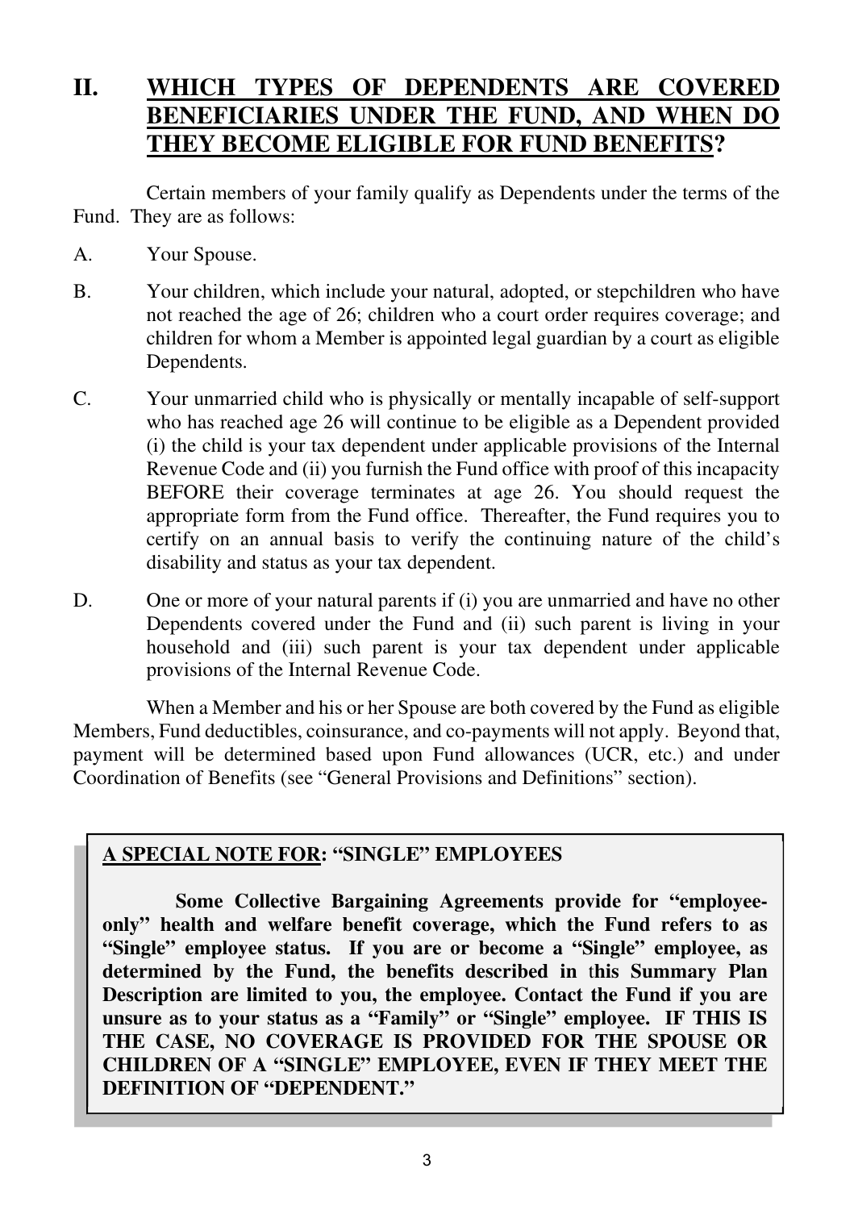## II. WHICH TYPES OF DEPENDENTS ARE COVERED BENEFICIARIES UNDER THE FUND, AND WHEN DO THEY BECOME ELIGIBLE FOR FUND BENEFITS?

Certain members of your family qualify as Dependents under the terms of the Fund. They are as follows:

A. Your Spouse.

B. Your children, which include your natural, adopted, or stepchildren who have not reached the age of 26; children who a court order requires coverage; and children for whom a Member is appointed legal guardian by a court as eligible Dependents.

C. Your unmarried child who is physically or mentally incapable of self-support who has reached age 26 will continue to be eligible as a Dependent provided (i) the child is your tax dependent under applicable provisions of the Internal Revenue Code and (ii) you furnish the Fund office with proof of this incapacity BEFORE their coverage terminates at age 26. You should request the appropriate form from the Fund office. Thereafter, the Fund requires you to certify on an annual basis to verify the continuing nature of the child's disability and status as your tax dependent.

D. One or more of your natural parents if (i) you are unmarried and have no other Dependents covered under the Fund and (ii) such parent is living in your household and (iii) such parent is your tax dependent under applicable provisions of the Internal Revenue Code.

When a Member and his or her Spouse are both covered by the Fund as eligible Members, Fund deductibles, coinsurance, and co-payments will not apply. Beyond that, payment will be determined based upon Fund allowances (UCR, etc.) and under Coordination of Benefits (see "General Provisions and Definitions" section).

**A SPECIAL NOTE FOR: "SINGLE" EMPLOYEES**

**Some Collective Bargaining Agreements provide for "employee-only" health and welfare benefit coverage, which the Fund refers to as "Single" employee status. If you are or become a "Single" employee, as determined by the Fund, the benefits described in this Summary Plan Description are limited to you, the employee. Contact the Fund if you are unsure as to your status as a "Family" or "Single" employee. IF THIS IS THE CASE, NO COVERAGE IS PROVIDED FOR THE SPOUSE OR CHILDREN OF A "SINGLE" EMPLOYEE, EVEN IF THEY MEET THE DEFINITION OF "DEPENDENT."**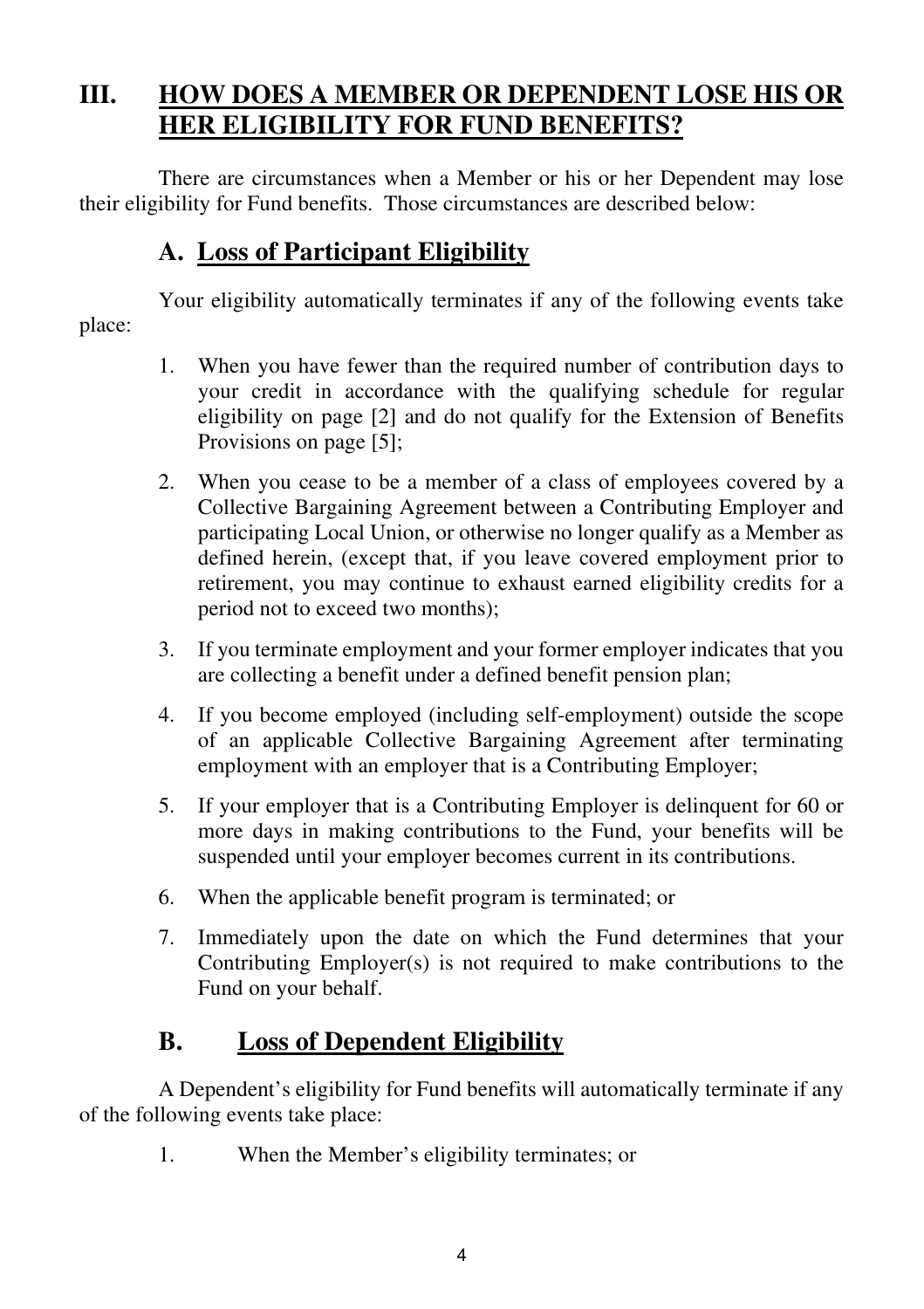## III. HOW DOES A MEMBER OR DEPENDENT LOSE HIS OR HER ELIGIBILITY FOR FUND BENEFITS?

There are circumstances when a Member or his or her Dependent may lose their eligibility for Fund benefits. Those circumstances are described below:

### A. Loss of Participant Eligibility

Your eligibility automatically terminates if any of the following events take place:

1. When you have fewer than the required number of contribution days to your credit in accordance with the qualifying schedule for regular eligibility on page [2] and do not qualify for the Extension of Benefits Provisions on page [5];
2. When you cease to be a member of a class of employees covered by a Collective Bargaining Agreement between a Contributing Employer and participating Local Union, or otherwise no longer qualify as a Member as defined herein, (except that, if you leave covered employment prior to retirement, you may continue to exhaust earned eligibility credits for a period not to exceed two months);
3. If you terminate employment and your former employer indicates that you are collecting a benefit under a defined benefit pension plan;
4. If you become employed (including self-employment) outside the scope of an applicable Collective Bargaining Agreement after terminating employment with an employer that is a Contributing Employer;
5. If your employer that is a Contributing Employer is delinquent for 60 or more days in making contributions to the Fund, your benefits will be suspended until your employer becomes current in its contributions.
6. When the applicable benefit program is terminated; or
7. Immediately upon the date on which the Fund determines that your Contributing Employer(s) is not required to make contributions to the Fund on your behalf.

### B. Loss of Dependent Eligibility

A Dependent's eligibility for Fund benefits will automatically terminate if any of the following events take place:

1. When the Member's eligibility terminates; or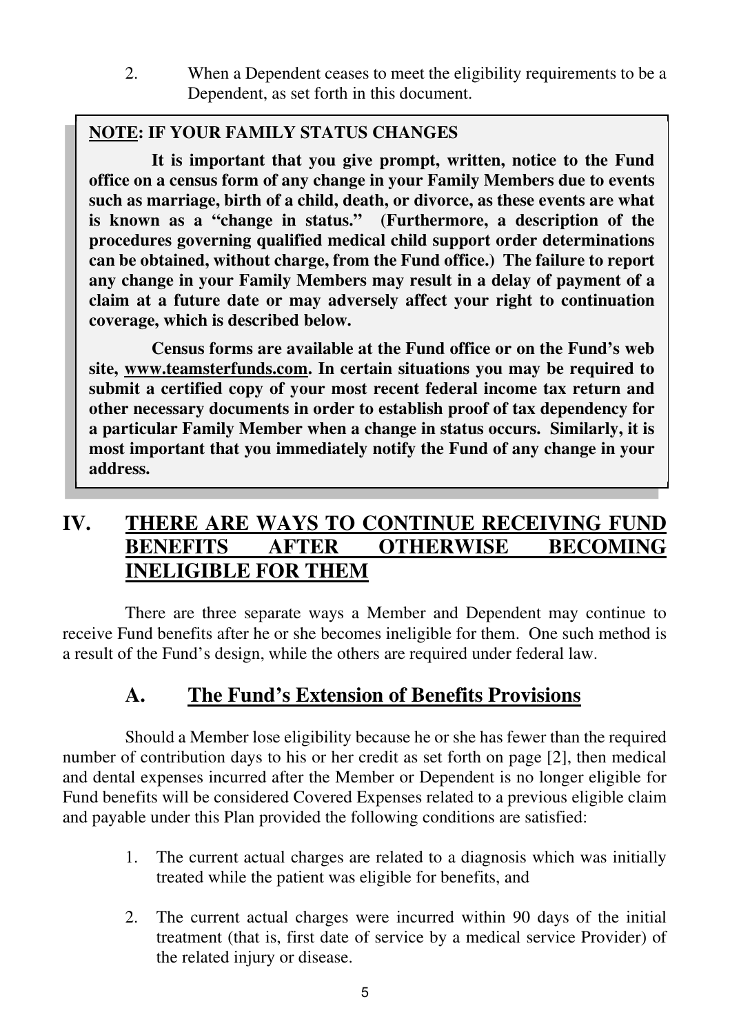2. When a Dependent ceases to meet the eligibility requirements to be a Dependent, as set forth in this document.

> **NOTE: IF YOUR FAMILY STATUS CHANGES**
>
> **It is important that you give prompt, written, notice to the Fund office on a census form of any change in your Family Members due to events such as marriage, birth of a child, death, or divorce, as these events are what is known as a "change in status." (Furthermore, a description of the procedures governing qualified medical child support order determinations can be obtained, without charge, from the Fund office.) The failure to report any change in your Family Members may result in a delay of payment of a claim at a future date or may adversely affect your right to continuation coverage, which is described below.**
>
> **Census forms are available at the Fund office or on the Fund's web site, www.teamsterfunds.com. In certain situations you may be required to submit a certified copy of your most recent federal income tax return and other necessary documents in order to establish proof of tax dependency for a particular Family Member when a change in status occurs. Similarly, it is most important that you immediately notify the Fund of any change in your address.**

## IV. THERE ARE WAYS TO CONTINUE RECEIVING FUND BENEFITS AFTER OTHERWISE BECOMING INELIGIBLE FOR THEM

There are three separate ways a Member and Dependent may continue to receive Fund benefits after he or she becomes ineligible for them. One such method is a result of the Fund's design, while the others are required under federal law.

### A. The Fund's Extension of Benefits Provisions

Should a Member lose eligibility because he or she has fewer than the required number of contribution days to his or her credit as set forth on page [2], then medical and dental expenses incurred after the Member or Dependent is no longer eligible for Fund benefits will be considered Covered Expenses related to a previous eligible claim and payable under this Plan provided the following conditions are satisfied:

1. The current actual charges are related to a diagnosis which was initially treated while the patient was eligible for benefits, and

2. The current actual charges were incurred within 90 days of the initial treatment (that is, first date of service by a medical service Provider) of the related injury or disease.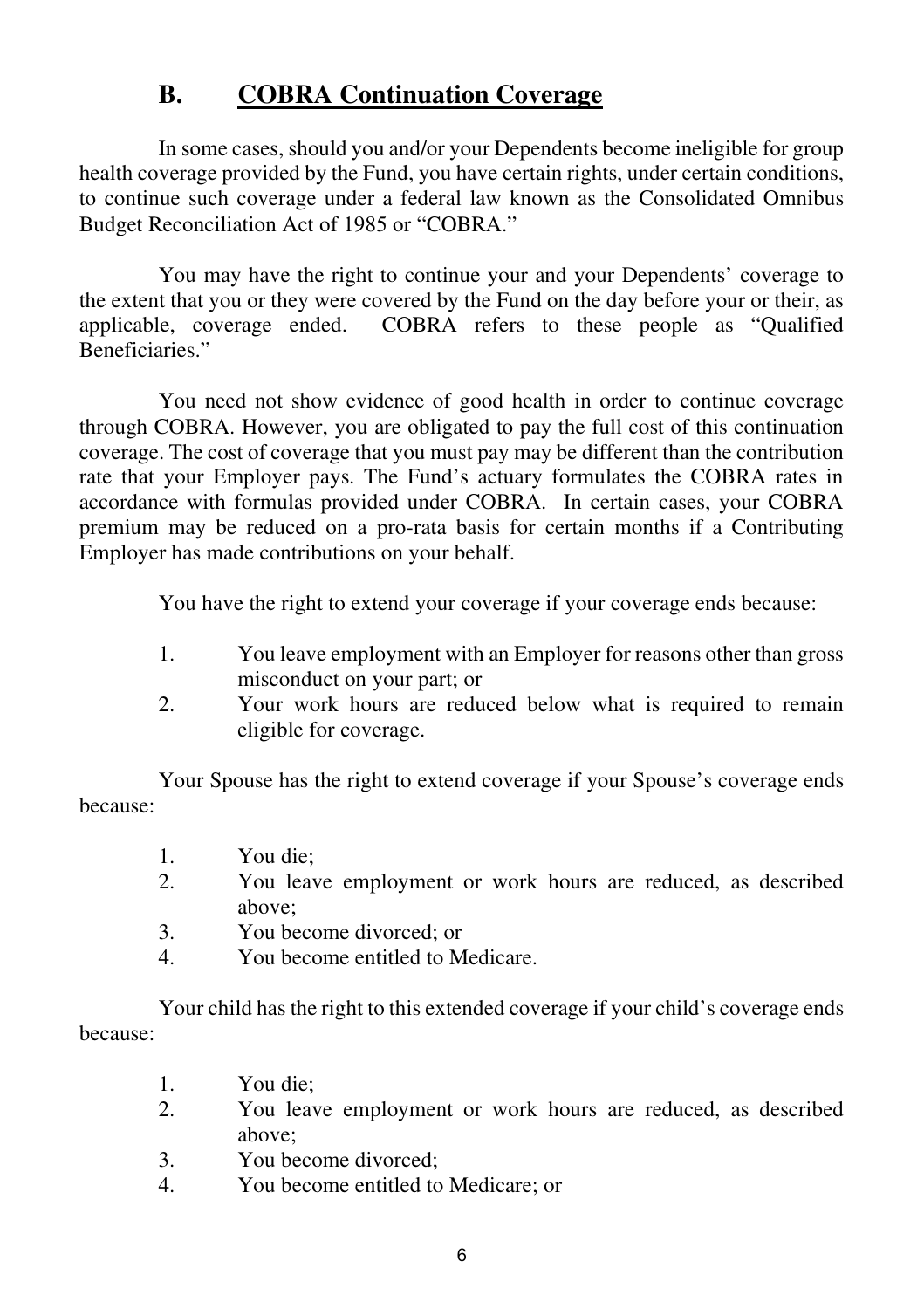## B. COBRA Continuation Coverage

In some cases, should you and/or your Dependents become ineligible for group health coverage provided by the Fund, you have certain rights, under certain conditions, to continue such coverage under a federal law known as the Consolidated Omnibus Budget Reconciliation Act of 1985 or "COBRA."

You may have the right to continue your and your Dependents' coverage to the extent that you or they were covered by the Fund on the day before your or their, as applicable, coverage ended. COBRA refers to these people as "Qualified Beneficiaries."

You need not show evidence of good health in order to continue coverage through COBRA. However, you are obligated to pay the full cost of this continuation coverage. The cost of coverage that you must pay may be different than the contribution rate that your Employer pays. The Fund's actuary formulates the COBRA rates in accordance with formulas provided under COBRA. In certain cases, your COBRA premium may be reduced on a pro-rata basis for certain months if a Contributing Employer has made contributions on your behalf.

You have the right to extend your coverage if your coverage ends because:

1. You leave employment with an Employer for reasons other than gross misconduct on your part; or
2. Your work hours are reduced below what is required to remain eligible for coverage.

Your Spouse has the right to extend coverage if your Spouse's coverage ends because:

1. You die;
2. You leave employment or work hours are reduced, as described above;
3. You become divorced; or
4. You become entitled to Medicare.

Your child has the right to this extended coverage if your child's coverage ends because:

1. You die;
2. You leave employment or work hours are reduced, as described above;
3. You become divorced;
4. You become entitled to Medicare; or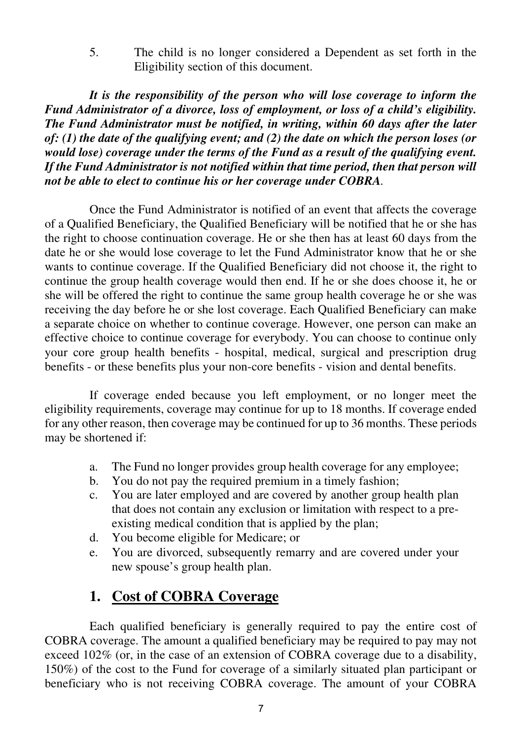5. The child is no longer considered a Dependent as set forth in the Eligibility section of this document.

***It is the responsibility of the person who will lose coverage to inform the Fund Administrator of a divorce, loss of employment, or loss of a child's eligibility. The Fund Administrator must be notified, in writing, within 60 days after the later of: (1) the date of the qualifying event; and (2) the date on which the person loses (or would lose) coverage under the terms of the Fund as a result of the qualifying event. If the Fund Administrator is not notified within that time period, then that person will not be able to elect to continue his or her coverage under COBRA*.**

Once the Fund Administrator is notified of an event that affects the coverage of a Qualified Beneficiary, the Qualified Beneficiary will be notified that he or she has the right to choose continuation coverage. He or she then has at least 60 days from the date he or she would lose coverage to let the Fund Administrator know that he or she wants to continue coverage. If the Qualified Beneficiary did not choose it, the right to continue the group health coverage would then end. If he or she does choose it, he or she will be offered the right to continue the same group health coverage he or she was receiving the day before he or she lost coverage. Each Qualified Beneficiary can make a separate choice on whether to continue coverage. However, one person can make an effective choice to continue coverage for everybody. You can choose to continue only your core group health benefits - hospital, medical, surgical and prescription drug benefits - or these benefits plus your non-core benefits - vision and dental benefits.

If coverage ended because you left employment, or no longer meet the eligibility requirements, coverage may continue for up to 18 months. If coverage ended for any other reason, then coverage may be continued for up to 36 months. These periods may be shortened if:

a. The Fund no longer provides group health coverage for any employee;
b. You do not pay the required premium in a timely fashion;
c. You are later employed and are covered by another group health plan that does not contain any exclusion or limitation with respect to a pre-existing medical condition that is applied by the plan;
d. You become eligible for Medicare; or
e. You are divorced, subsequently remarry and are covered under your new spouse's group health plan.

## 1. Cost of COBRA Coverage

Each qualified beneficiary is generally required to pay the entire cost of COBRA coverage. The amount a qualified beneficiary may be required to pay may not exceed 102% (or, in the case of an extension of COBRA coverage due to a disability, 150%) of the cost to the Fund for coverage of a similarly situated plan participant or beneficiary who is not receiving COBRA coverage. The amount of your COBRA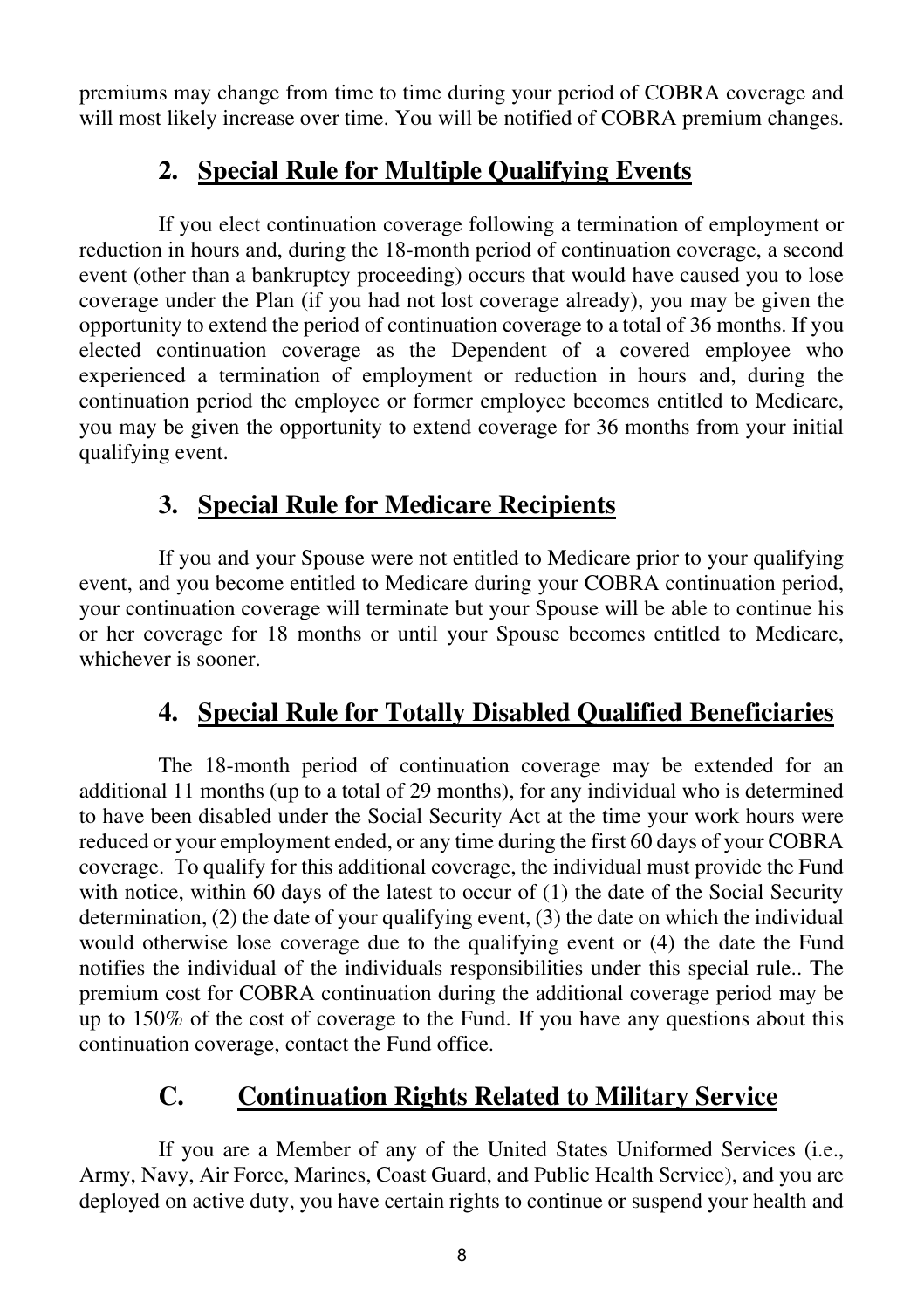premiums may change from time to time during your period of COBRA coverage and will most likely increase over time. You will be notified of COBRA premium changes.

### 2. Special Rule for Multiple Qualifying Events

If you elect continuation coverage following a termination of employment or reduction in hours and, during the 18-month period of continuation coverage, a second event (other than a bankruptcy proceeding) occurs that would have caused you to lose coverage under the Plan (if you had not lost coverage already), you may be given the opportunity to extend the period of continuation coverage to a total of 36 months. If you elected continuation coverage as the Dependent of a covered employee who experienced a termination of employment or reduction in hours and, during the continuation period the employee or former employee becomes entitled to Medicare, you may be given the opportunity to extend coverage for 36 months from your initial qualifying event.

### 3. Special Rule for Medicare Recipients

If you and your Spouse were not entitled to Medicare prior to your qualifying event, and you become entitled to Medicare during your COBRA continuation period, your continuation coverage will terminate but your Spouse will be able to continue his or her coverage for 18 months or until your Spouse becomes entitled to Medicare, whichever is sooner.

### 4. Special Rule for Totally Disabled Qualified Beneficiaries

The 18-month period of continuation coverage may be extended for an additional 11 months (up to a total of 29 months), for any individual who is determined to have been disabled under the Social Security Act at the time your work hours were reduced or your employment ended, or any time during the first 60 days of your COBRA coverage. To qualify for this additional coverage, the individual must provide the Fund with notice, within 60 days of the latest to occur of (1) the date of the Social Security determination, (2) the date of your qualifying event, (3) the date on which the individual would otherwise lose coverage due to the qualifying event or (4) the date the Fund notifies the individual of the individuals responsibilities under this special rule.. The premium cost for COBRA continuation during the additional coverage period may be up to 150% of the cost of coverage to the Fund. If you have any questions about this continuation coverage, contact the Fund office.

## C. Continuation Rights Related to Military Service

If you are a Member of any of the United States Uniformed Services (i.e., Army, Navy, Air Force, Marines, Coast Guard, and Public Health Service), and you are deployed on active duty, you have certain rights to continue or suspend your health and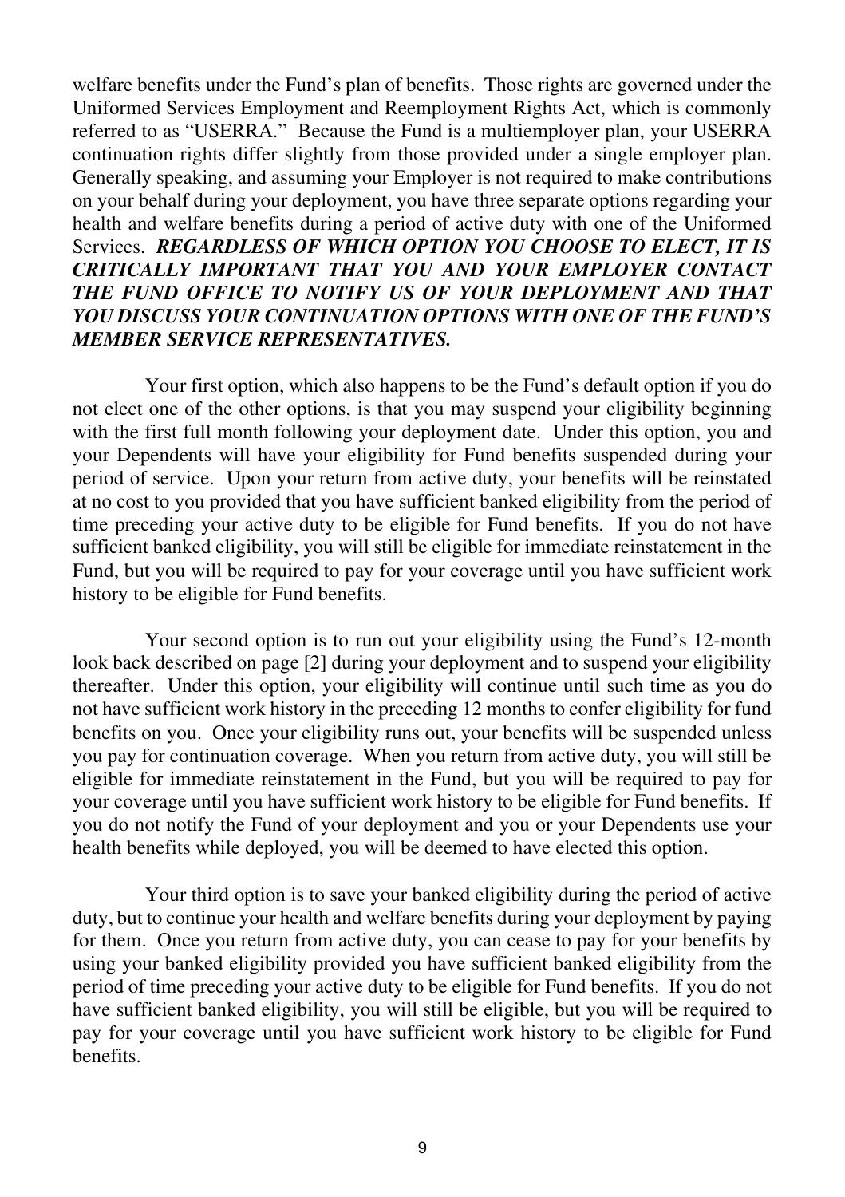welfare benefits under the Fund's plan of benefits. Those rights are governed under the Uniformed Services Employment and Reemployment Rights Act, which is commonly referred to as "USERRA." Because the Fund is a multiemployer plan, your USERRA continuation rights differ slightly from those provided under a single employer plan. Generally speaking, and assuming your Employer is not required to make contributions on your behalf during your deployment, you have three separate options regarding your health and welfare benefits during a period of active duty with one of the Uniformed Services. ***REGARDLESS OF WHICH OPTION YOU CHOOSE TO ELECT, IT IS CRITICALLY IMPORTANT THAT YOU AND YOUR EMPLOYER CONTACT THE FUND OFFICE TO NOTIFY US OF YOUR DEPLOYMENT AND THAT YOU DISCUSS YOUR CONTINUATION OPTIONS WITH ONE OF THE FUND'S MEMBER SERVICE REPRESENTATIVES.***

Your first option, which also happens to be the Fund's default option if you do not elect one of the other options, is that you may suspend your eligibility beginning with the first full month following your deployment date. Under this option, you and your Dependents will have your eligibility for Fund benefits suspended during your period of service. Upon your return from active duty, your benefits will be reinstated at no cost to you provided that you have sufficient banked eligibility from the period of time preceding your active duty to be eligible for Fund benefits. If you do not have sufficient banked eligibility, you will still be eligible for immediate reinstatement in the Fund, but you will be required to pay for your coverage until you have sufficient work history to be eligible for Fund benefits.

Your second option is to run out your eligibility using the Fund's 12-month look back described on page [2] during your deployment and to suspend your eligibility thereafter. Under this option, your eligibility will continue until such time as you do not have sufficient work history in the preceding 12 months to confer eligibility for fund benefits on you. Once your eligibility runs out, your benefits will be suspended unless you pay for continuation coverage. When you return from active duty, you will still be eligible for immediate reinstatement in the Fund, but you will be required to pay for your coverage until you have sufficient work history to be eligible for Fund benefits. If you do not notify the Fund of your deployment and you or your Dependents use your health benefits while deployed, you will be deemed to have elected this option.

Your third option is to save your banked eligibility during the period of active duty, but to continue your health and welfare benefits during your deployment by paying for them. Once you return from active duty, you can cease to pay for your benefits by using your banked eligibility provided you have sufficient banked eligibility from the period of time preceding your active duty to be eligible for Fund benefits. If you do not have sufficient banked eligibility, you will still be eligible, but you will be required to pay for your coverage until you have sufficient work history to be eligible for Fund benefits.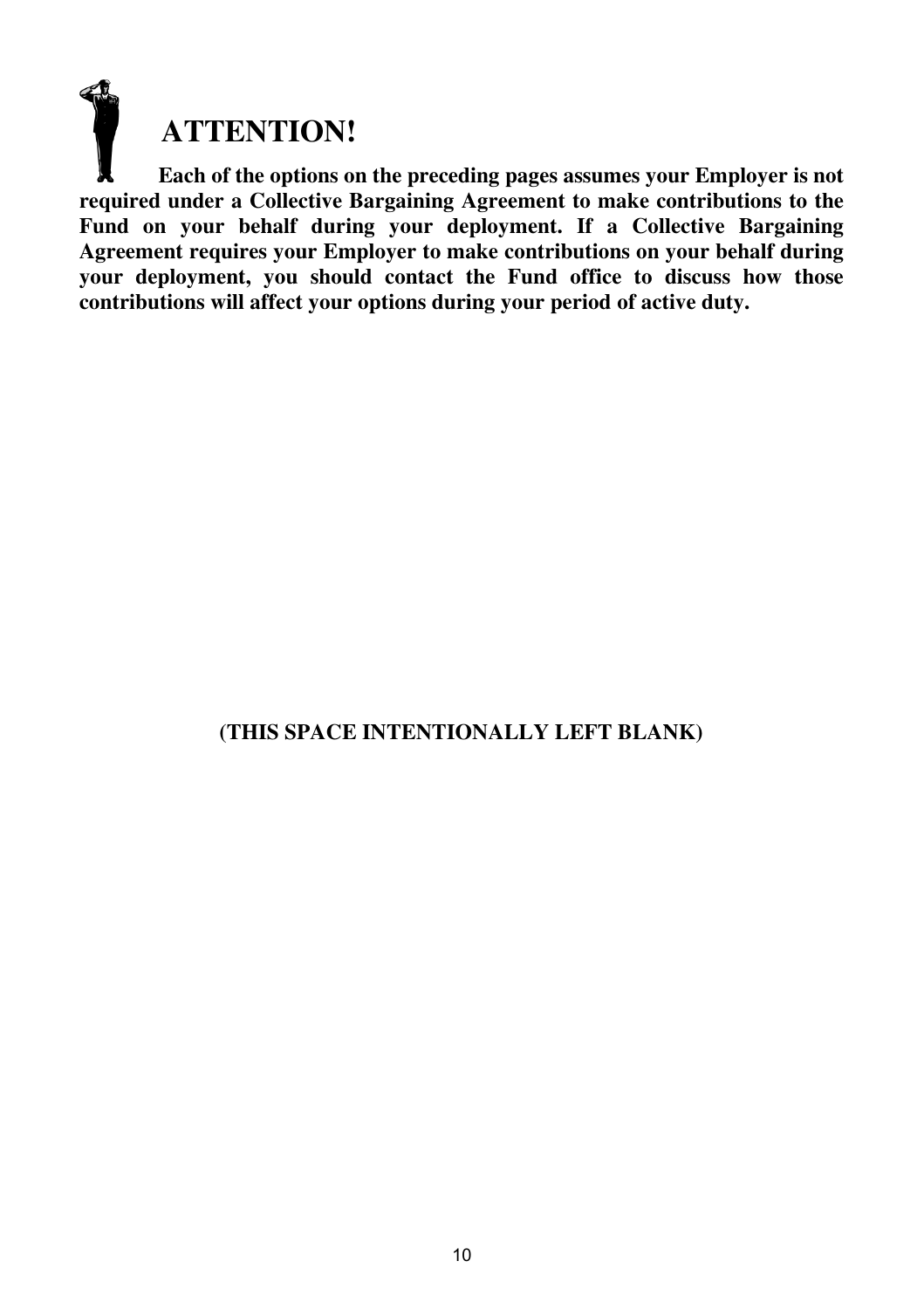# ATTENTION!

**Each of the options on the preceding pages assumes your Employer is not required under a Collective Bargaining Agreement to make contributions to the Fund on your behalf during your deployment. If a Collective Bargaining Agreement requires your Employer to make contributions on your behalf during your deployment, you should contact the Fund office to discuss how those contributions will affect your options during your period of active duty.**

**(THIS SPACE INTENTIONALLY LEFT BLANK)**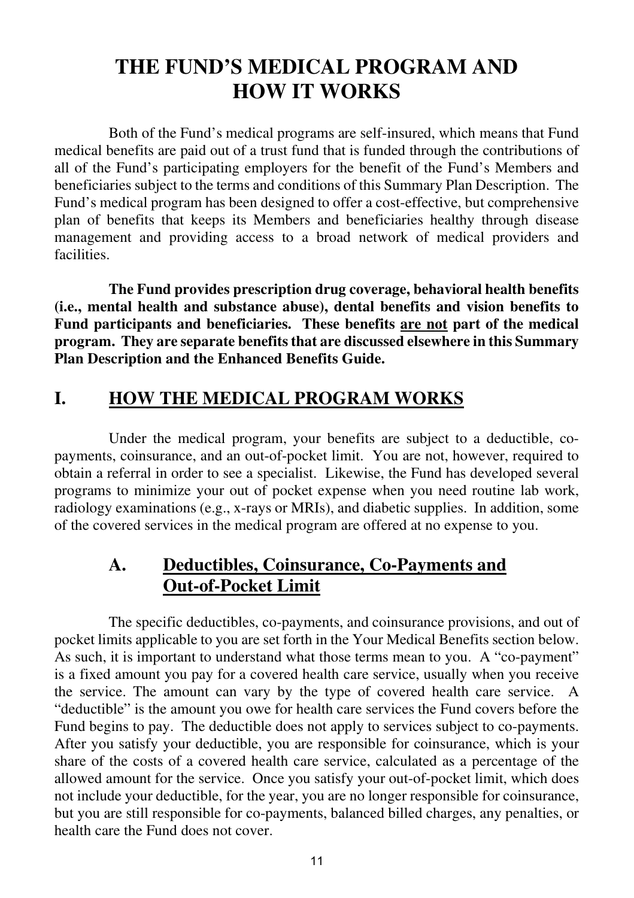# THE FUND'S MEDICAL PROGRAM AND HOW IT WORKS

Both of the Fund's medical programs are self-insured, which means that Fund medical benefits are paid out of a trust fund that is funded through the contributions of all of the Fund's participating employers for the benefit of the Fund's Members and beneficiaries subject to the terms and conditions of this Summary Plan Description. The Fund's medical program has been designed to offer a cost-effective, but comprehensive plan of benefits that keeps its Members and beneficiaries healthy through disease management and providing access to a broad network of medical providers and facilities.

**The Fund provides prescription drug coverage, behavioral health benefits (i.e., mental health and substance abuse), dental benefits and vision benefits to Fund participants and beneficiaries. These benefits <u>are not</u> part of the medical program. They are separate benefits that are discussed elsewhere in this Summary Plan Description and the Enhanced Benefits Guide.**

## I. <u>HOW THE MEDICAL PROGRAM WORKS</u>

Under the medical program, your benefits are subject to a deductible, co-payments, coinsurance, and an out-of-pocket limit. You are not, however, required to obtain a referral in order to see a specialist. Likewise, the Fund has developed several programs to minimize your out of pocket expense when you need routine lab work, radiology examinations (e.g., x-rays or MRIs), and diabetic supplies. In addition, some of the covered services in the medical program are offered at no expense to you.

### A. <u>Deductibles, Coinsurance, Co-Payments and Out-of-Pocket Limit</u>

The specific deductibles, co-payments, and coinsurance provisions, and out of pocket limits applicable to you are set forth in the Your Medical Benefits section below. As such, it is important to understand what those terms mean to you. A "co-payment" is a fixed amount you pay for a covered health care service, usually when you receive the service. The amount can vary by the type of covered health care service. A "deductible" is the amount you owe for health care services the Fund covers before the Fund begins to pay. The deductible does not apply to services subject to co-payments. After you satisfy your deductible, you are responsible for coinsurance, which is your share of the costs of a covered health care service, calculated as a percentage of the allowed amount for the service. Once you satisfy your out-of-pocket limit, which does not include your deductible, for the year, you are no longer responsible for coinsurance, but you are still responsible for co-payments, balanced billed charges, any penalties, or health care the Fund does not cover.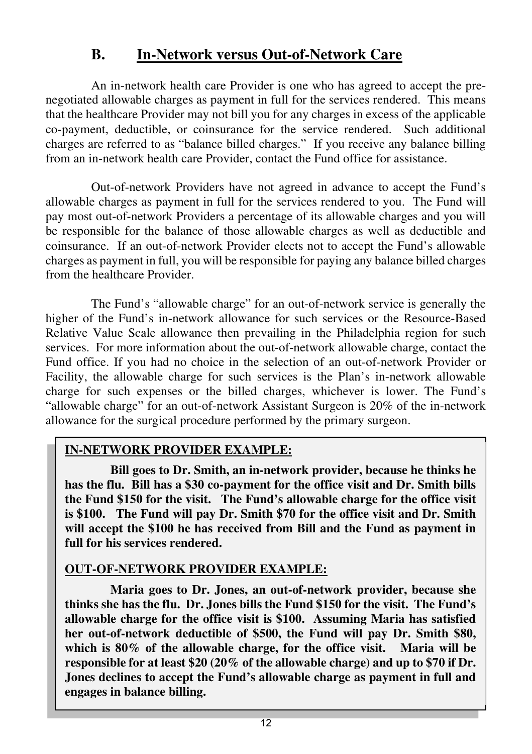## B. In-Network versus Out-of-Network Care

An in-network health care Provider is one who has agreed to accept the pre-negotiated allowable charges as payment in full for the services rendered. This means that the healthcare Provider may not bill you for any charges in excess of the applicable co-payment, deductible, or coinsurance for the service rendered. Such additional charges are referred to as "balance billed charges." If you receive any balance billing from an in-network health care Provider, contact the Fund office for assistance.

Out-of-network Providers have not agreed in advance to accept the Fund's allowable charges as payment in full for the services rendered to you. The Fund will pay most out-of-network Providers a percentage of its allowable charges and you will be responsible for the balance of those allowable charges as well as deductible and coinsurance. If an out-of-network Provider elects not to accept the Fund's allowable charges as payment in full, you will be responsible for paying any balance billed charges from the healthcare Provider.

The Fund's "allowable charge" for an out-of-network service is generally the higher of the Fund's in-network allowance for such services or the Resource-Based Relative Value Scale allowance then prevailing in the Philadelphia region for such services. For more information about the out-of-network allowable charge, contact the Fund office. If you had no choice in the selection of an out-of-network Provider or Facility, the allowable charge for such services is the Plan's in-network allowable charge for such expenses or the billed charges, whichever is lower. The Fund's "allowable charge" for an out-of-network Assistant Surgeon is 20% of the in-network allowance for the surgical procedure performed by the primary surgeon.

**IN-NETWORK PROVIDER EXAMPLE:**

**Bill goes to Dr. Smith, an in-network provider, because he thinks he has the flu. Bill has a $30 co-payment for the office visit and Dr. Smith bills the Fund $150 for the visit. The Fund's allowable charge for the office visit is $100. The Fund will pay Dr. Smith $70 for the office visit and Dr. Smith will accept the $100 he has received from Bill and the Fund as payment in full for his services rendered.**

**OUT-OF-NETWORK PROVIDER EXAMPLE:**

**Maria goes to Dr. Jones, an out-of-network provider, because she thinks she has the flu. Dr. Jones bills the Fund $150 for the visit. The Fund's allowable charge for the office visit is $100. Assuming Maria has satisfied her out-of-network deductible of $500, the Fund will pay Dr. Smith $80, which is 80% of the allowable charge, for the office visit. Maria will be responsible for at least $20 (20% of the allowable charge) and up to $70 if Dr. Jones declines to accept the Fund's allowable charge as payment in full and engages in balance billing.**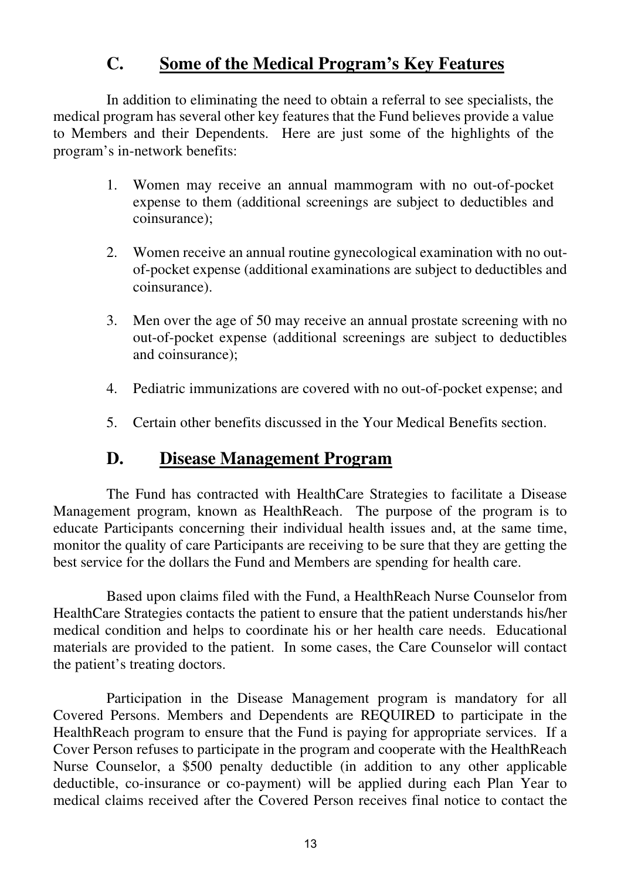## C. Some of the Medical Program's Key Features

In addition to eliminating the need to obtain a referral to see specialists, the medical program has several other key features that the Fund believes provide a value to Members and their Dependents. Here are just some of the highlights of the program's in-network benefits:

1. Women may receive an annual mammogram with no out-of-pocket expense to them (additional screenings are subject to deductibles and coinsurance);

2. Women receive an annual routine gynecological examination with no out-of-pocket expense (additional examinations are subject to deductibles and coinsurance).

3. Men over the age of 50 may receive an annual prostate screening with no out-of-pocket expense (additional screenings are subject to deductibles and coinsurance);

4. Pediatric immunizations are covered with no out-of-pocket expense; and

5. Certain other benefits discussed in the Your Medical Benefits section.

## D. Disease Management Program

The Fund has contracted with HealthCare Strategies to facilitate a Disease Management program, known as HealthReach. The purpose of the program is to educate Participants concerning their individual health issues and, at the same time, monitor the quality of care Participants are receiving to be sure that they are getting the best service for the dollars the Fund and Members are spending for health care.

Based upon claims filed with the Fund, a HealthReach Nurse Counselor from HealthCare Strategies contacts the patient to ensure that the patient understands his/her medical condition and helps to coordinate his or her health care needs. Educational materials are provided to the patient. In some cases, the Care Counselor will contact the patient's treating doctors.

Participation in the Disease Management program is mandatory for all Covered Persons. Members and Dependents are REQUIRED to participate in the HealthReach program to ensure that the Fund is paying for appropriate services. If a Cover Person refuses to participate in the program and cooperate with the HealthReach Nurse Counselor, a $500 penalty deductible (in addition to any other applicable deductible, co-insurance or co-payment) will be applied during each Plan Year to medical claims received after the Covered Person receives final notice to contact the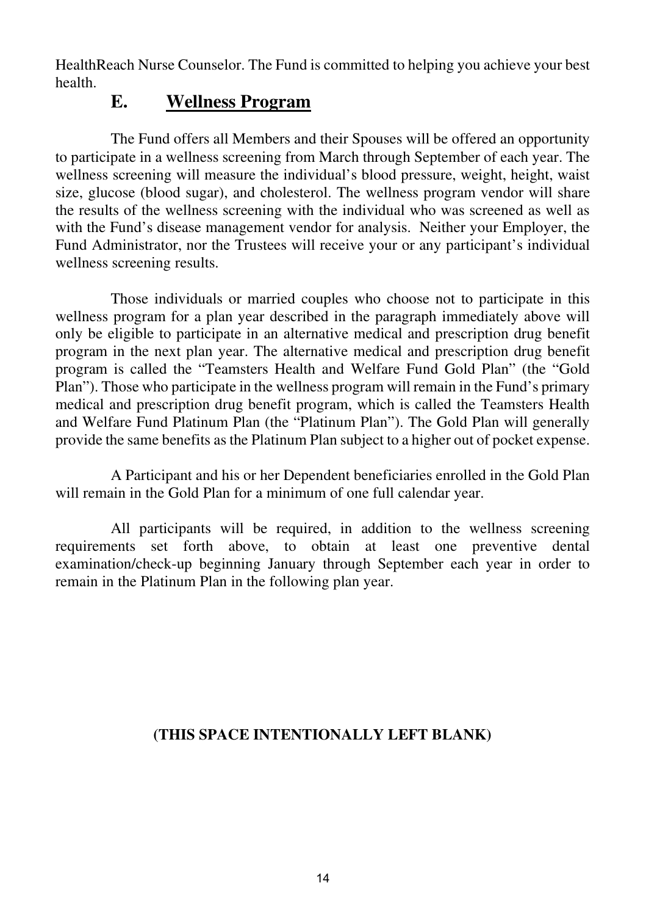HealthReach Nurse Counselor. The Fund is committed to helping you achieve your best health.

## E. Wellness Program

The Fund offers all Members and their Spouses will be offered an opportunity to participate in a wellness screening from March through September of each year. The wellness screening will measure the individual's blood pressure, weight, height, waist size, glucose (blood sugar), and cholesterol. The wellness program vendor will share the results of the wellness screening with the individual who was screened as well as with the Fund's disease management vendor for analysis. Neither your Employer, the Fund Administrator, nor the Trustees will receive your or any participant's individual wellness screening results.

Those individuals or married couples who choose not to participate in this wellness program for a plan year described in the paragraph immediately above will only be eligible to participate in an alternative medical and prescription drug benefit program in the next plan year. The alternative medical and prescription drug benefit program is called the "Teamsters Health and Welfare Fund Gold Plan" (the "Gold Plan"). Those who participate in the wellness program will remain in the Fund's primary medical and prescription drug benefit program, which is called the Teamsters Health and Welfare Fund Platinum Plan (the "Platinum Plan"). The Gold Plan will generally provide the same benefits as the Platinum Plan subject to a higher out of pocket expense.

A Participant and his or her Dependent beneficiaries enrolled in the Gold Plan will remain in the Gold Plan for a minimum of one full calendar year.

All participants will be required, in addition to the wellness screening requirements set forth above, to obtain at least one preventive dental examination/check-up beginning January through September each year in order to remain in the Platinum Plan in the following plan year.

**(THIS SPACE INTENTIONALLY LEFT BLANK)**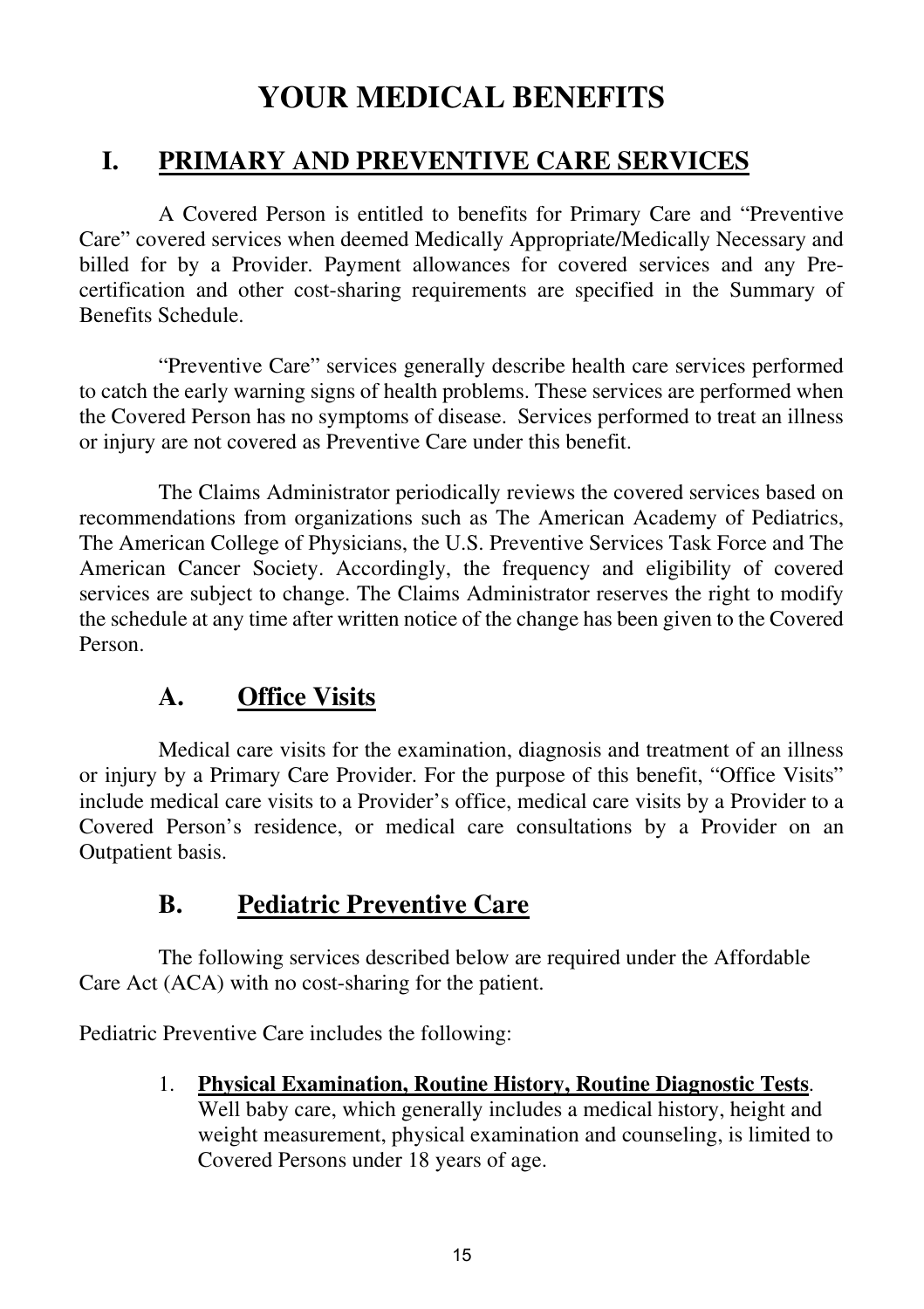# YOUR MEDICAL BENEFITS

## I. PRIMARY AND PREVENTIVE CARE SERVICES

A Covered Person is entitled to benefits for Primary Care and "Preventive Care" covered services when deemed Medically Appropriate/Medically Necessary and billed for by a Provider. Payment allowances for covered services and any Pre-certification and other cost-sharing requirements are specified in the Summary of Benefits Schedule.

"Preventive Care" services generally describe health care services performed to catch the early warning signs of health problems. These services are performed when the Covered Person has no symptoms of disease. Services performed to treat an illness or injury are not covered as Preventive Care under this benefit.

The Claims Administrator periodically reviews the covered services based on recommendations from organizations such as The American Academy of Pediatrics, The American College of Physicians, the U.S. Preventive Services Task Force and The American Cancer Society. Accordingly, the frequency and eligibility of covered services are subject to change. The Claims Administrator reserves the right to modify the schedule at any time after written notice of the change has been given to the Covered Person.

### A. Office Visits

Medical care visits for the examination, diagnosis and treatment of an illness or injury by a Primary Care Provider. For the purpose of this benefit, "Office Visits" include medical care visits to a Provider's office, medical care visits by a Provider to a Covered Person's residence, or medical care consultations by a Provider on an Outpatient basis.

### B. Pediatric Preventive Care

The following services described below are required under the Affordable Care Act (ACA) with no cost-sharing for the patient.

Pediatric Preventive Care includes the following:

1. **Physical Examination, Routine History, Routine Diagnostic Tests**. Well baby care, which generally includes a medical history, height and weight measurement, physical examination and counseling, is limited to Covered Persons under 18 years of age.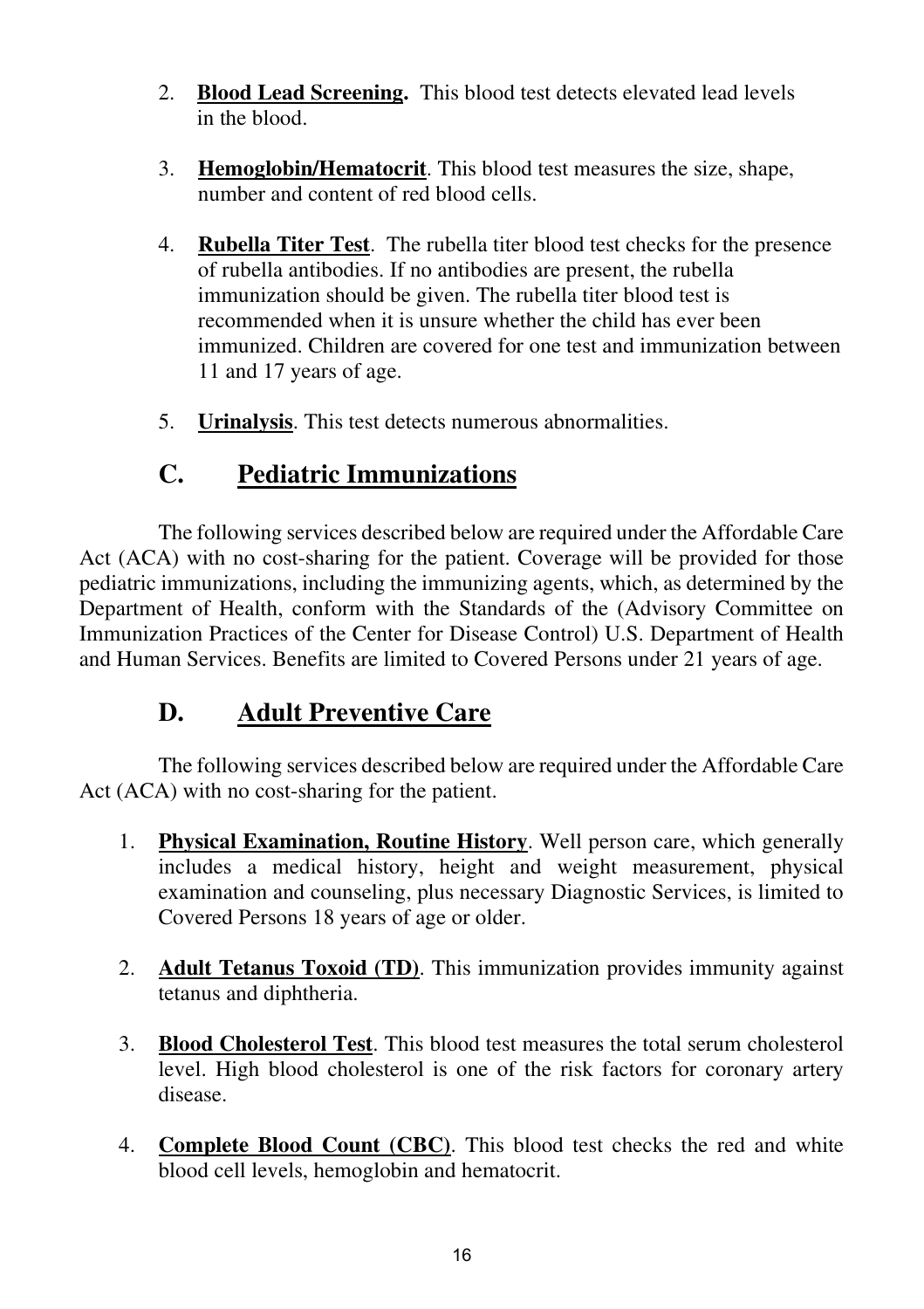2. **Blood Lead Screening.** This blood test detects elevated lead levels in the blood.

3. **Hemoglobin/Hematocrit**. This blood test measures the size, shape, number and content of red blood cells.

4. **Rubella Titer Test**. The rubella titer blood test checks for the presence of rubella antibodies. If no antibodies are present, the rubella immunization should be given. The rubella titer blood test is recommended when it is unsure whether the child has ever been immunized. Children are covered for one test and immunization between 11 and 17 years of age.

5. **Urinalysis**. This test detects numerous abnormalities.

## C. Pediatric Immunizations

The following services described below are required under the Affordable Care Act (ACA) with no cost-sharing for the patient. Coverage will be provided for those pediatric immunizations, including the immunizing agents, which, as determined by the Department of Health, conform with the Standards of the (Advisory Committee on Immunization Practices of the Center for Disease Control) U.S. Department of Health and Human Services. Benefits are limited to Covered Persons under 21 years of age.

## D. Adult Preventive Care

The following services described below are required under the Affordable Care Act (ACA) with no cost-sharing for the patient.

1. **Physical Examination, Routine History**. Well person care, which generally includes a medical history, height and weight measurement, physical examination and counseling, plus necessary Diagnostic Services, is limited to Covered Persons 18 years of age or older.

2. **Adult Tetanus Toxoid (TD)**. This immunization provides immunity against tetanus and diphtheria.

3. **Blood Cholesterol Test**. This blood test measures the total serum cholesterol level. High blood cholesterol is one of the risk factors for coronary artery disease.

4. **Complete Blood Count (CBC)**. This blood test checks the red and white blood cell levels, hemoglobin and hematocrit.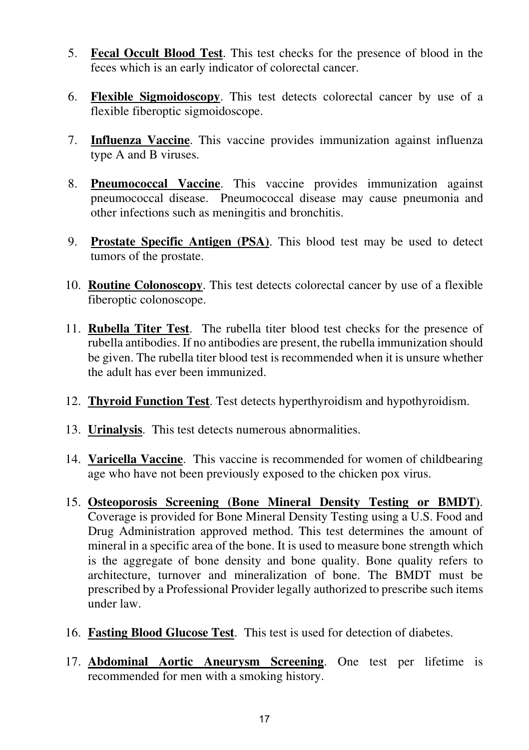5. **Fecal Occult Blood Test**. This test checks for the presence of blood in the feces which is an early indicator of colorectal cancer.

6. **Flexible Sigmoidoscopy**. This test detects colorectal cancer by use of a flexible fiberoptic sigmoidoscope.

7. **Influenza Vaccine**. This vaccine provides immunization against influenza type A and B viruses.

8. **Pneumococcal Vaccine**. This vaccine provides immunization against pneumococcal disease. Pneumococcal disease may cause pneumonia and other infections such as meningitis and bronchitis.

9. **Prostate Specific Antigen (PSA)**. This blood test may be used to detect tumors of the prostate.

10. **Routine Colonoscopy**. This test detects colorectal cancer by use of a flexible fiberoptic colonoscope.

11. **Rubella Titer Test**. The rubella titer blood test checks for the presence of rubella antibodies. If no antibodies are present, the rubella immunization should be given. The rubella titer blood test is recommended when it is unsure whether the adult has ever been immunized.

12. **Thyroid Function Test**. Test detects hyperthyroidism and hypothyroidism.

13. **Urinalysis**. This test detects numerous abnormalities.

14. **Varicella Vaccine**. This vaccine is recommended for women of childbearing age who have not been previously exposed to the chicken pox virus.

15. **Osteoporosis Screening (Bone Mineral Density Testing or BMDT)**. Coverage is provided for Bone Mineral Density Testing using a U.S. Food and Drug Administration approved method. This test determines the amount of mineral in a specific area of the bone. It is used to measure bone strength which is the aggregate of bone density and bone quality. Bone quality refers to architecture, turnover and mineralization of bone. The BMDT must be prescribed by a Professional Provider legally authorized to prescribe such items under law.

16. **Fasting Blood Glucose Test**. This test is used for detection of diabetes.

17. **Abdominal Aortic Aneurysm Screening**. One test per lifetime is recommended for men with a smoking history.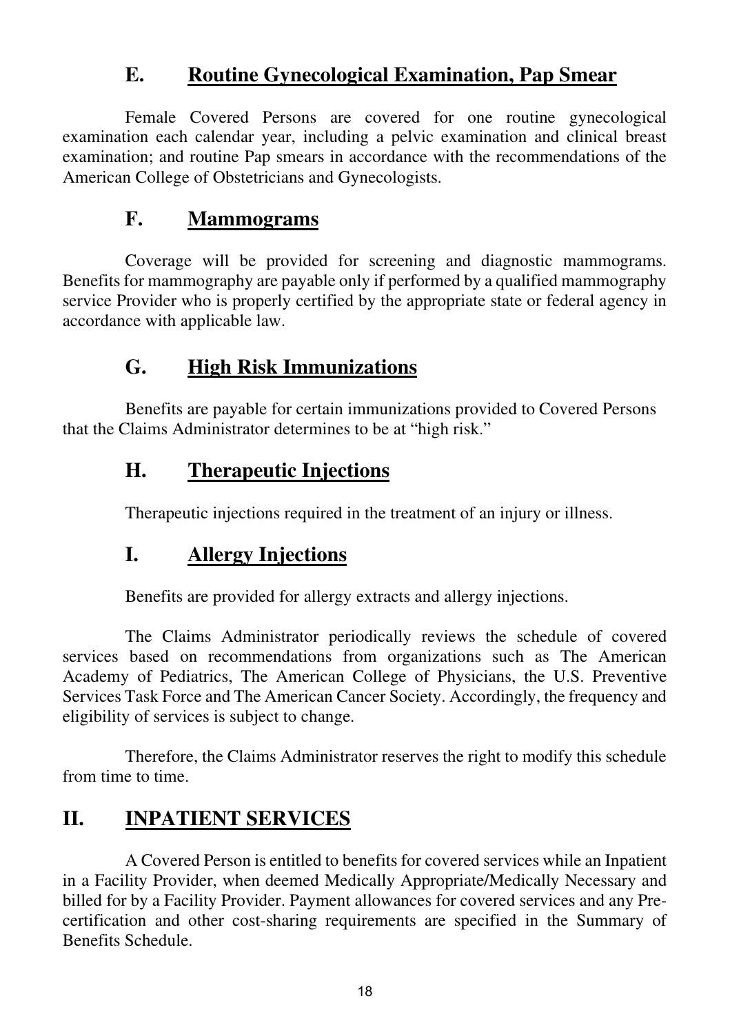### E. Routine Gynecological Examination, Pap Smear

Female Covered Persons are covered for one routine gynecological examination each calendar year, including a pelvic examination and clinical breast examination; and routine Pap smears in accordance with the recommendations of the American College of Obstetricians and Gynecologists.

### F. Mammograms

Coverage will be provided for screening and diagnostic mammograms. Benefits for mammography are payable only if performed by a qualified mammography service Provider who is properly certified by the appropriate state or federal agency in accordance with applicable law.

### G. High Risk Immunizations

Benefits are payable for certain immunizations provided to Covered Persons that the Claims Administrator determines to be at "high risk."

### H. Therapeutic Injections

Therapeutic injections required in the treatment of an injury or illness.

### I. Allergy Injections

Benefits are provided for allergy extracts and allergy injections.

The Claims Administrator periodically reviews the schedule of covered services based on recommendations from organizations such as The American Academy of Pediatrics, The American College of Physicians, the U.S. Preventive Services Task Force and The American Cancer Society. Accordingly, the frequency and eligibility of services is subject to change.

Therefore, the Claims Administrator reserves the right to modify this schedule from time to time.

## II. INPATIENT SERVICES

A Covered Person is entitled to benefits for covered services while an Inpatient in a Facility Provider, when deemed Medically Appropriate/Medically Necessary and billed for by a Facility Provider. Payment allowances for covered services and any Pre-certification and other cost-sharing requirements are specified in the Summary of Benefits Schedule.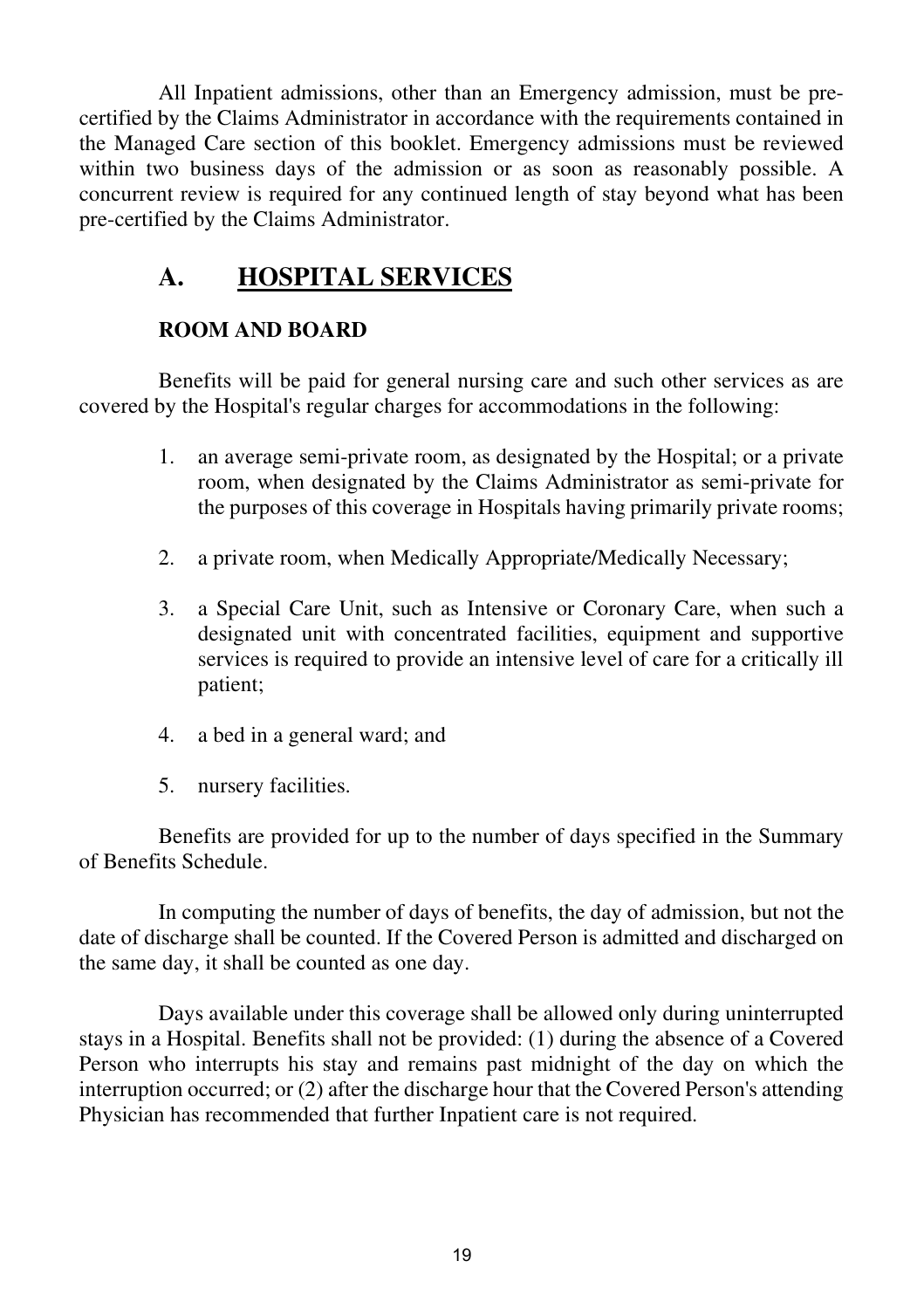All Inpatient admissions, other than an Emergency admission, must be pre-certified by the Claims Administrator in accordance with the requirements contained in the Managed Care section of this booklet. Emergency admissions must be reviewed within two business days of the admission or as soon as reasonably possible. A concurrent review is required for any continued length of stay beyond what has been pre-certified by the Claims Administrator.

## A. HOSPITAL SERVICES

### ROOM AND BOARD

Benefits will be paid for general nursing care and such other services as are covered by the Hospital's regular charges for accommodations in the following:

1. an average semi-private room, as designated by the Hospital; or a private room, when designated by the Claims Administrator as semi-private for the purposes of this coverage in Hospitals having primarily private rooms;
2. a private room, when Medically Appropriate/Medically Necessary;
3. a Special Care Unit, such as Intensive or Coronary Care, when such a designated unit with concentrated facilities, equipment and supportive services is required to provide an intensive level of care for a critically ill patient;
4. a bed in a general ward; and
5. nursery facilities.

Benefits are provided for up to the number of days specified in the Summary of Benefits Schedule.

In computing the number of days of benefits, the day of admission, but not the date of discharge shall be counted. If the Covered Person is admitted and discharged on the same day, it shall be counted as one day.

Days available under this coverage shall be allowed only during uninterrupted stays in a Hospital. Benefits shall not be provided: (1) during the absence of a Covered Person who interrupts his stay and remains past midnight of the day on which the interruption occurred; or (2) after the discharge hour that the Covered Person's attending Physician has recommended that further Inpatient care is not required.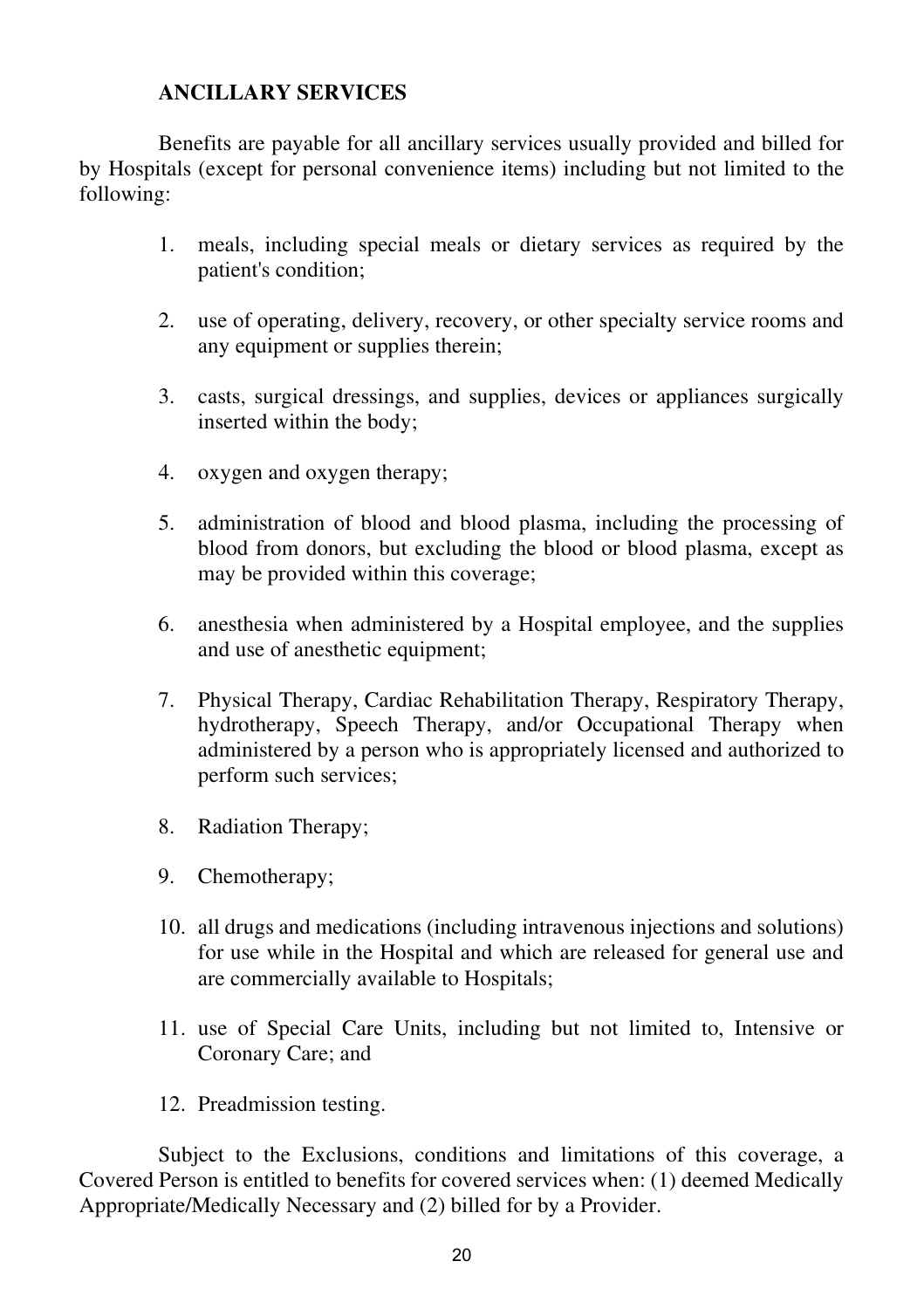**ANCILLARY SERVICES**

Benefits are payable for all ancillary services usually provided and billed for by Hospitals (except for personal convenience items) including but not limited to the following:

1. meals, including special meals or dietary services as required by the patient's condition;

2. use of operating, delivery, recovery, or other specialty service rooms and any equipment or supplies therein;

3. casts, surgical dressings, and supplies, devices or appliances surgically inserted within the body;

4. oxygen and oxygen therapy;

5. administration of blood and blood plasma, including the processing of blood from donors, but excluding the blood or blood plasma, except as may be provided within this coverage;

6. anesthesia when administered by a Hospital employee, and the supplies and use of anesthetic equipment;

7. Physical Therapy, Cardiac Rehabilitation Therapy, Respiratory Therapy, hydrotherapy, Speech Therapy, and/or Occupational Therapy when administered by a person who is appropriately licensed and authorized to perform such services;

8. Radiation Therapy;

9. Chemotherapy;

10. all drugs and medications (including intravenous injections and solutions) for use while in the Hospital and which are released for general use and are commercially available to Hospitals;

11. use of Special Care Units, including but not limited to, Intensive or Coronary Care; and

12. Preadmission testing.

Subject to the Exclusions, conditions and limitations of this coverage, a Covered Person is entitled to benefits for covered services when: (1) deemed Medically Appropriate/Medically Necessary and (2) billed for by a Provider.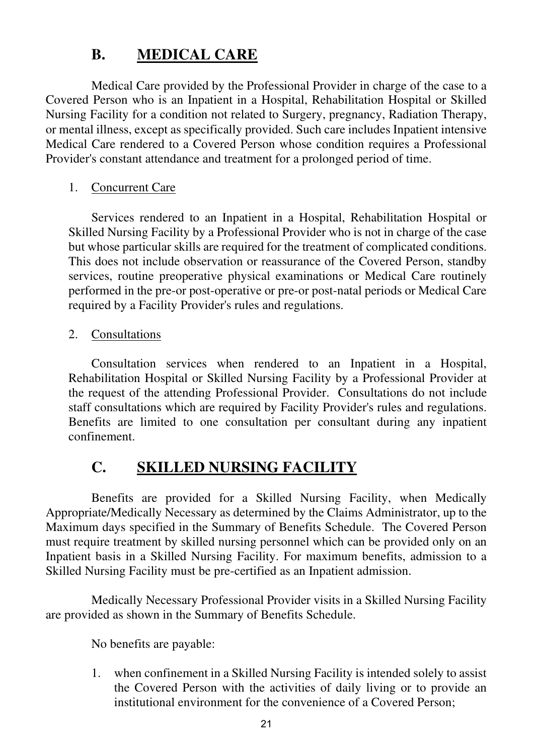## B. MEDICAL CARE

Medical Care provided by the Professional Provider in charge of the case to a Covered Person who is an Inpatient in a Hospital, Rehabilitation Hospital or Skilled Nursing Facility for a condition not related to Surgery, pregnancy, Radiation Therapy, or mental illness, except as specifically provided. Such care includes Inpatient intensive Medical Care rendered to a Covered Person whose condition requires a Professional Provider's constant attendance and treatment for a prolonged period of time.

1. Concurrent Care

   Services rendered to an Inpatient in a Hospital, Rehabilitation Hospital or Skilled Nursing Facility by a Professional Provider who is not in charge of the case but whose particular skills are required for the treatment of complicated conditions. This does not include observation or reassurance of the Covered Person, standby services, routine preoperative physical examinations or Medical Care routinely performed in the pre-or post-operative or pre-or post-natal periods or Medical Care required by a Facility Provider's rules and regulations.

2. Consultations

   Consultation services when rendered to an Inpatient in a Hospital, Rehabilitation Hospital or Skilled Nursing Facility by a Professional Provider at the request of the attending Professional Provider. Consultations do not include staff consultations which are required by Facility Provider's rules and regulations. Benefits are limited to one consultation per consultant during any inpatient confinement.

## C. SKILLED NURSING FACILITY

Benefits are provided for a Skilled Nursing Facility, when Medically Appropriate/Medically Necessary as determined by the Claims Administrator, up to the Maximum days specified in the Summary of Benefits Schedule. The Covered Person must require treatment by skilled nursing personnel which can be provided only on an Inpatient basis in a Skilled Nursing Facility. For maximum benefits, admission to a Skilled Nursing Facility must be pre-certified as an Inpatient admission.

Medically Necessary Professional Provider visits in a Skilled Nursing Facility are provided as shown in the Summary of Benefits Schedule.

No benefits are payable:

1. when confinement in a Skilled Nursing Facility is intended solely to assist the Covered Person with the activities of daily living or to provide an institutional environment for the convenience of a Covered Person;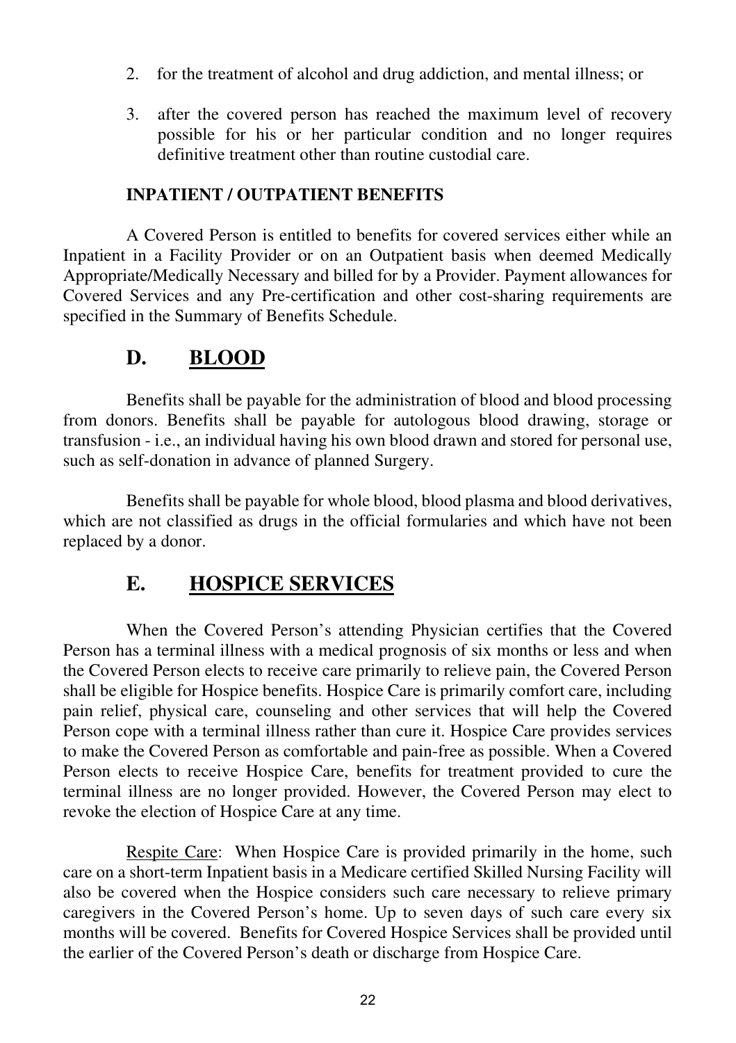2. for the treatment of alcohol and drug addiction, and mental illness; or

3. after the covered person has reached the maximum level of recovery possible for his or her particular condition and no longer requires definitive treatment other than routine custodial care.

**INPATIENT / OUTPATIENT BENEFITS**

A Covered Person is entitled to benefits for covered services either while an Inpatient in a Facility Provider or on an Outpatient basis when deemed Medically Appropriate/Medically Necessary and billed for by a Provider. Payment allowances for Covered Services and any Pre-certification and other cost-sharing requirements are specified in the Summary of Benefits Schedule.

## D. BLOOD

Benefits shall be payable for the administration of blood and blood processing from donors. Benefits shall be payable for autologous blood drawing, storage or transfusion - i.e., an individual having his own blood drawn and stored for personal use, such as self-donation in advance of planned Surgery.

Benefits shall be payable for whole blood, blood plasma and blood derivatives, which are not classified as drugs in the official formularies and which have not been replaced by a donor.

## E. HOSPICE SERVICES

When the Covered Person's attending Physician certifies that the Covered Person has a terminal illness with a medical prognosis of six months or less and when the Covered Person elects to receive care primarily to relieve pain, the Covered Person shall be eligible for Hospice benefits. Hospice Care is primarily comfort care, including pain relief, physical care, counseling and other services that will help the Covered Person cope with a terminal illness rather than cure it. Hospice Care provides services to make the Covered Person as comfortable and pain-free as possible. When a Covered Person elects to receive Hospice Care, benefits for treatment provided to cure the terminal illness are no longer provided. However, the Covered Person may elect to revoke the election of Hospice Care at any time.

Respite Care: When Hospice Care is provided primarily in the home, such care on a short-term Inpatient basis in a Medicare certified Skilled Nursing Facility will also be covered when the Hospice considers such care necessary to relieve primary caregivers in the Covered Person's home. Up to seven days of such care every six months will be covered. Benefits for Covered Hospice Services shall be provided until the earlier of the Covered Person's death or discharge from Hospice Care.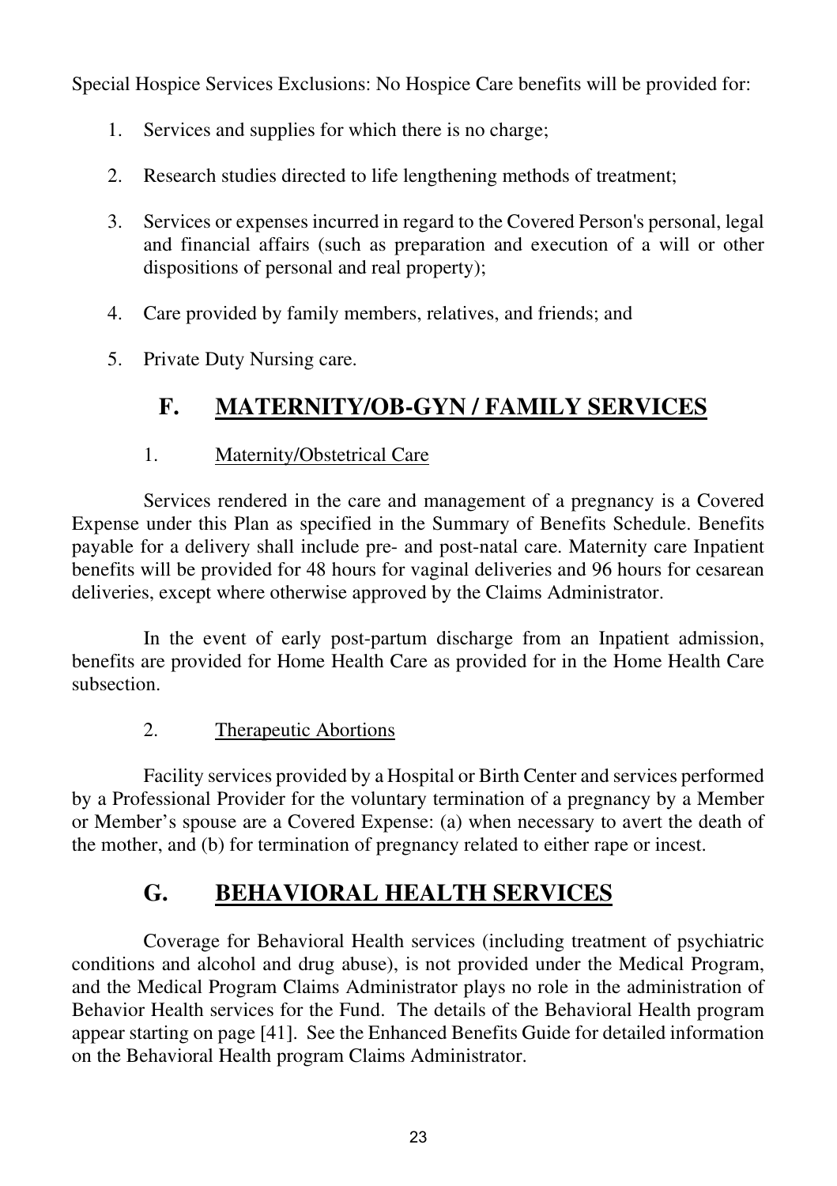Special Hospice Services Exclusions: No Hospice Care benefits will be provided for:

1. Services and supplies for which there is no charge;
2. Research studies directed to life lengthening methods of treatment;
3. Services or expenses incurred in regard to the Covered Person's personal, legal and financial affairs (such as preparation and execution of a will or other dispositions of personal and real property);
4. Care provided by family members, relatives, and friends; and
5. Private Duty Nursing care.

## F. MATERNITY/OB-GYN / FAMILY SERVICES

### 1. Maternity/Obstetrical Care

Services rendered in the care and management of a pregnancy is a Covered Expense under this Plan as specified in the Summary of Benefits Schedule. Benefits payable for a delivery shall include pre- and post-natal care. Maternity care Inpatient benefits will be provided for 48 hours for vaginal deliveries and 96 hours for cesarean deliveries, except where otherwise approved by the Claims Administrator.

In the event of early post-partum discharge from an Inpatient admission, benefits are provided for Home Health Care as provided for in the Home Health Care subsection.

### 2. Therapeutic Abortions

Facility services provided by a Hospital or Birth Center and services performed by a Professional Provider for the voluntary termination of a pregnancy by a Member or Member's spouse are a Covered Expense: (a) when necessary to avert the death of the mother, and (b) for termination of pregnancy related to either rape or incest.

## G. BEHAVIORAL HEALTH SERVICES

Coverage for Behavioral Health services (including treatment of psychiatric conditions and alcohol and drug abuse), is not provided under the Medical Program, and the Medical Program Claims Administrator plays no role in the administration of Behavior Health services for the Fund. The details of the Behavioral Health program appear starting on page [41]. See the Enhanced Benefits Guide for detailed information on the Behavioral Health program Claims Administrator.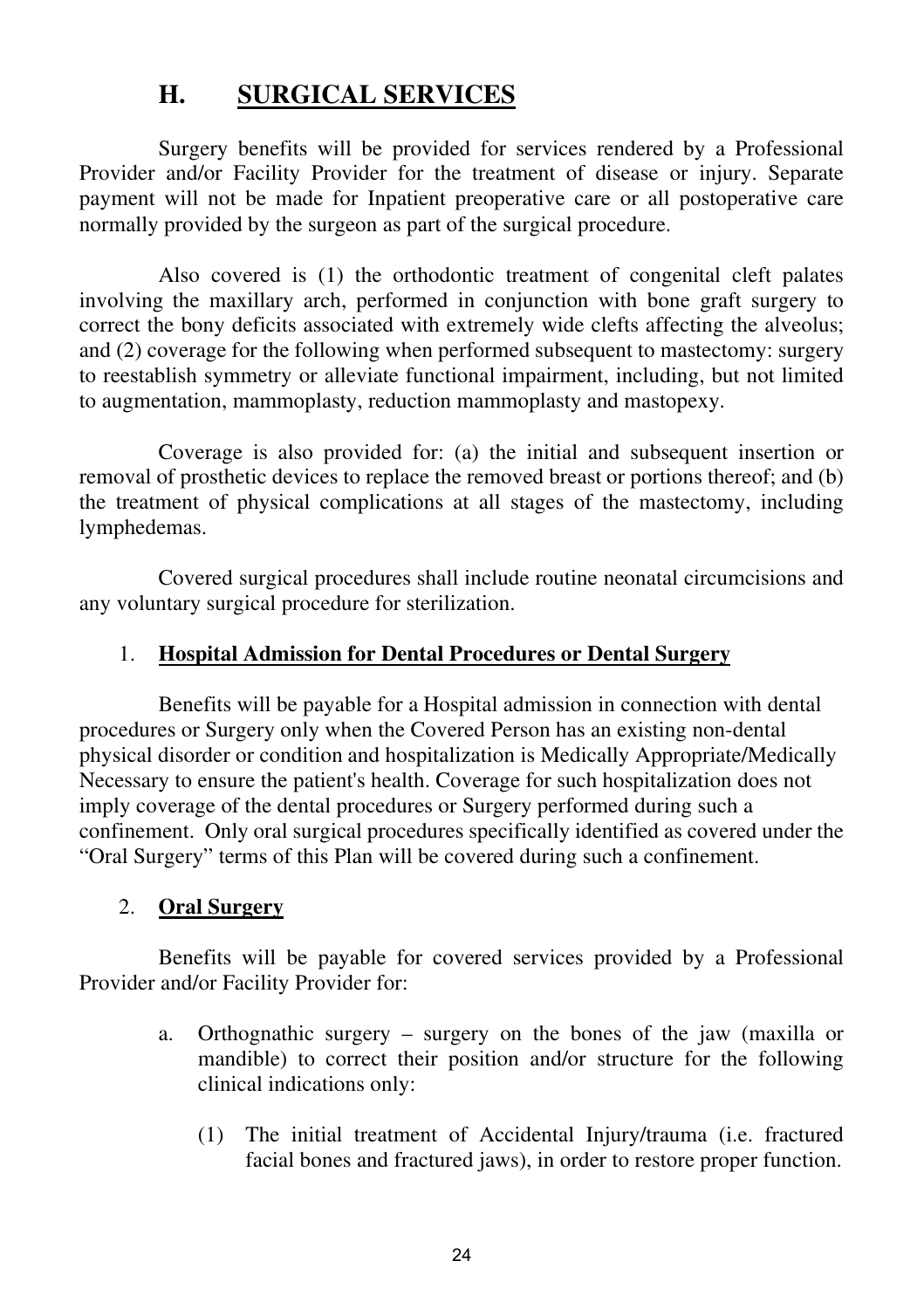## H. SURGICAL SERVICES

Surgery benefits will be provided for services rendered by a Professional Provider and/or Facility Provider for the treatment of disease or injury. Separate payment will not be made for Inpatient preoperative care or all postoperative care normally provided by the surgeon as part of the surgical procedure.

Also covered is (1) the orthodontic treatment of congenital cleft palates involving the maxillary arch, performed in conjunction with bone graft surgery to correct the bony deficits associated with extremely wide clefts affecting the alveolus; and (2) coverage for the following when performed subsequent to mastectomy: surgery to reestablish symmetry or alleviate functional impairment, including, but not limited to augmentation, mammoplasty, reduction mammoplasty and mastopexy.

Coverage is also provided for: (a) the initial and subsequent insertion or removal of prosthetic devices to replace the removed breast or portions thereof; and (b) the treatment of physical complications at all stages of the mastectomy, including lymphedemas.

Covered surgical procedures shall include routine neonatal circumcisions and any voluntary surgical procedure for sterilization.

### 1. Hospital Admission for Dental Procedures or Dental Surgery

Benefits will be payable for a Hospital admission in connection with dental procedures or Surgery only when the Covered Person has an existing non-dental physical disorder or condition and hospitalization is Medically Appropriate/Medically Necessary to ensure the patient's health. Coverage for such hospitalization does not imply coverage of the dental procedures or Surgery performed during such a confinement. Only oral surgical procedures specifically identified as covered under the "Oral Surgery" terms of this Plan will be covered during such a confinement.

### 2. Oral Surgery

Benefits will be payable for covered services provided by a Professional Provider and/or Facility Provider for:

a. Orthognathic surgery – surgery on the bones of the jaw (maxilla or mandible) to correct their position and/or structure for the following clinical indications only:

   (1) The initial treatment of Accidental Injury/trauma (i.e. fractured facial bones and fractured jaws), in order to restore proper function.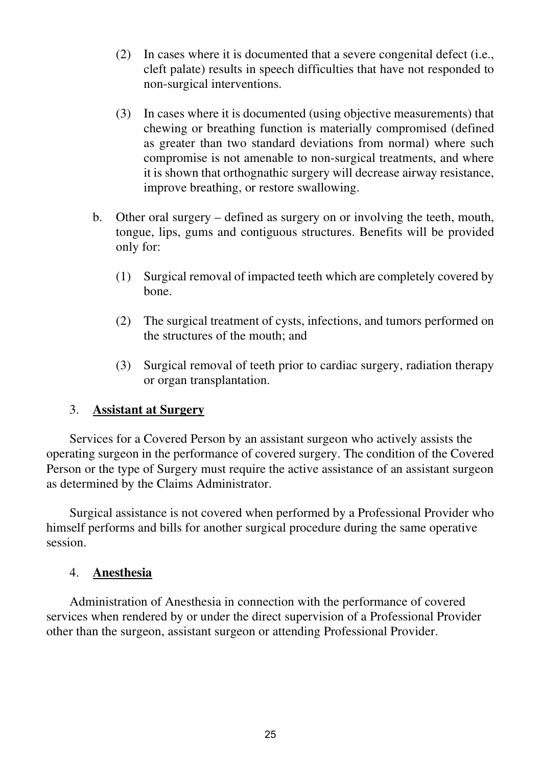(2) In cases where it is documented that a severe congenital defect (i.e., cleft palate) results in speech difficulties that have not responded to non-surgical interventions.

(3) In cases where it is documented (using objective measurements) that chewing or breathing function is materially compromised (defined as greater than two standard deviations from normal) where such compromise is not amenable to non-surgical treatments, and where it is shown that orthognathic surgery will decrease airway resistance, improve breathing, or restore swallowing.

b. Other oral surgery – defined as surgery on or involving the teeth, mouth, tongue, lips, gums and contiguous structures. Benefits will be provided only for:

(1) Surgical removal of impacted teeth which are completely covered by bone.

(2) The surgical treatment of cysts, infections, and tumors performed on the structures of the mouth; and

(3) Surgical removal of teeth prior to cardiac surgery, radiation therapy or organ transplantation.

### 3. **Assistant at Surgery**

Services for a Covered Person by an assistant surgeon who actively assists the operating surgeon in the performance of covered surgery. The condition of the Covered Person or the type of Surgery must require the active assistance of an assistant surgeon as determined by the Claims Administrator.

Surgical assistance is not covered when performed by a Professional Provider who himself performs and bills for another surgical procedure during the same operative session.

### 4. **Anesthesia**

Administration of Anesthesia in connection with the performance of covered services when rendered by or under the direct supervision of a Professional Provider other than the surgeon, assistant surgeon or attending Professional Provider.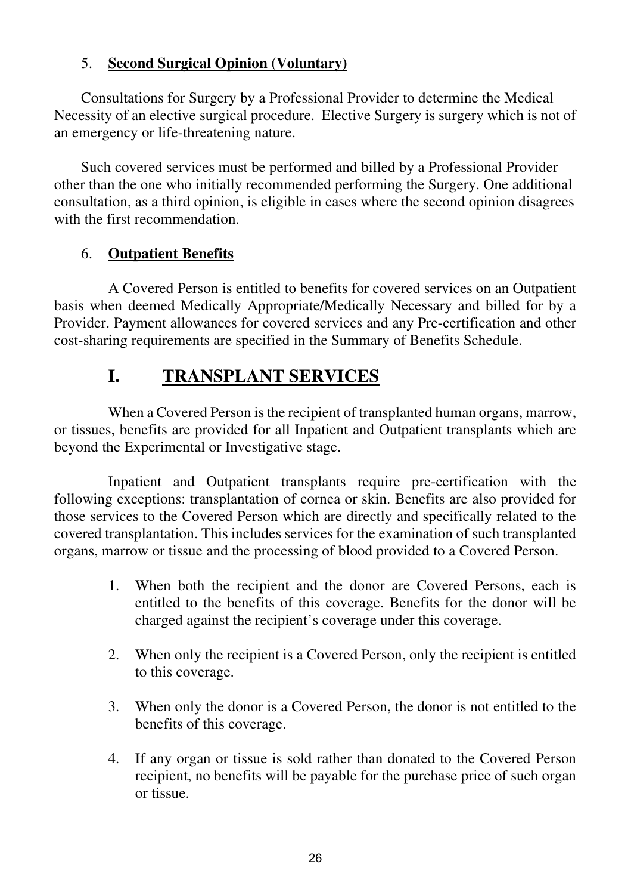5. **Second Surgical Opinion (Voluntary)**

Consultations for Surgery by a Professional Provider to determine the Medical Necessity of an elective surgical procedure. Elective Surgery is surgery which is not of an emergency or life-threatening nature.

Such covered services must be performed and billed by a Professional Provider other than the one who initially recommended performing the Surgery. One additional consultation, as a third opinion, is eligible in cases where the second opinion disagrees with the first recommendation.

6. **Outpatient Benefits**

A Covered Person is entitled to benefits for covered services on an Outpatient basis when deemed Medically Appropriate/Medically Necessary and billed for by a Provider. Payment allowances for covered services and any Pre-certification and other cost-sharing requirements are specified in the Summary of Benefits Schedule.

# I. TRANSPLANT SERVICES

When a Covered Person is the recipient of transplanted human organs, marrow, or tissues, benefits are provided for all Inpatient and Outpatient transplants which are beyond the Experimental or Investigative stage.

Inpatient and Outpatient transplants require pre-certification with the following exceptions: transplantation of cornea or skin. Benefits are also provided for those services to the Covered Person which are directly and specifically related to the covered transplantation. This includes services for the examination of such transplanted organs, marrow or tissue and the processing of blood provided to a Covered Person.

1. When both the recipient and the donor are Covered Persons, each is entitled to the benefits of this coverage. Benefits for the donor will be charged against the recipient's coverage under this coverage.

2. When only the recipient is a Covered Person, only the recipient is entitled to this coverage.

3. When only the donor is a Covered Person, the donor is not entitled to the benefits of this coverage.

4. If any organ or tissue is sold rather than donated to the Covered Person recipient, no benefits will be payable for the purchase price of such organ or tissue.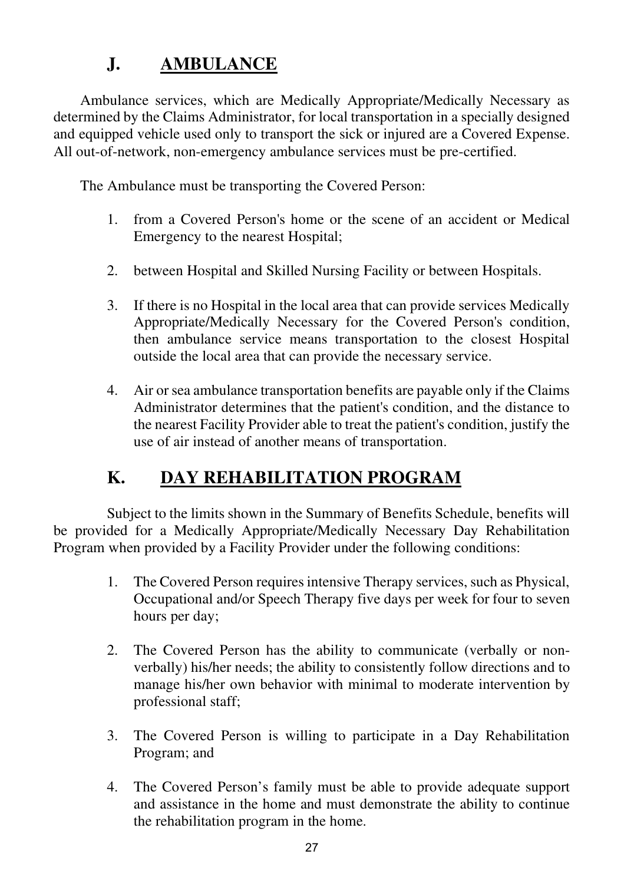## J. AMBULANCE

Ambulance services, which are Medically Appropriate/Medically Necessary as determined by the Claims Administrator, for local transportation in a specially designed and equipped vehicle used only to transport the sick or injured are a Covered Expense. All out-of-network, non-emergency ambulance services must be pre-certified.

The Ambulance must be transporting the Covered Person:

1. from a Covered Person's home or the scene of an accident or Medical Emergency to the nearest Hospital;

2. between Hospital and Skilled Nursing Facility or between Hospitals.

3. If there is no Hospital in the local area that can provide services Medically Appropriate/Medically Necessary for the Covered Person's condition, then ambulance service means transportation to the closest Hospital outside the local area that can provide the necessary service.

4. Air or sea ambulance transportation benefits are payable only if the Claims Administrator determines that the patient's condition, and the distance to the nearest Facility Provider able to treat the patient's condition, justify the use of air instead of another means of transportation.

## K. DAY REHABILITATION PROGRAM

Subject to the limits shown in the Summary of Benefits Schedule, benefits will be provided for a Medically Appropriate/Medically Necessary Day Rehabilitation Program when provided by a Facility Provider under the following conditions:

1. The Covered Person requires intensive Therapy services, such as Physical, Occupational and/or Speech Therapy five days per week for four to seven hours per day;

2. The Covered Person has the ability to communicate (verbally or non-verbally) his/her needs; the ability to consistently follow directions and to manage his/her own behavior with minimal to moderate intervention by professional staff;

3. The Covered Person is willing to participate in a Day Rehabilitation Program; and

4. The Covered Person's family must be able to provide adequate support and assistance in the home and must demonstrate the ability to continue the rehabilitation program in the home.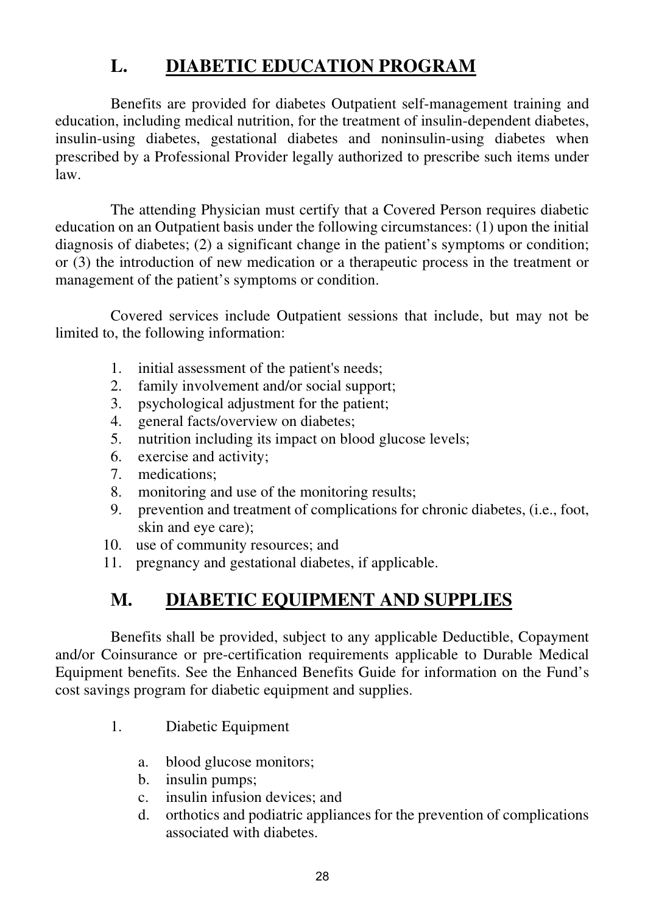## L. DIABETIC EDUCATION PROGRAM

Benefits are provided for diabetes Outpatient self-management training and education, including medical nutrition, for the treatment of insulin-dependent diabetes, insulin-using diabetes, gestational diabetes and noninsulin-using diabetes when prescribed by a Professional Provider legally authorized to prescribe such items under law.

The attending Physician must certify that a Covered Person requires diabetic education on an Outpatient basis under the following circumstances: (1) upon the initial diagnosis of diabetes; (2) a significant change in the patient's symptoms or condition; or (3) the introduction of new medication or a therapeutic process in the treatment or management of the patient's symptoms or condition.

Covered services include Outpatient sessions that include, but may not be limited to, the following information:

1. initial assessment of the patient's needs;
2. family involvement and/or social support;
3. psychological adjustment for the patient;
4. general facts/overview on diabetes;
5. nutrition including its impact on blood glucose levels;
6. exercise and activity;
7. medications;
8. monitoring and use of the monitoring results;
9. prevention and treatment of complications for chronic diabetes, (i.e., foot, skin and eye care);
10. use of community resources; and
11. pregnancy and gestational diabetes, if applicable.

## M. DIABETIC EQUIPMENT AND SUPPLIES

Benefits shall be provided, subject to any applicable Deductible, Copayment and/or Coinsurance or pre-certification requirements applicable to Durable Medical Equipment benefits. See the Enhanced Benefits Guide for information on the Fund's cost savings program for diabetic equipment and supplies.

1. Diabetic Equipment

   a. blood glucose monitors;
   b. insulin pumps;
   c. insulin infusion devices; and
   d. orthotics and podiatric appliances for the prevention of complications associated with diabetes.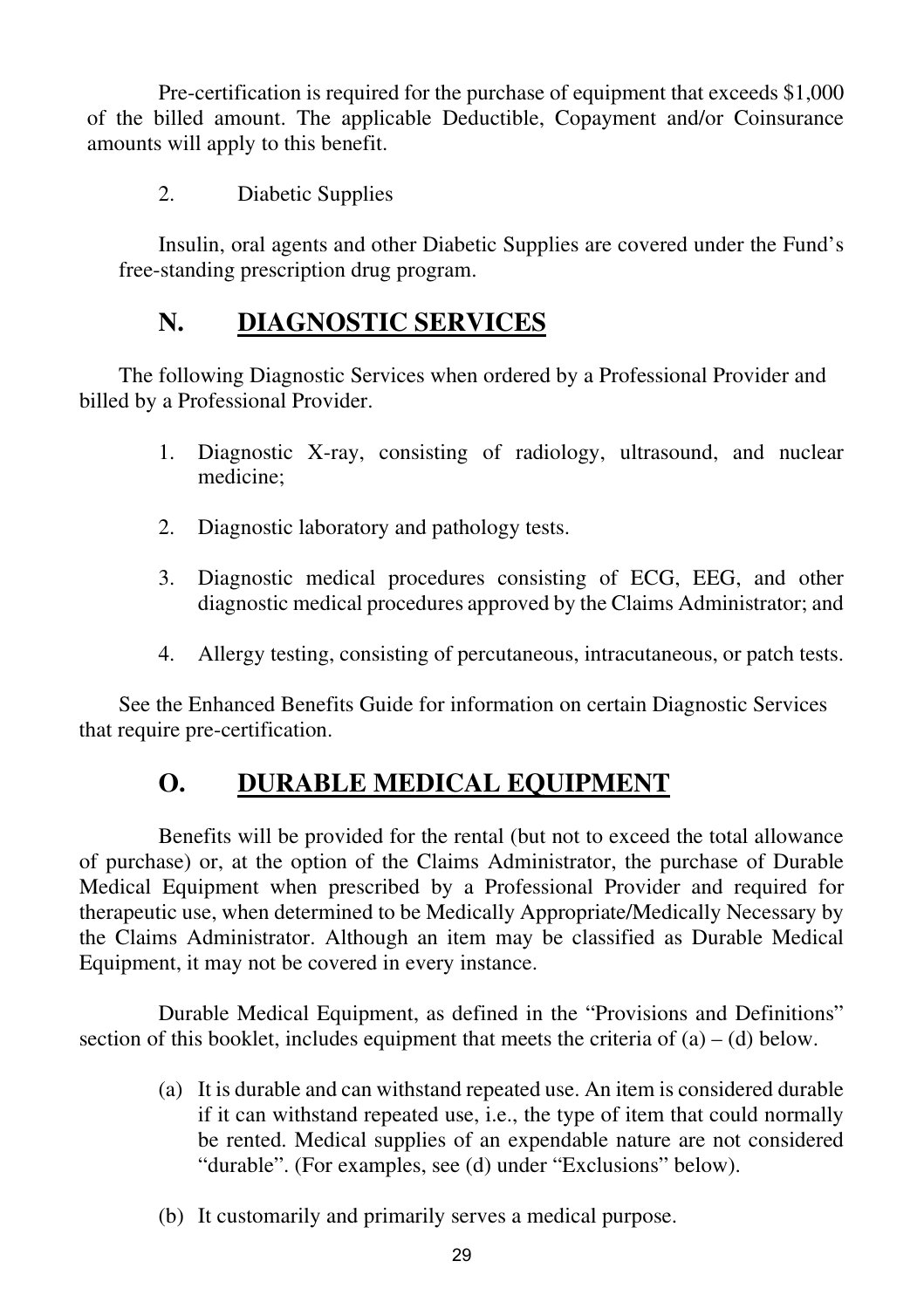Pre-certification is required for the purchase of equipment that exceeds $1,000 of the billed amount. The applicable Deductible, Copayment and/or Coinsurance amounts will apply to this benefit.

2. Diabetic Supplies

Insulin, oral agents and other Diabetic Supplies are covered under the Fund's free-standing prescription drug program.

## N. DIAGNOSTIC SERVICES

The following Diagnostic Services when ordered by a Professional Provider and billed by a Professional Provider.

1. Diagnostic X-ray, consisting of radiology, ultrasound, and nuclear medicine;
2. Diagnostic laboratory and pathology tests.
3. Diagnostic medical procedures consisting of ECG, EEG, and other diagnostic medical procedures approved by the Claims Administrator; and
4. Allergy testing, consisting of percutaneous, intracutaneous, or patch tests.

See the Enhanced Benefits Guide for information on certain Diagnostic Services that require pre-certification.

## O. DURABLE MEDICAL EQUIPMENT

Benefits will be provided for the rental (but not to exceed the total allowance of purchase) or, at the option of the Claims Administrator, the purchase of Durable Medical Equipment when prescribed by a Professional Provider and required for therapeutic use, when determined to be Medically Appropriate/Medically Necessary by the Claims Administrator. Although an item may be classified as Durable Medical Equipment, it may not be covered in every instance.

Durable Medical Equipment, as defined in the "Provisions and Definitions" section of this booklet, includes equipment that meets the criteria of (a) – (d) below.

(a) It is durable and can withstand repeated use. An item is considered durable if it can withstand repeated use, i.e., the type of item that could normally be rented. Medical supplies of an expendable nature are not considered "durable". (For examples, see (d) under "Exclusions" below).

(b) It customarily and primarily serves a medical purpose.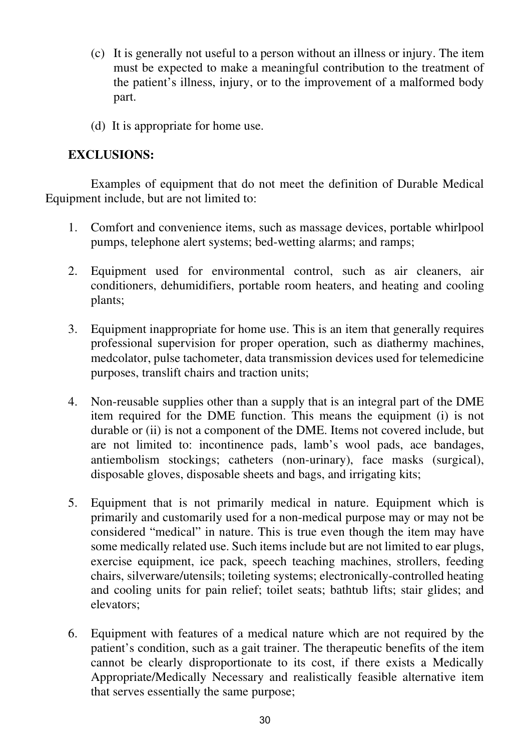(c) It is generally not useful to a person without an illness or injury. The item must be expected to make a meaningful contribution to the treatment of the patient's illness, injury, or to the improvement of a malformed body part.

(d) It is appropriate for home use.

**EXCLUSIONS:**

Examples of equipment that do not meet the definition of Durable Medical Equipment include, but are not limited to:

1. Comfort and convenience items, such as massage devices, portable whirlpool pumps, telephone alert systems; bed-wetting alarms; and ramps;

2. Equipment used for environmental control, such as air cleaners, air conditioners, dehumidifiers, portable room heaters, and heating and cooling plants;

3. Equipment inappropriate for home use. This is an item that generally requires professional supervision for proper operation, such as diathermy machines, medcolator, pulse tachometer, data transmission devices used for telemedicine purposes, translift chairs and traction units;

4. Non-reusable supplies other than a supply that is an integral part of the DME item required for the DME function. This means the equipment (i) is not durable or (ii) is not a component of the DME. Items not covered include, but are not limited to: incontinence pads, lamb's wool pads, ace bandages, antiembolism stockings; catheters (non-urinary), face masks (surgical), disposable gloves, disposable sheets and bags, and irrigating kits;

5. Equipment that is not primarily medical in nature. Equipment which is primarily and customarily used for a non-medical purpose may or may not be considered "medical" in nature. This is true even though the item may have some medically related use. Such items include but are not limited to ear plugs, exercise equipment, ice pack, speech teaching machines, strollers, feeding chairs, silverware/utensils; toileting systems; electronically-controlled heating and cooling units for pain relief; toilet seats; bathtub lifts; stair glides; and elevators;

6. Equipment with features of a medical nature which are not required by the patient's condition, such as a gait trainer. The therapeutic benefits of the item cannot be clearly disproportionate to its cost, if there exists a Medically Appropriate/Medically Necessary and realistically feasible alternative item that serves essentially the same purpose;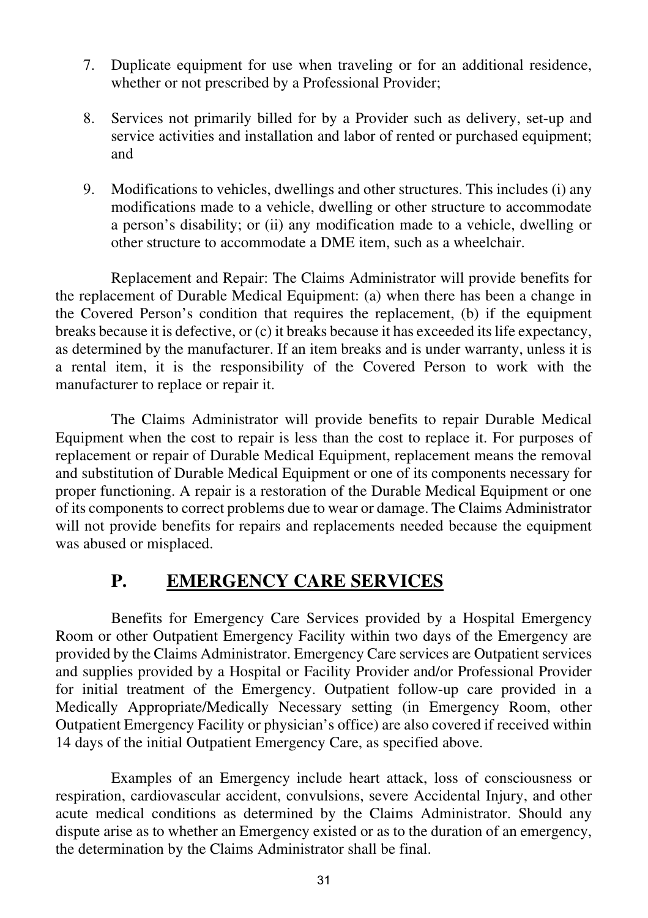7. Duplicate equipment for use when traveling or for an additional residence, whether or not prescribed by a Professional Provider;

8. Services not primarily billed for by a Provider such as delivery, set-up and service activities and installation and labor of rented or purchased equipment; and

9. Modifications to vehicles, dwellings and other structures. This includes (i) any modifications made to a vehicle, dwelling or other structure to accommodate a person's disability; or (ii) any modification made to a vehicle, dwelling or other structure to accommodate a DME item, such as a wheelchair.

Replacement and Repair: The Claims Administrator will provide benefits for the replacement of Durable Medical Equipment: (a) when there has been a change in the Covered Person's condition that requires the replacement, (b) if the equipment breaks because it is defective, or (c) it breaks because it has exceeded its life expectancy, as determined by the manufacturer. If an item breaks and is under warranty, unless it is a rental item, it is the responsibility of the Covered Person to work with the manufacturer to replace or repair it.

The Claims Administrator will provide benefits to repair Durable Medical Equipment when the cost to repair is less than the cost to replace it. For purposes of replacement or repair of Durable Medical Equipment, replacement means the removal and substitution of Durable Medical Equipment or one of its components necessary for proper functioning. A repair is a restoration of the Durable Medical Equipment or one of its components to correct problems due to wear or damage. The Claims Administrator will not provide benefits for repairs and replacements needed because the equipment was abused or misplaced.

## P. EMERGENCY CARE SERVICES

Benefits for Emergency Care Services provided by a Hospital Emergency Room or other Outpatient Emergency Facility within two days of the Emergency are provided by the Claims Administrator. Emergency Care services are Outpatient services and supplies provided by a Hospital or Facility Provider and/or Professional Provider for initial treatment of the Emergency. Outpatient follow-up care provided in a Medically Appropriate/Medically Necessary setting (in Emergency Room, other Outpatient Emergency Facility or physician's office) are also covered if received within 14 days of the initial Outpatient Emergency Care, as specified above.

Examples of an Emergency include heart attack, loss of consciousness or respiration, cardiovascular accident, convulsions, severe Accidental Injury, and other acute medical conditions as determined by the Claims Administrator. Should any dispute arise as to whether an Emergency existed or as to the duration of an emergency, the determination by the Claims Administrator shall be final.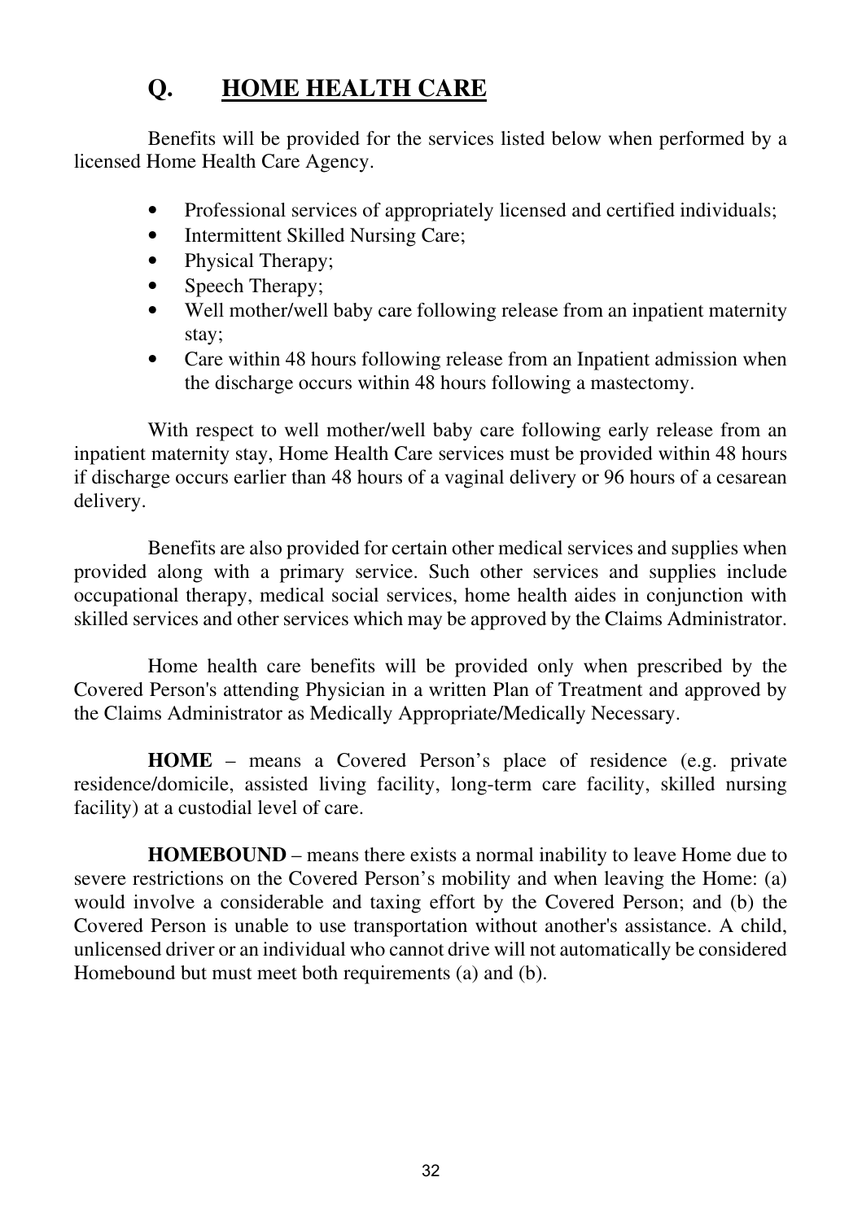## Q. HOME HEALTH CARE

Benefits will be provided for the services listed below when performed by a licensed Home Health Care Agency.

- Professional services of appropriately licensed and certified individuals;
- Intermittent Skilled Nursing Care;
- Physical Therapy;
- Speech Therapy;
- Well mother/well baby care following release from an inpatient maternity stay;
- Care within 48 hours following release from an Inpatient admission when the discharge occurs within 48 hours following a mastectomy.

With respect to well mother/well baby care following early release from an inpatient maternity stay, Home Health Care services must be provided within 48 hours if discharge occurs earlier than 48 hours of a vaginal delivery or 96 hours of a cesarean delivery.

Benefits are also provided for certain other medical services and supplies when provided along with a primary service. Such other services and supplies include occupational therapy, medical social services, home health aides in conjunction with skilled services and other services which may be approved by the Claims Administrator.

Home health care benefits will be provided only when prescribed by the Covered Person's attending Physician in a written Plan of Treatment and approved by the Claims Administrator as Medically Appropriate/Medically Necessary.

**HOME** – means a Covered Person's place of residence (e.g. private residence/domicile, assisted living facility, long-term care facility, skilled nursing facility) at a custodial level of care.

**HOMEBOUND** – means there exists a normal inability to leave Home due to severe restrictions on the Covered Person's mobility and when leaving the Home: (a) would involve a considerable and taxing effort by the Covered Person; and (b) the Covered Person is unable to use transportation without another's assistance. A child, unlicensed driver or an individual who cannot drive will not automatically be considered Homebound but must meet both requirements (a) and (b).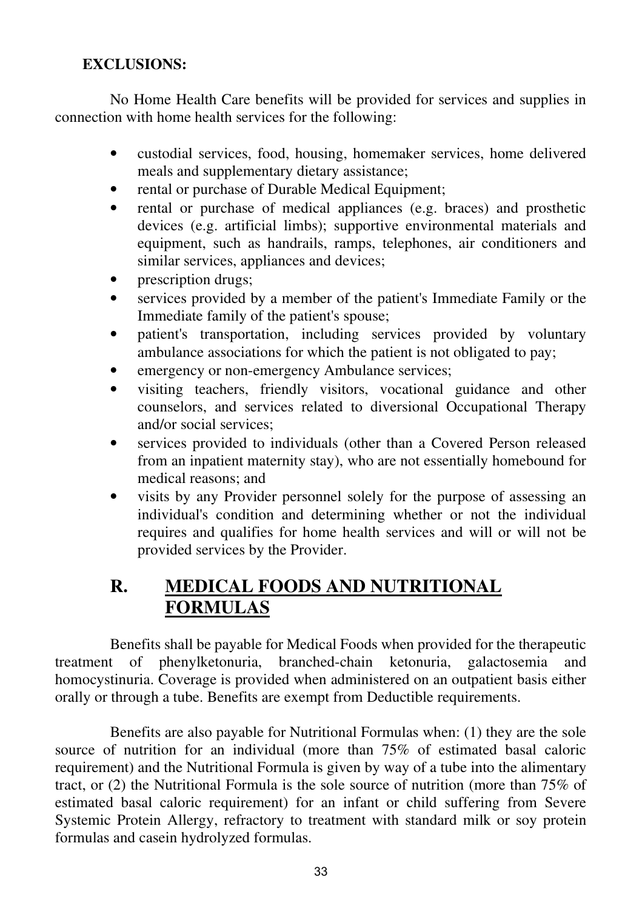**EXCLUSIONS:**

No Home Health Care benefits will be provided for services and supplies in connection with home health services for the following:

- custodial services, food, housing, homemaker services, home delivered meals and supplementary dietary assistance;
- rental or purchase of Durable Medical Equipment;
- rental or purchase of medical appliances (e.g. braces) and prosthetic devices (e.g. artificial limbs); supportive environmental materials and equipment, such as handrails, ramps, telephones, air conditioners and similar services, appliances and devices;
- prescription drugs;
- services provided by a member of the patient's Immediate Family or the Immediate family of the patient's spouse;
- patient's transportation, including services provided by voluntary ambulance associations for which the patient is not obligated to pay;
- emergency or non-emergency Ambulance services;
- visiting teachers, friendly visitors, vocational guidance and other counselors, and services related to diversional Occupational Therapy and/or social services;
- services provided to individuals (other than a Covered Person released from an inpatient maternity stay), who are not essentially homebound for medical reasons; and
- visits by any Provider personnel solely for the purpose of assessing an individual's condition and determining whether or not the individual requires and qualifies for home health services and will or will not be provided services by the Provider.

## R. MEDICAL FOODS AND NUTRITIONAL FORMULAS

Benefits shall be payable for Medical Foods when provided for the therapeutic treatment of phenylketonuria, branched-chain ketonuria, galactosemia and homocystinuria. Coverage is provided when administered on an outpatient basis either orally or through a tube. Benefits are exempt from Deductible requirements.

Benefits are also payable for Nutritional Formulas when: (1) they are the sole source of nutrition for an individual (more than 75% of estimated basal caloric requirement) and the Nutritional Formula is given by way of a tube into the alimentary tract, or (2) the Nutritional Formula is the sole source of nutrition (more than 75% of estimated basal caloric requirement) for an infant or child suffering from Severe Systemic Protein Allergy, refractory to treatment with standard milk or soy protein formulas and casein hydrolyzed formulas.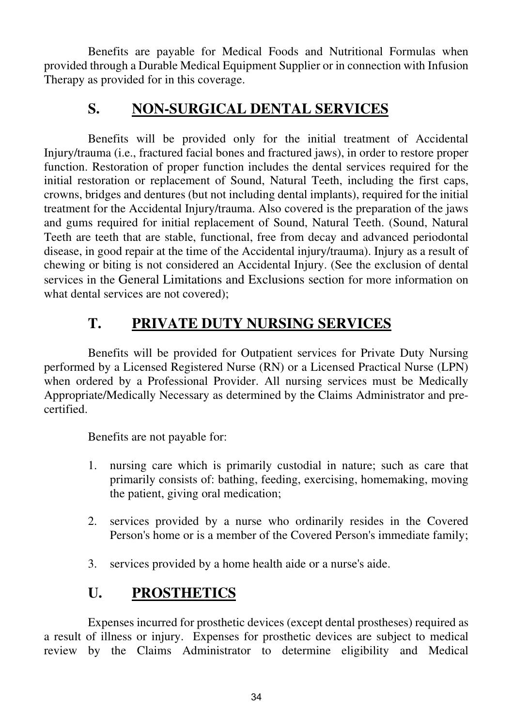Benefits are payable for Medical Foods and Nutritional Formulas when provided through a Durable Medical Equipment Supplier or in connection with Infusion Therapy as provided for in this coverage.

## S. NON-SURGICAL DENTAL SERVICES

Benefits will be provided only for the initial treatment of Accidental Injury/trauma (i.e., fractured facial bones and fractured jaws), in order to restore proper function. Restoration of proper function includes the dental services required for the initial restoration or replacement of Sound, Natural Teeth, including the first caps, crowns, bridges and dentures (but not including dental implants), required for the initial treatment for the Accidental Injury/trauma. Also covered is the preparation of the jaws and gums required for initial replacement of Sound, Natural Teeth. (Sound, Natural Teeth are teeth that are stable, functional, free from decay and advanced periodontal disease, in good repair at the time of the Accidental injury/trauma). Injury as a result of chewing or biting is not considered an Accidental Injury. (See the exclusion of dental services in the General Limitations and Exclusions section for more information on what dental services are not covered);

## T. PRIVATE DUTY NURSING SERVICES

Benefits will be provided for Outpatient services for Private Duty Nursing performed by a Licensed Registered Nurse (RN) or a Licensed Practical Nurse (LPN) when ordered by a Professional Provider. All nursing services must be Medically Appropriate/Medically Necessary as determined by the Claims Administrator and pre-certified.

Benefits are not payable for:

1. nursing care which is primarily custodial in nature; such as care that primarily consists of: bathing, feeding, exercising, homemaking, moving the patient, giving oral medication;
2. services provided by a nurse who ordinarily resides in the Covered Person's home or is a member of the Covered Person's immediate family;
3. services provided by a home health aide or a nurse's aide.

## U. PROSTHETICS

Expenses incurred for prosthetic devices (except dental prostheses) required as a result of illness or injury. Expenses for prosthetic devices are subject to medical review by the Claims Administrator to determine eligibility and Medical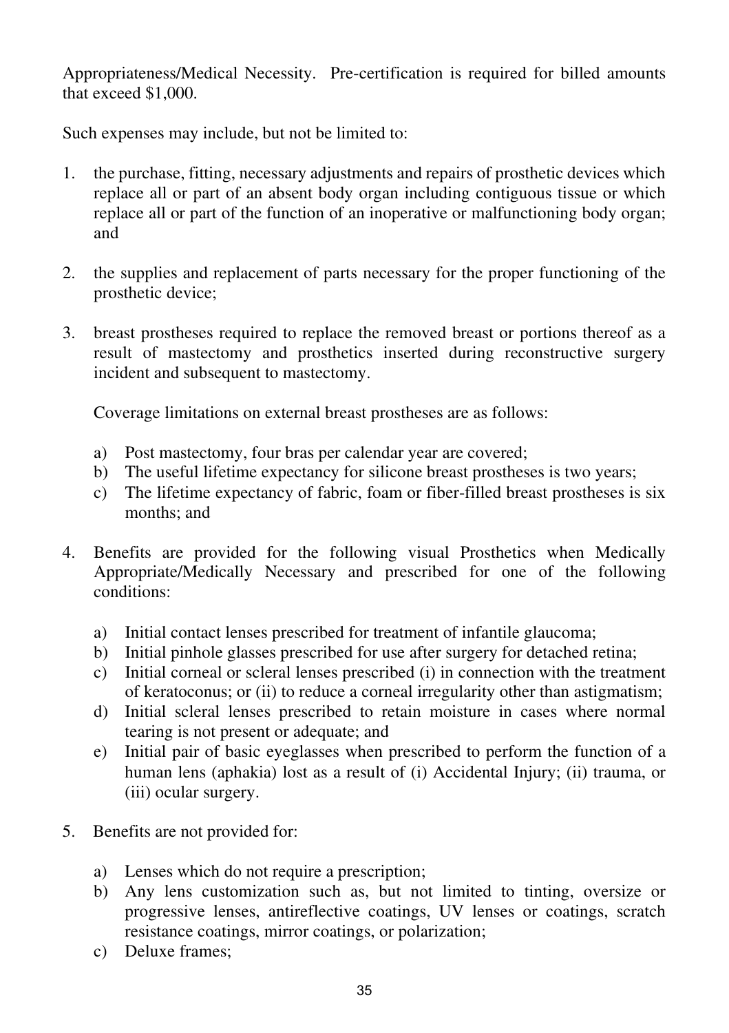Appropriateness/Medical Necessity. Pre-certification is required for billed amounts that exceed $1,000.

Such expenses may include, but not be limited to:

1. the purchase, fitting, necessary adjustments and repairs of prosthetic devices which replace all or part of an absent body organ including contiguous tissue or which replace all or part of the function of an inoperative or malfunctioning body organ; and

2. the supplies and replacement of parts necessary for the proper functioning of the prosthetic device;

3. breast prostheses required to replace the removed breast or portions thereof as a result of mastectomy and prosthetics inserted during reconstructive surgery incident and subsequent to mastectomy.

   Coverage limitations on external breast prostheses are as follows:

   a) Post mastectomy, four bras per calendar year are covered;
   b) The useful lifetime expectancy for silicone breast prostheses is two years;
   c) The lifetime expectancy of fabric, foam or fiber-filled breast prostheses is six months; and

4. Benefits are provided for the following visual Prosthetics when Medically Appropriate/Medically Necessary and prescribed for one of the following conditions:

   a) Initial contact lenses prescribed for treatment of infantile glaucoma;
   b) Initial pinhole glasses prescribed for use after surgery for detached retina;
   c) Initial corneal or scleral lenses prescribed (i) in connection with the treatment of keratoconus; or (ii) to reduce a corneal irregularity other than astigmatism;
   d) Initial scleral lenses prescribed to retain moisture in cases where normal tearing is not present or adequate; and
   e) Initial pair of basic eyeglasses when prescribed to perform the function of a human lens (aphakia) lost as a result of (i) Accidental Injury; (ii) trauma, or (iii) ocular surgery.

5. Benefits are not provided for:

   a) Lenses which do not require a prescription;
   b) Any lens customization such as, but not limited to tinting, oversize or progressive lenses, antireflective coatings, UV lenses or coatings, scratch resistance coatings, mirror coatings, or polarization;
   c) Deluxe frames;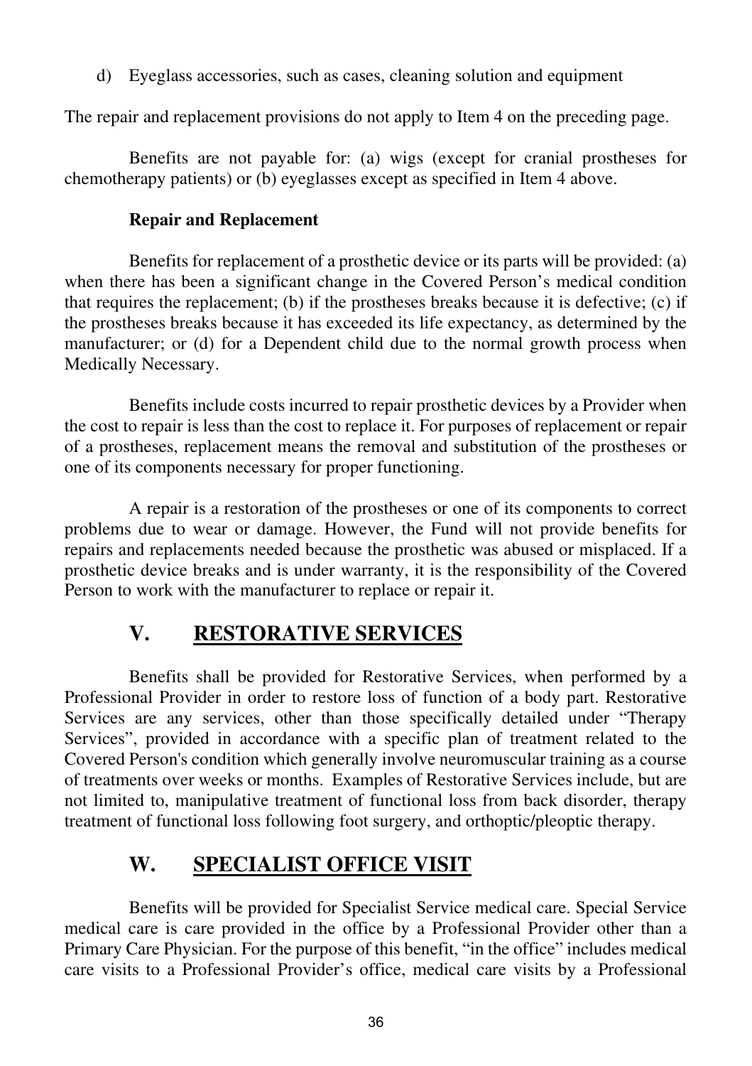d) Eyeglass accessories, such as cases, cleaning solution and equipment

The repair and replacement provisions do not apply to Item 4 on the preceding page.

Benefits are not payable for: (a) wigs (except for cranial prostheses for chemotherapy patients) or (b) eyeglasses except as specified in Item 4 above.

**Repair and Replacement**

Benefits for replacement of a prosthetic device or its parts will be provided: (a) when there has been a significant change in the Covered Person's medical condition that requires the replacement; (b) if the prostheses breaks because it is defective; (c) if the prostheses breaks because it has exceeded its life expectancy, as determined by the manufacturer; or (d) for a Dependent child due to the normal growth process when Medically Necessary.

Benefits include costs incurred to repair prosthetic devices by a Provider when the cost to repair is less than the cost to replace it. For purposes of replacement or repair of a prostheses, replacement means the removal and substitution of the prostheses or one of its components necessary for proper functioning.

A repair is a restoration of the prostheses or one of its components to correct problems due to wear or damage. However, the Fund will not provide benefits for repairs and replacements needed because the prosthetic was abused or misplaced. If a prosthetic device breaks and is under warranty, it is the responsibility of the Covered Person to work with the manufacturer to replace or repair it.

## V. RESTORATIVE SERVICES

Benefits shall be provided for Restorative Services, when performed by a Professional Provider in order to restore loss of function of a body part. Restorative Services are any services, other than those specifically detailed under "Therapy Services", provided in accordance with a specific plan of treatment related to the Covered Person's condition which generally involve neuromuscular training as a course of treatments over weeks or months. Examples of Restorative Services include, but are not limited to, manipulative treatment of functional loss from back disorder, therapy treatment of functional loss following foot surgery, and orthoptic/pleoptic therapy.

## W. SPECIALIST OFFICE VISIT

Benefits will be provided for Specialist Service medical care. Special Service medical care is care provided in the office by a Professional Provider other than a Primary Care Physician. For the purpose of this benefit, "in the office" includes medical care visits to a Professional Provider's office, medical care visits by a Professional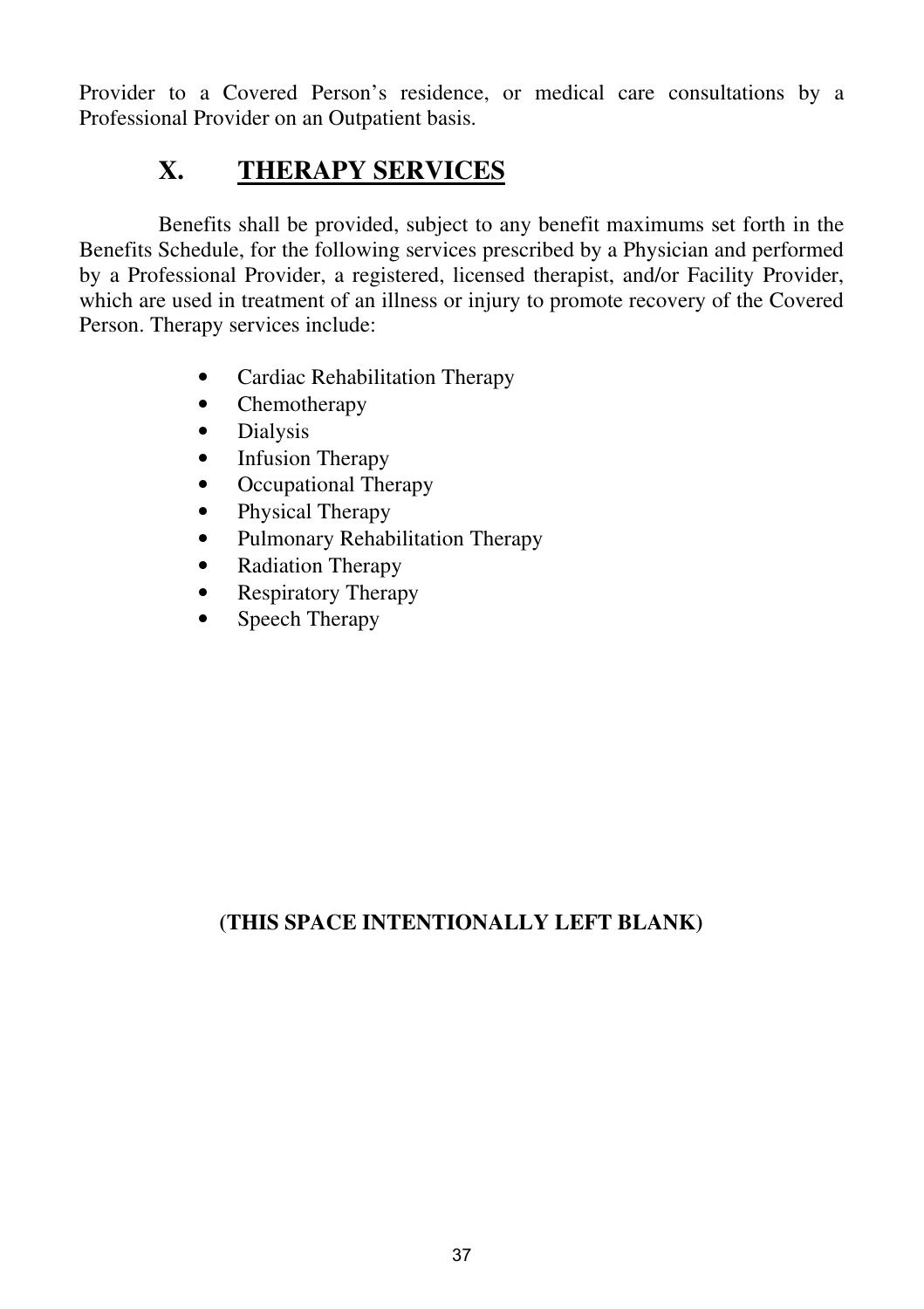Provider to a Covered Person's residence, or medical care consultations by a Professional Provider on an Outpatient basis.

## X. THERAPY SERVICES

Benefits shall be provided, subject to any benefit maximums set forth in the Benefits Schedule, for the following services prescribed by a Physician and performed by a Professional Provider, a registered, licensed therapist, and/or Facility Provider, which are used in treatment of an illness or injury to promote recovery of the Covered Person. Therapy services include:

- Cardiac Rehabilitation Therapy
- Chemotherapy
- Dialysis
- Infusion Therapy
- Occupational Therapy
- Physical Therapy
- Pulmonary Rehabilitation Therapy
- Radiation Therapy
- Respiratory Therapy
- Speech Therapy

**(THIS SPACE INTENTIONALLY LEFT BLANK)**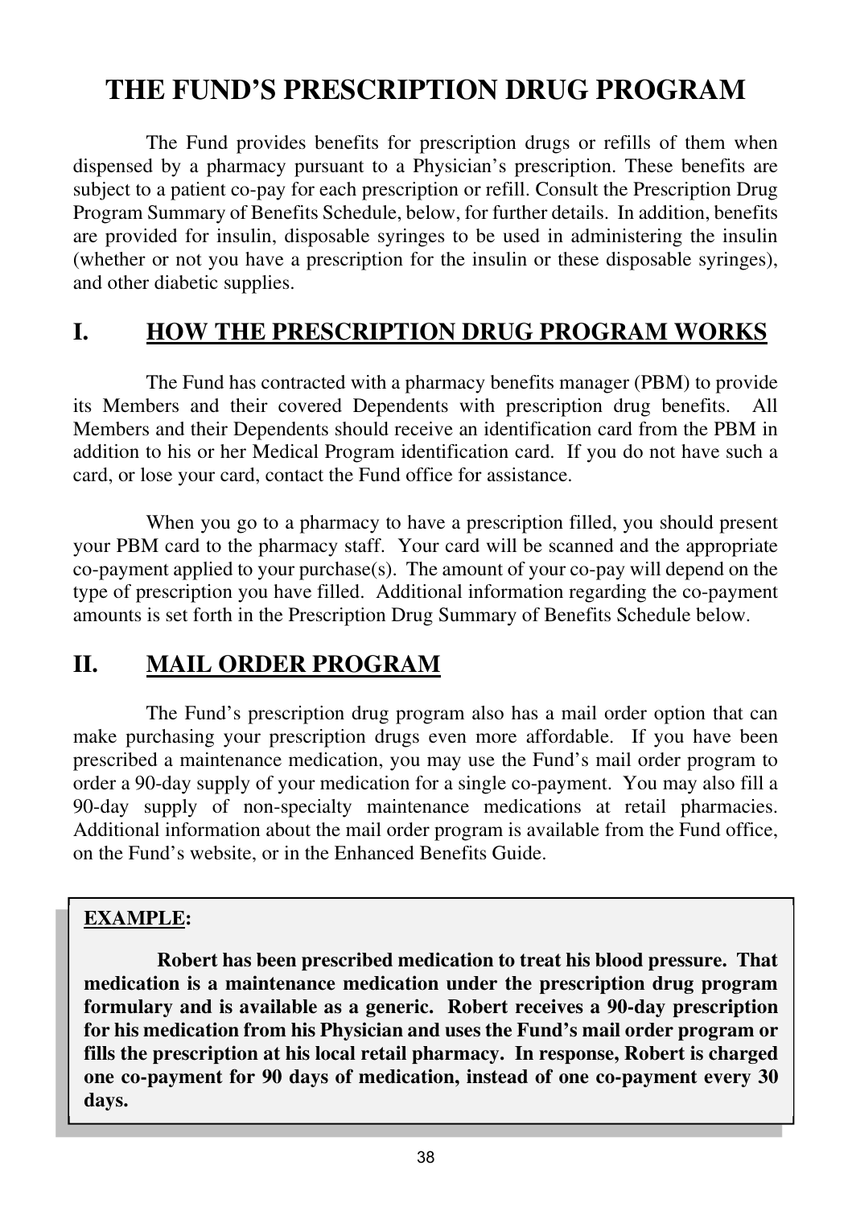# THE FUND'S PRESCRIPTION DRUG PROGRAM

The Fund provides benefits for prescription drugs or refills of them when dispensed by a pharmacy pursuant to a Physician's prescription. These benefits are subject to a patient co-pay for each prescription or refill. Consult the Prescription Drug Program Summary of Benefits Schedule, below, for further details. In addition, benefits are provided for insulin, disposable syringes to be used in administering the insulin (whether or not you have a prescription for the insulin or these disposable syringes), and other diabetic supplies.

## I. HOW THE PRESCRIPTION DRUG PROGRAM WORKS

The Fund has contracted with a pharmacy benefits manager (PBM) to provide its Members and their covered Dependents with prescription drug benefits. All Members and their Dependents should receive an identification card from the PBM in addition to his or her Medical Program identification card. If you do not have such a card, or lose your card, contact the Fund office for assistance.

When you go to a pharmacy to have a prescription filled, you should present your PBM card to the pharmacy staff. Your card will be scanned and the appropriate co-payment applied to your purchase(s). The amount of your co-pay will depend on the type of prescription you have filled. Additional information regarding the co-payment amounts is set forth in the Prescription Drug Summary of Benefits Schedule below.

## II. MAIL ORDER PROGRAM

The Fund's prescription drug program also has a mail order option that can make purchasing your prescription drugs even more affordable. If you have been prescribed a maintenance medication, you may use the Fund's mail order program to order a 90-day supply of your medication for a single co-payment. You may also fill a 90-day supply of non-specialty maintenance medications at retail pharmacies. Additional information about the mail order program is available from the Fund office, on the Fund's website, or in the Enhanced Benefits Guide.

**EXAMPLE:**

**Robert has been prescribed medication to treat his blood pressure. That medication is a maintenance medication under the prescription drug program formulary and is available as a generic. Robert receives a 90-day prescription for his medication from his Physician and uses the Fund's mail order program or fills the prescription at his local retail pharmacy. In response, Robert is charged one co-payment for 90 days of medication, instead of one co-payment every 30 days.**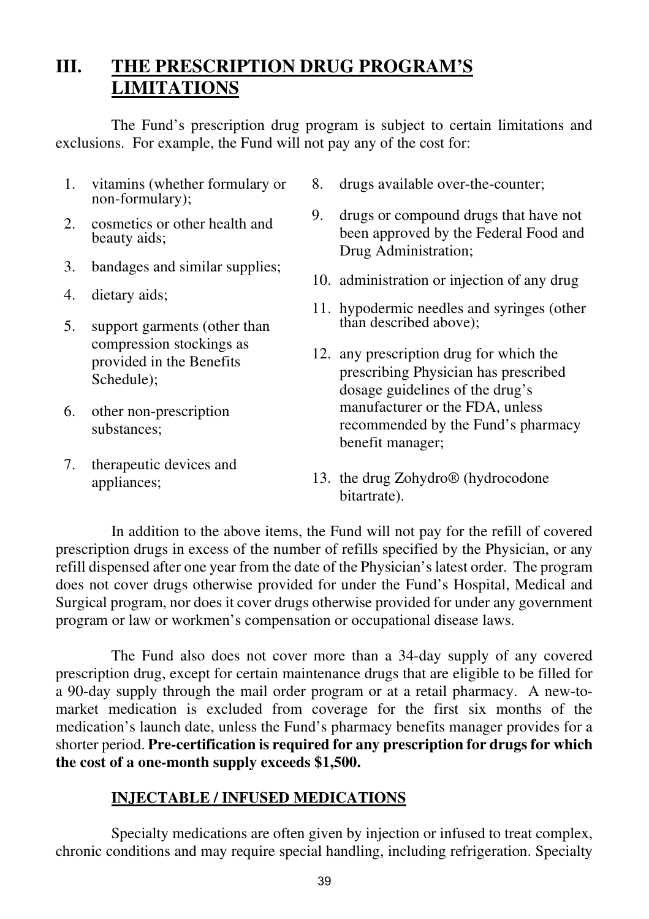# III. THE PRESCRIPTION DRUG PROGRAM'S LIMITATIONS

The Fund's prescription drug program is subject to certain limitations and exclusions. For example, the Fund will not pay any of the cost for:

1. vitamins (whether formulary or non-formulary);
2. cosmetics or other health and beauty aids;
3. bandages and similar supplies;
4. dietary aids;
5. support garments (other than compression stockings as provided in the Benefits Schedule);
6. other non-prescription substances;
7. therapeutic devices and appliances;
8. drugs available over-the-counter;
9. drugs or compound drugs that have not been approved by the Federal Food and Drug Administration;
10. administration or injection of any drug
11. hypodermic needles and syringes (other than described above);
12. any prescription drug for which the prescribing Physician has prescribed dosage guidelines of the drug's manufacturer or the FDA, unless recommended by the Fund's pharmacy benefit manager;
13. the drug Zohydro® (hydrocodone bitartrate).

In addition to the above items, the Fund will not pay for the refill of covered prescription drugs in excess of the number of refills specified by the Physician, or any refill dispensed after one year from the date of the Physician's latest order. The program does not cover drugs otherwise provided for under the Fund's Hospital, Medical and Surgical program, nor does it cover drugs otherwise provided for under any government program or law or workmen's compensation or occupational disease laws.

The Fund also does not cover more than a 34-day supply of any covered prescription drug, except for certain maintenance drugs that are eligible to be filled for a 90-day supply through the mail order program or at a retail pharmacy. A new-to-market medication is excluded from coverage for the first six months of the medication's launch date, unless the Fund's pharmacy benefits manager provides for a shorter period. **Pre-certification is required for any prescription for drugs for which the cost of a one-month supply exceeds $1,500.**

## INJECTABLE / INFUSED MEDICATIONS

Specialty medications are often given by injection or infused to treat complex, chronic conditions and may require special handling, including refrigeration. Specialty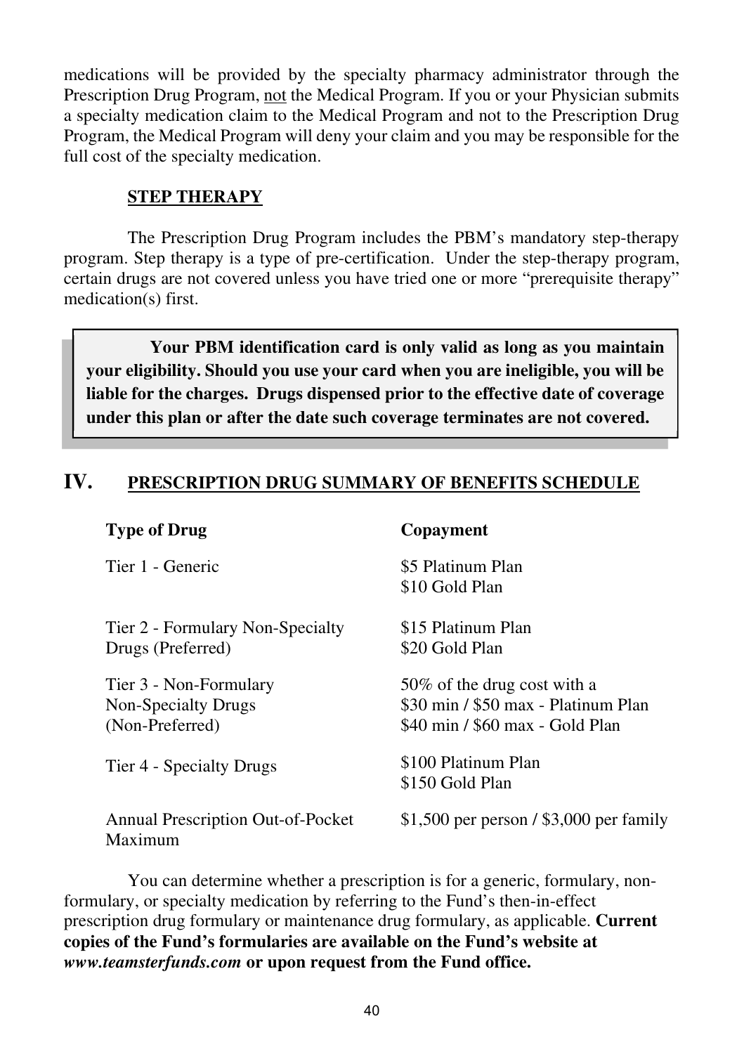medications will be provided by the specialty pharmacy administrator through the Prescription Drug Program, not the Medical Program. If you or your Physician submits a specialty medication claim to the Medical Program and not to the Prescription Drug Program, the Medical Program will deny your claim and you may be responsible for the full cost of the specialty medication.

### STEP THERAPY

The Prescription Drug Program includes the PBM's mandatory step-therapy program. Step therapy is a type of pre-certification. Under the step-therapy program, certain drugs are not covered unless you have tried one or more "prerequisite therapy" medication(s) first.

> **Your PBM identification card is only valid as long as you maintain your eligibility. Should you use your card when you are ineligible, you will be liable for the charges. Drugs dispensed prior to the effective date of coverage under this plan or after the date such coverage terminates are not covered.**

## IV. PRESCRIPTION DRUG SUMMARY OF BENEFITS SCHEDULE

| Type of Drug | Copayment |
|---|---|
| Tier 1 - Generic | $5 Platinum Plan<br>$10 Gold Plan |
| Tier 2 - Formulary Non-Specialty Drugs (Preferred) | $15 Platinum Plan<br>$20 Gold Plan |
| Tier 3 - Non-Formulary Non-Specialty Drugs (Non-Preferred) | 50% of the drug cost with a<br>$30 min / $50 max - Platinum Plan<br>$40 min / $60 max - Gold Plan |
| Tier 4 - Specialty Drugs | $100 Platinum Plan<br>$150 Gold Plan |
| Annual Prescription Out-of-Pocket Maximum | $1,500 per person / $3,000 per family |

You can determine whether a prescription is for a generic, formulary, non-formulary, or specialty medication by referring to the Fund's then-in-effect prescription drug formulary or maintenance drug formulary, as applicable. **Current copies of the Fund's formularies are available on the Fund's website at *www.teamsterfunds.com* or upon request from the Fund office.**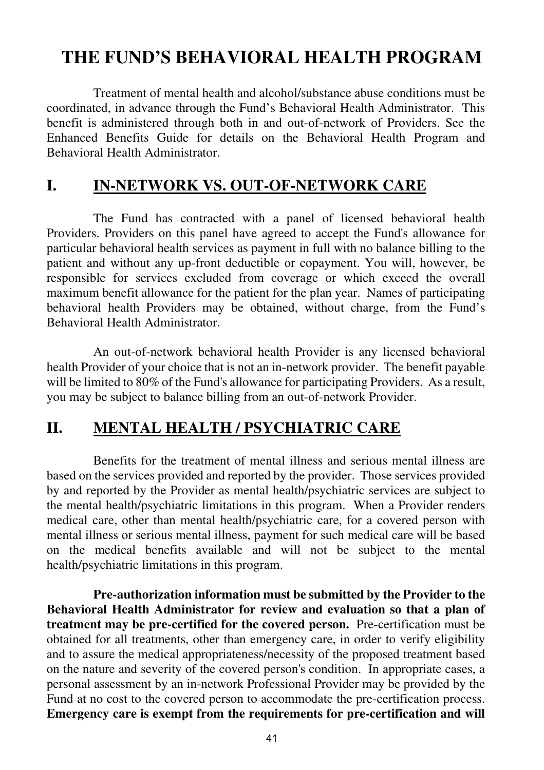# THE FUND'S BEHAVIORAL HEALTH PROGRAM

Treatment of mental health and alcohol/substance abuse conditions must be coordinated, in advance through the Fund's Behavioral Health Administrator. This benefit is administered through both in and out-of-network of Providers. See the Enhanced Benefits Guide for details on the Behavioral Health Program and Behavioral Health Administrator.

## I. IN-NETWORK VS. OUT-OF-NETWORK CARE

The Fund has contracted with a panel of licensed behavioral health Providers. Providers on this panel have agreed to accept the Fund's allowance for particular behavioral health services as payment in full with no balance billing to the patient and without any up-front deductible or copayment. You will, however, be responsible for services excluded from coverage or which exceed the overall maximum benefit allowance for the patient for the plan year. Names of participating behavioral health Providers may be obtained, without charge, from the Fund's Behavioral Health Administrator.

An out-of-network behavioral health Provider is any licensed behavioral health Provider of your choice that is not an in-network provider. The benefit payable will be limited to 80% of the Fund's allowance for participating Providers. As a result, you may be subject to balance billing from an out-of-network Provider.

## II. MENTAL HEALTH / PSYCHIATRIC CARE

Benefits for the treatment of mental illness and serious mental illness are based on the services provided and reported by the provider. Those services provided by and reported by the Provider as mental health/psychiatric services are subject to the mental health/psychiatric limitations in this program. When a Provider renders medical care, other than mental health/psychiatric care, for a covered person with mental illness or serious mental illness, payment for such medical care will be based on the medical benefits available and will not be subject to the mental health/psychiatric limitations in this program.

**Pre-authorization information must be submitted by the Provider to the Behavioral Health Administrator for review and evaluation so that a plan of treatment may be pre-certified for the covered person.** Pre-certification must be obtained for all treatments, other than emergency care, in order to verify eligibility and to assure the medical appropriateness/necessity of the proposed treatment based on the nature and severity of the covered person's condition. In appropriate cases, a personal assessment by an in-network Professional Provider may be provided by the Fund at no cost to the covered person to accommodate the pre-certification process. **Emergency care is exempt from the requirements for pre-certification and will**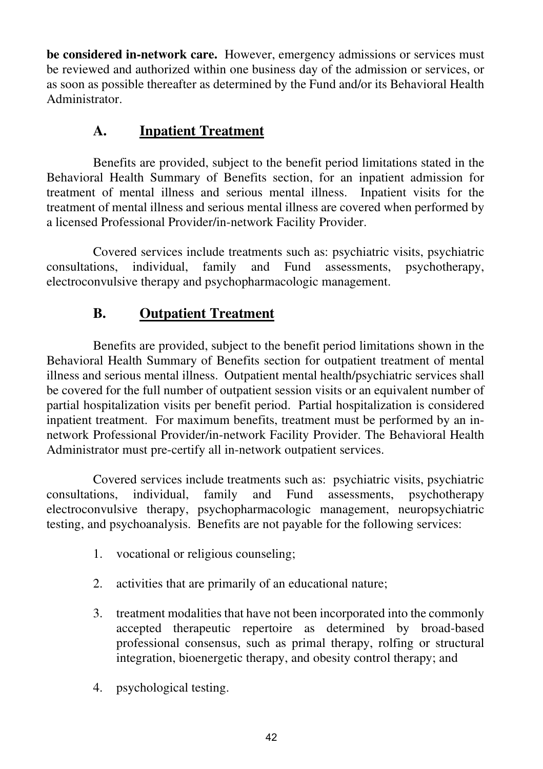**be considered in-network care.** However, emergency admissions or services must be reviewed and authorized within one business day of the admission or services, or as soon as possible thereafter as determined by the Fund and/or its Behavioral Health Administrator.

## A. Inpatient Treatment

Benefits are provided, subject to the benefit period limitations stated in the Behavioral Health Summary of Benefits section, for an inpatient admission for treatment of mental illness and serious mental illness. Inpatient visits for the treatment of mental illness and serious mental illness are covered when performed by a licensed Professional Provider/in-network Facility Provider.

Covered services include treatments such as: psychiatric visits, psychiatric consultations, individual, family and Fund assessments, psychotherapy, electroconvulsive therapy and psychopharmacologic management.

## B. Outpatient Treatment

Benefits are provided, subject to the benefit period limitations shown in the Behavioral Health Summary of Benefits section for outpatient treatment of mental illness and serious mental illness. Outpatient mental health/psychiatric services shall be covered for the full number of outpatient session visits or an equivalent number of partial hospitalization visits per benefit period. Partial hospitalization is considered inpatient treatment. For maximum benefits, treatment must be performed by an in-network Professional Provider/in-network Facility Provider. The Behavioral Health Administrator must pre-certify all in-network outpatient services.

Covered services include treatments such as: psychiatric visits, psychiatric consultations, individual, family and Fund assessments, psychotherapy electroconvulsive therapy, psychopharmacologic management, neuropsychiatric testing, and psychoanalysis. Benefits are not payable for the following services:

1. vocational or religious counseling;

2. activities that are primarily of an educational nature;

3. treatment modalities that have not been incorporated into the commonly accepted therapeutic repertoire as determined by broad-based professional consensus, such as primal therapy, rolfing or structural integration, bioenergetic therapy, and obesity control therapy; and

4. psychological testing.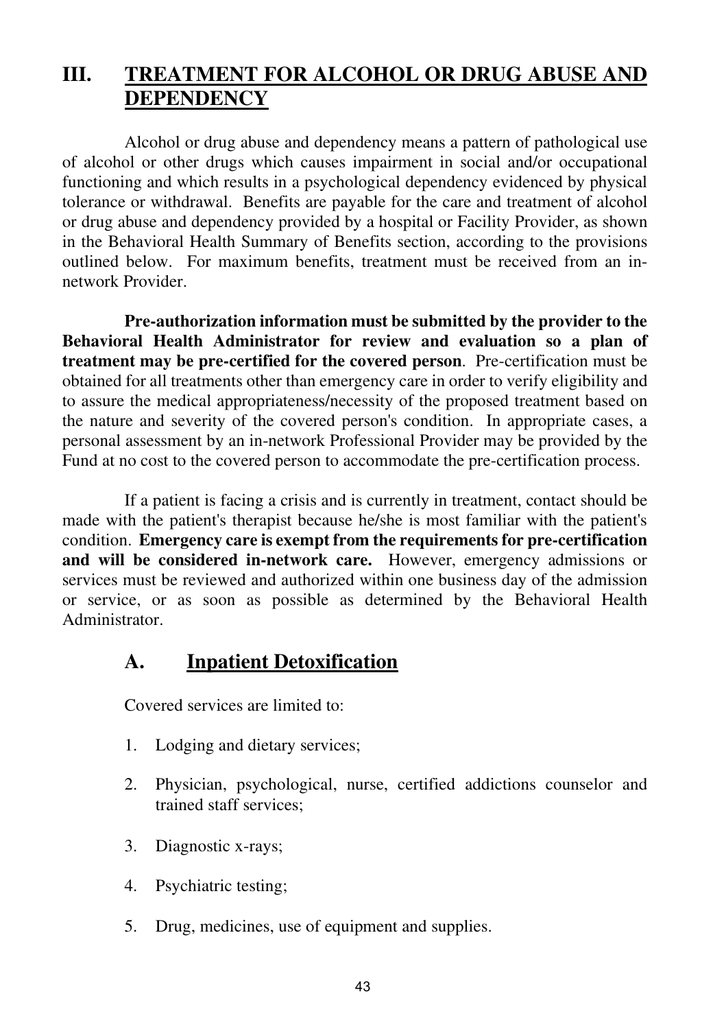## III. TREATMENT FOR ALCOHOL OR DRUG ABUSE AND DEPENDENCY

Alcohol or drug abuse and dependency means a pattern of pathological use of alcohol or other drugs which causes impairment in social and/or occupational functioning and which results in a psychological dependency evidenced by physical tolerance or withdrawal. Benefits are payable for the care and treatment of alcohol or drug abuse and dependency provided by a hospital or Facility Provider, as shown in the Behavioral Health Summary of Benefits section, according to the provisions outlined below. For maximum benefits, treatment must be received from an in-network Provider.

**Pre-authorization information must be submitted by the provider to the Behavioral Health Administrator for review and evaluation so a plan of treatment may be pre-certified for the covered person**. Pre-certification must be obtained for all treatments other than emergency care in order to verify eligibility and to assure the medical appropriateness/necessity of the proposed treatment based on the nature and severity of the covered person's condition. In appropriate cases, a personal assessment by an in-network Professional Provider may be provided by the Fund at no cost to the covered person to accommodate the pre-certification process.

If a patient is facing a crisis and is currently in treatment, contact should be made with the patient's therapist because he/she is most familiar with the patient's condition. **Emergency care is exempt from the requirements for pre-certification and will be considered in-network care.** However, emergency admissions or services must be reviewed and authorized within one business day of the admission or service, or as soon as possible as determined by the Behavioral Health Administrator.

### A. Inpatient Detoxification

Covered services are limited to:

1. Lodging and dietary services;
2. Physician, psychological, nurse, certified addictions counselor and trained staff services;
3. Diagnostic x-rays;
4. Psychiatric testing;
5. Drug, medicines, use of equipment and supplies.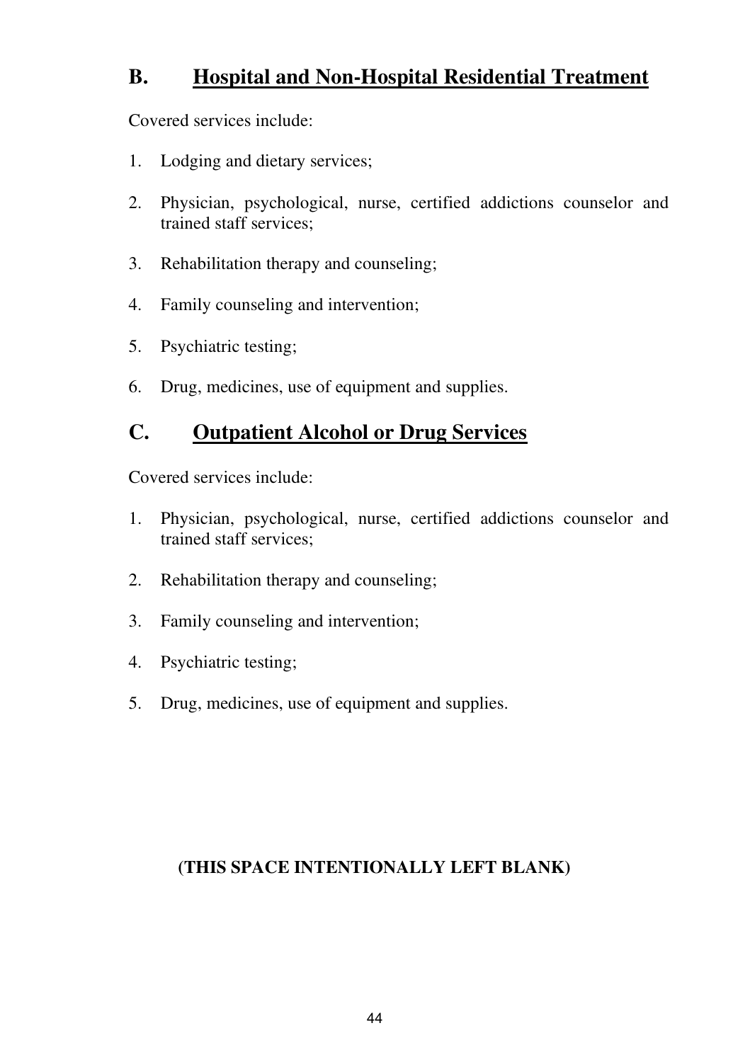## B. Hospital and Non-Hospital Residential Treatment

Covered services include:

1. Lodging and dietary services;
2. Physician, psychological, nurse, certified addictions counselor and trained staff services;
3. Rehabilitation therapy and counseling;
4. Family counseling and intervention;
5. Psychiatric testing;
6. Drug, medicines, use of equipment and supplies.

## C. Outpatient Alcohol or Drug Services

Covered services include:

1. Physician, psychological, nurse, certified addictions counselor and trained staff services;
2. Rehabilitation therapy and counseling;
3. Family counseling and intervention;
4. Psychiatric testing;
5. Drug, medicines, use of equipment and supplies.

**(THIS SPACE INTENTIONALLY LEFT BLANK)**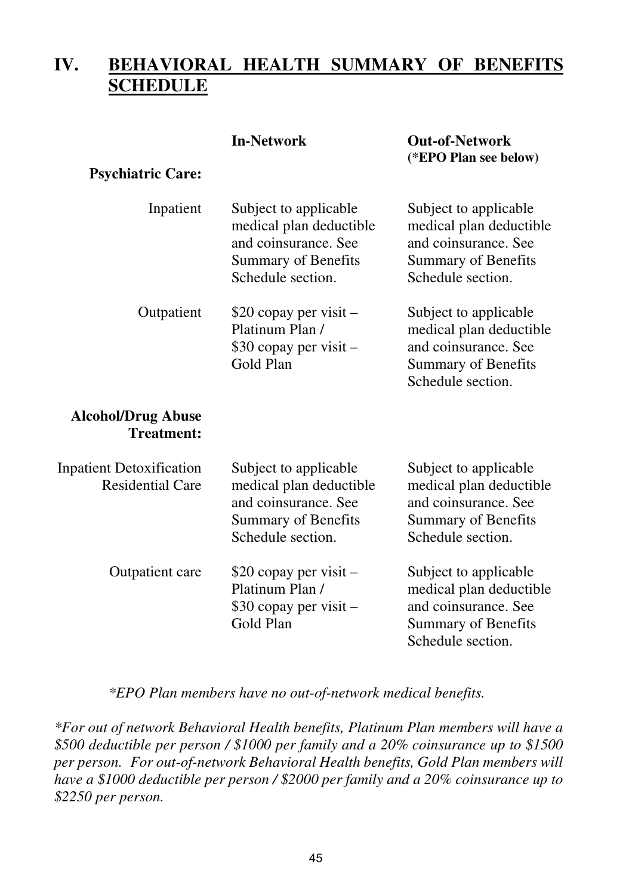## IV. BEHAVIORAL HEALTH SUMMARY OF BENEFITS SCHEDULE

| | In-Network | Out-of-Network (*EPO Plan see below) |
|---|---|---|
| **Psychiatric Care:** | | |
| Inpatient | Subject to applicable medical plan deductible and coinsurance. See Summary of Benefits Schedule section. | Subject to applicable medical plan deductible and coinsurance. See Summary of Benefits Schedule section. |
| Outpatient | $20 copay per visit – Platinum Plan / $30 copay per visit – Gold Plan | Subject to applicable medical plan deductible and coinsurance. See Summary of Benefits Schedule section. |
| **Alcohol/Drug Abuse Treatment:** | | |
| Inpatient Detoxification Residential Care | Subject to applicable medical plan deductible and coinsurance. See Summary of Benefits Schedule section. | Subject to applicable medical plan deductible and coinsurance. See Summary of Benefits Schedule section. |
| Outpatient care | $20 copay per visit – Platinum Plan / $30 copay per visit – Gold Plan | Subject to applicable medical plan deductible and coinsurance. See Summary of Benefits Schedule section. |

*\*EPO Plan members have no out-of-network medical benefits.*

*\*For out of network Behavioral Health benefits, Platinum Plan members will have a $500 deductible per person / $1000 per family and a 20% coinsurance up to $1500 per person. For out-of-network Behavioral Health benefits, Gold Plan members will have a $1000 deductible per person / $2000 per family and a 20% coinsurance up to $2250 per person.*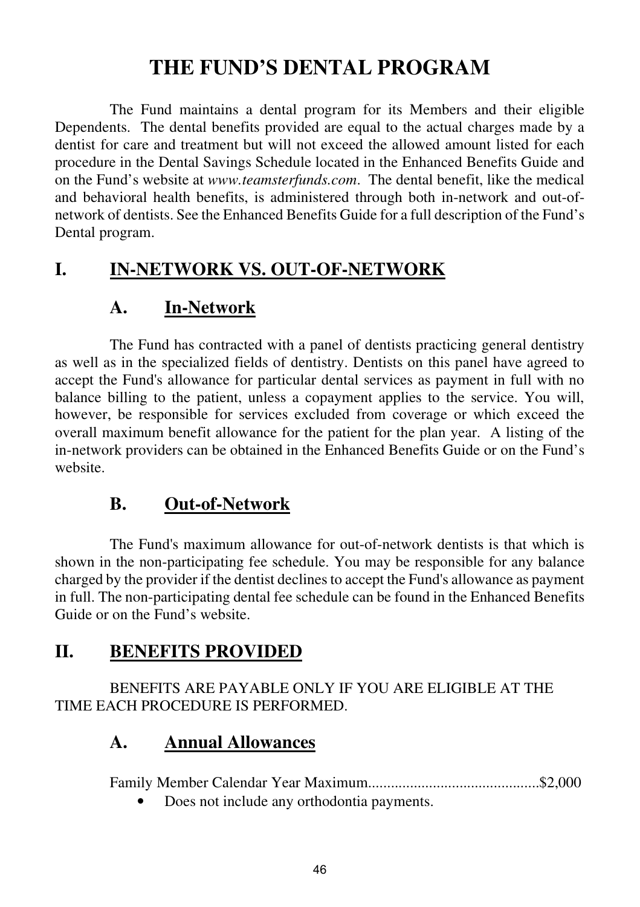# THE FUND'S DENTAL PROGRAM

The Fund maintains a dental program for its Members and their eligible Dependents. The dental benefits provided are equal to the actual charges made by a dentist for care and treatment but will not exceed the allowed amount listed for each procedure in the Dental Savings Schedule located in the Enhanced Benefits Guide and on the Fund's website at *www.teamsterfunds.com*. The dental benefit, like the medical and behavioral health benefits, is administered through both in-network and out-of-network of dentists. See the Enhanced Benefits Guide for a full description of the Fund's Dental program.

## I. IN-NETWORK VS. OUT-OF-NETWORK

### A. In-Network

The Fund has contracted with a panel of dentists practicing general dentistry as well as in the specialized fields of dentistry. Dentists on this panel have agreed to accept the Fund's allowance for particular dental services as payment in full with no balance billing to the patient, unless a copayment applies to the service. You will, however, be responsible for services excluded from coverage or which exceed the overall maximum benefit allowance for the patient for the plan year. A listing of the in-network providers can be obtained in the Enhanced Benefits Guide or on the Fund's website.

### B. Out-of-Network

The Fund's maximum allowance for out-of-network dentists is that which is shown in the non-participating fee schedule. You may be responsible for any balance charged by the provider if the dentist declines to accept the Fund's allowance as payment in full. The non-participating dental fee schedule can be found in the Enhanced Benefits Guide or on the Fund's website.

## II. BENEFITS PROVIDED

BENEFITS ARE PAYABLE ONLY IF YOU ARE ELIGIBLE AT THE TIME EACH PROCEDURE IS PERFORMED.

### A. Annual Allowances

Family Member Calendar Year Maximum............................................$2,000

- Does not include any orthodontia payments.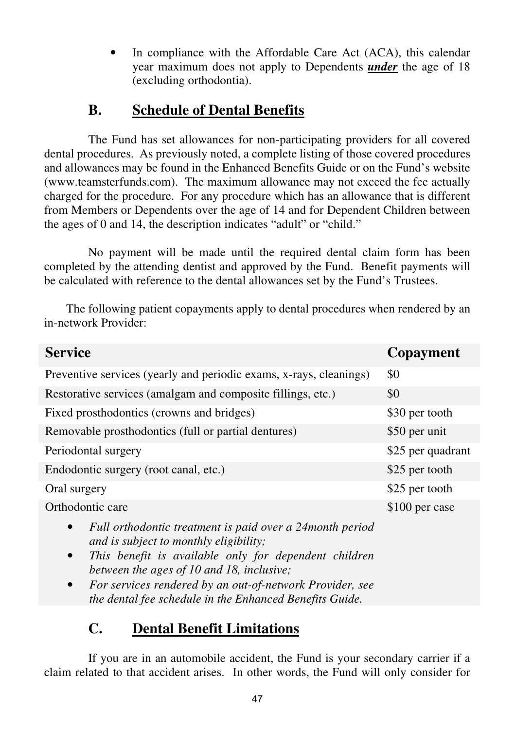- In compliance with the Affordable Care Act (ACA), this calendar year maximum does not apply to Dependents ***under*** the age of 18 (excluding orthodontia).

## B. Schedule of Dental Benefits

The Fund has set allowances for non-participating providers for all covered dental procedures. As previously noted, a complete listing of those covered procedures and allowances may be found in the Enhanced Benefits Guide or on the Fund's website (www.teamsterfunds.com). The maximum allowance may not exceed the fee actually charged for the procedure. For any procedure which has an allowance that is different from Members or Dependents over the age of 14 and for Dependent Children between the ages of 0 and 14, the description indicates "adult" or "child."

No payment will be made until the required dental claim form has been completed by the attending dentist and approved by the Fund. Benefit payments will be calculated with reference to the dental allowances set by the Fund's Trustees.

The following patient copayments apply to dental procedures when rendered by an in-network Provider:

| Service | Copayment |
|---|---|
| Preventive services (yearly and periodic exams, x-rays, cleanings) | $0 |
| Restorative services (amalgam and composite fillings, etc.) | $0 |
| Fixed prosthodontics (crowns and bridges) | $30 per tooth |
| Removable prosthodontics (full or partial dentures) | $50 per unit |
| Periodontal surgery | $25 per quadrant |
| Endodontic surgery (root canal, etc.) | $25 per tooth |
| Oral surgery | $25 per tooth |
| Orthodontic care<br>• *Full orthodontic treatment is paid over a 24month period and is subject to monthly eligibility;*<br>• *This benefit is available only for dependent children between the ages of 10 and 18, inclusive;*<br>• *For services rendered by an out-of-network Provider, see the dental fee schedule in the Enhanced Benefits Guide.* | $100 per case |

## C. Dental Benefit Limitations

If you are in an automobile accident, the Fund is your secondary carrier if a claim related to that accident arises. In other words, the Fund will only consider for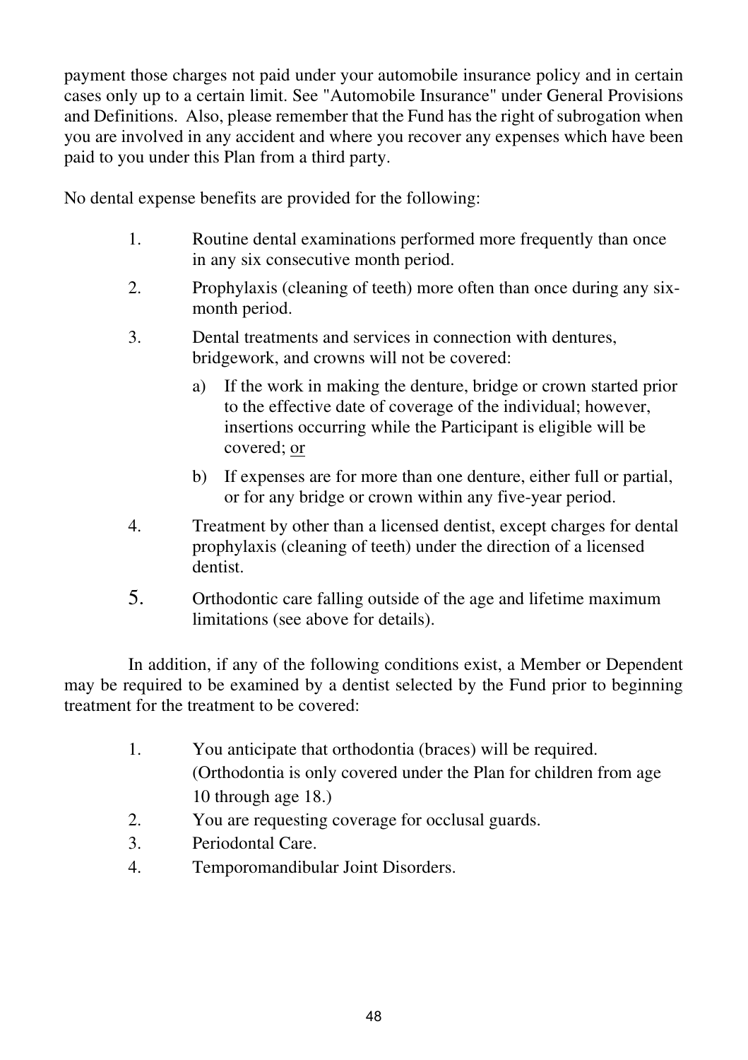payment those charges not paid under your automobile insurance policy and in certain cases only up to a certain limit. See "Automobile Insurance" under General Provisions and Definitions. Also, please remember that the Fund has the right of subrogation when you are involved in any accident and where you recover any expenses which have been paid to you under this Plan from a third party.

No dental expense benefits are provided for the following:

1. Routine dental examinations performed more frequently than once in any six consecutive month period.
2. Prophylaxis (cleaning of teeth) more often than once during any six-month period.
3. Dental treatments and services in connection with dentures, bridgework, and crowns will not be covered:
   a) If the work in making the denture, bridge or crown started prior to the effective date of coverage of the individual; however, insertions occurring while the Participant is eligible will be covered; <u>or</u>
   b) If expenses are for more than one denture, either full or partial, or for any bridge or crown within any five-year period.
4. Treatment by other than a licensed dentist, except charges for dental prophylaxis (cleaning of teeth) under the direction of a licensed dentist.
5. Orthodontic care falling outside of the age and lifetime maximum limitations (see above for details).

In addition, if any of the following conditions exist, a Member or Dependent may be required to be examined by a dentist selected by the Fund prior to beginning treatment for the treatment to be covered:

1. You anticipate that orthodontia (braces) will be required. (Orthodontia is only covered under the Plan for children from age 10 through age 18.)
2. You are requesting coverage for occlusal guards.
3. Periodontal Care.
4. Temporomandibular Joint Disorders.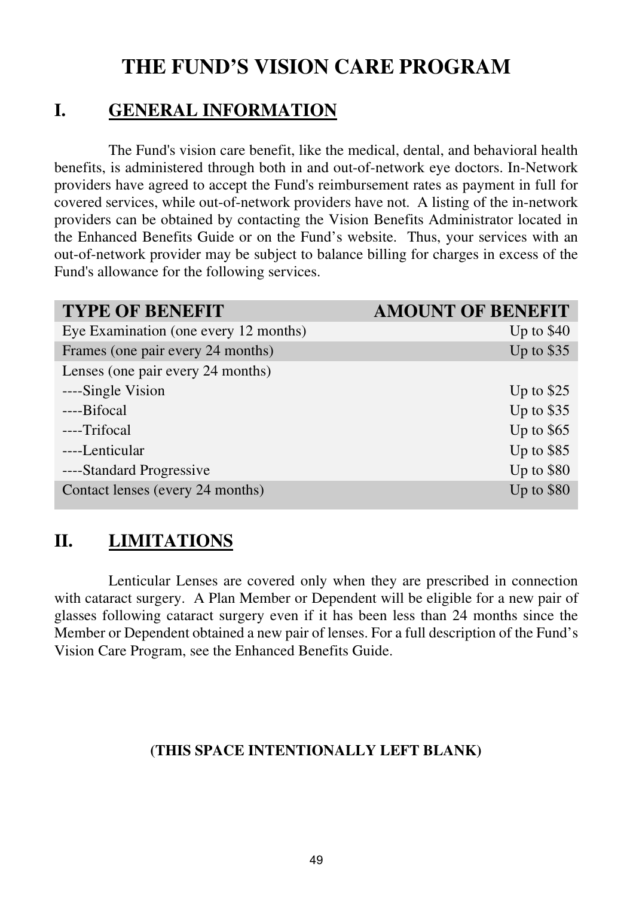# THE FUND'S VISION CARE PROGRAM

## I. GENERAL INFORMATION

The Fund's vision care benefit, like the medical, dental, and behavioral health benefits, is administered through both in and out-of-network eye doctors. In-Network providers have agreed to accept the Fund's reimbursement rates as payment in full for covered services, while out-of-network providers have not. A listing of the in-network providers can be obtained by contacting the Vision Benefits Administrator located in the Enhanced Benefits Guide or on the Fund's website. Thus, your services with an out-of-network provider may be subject to balance billing for charges in excess of the Fund's allowance for the following services.

| TYPE OF BENEFIT | AMOUNT OF BENEFIT |
|---|---|
| Eye Examination (one every 12 months) | Up to $40 |
| Frames (one pair every 24 months) | Up to $35 |
| Lenses (one pair every 24 months) | |
| ----Single Vision | Up to $25 |
| ----Bifocal | Up to $35 |
| ----Trifocal | Up to $65 |
| ----Lenticular | Up to $85 |
| ----Standard Progressive | Up to $80 |
| Contact lenses (every 24 months) | Up to $80 |

## II. LIMITATIONS

Lenticular Lenses are covered only when they are prescribed in connection with cataract surgery. A Plan Member or Dependent will be eligible for a new pair of glasses following cataract surgery even if it has been less than 24 months since the Member or Dependent obtained a new pair of lenses. For a full description of the Fund's Vision Care Program, see the Enhanced Benefits Guide.

**(THIS SPACE INTENTIONALLY LEFT BLANK)**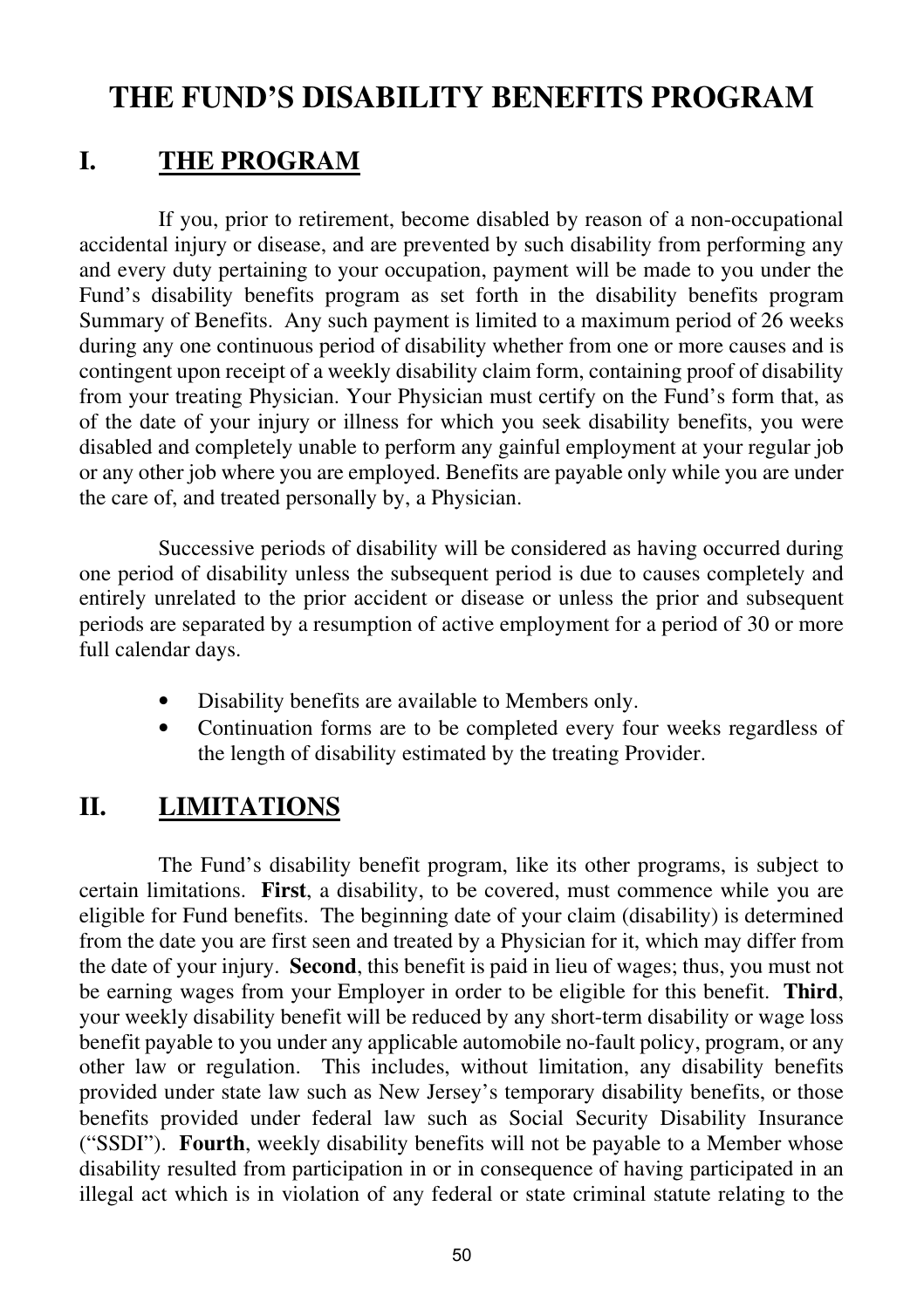# THE FUND'S DISABILITY BENEFITS PROGRAM

## I. THE PROGRAM

If you, prior to retirement, become disabled by reason of a non-occupational accidental injury or disease, and are prevented by such disability from performing any and every duty pertaining to your occupation, payment will be made to you under the Fund's disability benefits program as set forth in the disability benefits program Summary of Benefits. Any such payment is limited to a maximum period of 26 weeks during any one continuous period of disability whether from one or more causes and is contingent upon receipt of a weekly disability claim form, containing proof of disability from your treating Physician. Your Physician must certify on the Fund's form that, as of the date of your injury or illness for which you seek disability benefits, you were disabled and completely unable to perform any gainful employment at your regular job or any other job where you are employed. Benefits are payable only while you are under the care of, and treated personally by, a Physician.

Successive periods of disability will be considered as having occurred during one period of disability unless the subsequent period is due to causes completely and entirely unrelated to the prior accident or disease or unless the prior and subsequent periods are separated by a resumption of active employment for a period of 30 or more full calendar days.

- Disability benefits are available to Members only.
- Continuation forms are to be completed every four weeks regardless of the length of disability estimated by the treating Provider.

## II. LIMITATIONS

The Fund's disability benefit program, like its other programs, is subject to certain limitations. **First**, a disability, to be covered, must commence while you are eligible for Fund benefits. The beginning date of your claim (disability) is determined from the date you are first seen and treated by a Physician for it, which may differ from the date of your injury. **Second**, this benefit is paid in lieu of wages; thus, you must not be earning wages from your Employer in order to be eligible for this benefit. **Third**, your weekly disability benefit will be reduced by any short-term disability or wage loss benefit payable to you under any applicable automobile no-fault policy, program, or any other law or regulation. This includes, without limitation, any disability benefits provided under state law such as New Jersey's temporary disability benefits, or those benefits provided under federal law such as Social Security Disability Insurance ("SSDI"). **Fourth**, weekly disability benefits will not be payable to a Member whose disability resulted from participation in or in consequence of having participated in an illegal act which is in violation of any federal or state criminal statute relating to the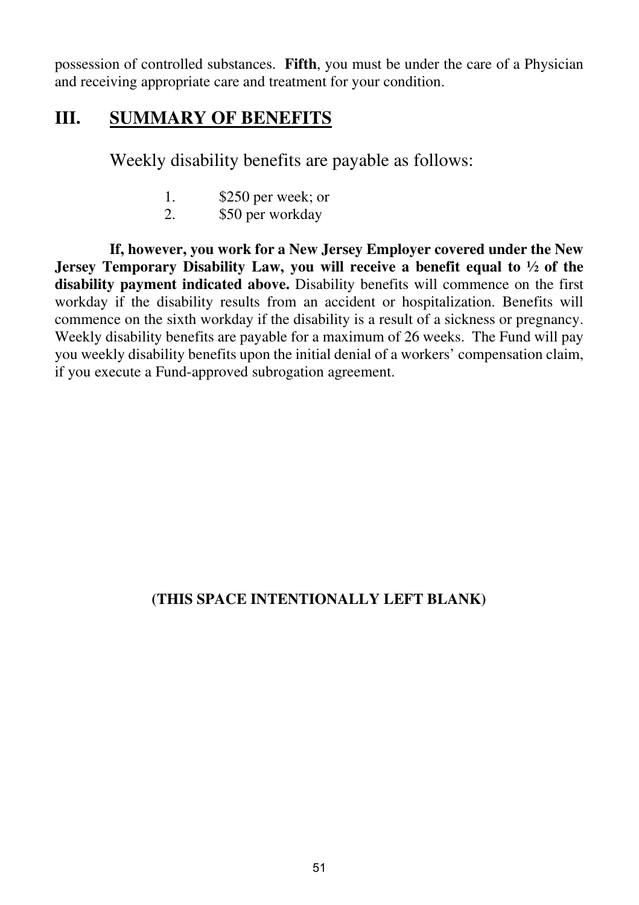possession of controlled substances. **Fifth**, you must be under the care of a Physician and receiving appropriate care and treatment for your condition.

## III. SUMMARY OF BENEFITS

Weekly disability benefits are payable as follows:

1. $250 per week; or
2. $50 per workday

**If, however, you work for a New Jersey Employer covered under the New Jersey Temporary Disability Law, you will receive a benefit equal to ½ of the disability payment indicated above.** Disability benefits will commence on the first workday if the disability results from an accident or hospitalization. Benefits will commence on the sixth workday if the disability is a result of a sickness or pregnancy. Weekly disability benefits are payable for a maximum of 26 weeks. The Fund will pay you weekly disability benefits upon the initial denial of a workers' compensation claim, if you execute a Fund-approved subrogation agreement.

**(THIS SPACE INTENTIONALLY LEFT BLANK)**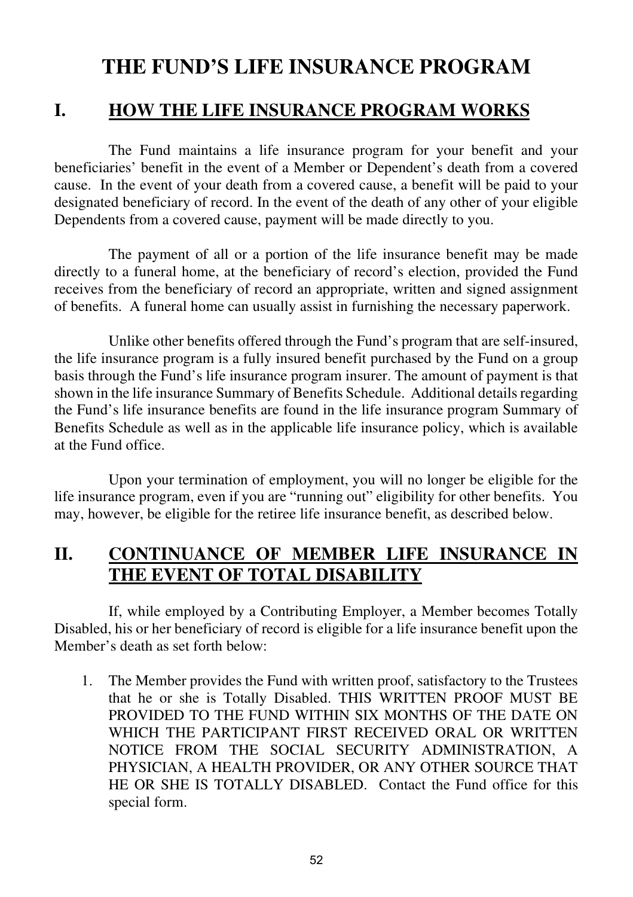# THE FUND'S LIFE INSURANCE PROGRAM

## I. HOW THE LIFE INSURANCE PROGRAM WORKS

The Fund maintains a life insurance program for your benefit and your beneficiaries' benefit in the event of a Member or Dependent's death from a covered cause. In the event of your death from a covered cause, a benefit will be paid to your designated beneficiary of record. In the event of the death of any other of your eligible Dependents from a covered cause, payment will be made directly to you.

The payment of all or a portion of the life insurance benefit may be made directly to a funeral home, at the beneficiary of record's election, provided the Fund receives from the beneficiary of record an appropriate, written and signed assignment of benefits. A funeral home can usually assist in furnishing the necessary paperwork.

Unlike other benefits offered through the Fund's program that are self-insured, the life insurance program is a fully insured benefit purchased by the Fund on a group basis through the Fund's life insurance program insurer. The amount of payment is that shown in the life insurance Summary of Benefits Schedule. Additional details regarding the Fund's life insurance benefits are found in the life insurance program Summary of Benefits Schedule as well as in the applicable life insurance policy, which is available at the Fund office.

Upon your termination of employment, you will no longer be eligible for the life insurance program, even if you are "running out" eligibility for other benefits. You may, however, be eligible for the retiree life insurance benefit, as described below.

## II. CONTINUANCE OF MEMBER LIFE INSURANCE IN THE EVENT OF TOTAL DISABILITY

If, while employed by a Contributing Employer, a Member becomes Totally Disabled, his or her beneficiary of record is eligible for a life insurance benefit upon the Member's death as set forth below:

1. The Member provides the Fund with written proof, satisfactory to the Trustees that he or she is Totally Disabled. THIS WRITTEN PROOF MUST BE PROVIDED TO THE FUND WITHIN SIX MONTHS OF THE DATE ON WHICH THE PARTICIPANT FIRST RECEIVED ORAL OR WRITTEN NOTICE FROM THE SOCIAL SECURITY ADMINISTRATION, A PHYSICIAN, A HEALTH PROVIDER, OR ANY OTHER SOURCE THAT HE OR SHE IS TOTALLY DISABLED. Contact the Fund office for this special form.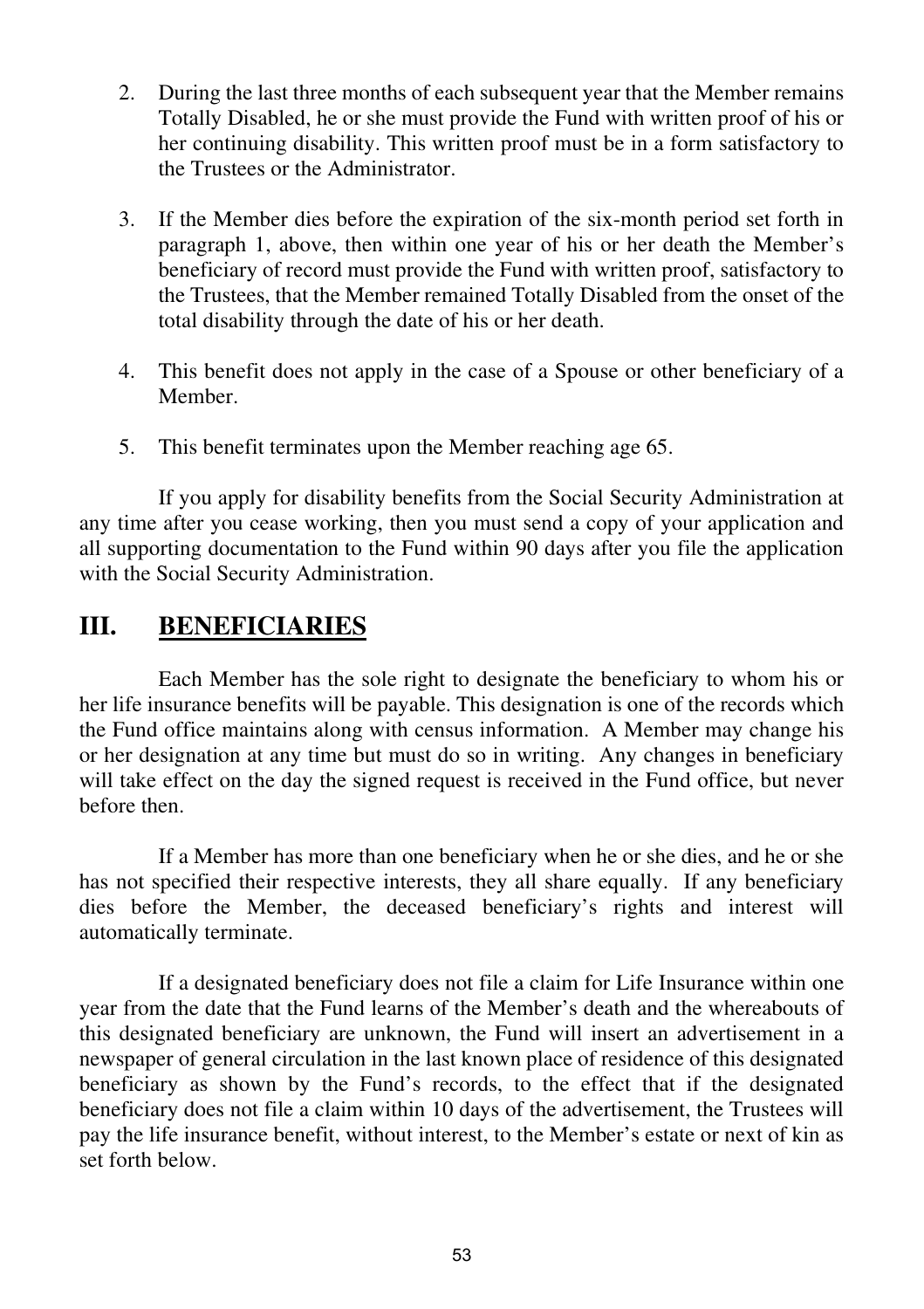2. During the last three months of each subsequent year that the Member remains Totally Disabled, he or she must provide the Fund with written proof of his or her continuing disability. This written proof must be in a form satisfactory to the Trustees or the Administrator.

3. If the Member dies before the expiration of the six-month period set forth in paragraph 1, above, then within one year of his or her death the Member's beneficiary of record must provide the Fund with written proof, satisfactory to the Trustees, that the Member remained Totally Disabled from the onset of the total disability through the date of his or her death.

4. This benefit does not apply in the case of a Spouse or other beneficiary of a Member.

5. This benefit terminates upon the Member reaching age 65.

If you apply for disability benefits from the Social Security Administration at any time after you cease working, then you must send a copy of your application and all supporting documentation to the Fund within 90 days after you file the application with the Social Security Administration.

## III. BENEFICIARIES

Each Member has the sole right to designate the beneficiary to whom his or her life insurance benefits will be payable. This designation is one of the records which the Fund office maintains along with census information. A Member may change his or her designation at any time but must do so in writing. Any changes in beneficiary will take effect on the day the signed request is received in the Fund office, but never before then.

If a Member has more than one beneficiary when he or she dies, and he or she has not specified their respective interests, they all share equally. If any beneficiary dies before the Member, the deceased beneficiary's rights and interest will automatically terminate.

If a designated beneficiary does not file a claim for Life Insurance within one year from the date that the Fund learns of the Member's death and the whereabouts of this designated beneficiary are unknown, the Fund will insert an advertisement in a newspaper of general circulation in the last known place of residence of this designated beneficiary as shown by the Fund's records, to the effect that if the designated beneficiary does not file a claim within 10 days of the advertisement, the Trustees will pay the life insurance benefit, without interest, to the Member's estate or next of kin as set forth below.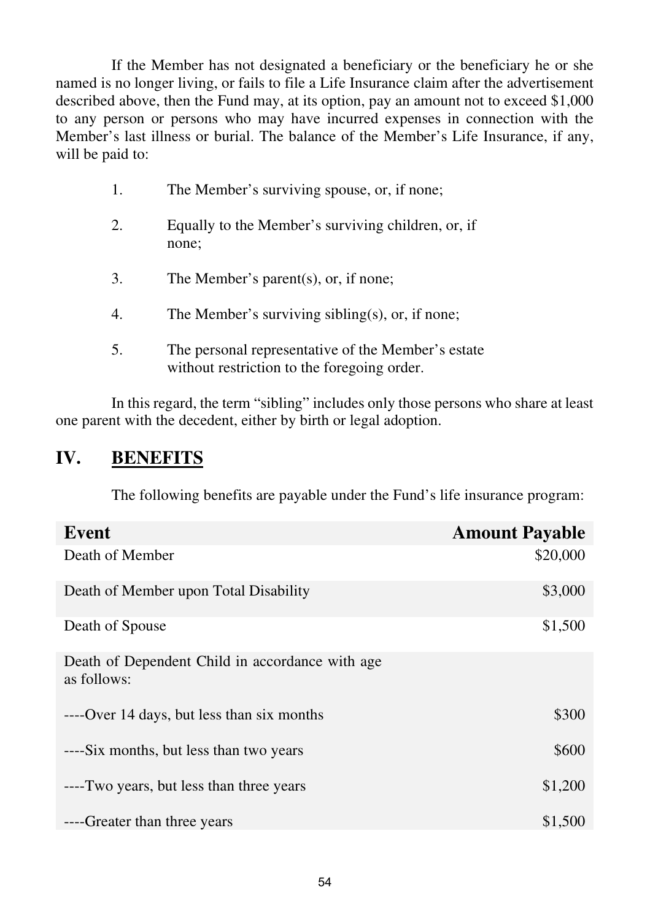If the Member has not designated a beneficiary or the beneficiary he or she named is no longer living, or fails to file a Life Insurance claim after the advertisement described above, then the Fund may, at its option, pay an amount not to exceed $1,000 to any person or persons who may have incurred expenses in connection with the Member's last illness or burial. The balance of the Member's Life Insurance, if any, will be paid to:

1. The Member's surviving spouse, or, if none;
2. Equally to the Member's surviving children, or, if none;
3. The Member's parent(s), or, if none;
4. The Member's surviving sibling(s), or, if none;
5. The personal representative of the Member's estate without restriction to the foregoing order.

In this regard, the term "sibling" includes only those persons who share at least one parent with the decedent, either by birth or legal adoption.

## IV. BENEFITS

The following benefits are payable under the Fund's life insurance program:

| Event | Amount Payable |
|---|---:|
| Death of Member | $20,000 |
| Death of Member upon Total Disability | $3,000 |
| Death of Spouse | $1,500 |
| Death of Dependent Child in accordance with age as follows: | |
| ----Over 14 days, but less than six months | $300 |
| ----Six months, but less than two years | $600 |
| ----Two years, but less than three years | $1,200 |
| ----Greater than three years | $1,500 |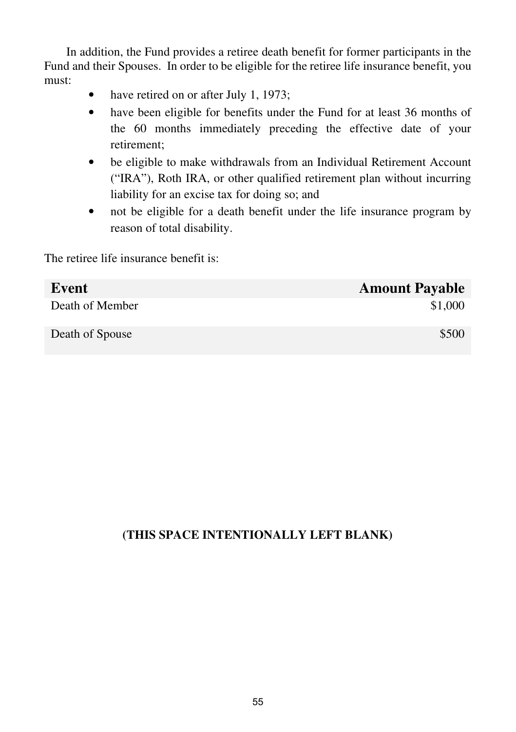In addition, the Fund provides a retiree death benefit for former participants in the Fund and their Spouses. In order to be eligible for the retiree life insurance benefit, you must:

- have retired on or after July 1, 1973;
- have been eligible for benefits under the Fund for at least 36 months of the 60 months immediately preceding the effective date of your retirement;
- be eligible to make withdrawals from an Individual Retirement Account ("IRA"), Roth IRA, or other qualified retirement plan without incurring liability for an excise tax for doing so; and
- not be eligible for a death benefit under the life insurance program by reason of total disability.

The retiree life insurance benefit is:

| Event | Amount Payable |
|---|---:|
| Death of Member | $1,000 |
| Death of Spouse | $500 |

**(THIS SPACE INTENTIONALLY LEFT BLANK)**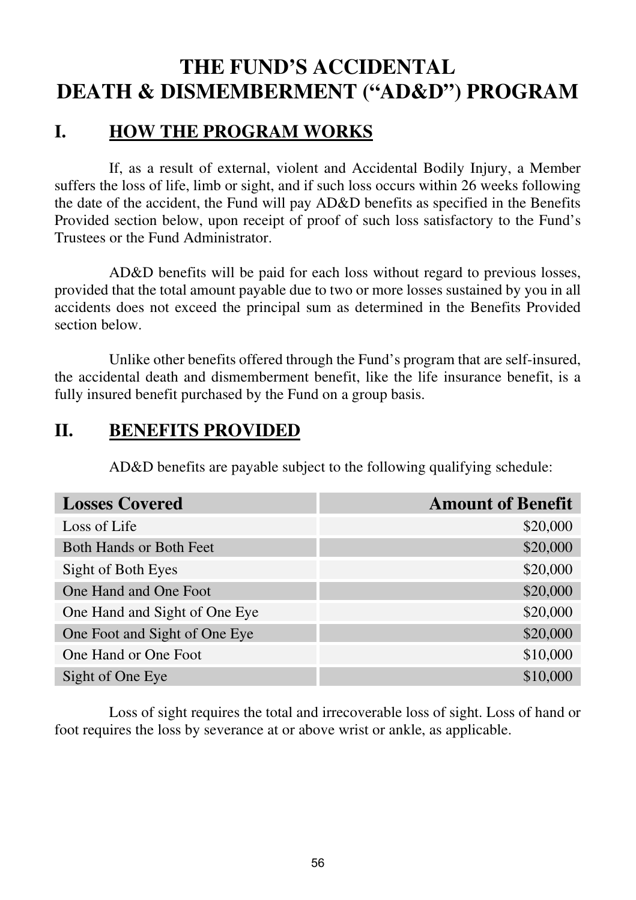# THE FUND'S ACCIDENTAL DEATH & DISMEMBERMENT ("AD&D") PROGRAM

## I. HOW THE PROGRAM WORKS

If, as a result of external, violent and Accidental Bodily Injury, a Member suffers the loss of life, limb or sight, and if such loss occurs within 26 weeks following the date of the accident, the Fund will pay AD&D benefits as specified in the Benefits Provided section below, upon receipt of proof of such loss satisfactory to the Fund's Trustees or the Fund Administrator.

AD&D benefits will be paid for each loss without regard to previous losses, provided that the total amount payable due to two or more losses sustained by you in all accidents does not exceed the principal sum as determined in the Benefits Provided section below.

Unlike other benefits offered through the Fund's program that are self-insured, the accidental death and dismemberment benefit, like the life insurance benefit, is a fully insured benefit purchased by the Fund on a group basis.

## II. BENEFITS PROVIDED

AD&D benefits are payable subject to the following qualifying schedule:

| Losses Covered | Amount of Benefit |
| --- | ---: |
| Loss of Life | $20,000 |
| Both Hands or Both Feet | $20,000 |
| Sight of Both Eyes | $20,000 |
| One Hand and One Foot | $20,000 |
| One Hand and Sight of One Eye | $20,000 |
| One Foot and Sight of One Eye | $20,000 |
| One Hand or One Foot | $10,000 |
| Sight of One Eye | $10,000 |

Loss of sight requires the total and irrecoverable loss of sight. Loss of hand or foot requires the loss by severance at or above wrist or ankle, as applicable.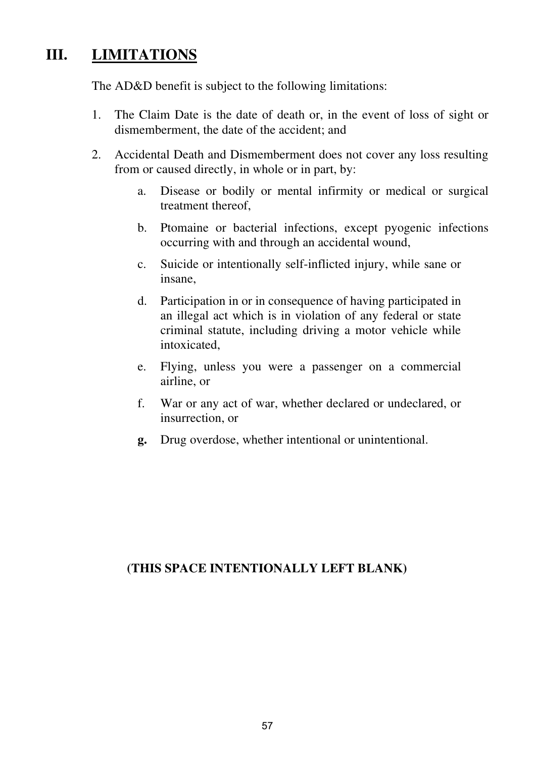# III. LIMITATIONS

The AD&D benefit is subject to the following limitations:

1. The Claim Date is the date of death or, in the event of loss of sight or dismemberment, the date of the accident; and
2. Accidental Death and Dismemberment does not cover any loss resulting from or caused directly, in whole or in part, by:
   a. Disease or bodily or mental infirmity or medical or surgical treatment thereof,
   b. Ptomaine or bacterial infections, except pyogenic infections occurring with and through an accidental wound,
   c. Suicide or intentionally self-inflicted injury, while sane or insane,
   d. Participation in or in consequence of having participated in an illegal act which is in violation of any federal or state criminal statute, including driving a motor vehicle while intoxicated,
   e. Flying, unless you were a passenger on a commercial airline, or
   f. War or any act of war, whether declared or undeclared, or insurrection, or
   **g.** Drug overdose, whether intentional or unintentional.

**(THIS SPACE INTENTIONALLY LEFT BLANK)**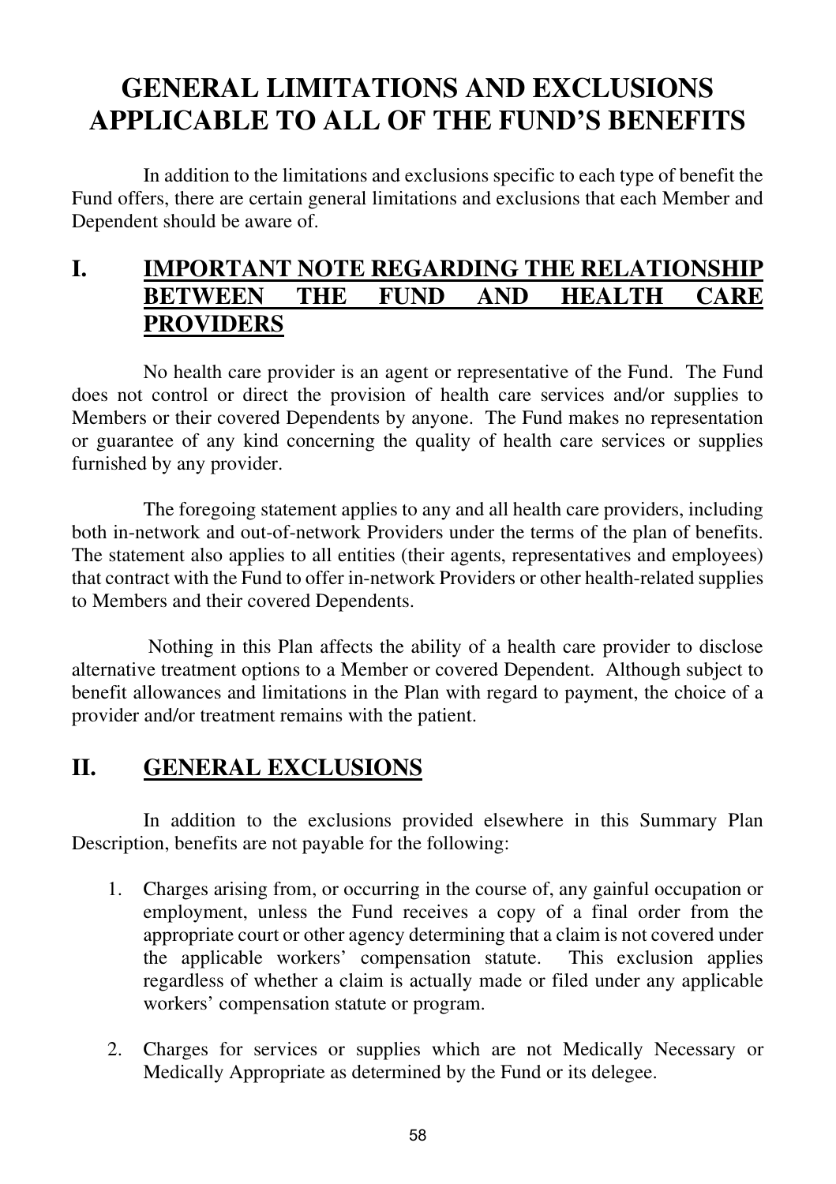# GENERAL LIMITATIONS AND EXCLUSIONS APPLICABLE TO ALL OF THE FUND'S BENEFITS

In addition to the limitations and exclusions specific to each type of benefit the Fund offers, there are certain general limitations and exclusions that each Member and Dependent should be aware of.

## I. IMPORTANT NOTE REGARDING THE RELATIONSHIP BETWEEN THE FUND AND HEALTH CARE PROVIDERS

No health care provider is an agent or representative of the Fund. The Fund does not control or direct the provision of health care services and/or supplies to Members or their covered Dependents by anyone. The Fund makes no representation or guarantee of any kind concerning the quality of health care services or supplies furnished by any provider.

The foregoing statement applies to any and all health care providers, including both in-network and out-of-network Providers under the terms of the plan of benefits. The statement also applies to all entities (their agents, representatives and employees) that contract with the Fund to offer in-network Providers or other health-related supplies to Members and their covered Dependents.

Nothing in this Plan affects the ability of a health care provider to disclose alternative treatment options to a Member or covered Dependent. Although subject to benefit allowances and limitations in the Plan with regard to payment, the choice of a provider and/or treatment remains with the patient.

## II. GENERAL EXCLUSIONS

In addition to the exclusions provided elsewhere in this Summary Plan Description, benefits are not payable for the following:

1. Charges arising from, or occurring in the course of, any gainful occupation or employment, unless the Fund receives a copy of a final order from the appropriate court or other agency determining that a claim is not covered under the applicable workers' compensation statute. This exclusion applies regardless of whether a claim is actually made or filed under any applicable workers' compensation statute or program.

2. Charges for services or supplies which are not Medically Necessary or Medically Appropriate as determined by the Fund or its delegee.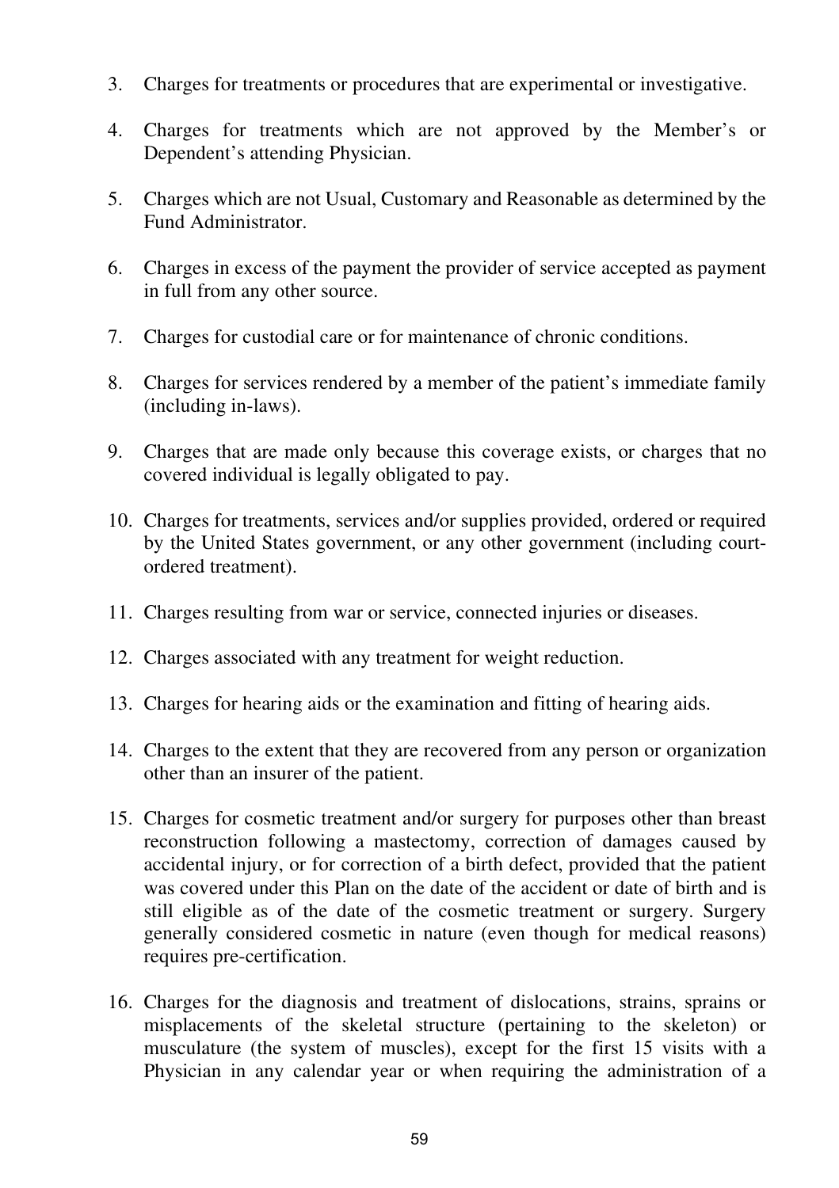3. Charges for treatments or procedures that are experimental or investigative.

4. Charges for treatments which are not approved by the Member's or Dependent's attending Physician.

5. Charges which are not Usual, Customary and Reasonable as determined by the Fund Administrator.

6. Charges in excess of the payment the provider of service accepted as payment in full from any other source.

7. Charges for custodial care or for maintenance of chronic conditions.

8. Charges for services rendered by a member of the patient's immediate family (including in-laws).

9. Charges that are made only because this coverage exists, or charges that no covered individual is legally obligated to pay.

10. Charges for treatments, services and/or supplies provided, ordered or required by the United States government, or any other government (including court-ordered treatment).

11. Charges resulting from war or service, connected injuries or diseases.

12. Charges associated with any treatment for weight reduction.

13. Charges for hearing aids or the examination and fitting of hearing aids.

14. Charges to the extent that they are recovered from any person or organization other than an insurer of the patient.

15. Charges for cosmetic treatment and/or surgery for purposes other than breast reconstruction following a mastectomy, correction of damages caused by accidental injury, or for correction of a birth defect, provided that the patient was covered under this Plan on the date of the accident or date of birth and is still eligible as of the date of the cosmetic treatment or surgery. Surgery generally considered cosmetic in nature (even though for medical reasons) requires pre-certification.

16. Charges for the diagnosis and treatment of dislocations, strains, sprains or misplacements of the skeletal structure (pertaining to the skeleton) or musculature (the system of muscles), except for the first 15 visits with a Physician in any calendar year or when requiring the administration of a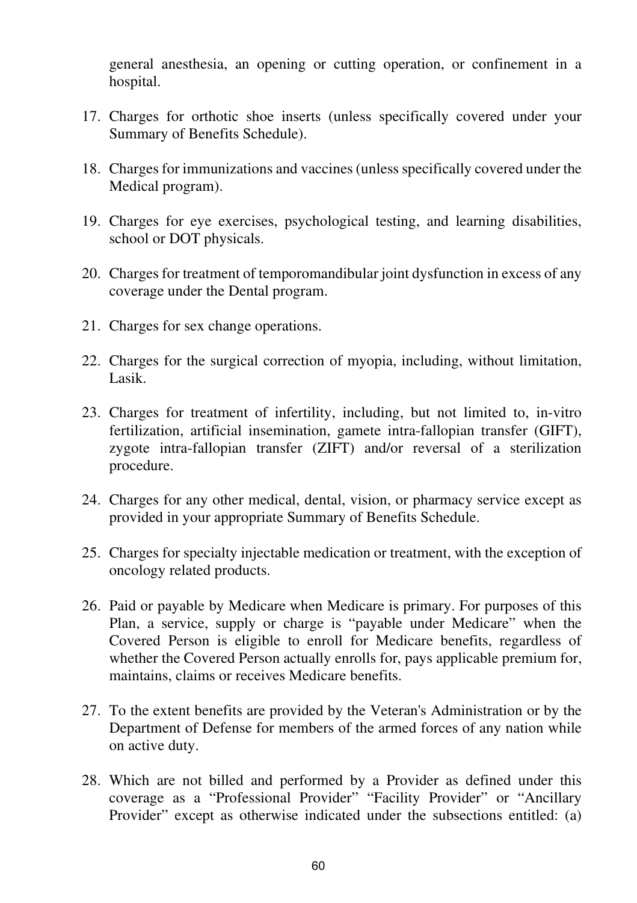general anesthesia, an opening or cutting operation, or confinement in a hospital.

17. Charges for orthotic shoe inserts (unless specifically covered under your Summary of Benefits Schedule).

18. Charges for immunizations and vaccines (unless specifically covered under the Medical program).

19. Charges for eye exercises, psychological testing, and learning disabilities, school or DOT physicals.

20. Charges for treatment of temporomandibular joint dysfunction in excess of any coverage under the Dental program.

21. Charges for sex change operations.

22. Charges for the surgical correction of myopia, including, without limitation, Lasik.

23. Charges for treatment of infertility, including, but not limited to, in-vitro fertilization, artificial insemination, gamete intra-fallopian transfer (GIFT), zygote intra-fallopian transfer (ZIFT) and/or reversal of a sterilization procedure.

24. Charges for any other medical, dental, vision, or pharmacy service except as provided in your appropriate Summary of Benefits Schedule.

25. Charges for specialty injectable medication or treatment, with the exception of oncology related products.

26. Paid or payable by Medicare when Medicare is primary. For purposes of this Plan, a service, supply or charge is "payable under Medicare" when the Covered Person is eligible to enroll for Medicare benefits, regardless of whether the Covered Person actually enrolls for, pays applicable premium for, maintains, claims or receives Medicare benefits.

27. To the extent benefits are provided by the Veteran's Administration or by the Department of Defense for members of the armed forces of any nation while on active duty.

28. Which are not billed and performed by a Provider as defined under this coverage as a "Professional Provider" "Facility Provider" or "Ancillary Provider" except as otherwise indicated under the subsections entitled: (a)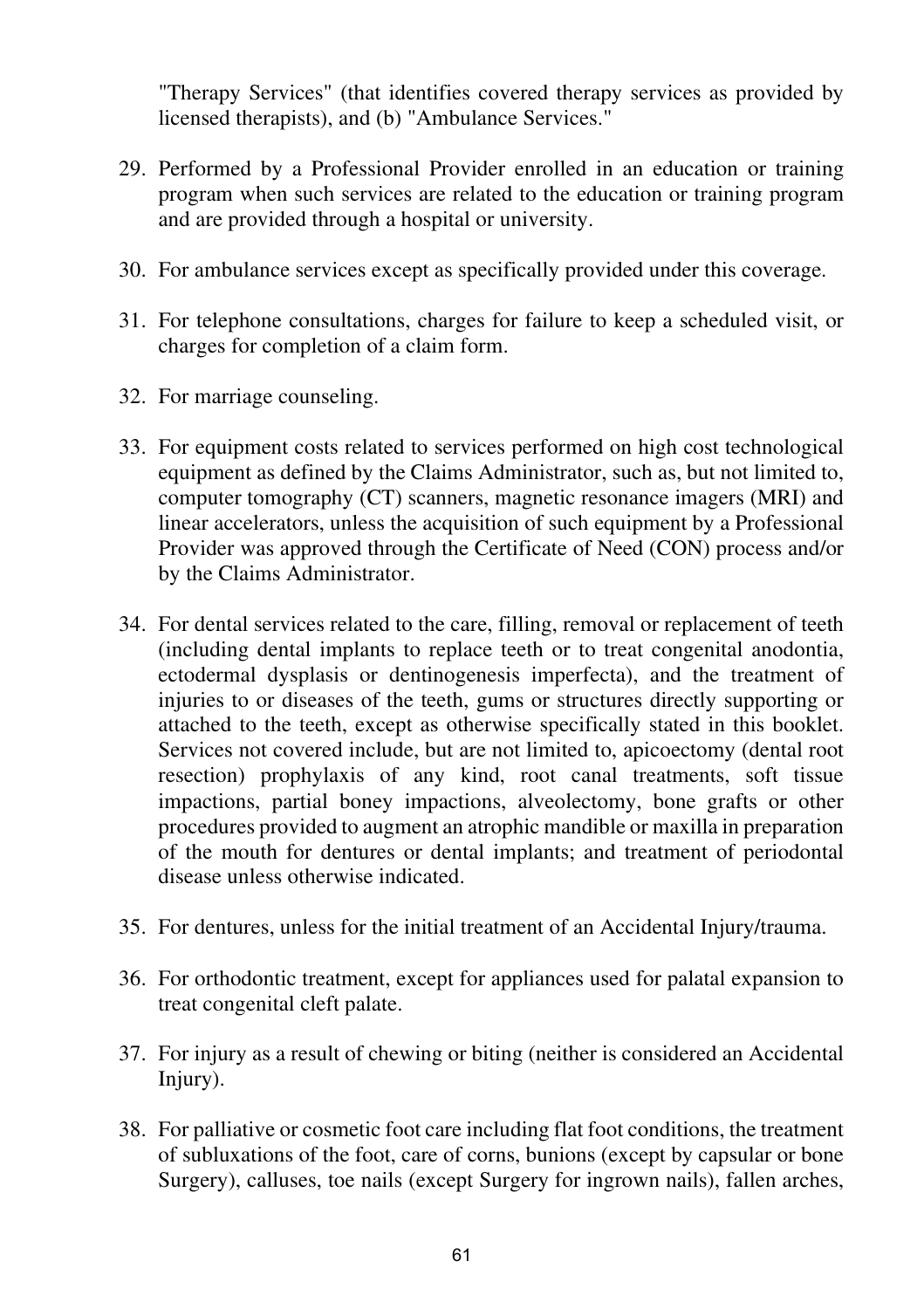"Therapy Services" (that identifies covered therapy services as provided by licensed therapists), and (b) "Ambulance Services."

29. Performed by a Professional Provider enrolled in an education or training program when such services are related to the education or training program and are provided through a hospital or university.

30. For ambulance services except as specifically provided under this coverage.

31. For telephone consultations, charges for failure to keep a scheduled visit, or charges for completion of a claim form.

32. For marriage counseling.

33. For equipment costs related to services performed on high cost technological equipment as defined by the Claims Administrator, such as, but not limited to, computer tomography (CT) scanners, magnetic resonance imagers (MRI) and linear accelerators, unless the acquisition of such equipment by a Professional Provider was approved through the Certificate of Need (CON) process and/or by the Claims Administrator.

34. For dental services related to the care, filling, removal or replacement of teeth (including dental implants to replace teeth or to treat congenital anodontia, ectodermal dysplasis or dentinogenesis imperfecta), and the treatment of injuries to or diseases of the teeth, gums or structures directly supporting or attached to the teeth, except as otherwise specifically stated in this booklet. Services not covered include, but are not limited to, apicoectomy (dental root resection) prophylaxis of any kind, root canal treatments, soft tissue impactions, partial boney impactions, alveolectomy, bone grafts or other procedures provided to augment an atrophic mandible or maxilla in preparation of the mouth for dentures or dental implants; and treatment of periodontal disease unless otherwise indicated.

35. For dentures, unless for the initial treatment of an Accidental Injury/trauma.

36. For orthodontic treatment, except for appliances used for palatal expansion to treat congenital cleft palate.

37. For injury as a result of chewing or biting (neither is considered an Accidental Injury).

38. For palliative or cosmetic foot care including flat foot conditions, the treatment of subluxations of the foot, care of corns, bunions (except by capsular or bone Surgery), calluses, toe nails (except Surgery for ingrown nails), fallen arches,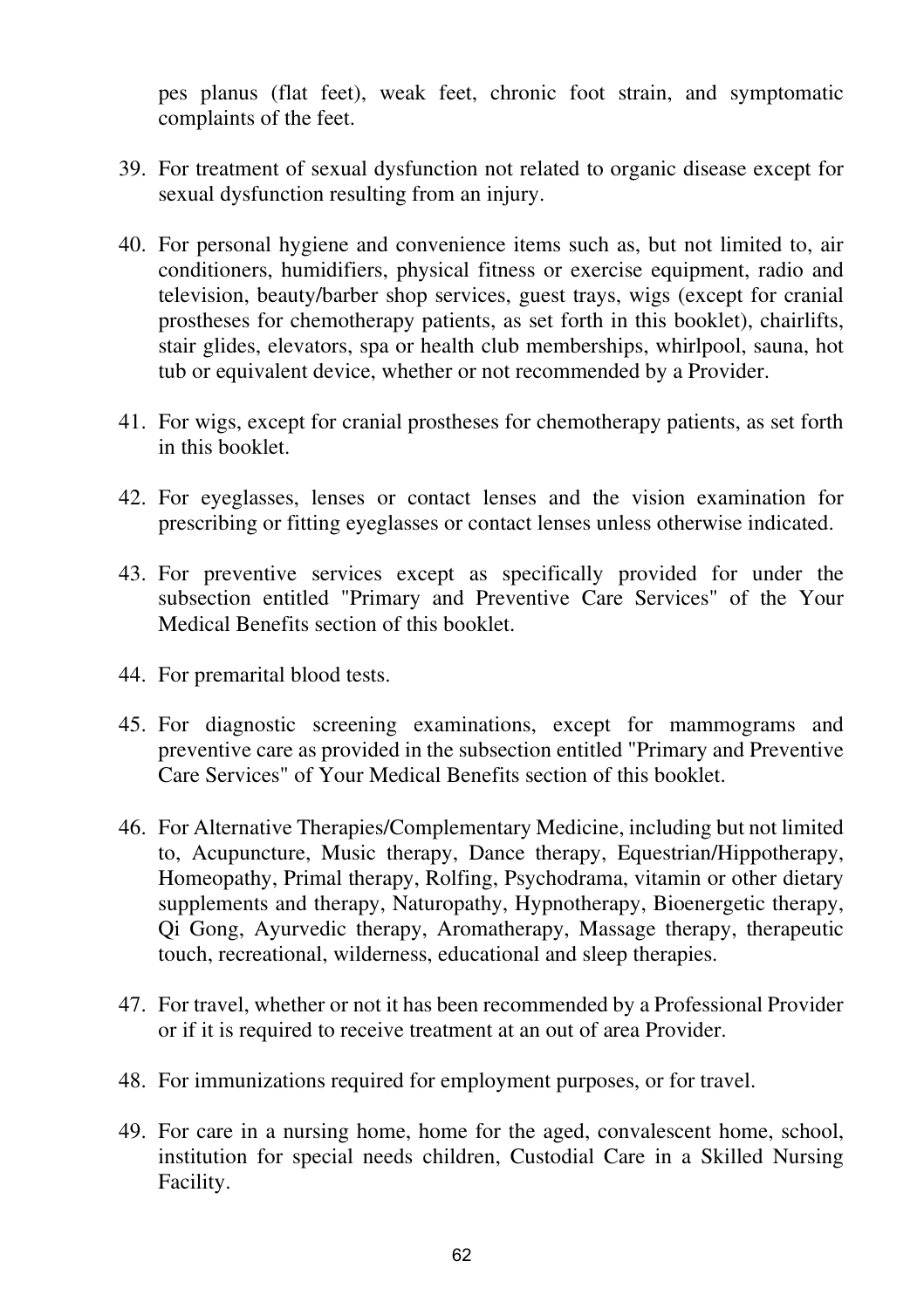pes planus (flat feet), weak feet, chronic foot strain, and symptomatic complaints of the feet.

39. For treatment of sexual dysfunction not related to organic disease except for sexual dysfunction resulting from an injury.

40. For personal hygiene and convenience items such as, but not limited to, air conditioners, humidifiers, physical fitness or exercise equipment, radio and television, beauty/barber shop services, guest trays, wigs (except for cranial prostheses for chemotherapy patients, as set forth in this booklet), chairlifts, stair glides, elevators, spa or health club memberships, whirlpool, sauna, hot tub or equivalent device, whether or not recommended by a Provider.

41. For wigs, except for cranial prostheses for chemotherapy patients, as set forth in this booklet.

42. For eyeglasses, lenses or contact lenses and the vision examination for prescribing or fitting eyeglasses or contact lenses unless otherwise indicated.

43. For preventive services except as specifically provided for under the subsection entitled "Primary and Preventive Care Services" of the Your Medical Benefits section of this booklet.

44. For premarital blood tests.

45. For diagnostic screening examinations, except for mammograms and preventive care as provided in the subsection entitled "Primary and Preventive Care Services" of Your Medical Benefits section of this booklet.

46. For Alternative Therapies/Complementary Medicine, including but not limited to, Acupuncture, Music therapy, Dance therapy, Equestrian/Hippotherapy, Homeopathy, Primal therapy, Rolfing, Psychodrama, vitamin or other dietary supplements and therapy, Naturopathy, Hypnotherapy, Bioenergetic therapy, Qi Gong, Ayurvedic therapy, Aromatherapy, Massage therapy, therapeutic touch, recreational, wilderness, educational and sleep therapies.

47. For travel, whether or not it has been recommended by a Professional Provider or if it is required to receive treatment at an out of area Provider.

48. For immunizations required for employment purposes, or for travel.

49. For care in a nursing home, home for the aged, convalescent home, school, institution for special needs children, Custodial Care in a Skilled Nursing Facility.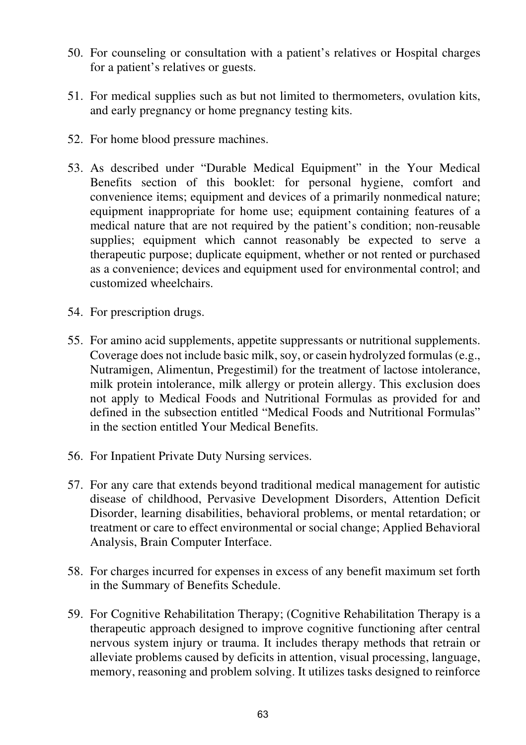50. For counseling or consultation with a patient's relatives or Hospital charges for a patient's relatives or guests.

51. For medical supplies such as but not limited to thermometers, ovulation kits, and early pregnancy or home pregnancy testing kits.

52. For home blood pressure machines.

53. As described under "Durable Medical Equipment" in the Your Medical Benefits section of this booklet: for personal hygiene, comfort and convenience items; equipment and devices of a primarily nonmedical nature; equipment inappropriate for home use; equipment containing features of a medical nature that are not required by the patient's condition; non-reusable supplies; equipment which cannot reasonably be expected to serve a therapeutic purpose; duplicate equipment, whether or not rented or purchased as a convenience; devices and equipment used for environmental control; and customized wheelchairs.

54. For prescription drugs.

55. For amino acid supplements, appetite suppressants or nutritional supplements. Coverage does not include basic milk, soy, or casein hydrolyzed formulas (e.g., Nutramigen, Alimentun, Pregestimil) for the treatment of lactose intolerance, milk protein intolerance, milk allergy or protein allergy. This exclusion does not apply to Medical Foods and Nutritional Formulas as provided for and defined in the subsection entitled "Medical Foods and Nutritional Formulas" in the section entitled Your Medical Benefits.

56. For Inpatient Private Duty Nursing services.

57. For any care that extends beyond traditional medical management for autistic disease of childhood, Pervasive Development Disorders, Attention Deficit Disorder, learning disabilities, behavioral problems, or mental retardation; or treatment or care to effect environmental or social change; Applied Behavioral Analysis, Brain Computer Interface.

58. For charges incurred for expenses in excess of any benefit maximum set forth in the Summary of Benefits Schedule.

59. For Cognitive Rehabilitation Therapy; (Cognitive Rehabilitation Therapy is a therapeutic approach designed to improve cognitive functioning after central nervous system injury or trauma. It includes therapy methods that retrain or alleviate problems caused by deficits in attention, visual processing, language, memory, reasoning and problem solving. It utilizes tasks designed to reinforce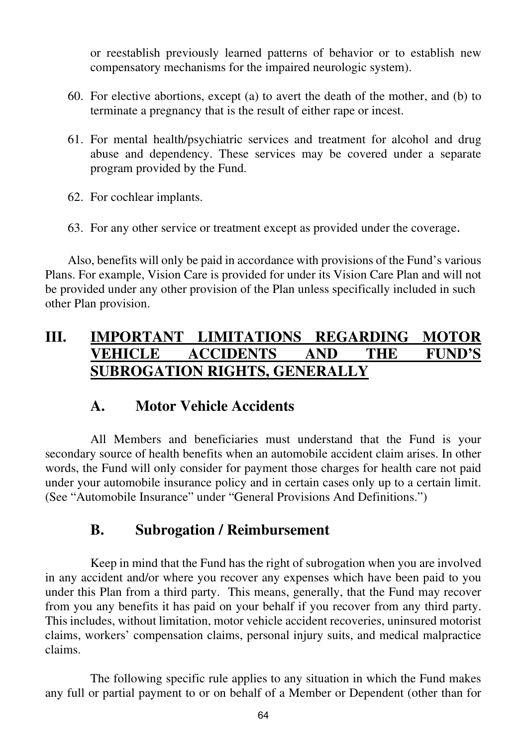or reestablish previously learned patterns of behavior or to establish new compensatory mechanisms for the impaired neurologic system).

60. For elective abortions, except (a) to avert the death of the mother, and (b) to terminate a pregnancy that is the result of either rape or incest.

61. For mental health/psychiatric services and treatment for alcohol and drug abuse and dependency. These services may be covered under a separate program provided by the Fund.

62. For cochlear implants.

63. For any other service or treatment except as provided under the coverage.

Also, benefits will only be paid in accordance with provisions of the Fund's various Plans. For example, Vision Care is provided for under its Vision Care Plan and will not be provided under any other provision of the Plan unless specifically included in such other Plan provision.

# III. IMPORTANT LIMITATIONS REGARDING MOTOR VEHICLE ACCIDENTS AND THE FUND'S SUBROGATION RIGHTS, GENERALLY

## A. Motor Vehicle Accidents

All Members and beneficiaries must understand that the Fund is your secondary source of health benefits when an automobile accident claim arises. In other words, the Fund will only consider for payment those charges for health care not paid under your automobile insurance policy and in certain cases only up to a certain limit. (See "Automobile Insurance" under "General Provisions And Definitions.")

## B. Subrogation / Reimbursement

Keep in mind that the Fund has the right of subrogation when you are involved in any accident and/or where you recover any expenses which have been paid to you under this Plan from a third party. This means, generally, that the Fund may recover from you any benefits it has paid on your behalf if you recover from any third party. This includes, without limitation, motor vehicle accident recoveries, uninsured motorist claims, workers' compensation claims, personal injury suits, and medical malpractice claims.

The following specific rule applies to any situation in which the Fund makes any full or partial payment to or on behalf of a Member or Dependent (other than for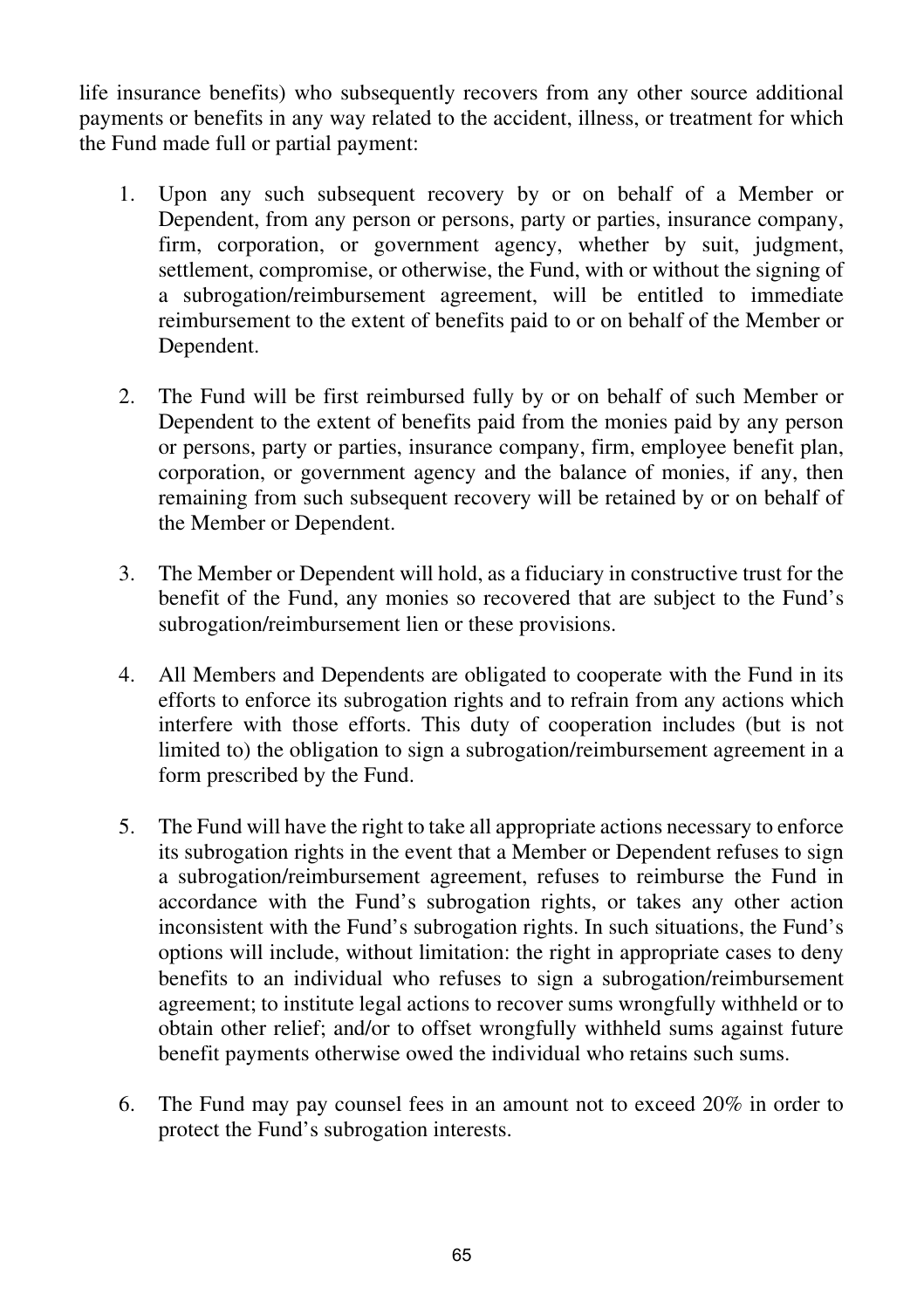life insurance benefits) who subsequently recovers from any other source additional payments or benefits in any way related to the accident, illness, or treatment for which the Fund made full or partial payment:

1. Upon any such subsequent recovery by or on behalf of a Member or Dependent, from any person or persons, party or parties, insurance company, firm, corporation, or government agency, whether by suit, judgment, settlement, compromise, or otherwise, the Fund, with or without the signing of a subrogation/reimbursement agreement, will be entitled to immediate reimbursement to the extent of benefits paid to or on behalf of the Member or Dependent.

2. The Fund will be first reimbursed fully by or on behalf of such Member or Dependent to the extent of benefits paid from the monies paid by any person or persons, party or parties, insurance company, firm, employee benefit plan, corporation, or government agency and the balance of monies, if any, then remaining from such subsequent recovery will be retained by or on behalf of the Member or Dependent.

3. The Member or Dependent will hold, as a fiduciary in constructive trust for the benefit of the Fund, any monies so recovered that are subject to the Fund's subrogation/reimbursement lien or these provisions.

4. All Members and Dependents are obligated to cooperate with the Fund in its efforts to enforce its subrogation rights and to refrain from any actions which interfere with those efforts. This duty of cooperation includes (but is not limited to) the obligation to sign a subrogation/reimbursement agreement in a form prescribed by the Fund.

5. The Fund will have the right to take all appropriate actions necessary to enforce its subrogation rights in the event that a Member or Dependent refuses to sign a subrogation/reimbursement agreement, refuses to reimburse the Fund in accordance with the Fund's subrogation rights, or takes any other action inconsistent with the Fund's subrogation rights. In such situations, the Fund's options will include, without limitation: the right in appropriate cases to deny benefits to an individual who refuses to sign a subrogation/reimbursement agreement; to institute legal actions to recover sums wrongfully withheld or to obtain other relief; and/or to offset wrongfully withheld sums against future benefit payments otherwise owed the individual who retains such sums.

6. The Fund may pay counsel fees in an amount not to exceed 20% in order to protect the Fund's subrogation interests.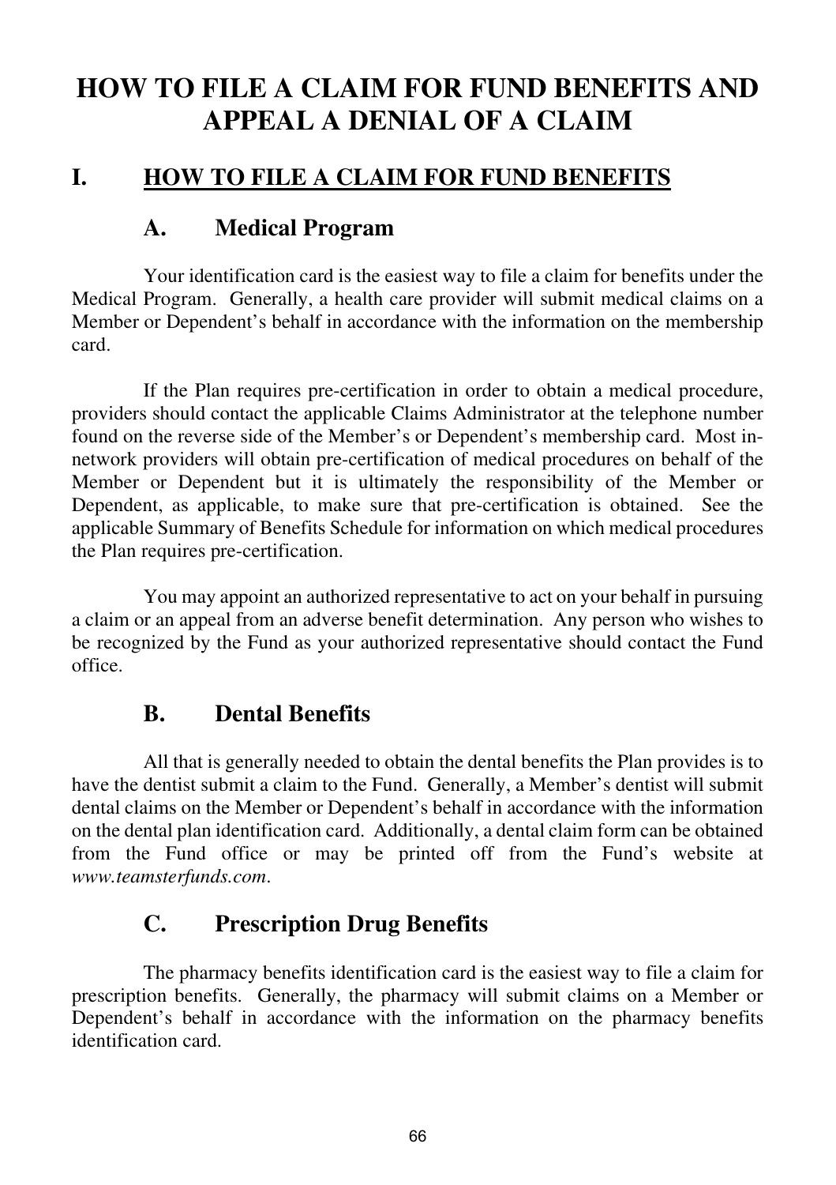# HOW TO FILE A CLAIM FOR FUND BENEFITS AND APPEAL A DENIAL OF A CLAIM

## I. HOW TO FILE A CLAIM FOR FUND BENEFITS

### A. Medical Program

Your identification card is the easiest way to file a claim for benefits under the Medical Program. Generally, a health care provider will submit medical claims on a Member or Dependent's behalf in accordance with the information on the membership card.

If the Plan requires pre-certification in order to obtain a medical procedure, providers should contact the applicable Claims Administrator at the telephone number found on the reverse side of the Member's or Dependent's membership card. Most in-network providers will obtain pre-certification of medical procedures on behalf of the Member or Dependent but it is ultimately the responsibility of the Member or Dependent, as applicable, to make sure that pre-certification is obtained. See the applicable Summary of Benefits Schedule for information on which medical procedures the Plan requires pre-certification.

You may appoint an authorized representative to act on your behalf in pursuing a claim or an appeal from an adverse benefit determination. Any person who wishes to be recognized by the Fund as your authorized representative should contact the Fund office.

### B. Dental Benefits

All that is generally needed to obtain the dental benefits the Plan provides is to have the dentist submit a claim to the Fund. Generally, a Member's dentist will submit dental claims on the Member or Dependent's behalf in accordance with the information on the dental plan identification card. Additionally, a dental claim form can be obtained from the Fund office or may be printed off from the Fund's website at *www.teamsterfunds.com*.

### C. Prescription Drug Benefits

The pharmacy benefits identification card is the easiest way to file a claim for prescription benefits. Generally, the pharmacy will submit claims on a Member or Dependent's behalf in accordance with the information on the pharmacy benefits identification card.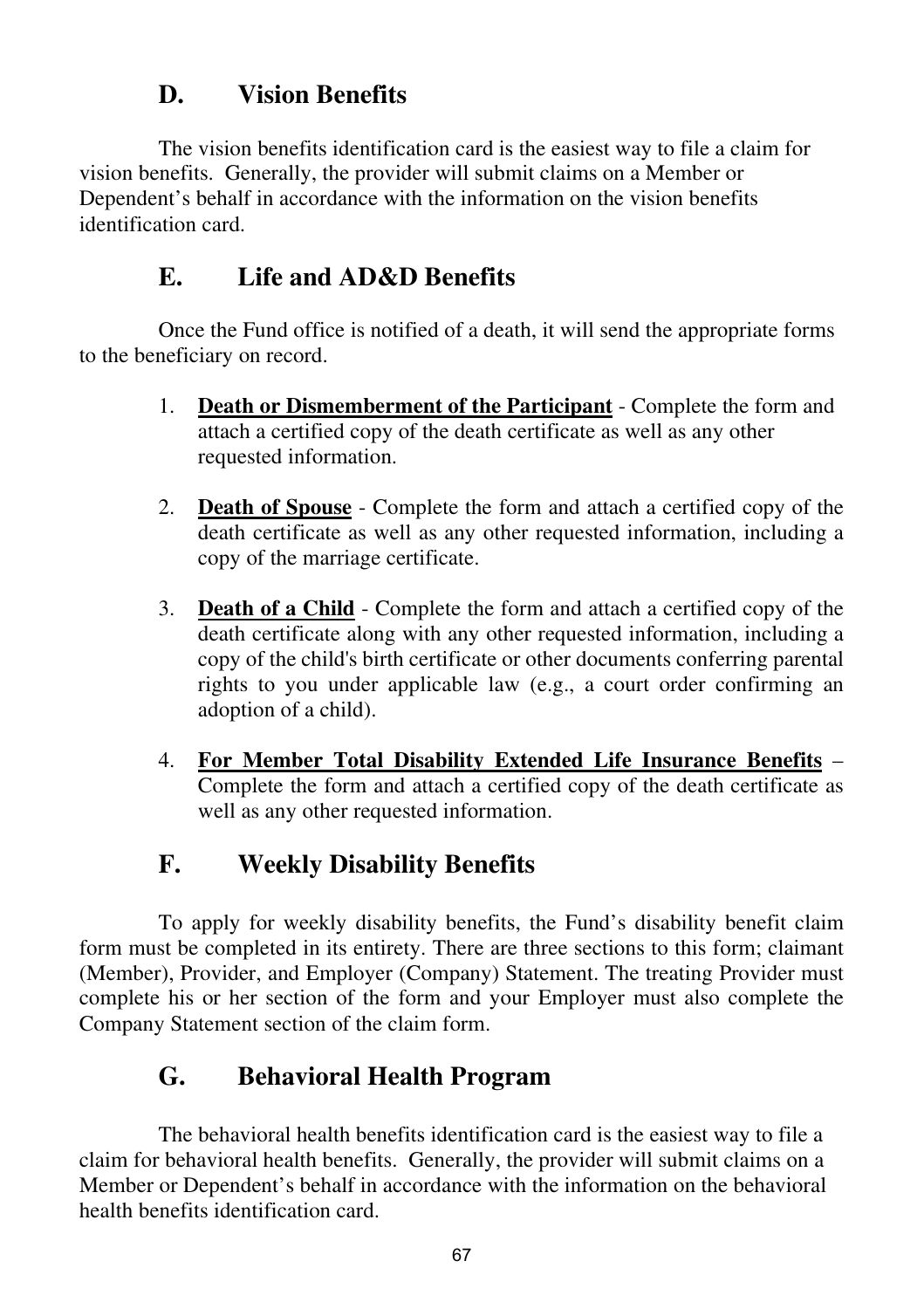## D. Vision Benefits

The vision benefits identification card is the easiest way to file a claim for vision benefits. Generally, the provider will submit claims on a Member or Dependent's behalf in accordance with the information on the vision benefits identification card.

## E. Life and AD&D Benefits

Once the Fund office is notified of a death, it will send the appropriate forms to the beneficiary on record.

1. **Death or Dismemberment of the Participant** - Complete the form and attach a certified copy of the death certificate as well as any other requested information.

2. **Death of Spouse** - Complete the form and attach a certified copy of the death certificate as well as any other requested information, including a copy of the marriage certificate.

3. **Death of a Child** - Complete the form and attach a certified copy of the death certificate along with any other requested information, including a copy of the child's birth certificate or other documents conferring parental rights to you under applicable law (e.g., a court order confirming an adoption of a child).

4. **For Member Total Disability Extended Life Insurance Benefits** – Complete the form and attach a certified copy of the death certificate as well as any other requested information.

## F. Weekly Disability Benefits

To apply for weekly disability benefits, the Fund's disability benefit claim form must be completed in its entirety. There are three sections to this form; claimant (Member), Provider, and Employer (Company) Statement. The treating Provider must complete his or her section of the form and your Employer must also complete the Company Statement section of the claim form.

## G. Behavioral Health Program

The behavioral health benefits identification card is the easiest way to file a claim for behavioral health benefits. Generally, the provider will submit claims on a Member or Dependent's behalf in accordance with the information on the behavioral health benefits identification card.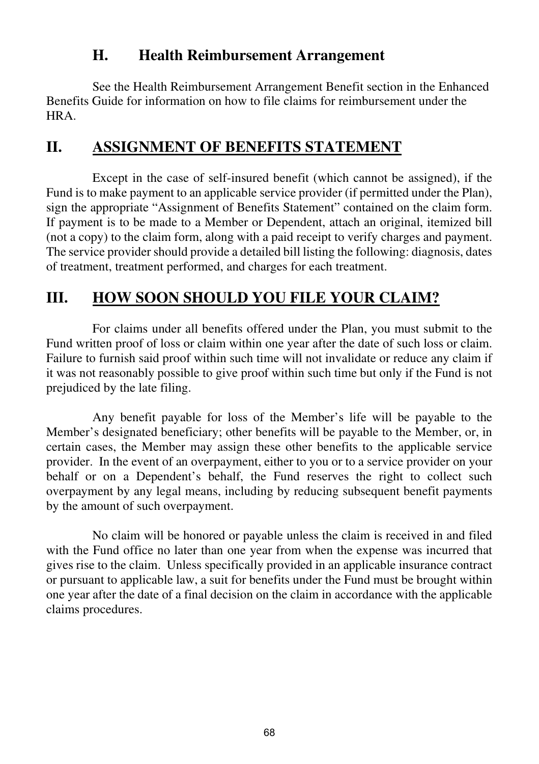### H. Health Reimbursement Arrangement

See the Health Reimbursement Arrangement Benefit section in the Enhanced Benefits Guide for information on how to file claims for reimbursement under the HRA.

## II. ASSIGNMENT OF BENEFITS STATEMENT

Except in the case of self-insured benefit (which cannot be assigned), if the Fund is to make payment to an applicable service provider (if permitted under the Plan), sign the appropriate "Assignment of Benefits Statement" contained on the claim form. If payment is to be made to a Member or Dependent, attach an original, itemized bill (not a copy) to the claim form, along with a paid receipt to verify charges and payment. The service provider should provide a detailed bill listing the following: diagnosis, dates of treatment, treatment performed, and charges for each treatment.

## III. HOW SOON SHOULD YOU FILE YOUR CLAIM?

For claims under all benefits offered under the Plan, you must submit to the Fund written proof of loss or claim within one year after the date of such loss or claim. Failure to furnish said proof within such time will not invalidate or reduce any claim if it was not reasonably possible to give proof within such time but only if the Fund is not prejudiced by the late filing.

Any benefit payable for loss of the Member's life will be payable to the Member's designated beneficiary; other benefits will be payable to the Member, or, in certain cases, the Member may assign these other benefits to the applicable service provider. In the event of an overpayment, either to you or to a service provider on your behalf or on a Dependent's behalf, the Fund reserves the right to collect such overpayment by any legal means, including by reducing subsequent benefit payments by the amount of such overpayment.

No claim will be honored or payable unless the claim is received in and filed with the Fund office no later than one year from when the expense was incurred that gives rise to the claim. Unless specifically provided in an applicable insurance contract or pursuant to applicable law, a suit for benefits under the Fund must be brought within one year after the date of a final decision on the claim in accordance with the applicable claims procedures.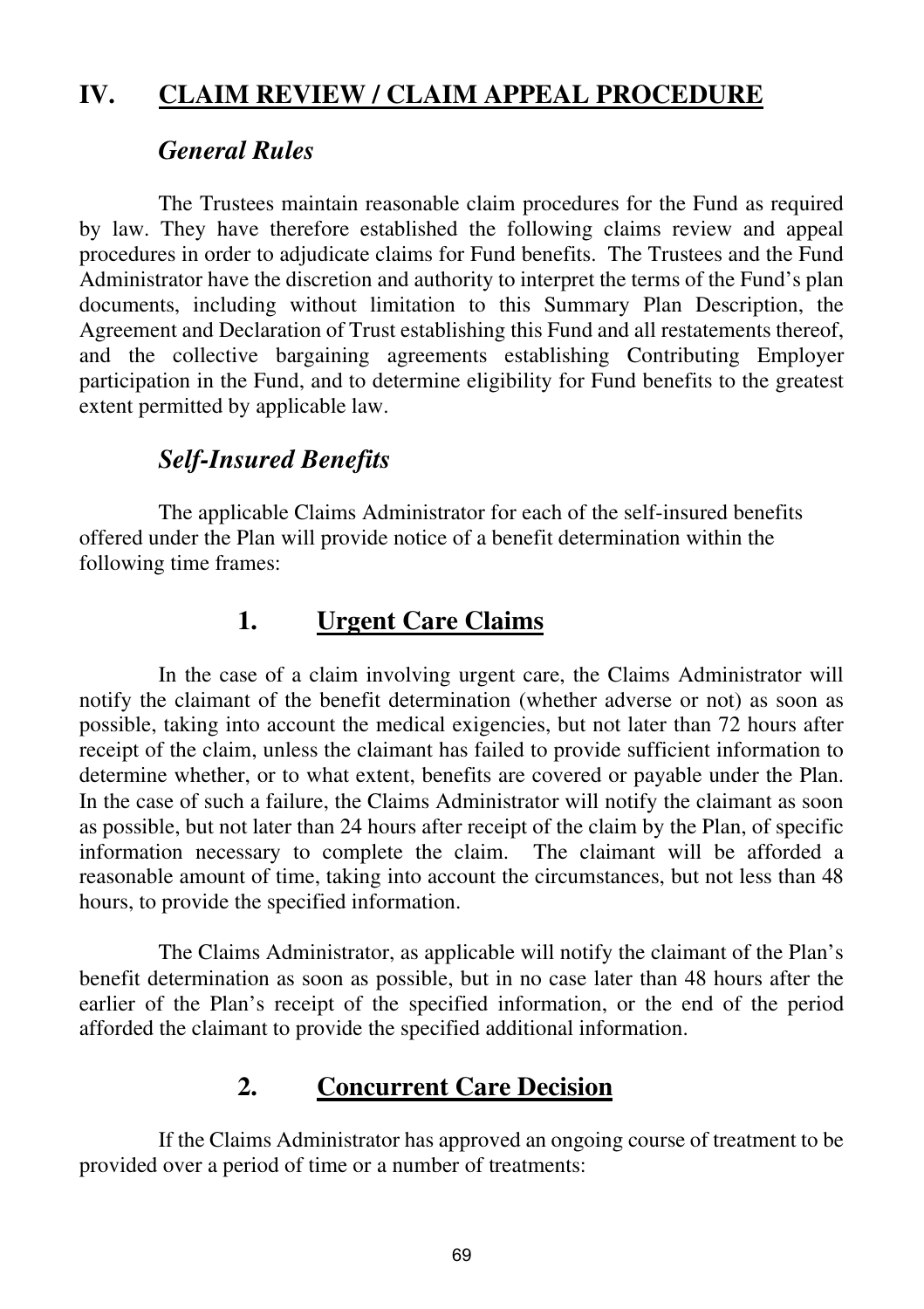# IV. CLAIM REVIEW / CLAIM APPEAL PROCEDURE

## *General Rules*

The Trustees maintain reasonable claim procedures for the Fund as required by law. They have therefore established the following claims review and appeal procedures in order to adjudicate claims for Fund benefits. The Trustees and the Fund Administrator have the discretion and authority to interpret the terms of the Fund's plan documents, including without limitation to this Summary Plan Description, the Agreement and Declaration of Trust establishing this Fund and all restatements thereof, and the collective bargaining agreements establishing Contributing Employer participation in the Fund, and to determine eligibility for Fund benefits to the greatest extent permitted by applicable law.

## *Self-Insured Benefits*

The applicable Claims Administrator for each of the self-insured benefits offered under the Plan will provide notice of a benefit determination within the following time frames:

### 1. Urgent Care Claims

In the case of a claim involving urgent care, the Claims Administrator will notify the claimant of the benefit determination (whether adverse or not) as soon as possible, taking into account the medical exigencies, but not later than 72 hours after receipt of the claim, unless the claimant has failed to provide sufficient information to determine whether, or to what extent, benefits are covered or payable under the Plan. In the case of such a failure, the Claims Administrator will notify the claimant as soon as possible, but not later than 24 hours after receipt of the claim by the Plan, of specific information necessary to complete the claim. The claimant will be afforded a reasonable amount of time, taking into account the circumstances, but not less than 48 hours, to provide the specified information.

The Claims Administrator, as applicable will notify the claimant of the Plan's benefit determination as soon as possible, but in no case later than 48 hours after the earlier of the Plan's receipt of the specified information, or the end of the period afforded the claimant to provide the specified additional information.

### 2. Concurrent Care Decision

If the Claims Administrator has approved an ongoing course of treatment to be provided over a period of time or a number of treatments: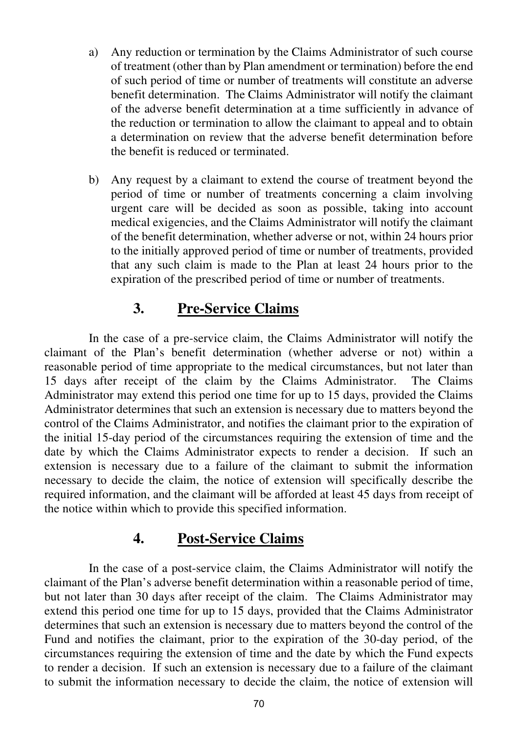a) Any reduction or termination by the Claims Administrator of such course of treatment (other than by Plan amendment or termination) before the end of such period of time or number of treatments will constitute an adverse benefit determination. The Claims Administrator will notify the claimant of the adverse benefit determination at a time sufficiently in advance of the reduction or termination to allow the claimant to appeal and to obtain a determination on review that the adverse benefit determination before the benefit is reduced or terminated.

b) Any request by a claimant to extend the course of treatment beyond the period of time or number of treatments concerning a claim involving urgent care will be decided as soon as possible, taking into account medical exigencies, and the Claims Administrator will notify the claimant of the benefit determination, whether adverse or not, within 24 hours prior to the initially approved period of time or number of treatments, provided that any such claim is made to the Plan at least 24 hours prior to the expiration of the prescribed period of time or number of treatments.

## 3. Pre-Service Claims

In the case of a pre-service claim, the Claims Administrator will notify the claimant of the Plan's benefit determination (whether adverse or not) within a reasonable period of time appropriate to the medical circumstances, but not later than 15 days after receipt of the claim by the Claims Administrator. The Claims Administrator may extend this period one time for up to 15 days, provided the Claims Administrator determines that such an extension is necessary due to matters beyond the control of the Claims Administrator, and notifies the claimant prior to the expiration of the initial 15-day period of the circumstances requiring the extension of time and the date by which the Claims Administrator expects to render a decision. If such an extension is necessary due to a failure of the claimant to submit the information necessary to decide the claim, the notice of extension will specifically describe the required information, and the claimant will be afforded at least 45 days from receipt of the notice within which to provide this specified information.

## 4. Post-Service Claims

In the case of a post-service claim, the Claims Administrator will notify the claimant of the Plan's adverse benefit determination within a reasonable period of time, but not later than 30 days after receipt of the claim. The Claims Administrator may extend this period one time for up to 15 days, provided that the Claims Administrator determines that such an extension is necessary due to matters beyond the control of the Fund and notifies the claimant, prior to the expiration of the 30-day period, of the circumstances requiring the extension of time and the date by which the Fund expects to render a decision. If such an extension is necessary due to a failure of the claimant to submit the information necessary to decide the claim, the notice of extension will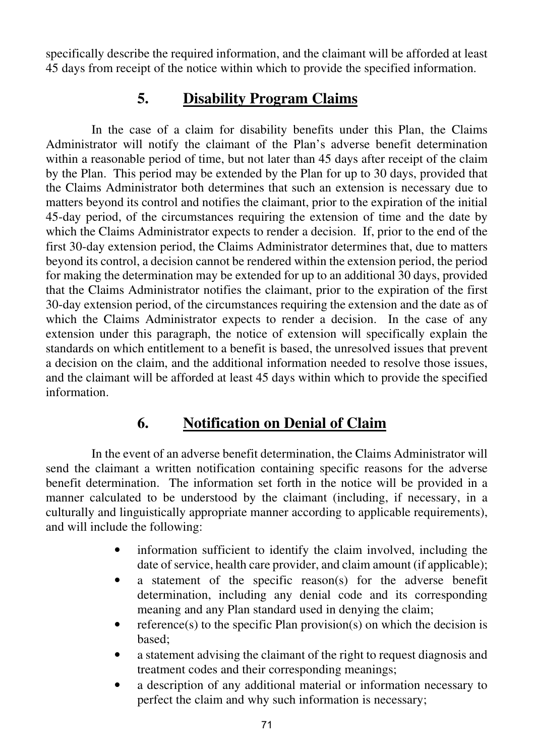specifically describe the required information, and the claimant will be afforded at least 45 days from receipt of the notice within which to provide the specified information.

## 5. Disability Program Claims

In the case of a claim for disability benefits under this Plan, the Claims Administrator will notify the claimant of the Plan's adverse benefit determination within a reasonable period of time, but not later than 45 days after receipt of the claim by the Plan. This period may be extended by the Plan for up to 30 days, provided that the Claims Administrator both determines that such an extension is necessary due to matters beyond its control and notifies the claimant, prior to the expiration of the initial 45-day period, of the circumstances requiring the extension of time and the date by which the Claims Administrator expects to render a decision. If, prior to the end of the first 30-day extension period, the Claims Administrator determines that, due to matters beyond its control, a decision cannot be rendered within the extension period, the period for making the determination may be extended for up to an additional 30 days, provided that the Claims Administrator notifies the claimant, prior to the expiration of the first 30-day extension period, of the circumstances requiring the extension and the date as of which the Claims Administrator expects to render a decision. In the case of any extension under this paragraph, the notice of extension will specifically explain the standards on which entitlement to a benefit is based, the unresolved issues that prevent a decision on the claim, and the additional information needed to resolve those issues, and the claimant will be afforded at least 45 days within which to provide the specified information.

## 6. Notification on Denial of Claim

In the event of an adverse benefit determination, the Claims Administrator will send the claimant a written notification containing specific reasons for the adverse benefit determination. The information set forth in the notice will be provided in a manner calculated to be understood by the claimant (including, if necessary, in a culturally and linguistically appropriate manner according to applicable requirements), and will include the following:

- information sufficient to identify the claim involved, including the date of service, health care provider, and claim amount (if applicable);
- a statement of the specific reason(s) for the adverse benefit determination, including any denial code and its corresponding meaning and any Plan standard used in denying the claim;
- reference(s) to the specific Plan provision(s) on which the decision is based;
- a statement advising the claimant of the right to request diagnosis and treatment codes and their corresponding meanings;
- a description of any additional material or information necessary to perfect the claim and why such information is necessary;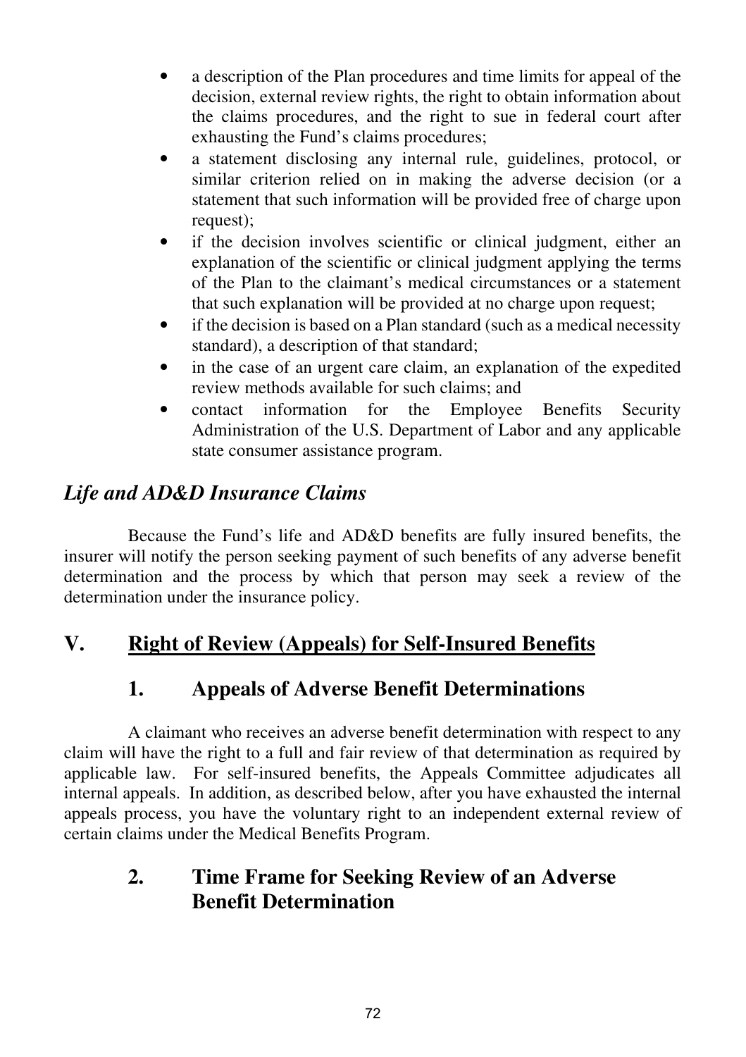- a description of the Plan procedures and time limits for appeal of the decision, external review rights, the right to obtain information about the claims procedures, and the right to sue in federal court after exhausting the Fund's claims procedures;
- a statement disclosing any internal rule, guidelines, protocol, or similar criterion relied on in making the adverse decision (or a statement that such information will be provided free of charge upon request);
- if the decision involves scientific or clinical judgment, either an explanation of the scientific or clinical judgment applying the terms of the Plan to the claimant's medical circumstances or a statement that such explanation will be provided at no charge upon request;
- if the decision is based on a Plan standard (such as a medical necessity standard), a description of that standard;
- in the case of an urgent care claim, an explanation of the expedited review methods available for such claims; and
- contact information for the Employee Benefits Security Administration of the U.S. Department of Labor and any applicable state consumer assistance program.

### *Life and AD&D Insurance Claims*

Because the Fund's life and AD&D benefits are fully insured benefits, the insurer will notify the person seeking payment of such benefits of any adverse benefit determination and the process by which that person may seek a review of the determination under the insurance policy.

## V. Right of Review (Appeals) for Self-Insured Benefits

### 1. Appeals of Adverse Benefit Determinations

A claimant who receives an adverse benefit determination with respect to any claim will have the right to a full and fair review of that determination as required by applicable law. For self-insured benefits, the Appeals Committee adjudicates all internal appeals. In addition, as described below, after you have exhausted the internal appeals process, you have the voluntary right to an independent external review of certain claims under the Medical Benefits Program.

### 2. Time Frame for Seeking Review of an Adverse Benefit Determination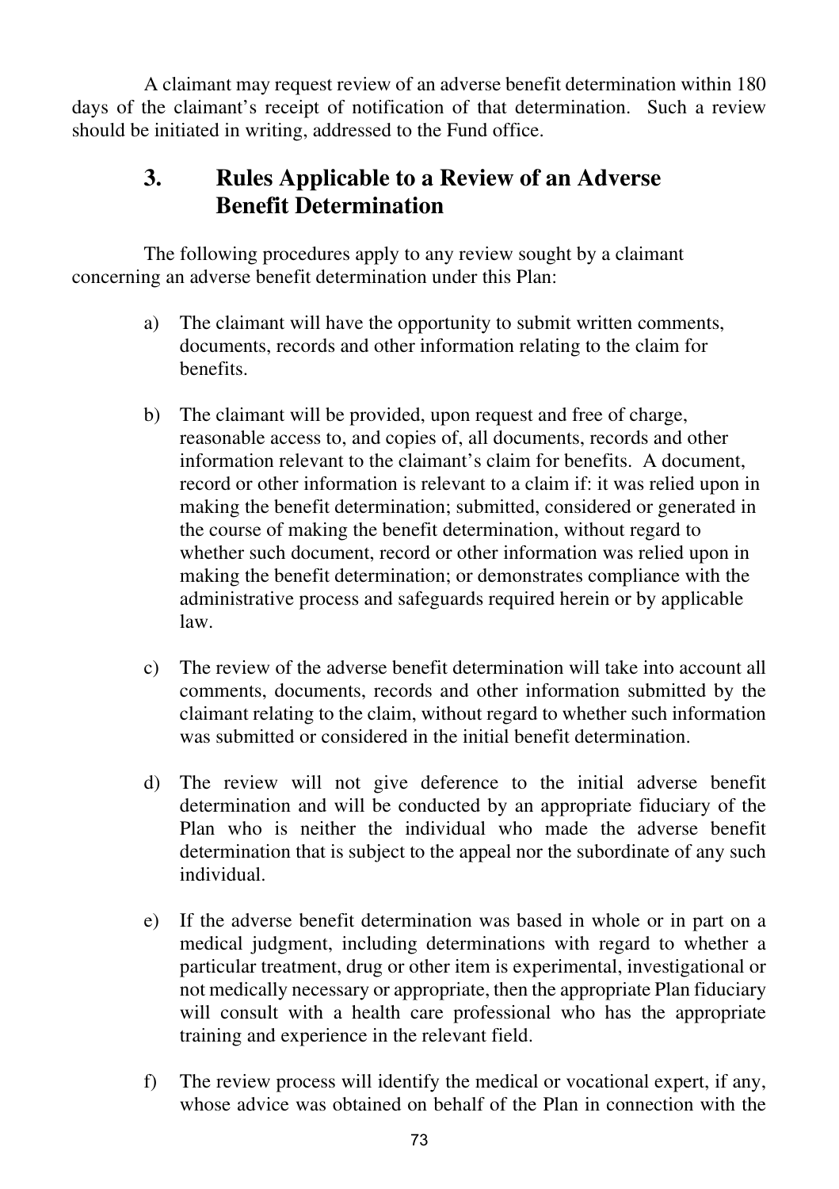A claimant may request review of an adverse benefit determination within 180 days of the claimant's receipt of notification of that determination. Such a review should be initiated in writing, addressed to the Fund office.

### 3. Rules Applicable to a Review of an Adverse Benefit Determination

The following procedures apply to any review sought by a claimant concerning an adverse benefit determination under this Plan:

a) The claimant will have the opportunity to submit written comments, documents, records and other information relating to the claim for benefits.

b) The claimant will be provided, upon request and free of charge, reasonable access to, and copies of, all documents, records and other information relevant to the claimant's claim for benefits. A document, record or other information is relevant to a claim if: it was relied upon in making the benefit determination; submitted, considered or generated in the course of making the benefit determination, without regard to whether such document, record or other information was relied upon in making the benefit determination; or demonstrates compliance with the administrative process and safeguards required herein or by applicable law.

c) The review of the adverse benefit determination will take into account all comments, documents, records and other information submitted by the claimant relating to the claim, without regard to whether such information was submitted or considered in the initial benefit determination.

d) The review will not give deference to the initial adverse benefit determination and will be conducted by an appropriate fiduciary of the Plan who is neither the individual who made the adverse benefit determination that is subject to the appeal nor the subordinate of any such individual.

e) If the adverse benefit determination was based in whole or in part on a medical judgment, including determinations with regard to whether a particular treatment, drug or other item is experimental, investigational or not medically necessary or appropriate, then the appropriate Plan fiduciary will consult with a health care professional who has the appropriate training and experience in the relevant field.

f) The review process will identify the medical or vocational expert, if any, whose advice was obtained on behalf of the Plan in connection with the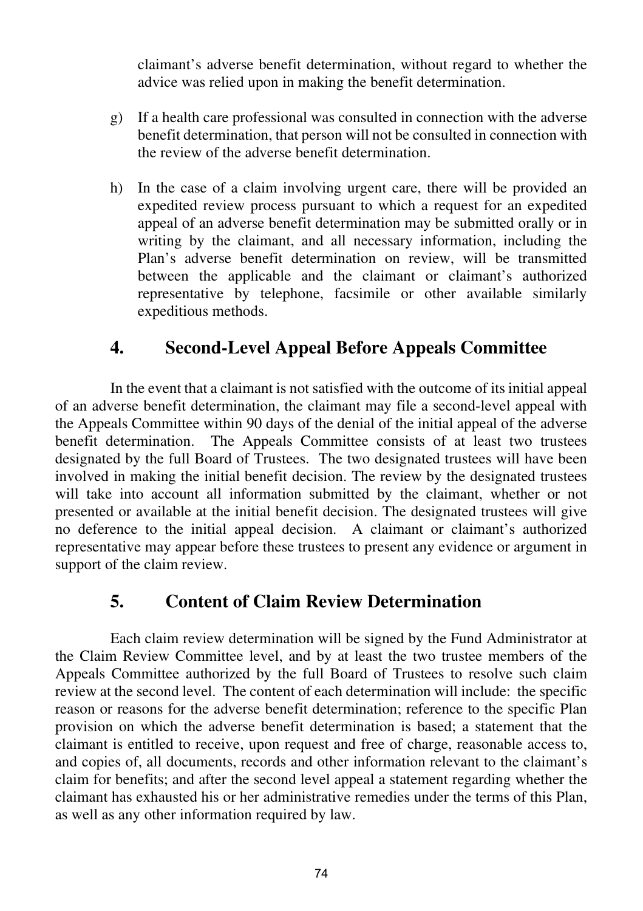claimant's adverse benefit determination, without regard to whether the advice was relied upon in making the benefit determination.

g) If a health care professional was consulted in connection with the adverse benefit determination, that person will not be consulted in connection with the review of the adverse benefit determination.

h) In the case of a claim involving urgent care, there will be provided an expedited review process pursuant to which a request for an expedited appeal of an adverse benefit determination may be submitted orally or in writing by the claimant, and all necessary information, including the Plan's adverse benefit determination on review, will be transmitted between the applicable and the claimant or claimant's authorized representative by telephone, facsimile or other available similarly expeditious methods.

## 4. Second-Level Appeal Before Appeals Committee

In the event that a claimant is not satisfied with the outcome of its initial appeal of an adverse benefit determination, the claimant may file a second-level appeal with the Appeals Committee within 90 days of the denial of the initial appeal of the adverse benefit determination. The Appeals Committee consists of at least two trustees designated by the full Board of Trustees. The two designated trustees will have been involved in making the initial benefit decision. The review by the designated trustees will take into account all information submitted by the claimant, whether or not presented or available at the initial benefit decision. The designated trustees will give no deference to the initial appeal decision. A claimant or claimant's authorized representative may appear before these trustees to present any evidence or argument in support of the claim review.

## 5. Content of Claim Review Determination

Each claim review determination will be signed by the Fund Administrator at the Claim Review Committee level, and by at least the two trustee members of the Appeals Committee authorized by the full Board of Trustees to resolve such claim review at the second level. The content of each determination will include: the specific reason or reasons for the adverse benefit determination; reference to the specific Plan provision on which the adverse benefit determination is based; a statement that the claimant is entitled to receive, upon request and free of charge, reasonable access to, and copies of, all documents, records and other information relevant to the claimant's claim for benefits; and after the second level appeal a statement regarding whether the claimant has exhausted his or her administrative remedies under the terms of this Plan, as well as any other information required by law.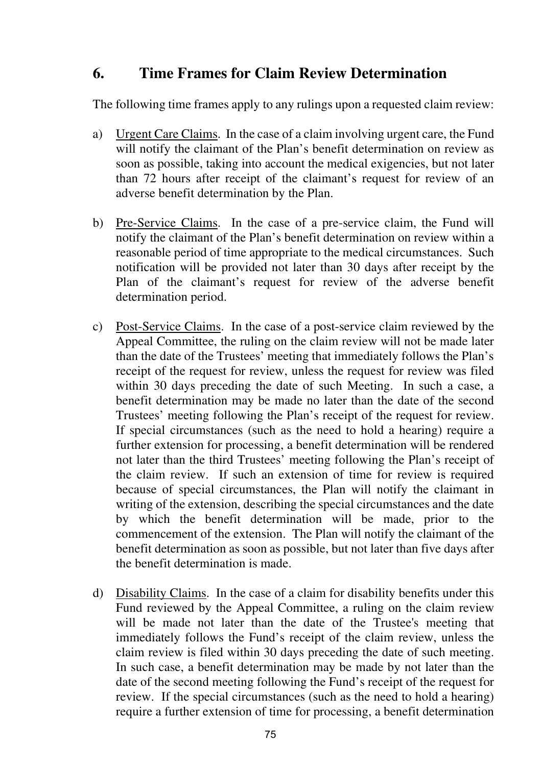## 6. Time Frames for Claim Review Determination

The following time frames apply to any rulings upon a requested claim review:

a) Urgent Care Claims. In the case of a claim involving urgent care, the Fund will notify the claimant of the Plan's benefit determination on review as soon as possible, taking into account the medical exigencies, but not later than 72 hours after receipt of the claimant's request for review of an adverse benefit determination by the Plan.

b) Pre-Service Claims. In the case of a pre-service claim, the Fund will notify the claimant of the Plan's benefit determination on review within a reasonable period of time appropriate to the medical circumstances. Such notification will be provided not later than 30 days after receipt by the Plan of the claimant's request for review of the adverse benefit determination period.

c) Post-Service Claims. In the case of a post-service claim reviewed by the Appeal Committee, the ruling on the claim review will not be made later than the date of the Trustees' meeting that immediately follows the Plan's receipt of the request for review, unless the request for review was filed within 30 days preceding the date of such Meeting. In such a case, a benefit determination may be made no later than the date of the second Trustees' meeting following the Plan's receipt of the request for review. If special circumstances (such as the need to hold a hearing) require a further extension for processing, a benefit determination will be rendered not later than the third Trustees' meeting following the Plan's receipt of the claim review. If such an extension of time for review is required because of special circumstances, the Plan will notify the claimant in writing of the extension, describing the special circumstances and the date by which the benefit determination will be made, prior to the commencement of the extension. The Plan will notify the claimant of the benefit determination as soon as possible, but not later than five days after the benefit determination is made.

d) Disability Claims. In the case of a claim for disability benefits under this Fund reviewed by the Appeal Committee, a ruling on the claim review will be made not later than the date of the Trustee's meeting that immediately follows the Fund's receipt of the claim review, unless the claim review is filed within 30 days preceding the date of such meeting. In such case, a benefit determination may be made by not later than the date of the second meeting following the Fund's receipt of the request for review. If the special circumstances (such as the need to hold a hearing) require a further extension of time for processing, a benefit determination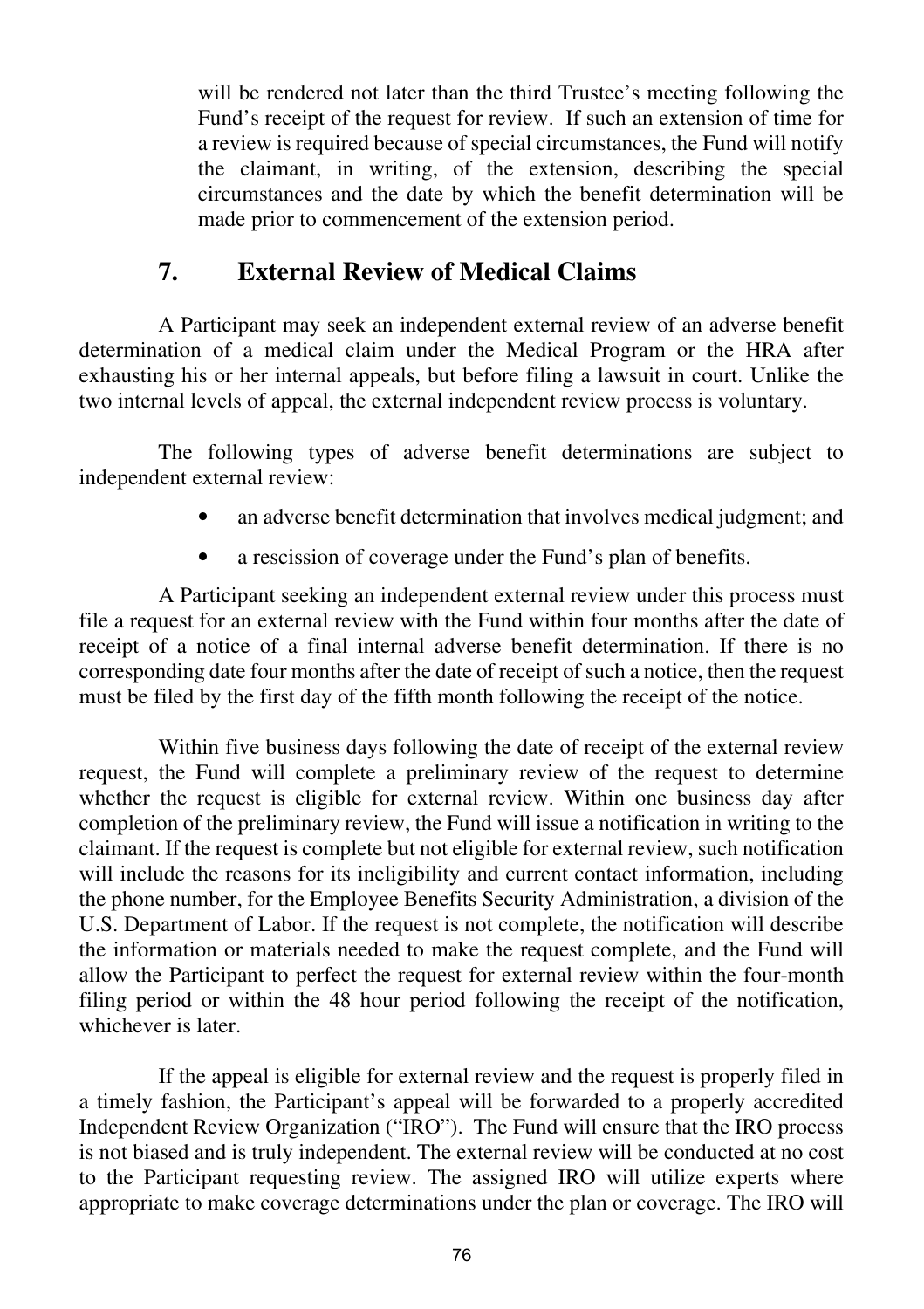will be rendered not later than the third Trustee's meeting following the Fund's receipt of the request for review. If such an extension of time for a review is required because of special circumstances, the Fund will notify the claimant, in writing, of the extension, describing the special circumstances and the date by which the benefit determination will be made prior to commencement of the extension period.

## 7. External Review of Medical Claims

A Participant may seek an independent external review of an adverse benefit determination of a medical claim under the Medical Program or the HRA after exhausting his or her internal appeals, but before filing a lawsuit in court. Unlike the two internal levels of appeal, the external independent review process is voluntary.

The following types of adverse benefit determinations are subject to independent external review:

- an adverse benefit determination that involves medical judgment; and
- a rescission of coverage under the Fund's plan of benefits.

A Participant seeking an independent external review under this process must file a request for an external review with the Fund within four months after the date of receipt of a notice of a final internal adverse benefit determination. If there is no corresponding date four months after the date of receipt of such a notice, then the request must be filed by the first day of the fifth month following the receipt of the notice.

Within five business days following the date of receipt of the external review request, the Fund will complete a preliminary review of the request to determine whether the request is eligible for external review. Within one business day after completion of the preliminary review, the Fund will issue a notification in writing to the claimant. If the request is complete but not eligible for external review, such notification will include the reasons for its ineligibility and current contact information, including the phone number, for the Employee Benefits Security Administration, a division of the U.S. Department of Labor. If the request is not complete, the notification will describe the information or materials needed to make the request complete, and the Fund will allow the Participant to perfect the request for external review within the four-month filing period or within the 48 hour period following the receipt of the notification, whichever is later.

If the appeal is eligible for external review and the request is properly filed in a timely fashion, the Participant's appeal will be forwarded to a properly accredited Independent Review Organization ("IRO"). The Fund will ensure that the IRO process is not biased and is truly independent. The external review will be conducted at no cost to the Participant requesting review. The assigned IRO will utilize experts where appropriate to make coverage determinations under the plan or coverage. The IRO will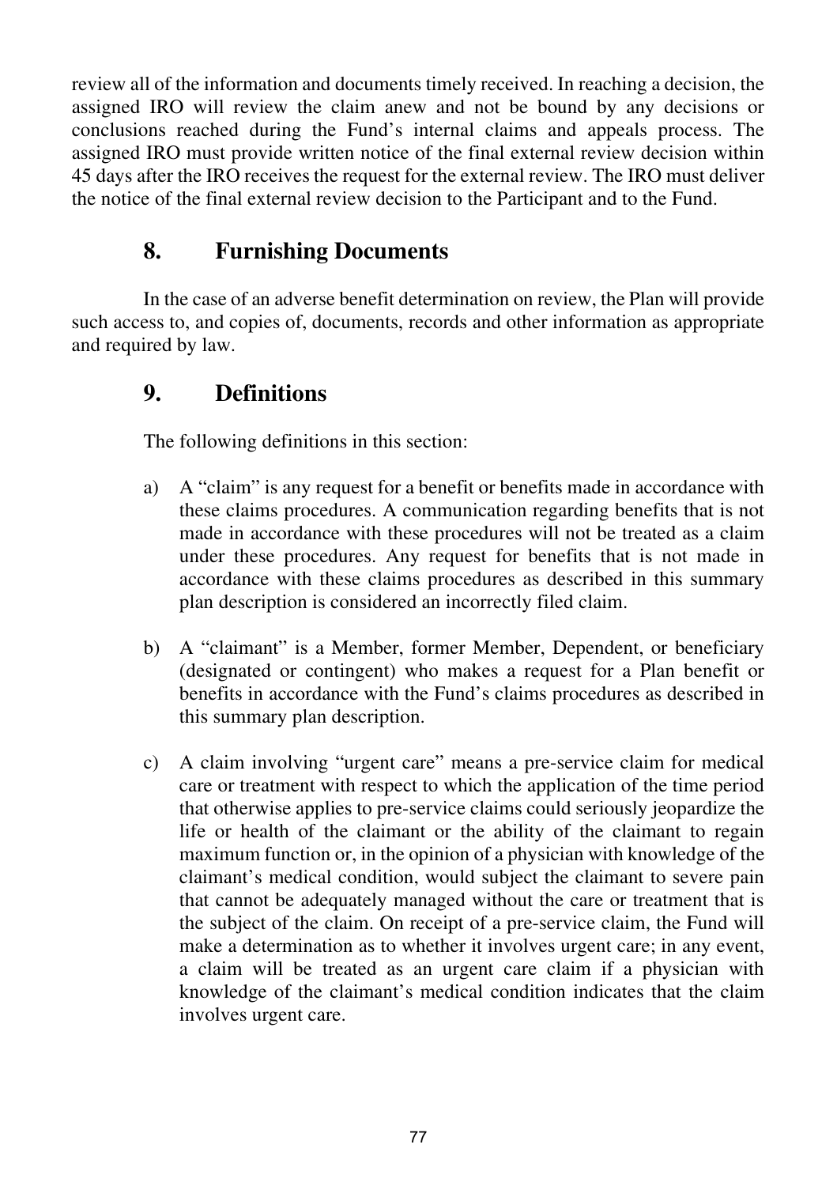review all of the information and documents timely received. In reaching a decision, the assigned IRO will review the claim anew and not be bound by any decisions or conclusions reached during the Fund's internal claims and appeals process. The assigned IRO must provide written notice of the final external review decision within 45 days after the IRO receives the request for the external review. The IRO must deliver the notice of the final external review decision to the Participant and to the Fund.

## 8. Furnishing Documents

In the case of an adverse benefit determination on review, the Plan will provide such access to, and copies of, documents, records and other information as appropriate and required by law.

## 9. Definitions

The following definitions in this section:

a) A "claim" is any request for a benefit or benefits made in accordance with these claims procedures. A communication regarding benefits that is not made in accordance with these procedures will not be treated as a claim under these procedures. Any request for benefits that is not made in accordance with these claims procedures as described in this summary plan description is considered an incorrectly filed claim.

b) A "claimant" is a Member, former Member, Dependent, or beneficiary (designated or contingent) who makes a request for a Plan benefit or benefits in accordance with the Fund's claims procedures as described in this summary plan description.

c) A claim involving "urgent care" means a pre-service claim for medical care or treatment with respect to which the application of the time period that otherwise applies to pre-service claims could seriously jeopardize the life or health of the claimant or the ability of the claimant to regain maximum function or, in the opinion of a physician with knowledge of the claimant's medical condition, would subject the claimant to severe pain that cannot be adequately managed without the care or treatment that is the subject of the claim. On receipt of a pre-service claim, the Fund will make a determination as to whether it involves urgent care; in any event, a claim will be treated as an urgent care claim if a physician with knowledge of the claimant's medical condition indicates that the claim involves urgent care.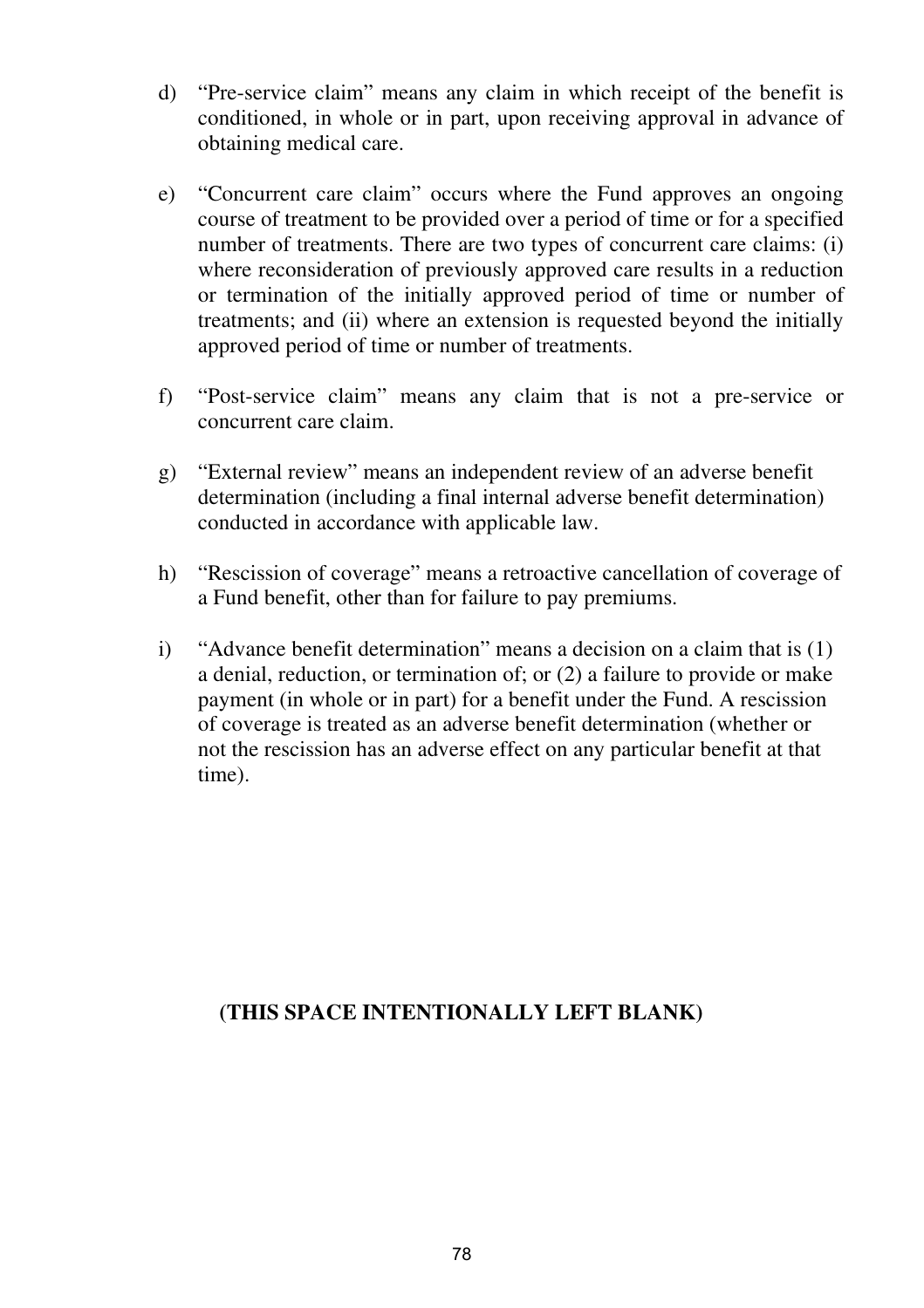d) “Pre-service claim” means any claim in which receipt of the benefit is conditioned, in whole or in part, upon receiving approval in advance of obtaining medical care.

e) “Concurrent care claim” occurs where the Fund approves an ongoing course of treatment to be provided over a period of time or for a specified number of treatments. There are two types of concurrent care claims: (i) where reconsideration of previously approved care results in a reduction or termination of the initially approved period of time or number of treatments; and (ii) where an extension is requested beyond the initially approved period of time or number of treatments.

f) “Post-service claim” means any claim that is not a pre-service or concurrent care claim.

g) “External review” means an independent review of an adverse benefit determination (including a final internal adverse benefit determination) conducted in accordance with applicable law.

h) “Rescission of coverage” means a retroactive cancellation of coverage of a Fund benefit, other than for failure to pay premiums.

i) “Advance benefit determination” means a decision on a claim that is (1) a denial, reduction, or termination of; or (2) a failure to provide or make payment (in whole or in part) for a benefit under the Fund. A rescission of coverage is treated as an adverse benefit determination (whether or not the rescission has an adverse effect on any particular benefit at that time).

**(THIS SPACE INTENTIONALLY LEFT BLANK)**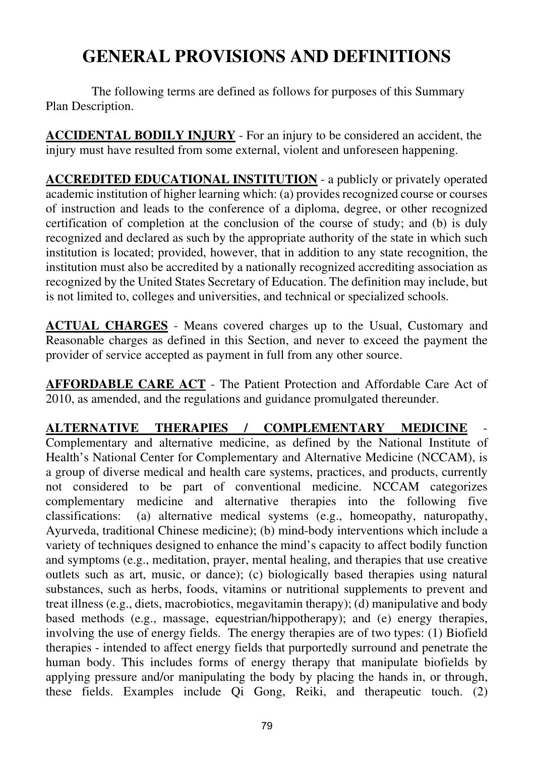# GENERAL PROVISIONS AND DEFINITIONS

The following terms are defined as follows for purposes of this Summary Plan Description.

**ACCIDENTAL BODILY INJURY** - For an injury to be considered an accident, the injury must have resulted from some external, violent and unforeseen happening.

**ACCREDITED EDUCATIONAL INSTITUTION** - a publicly or privately operated academic institution of higher learning which: (a) provides recognized course or courses of instruction and leads to the conference of a diploma, degree, or other recognized certification of completion at the conclusion of the course of study; and (b) is duly recognized and declared as such by the appropriate authority of the state in which such institution is located; provided, however, that in addition to any state recognition, the institution must also be accredited by a nationally recognized accrediting association as recognized by the United States Secretary of Education. The definition may include, but is not limited to, colleges and universities, and technical or specialized schools.

**ACTUAL CHARGES** - Means covered charges up to the Usual, Customary and Reasonable charges as defined in this Section, and never to exceed the payment the provider of service accepted as payment in full from any other source.

**AFFORDABLE CARE ACT** - The Patient Protection and Affordable Care Act of 2010, as amended, and the regulations and guidance promulgated thereunder.

**ALTERNATIVE THERAPIES / COMPLEMENTARY MEDICINE** - Complementary and alternative medicine, as defined by the National Institute of Health's National Center for Complementary and Alternative Medicine (NCCAM), is a group of diverse medical and health care systems, practices, and products, currently not considered to be part of conventional medicine. NCCAM categorizes complementary medicine and alternative therapies into the following five classifications: (a) alternative medical systems (e.g., homeopathy, naturopathy, Ayurveda, traditional Chinese medicine); (b) mind-body interventions which include a variety of techniques designed to enhance the mind's capacity to affect bodily function and symptoms (e.g., meditation, prayer, mental healing, and therapies that use creative outlets such as art, music, or dance); (c) biologically based therapies using natural substances, such as herbs, foods, vitamins or nutritional supplements to prevent and treat illness (e.g., diets, macrobiotics, megavitamin therapy); (d) manipulative and body based methods (e.g., massage, equestrian/hippotherapy); and (e) energy therapies, involving the use of energy fields. The energy therapies are of two types: (1) Biofield therapies - intended to affect energy fields that purportedly surround and penetrate the human body. This includes forms of energy therapy that manipulate biofields by applying pressure and/or manipulating the body by placing the hands in, or through, these fields. Examples include Qi Gong, Reiki, and therapeutic touch. (2)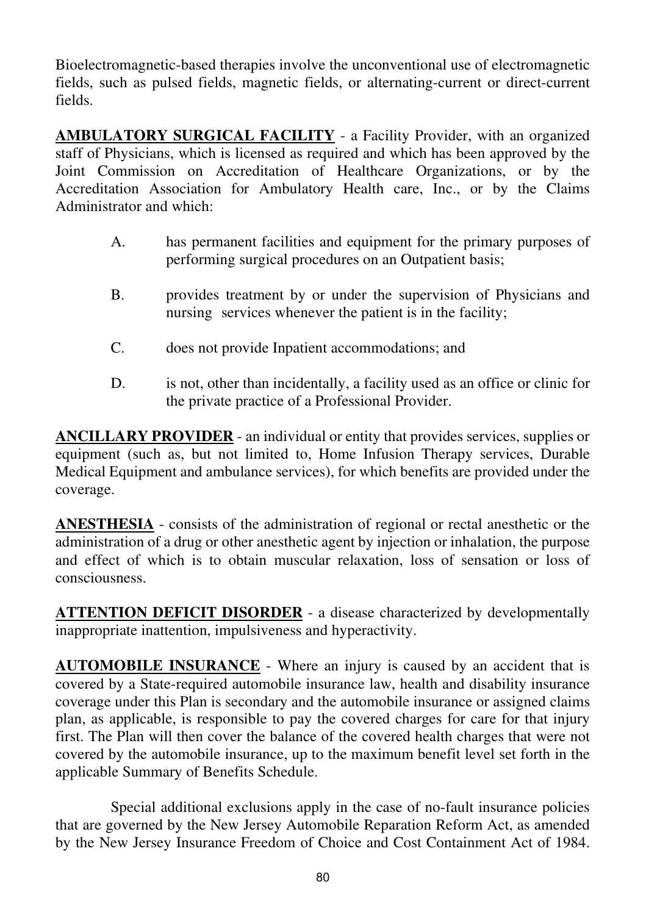Bioelectromagnetic-based therapies involve the unconventional use of electromagnetic fields, such as pulsed fields, magnetic fields, or alternating-current or direct-current fields.

**AMBULATORY SURGICAL FACILITY** - a Facility Provider, with an organized staff of Physicians, which is licensed as required and which has been approved by the Joint Commission on Accreditation of Healthcare Organizations, or by the Accreditation Association for Ambulatory Health care, Inc., or by the Claims Administrator and which:

A. has permanent facilities and equipment for the primary purposes of performing surgical procedures on an Outpatient basis;

B. provides treatment by or under the supervision of Physicians and nursing services whenever the patient is in the facility;

C. does not provide Inpatient accommodations; and

D. is not, other than incidentally, a facility used as an office or clinic for the private practice of a Professional Provider.

**ANCILLARY PROVIDER** - an individual or entity that provides services, supplies or equipment (such as, but not limited to, Home Infusion Therapy services, Durable Medical Equipment and ambulance services), for which benefits are provided under the coverage.

**ANESTHESIA** - consists of the administration of regional or rectal anesthetic or the administration of a drug or other anesthetic agent by injection or inhalation, the purpose and effect of which is to obtain muscular relaxation, loss of sensation or loss of consciousness.

**ATTENTION DEFICIT DISORDER** - a disease characterized by developmentally inappropriate inattention, impulsiveness and hyperactivity.

**AUTOMOBILE INSURANCE** - Where an injury is caused by an accident that is covered by a State-required automobile insurance law, health and disability insurance coverage under this Plan is secondary and the automobile insurance or assigned claims plan, as applicable, is responsible to pay the covered charges for care for that injury first. The Plan will then cover the balance of the covered health charges that were not covered by the automobile insurance, up to the maximum benefit level set forth in the applicable Summary of Benefits Schedule.

Special additional exclusions apply in the case of no-fault insurance policies that are governed by the New Jersey Automobile Reparation Reform Act, as amended by the New Jersey Insurance Freedom of Choice and Cost Containment Act of 1984.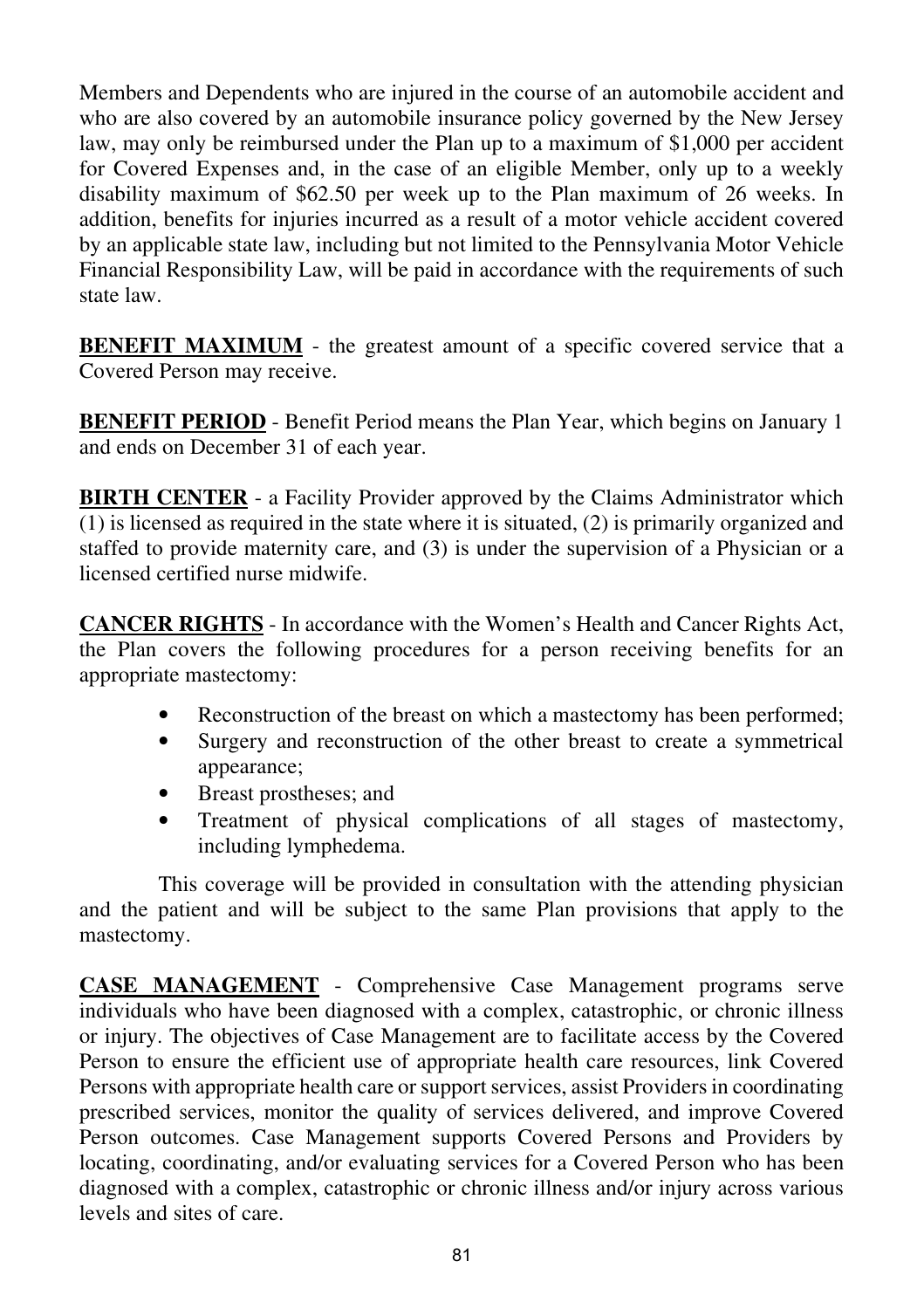Members and Dependents who are injured in the course of an automobile accident and who are also covered by an automobile insurance policy governed by the New Jersey law, may only be reimbursed under the Plan up to a maximum of $1,000 per accident for Covered Expenses and, in the case of an eligible Member, only up to a weekly disability maximum of $62.50 per week up to the Plan maximum of 26 weeks. In addition, benefits for injuries incurred as a result of a motor vehicle accident covered by an applicable state law, including but not limited to the Pennsylvania Motor Vehicle Financial Responsibility Law, will be paid in accordance with the requirements of such state law.

**BENEFIT MAXIMUM** - the greatest amount of a specific covered service that a Covered Person may receive.

**BENEFIT PERIOD** - Benefit Period means the Plan Year, which begins on January 1 and ends on December 31 of each year.

**BIRTH CENTER** - a Facility Provider approved by the Claims Administrator which (1) is licensed as required in the state where it is situated, (2) is primarily organized and staffed to provide maternity care, and (3) is under the supervision of a Physician or a licensed certified nurse midwife.

**CANCER RIGHTS** - In accordance with the Women's Health and Cancer Rights Act, the Plan covers the following procedures for a person receiving benefits for an appropriate mastectomy:

- Reconstruction of the breast on which a mastectomy has been performed;
- Surgery and reconstruction of the other breast to create a symmetrical appearance;
- Breast prostheses; and
- Treatment of physical complications of all stages of mastectomy, including lymphedema.

This coverage will be provided in consultation with the attending physician and the patient and will be subject to the same Plan provisions that apply to the mastectomy.

**CASE MANAGEMENT** - Comprehensive Case Management programs serve individuals who have been diagnosed with a complex, catastrophic, or chronic illness or injury. The objectives of Case Management are to facilitate access by the Covered Person to ensure the efficient use of appropriate health care resources, link Covered Persons with appropriate health care or support services, assist Providers in coordinating prescribed services, monitor the quality of services delivered, and improve Covered Person outcomes. Case Management supports Covered Persons and Providers by locating, coordinating, and/or evaluating services for a Covered Person who has been diagnosed with a complex, catastrophic or chronic illness and/or injury across various levels and sites of care.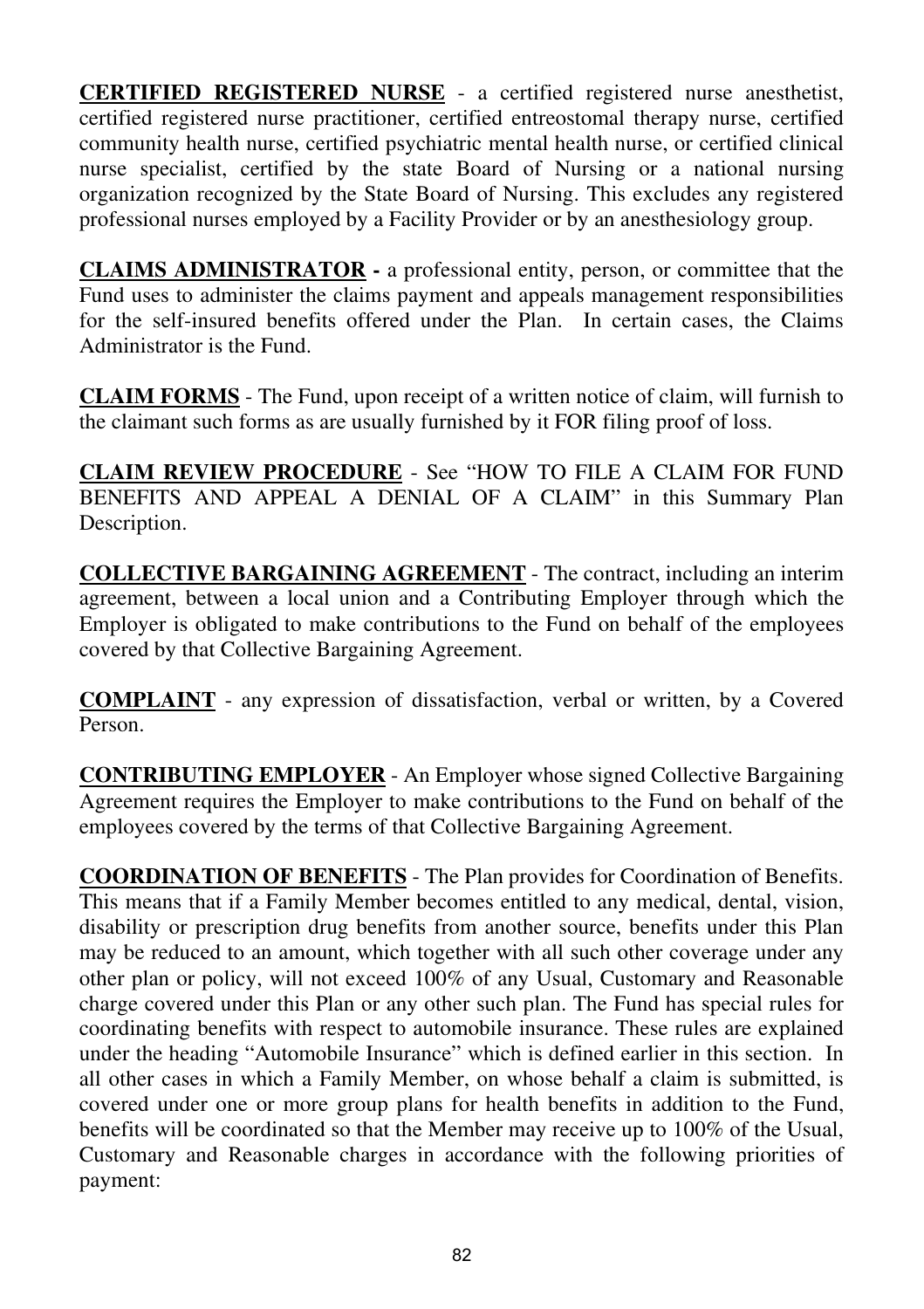**CERTIFIED REGISTERED NURSE** - a certified registered nurse anesthetist, certified registered nurse practitioner, certified entreostomal therapy nurse, certified community health nurse, certified psychiatric mental health nurse, or certified clinical nurse specialist, certified by the state Board of Nursing or a national nursing organization recognized by the State Board of Nursing. This excludes any registered professional nurses employed by a Facility Provider or by an anesthesiology group.

**CLAIMS ADMINISTRATOR -** a professional entity, person, or committee that the Fund uses to administer the claims payment and appeals management responsibilities for the self-insured benefits offered under the Plan. In certain cases, the Claims Administrator is the Fund.

**CLAIM FORMS** - The Fund, upon receipt of a written notice of claim, will furnish to the claimant such forms as are usually furnished by it FOR filing proof of loss.

**CLAIM REVIEW PROCEDURE** - See "HOW TO FILE A CLAIM FOR FUND BENEFITS AND APPEAL A DENIAL OF A CLAIM" in this Summary Plan Description.

**COLLECTIVE BARGAINING AGREEMENT** - The contract, including an interim agreement, between a local union and a Contributing Employer through which the Employer is obligated to make contributions to the Fund on behalf of the employees covered by that Collective Bargaining Agreement.

**COMPLAINT** - any expression of dissatisfaction, verbal or written, by a Covered Person.

**CONTRIBUTING EMPLOYER** - An Employer whose signed Collective Bargaining Agreement requires the Employer to make contributions to the Fund on behalf of the employees covered by the terms of that Collective Bargaining Agreement.

**COORDINATION OF BENEFITS** - The Plan provides for Coordination of Benefits. This means that if a Family Member becomes entitled to any medical, dental, vision, disability or prescription drug benefits from another source, benefits under this Plan may be reduced to an amount, which together with all such other coverage under any other plan or policy, will not exceed 100% of any Usual, Customary and Reasonable charge covered under this Plan or any other such plan. The Fund has special rules for coordinating benefits with respect to automobile insurance. These rules are explained under the heading "Automobile Insurance" which is defined earlier in this section. In all other cases in which a Family Member, on whose behalf a claim is submitted, is covered under one or more group plans for health benefits in addition to the Fund, benefits will be coordinated so that the Member may receive up to 100% of the Usual, Customary and Reasonable charges in accordance with the following priorities of payment: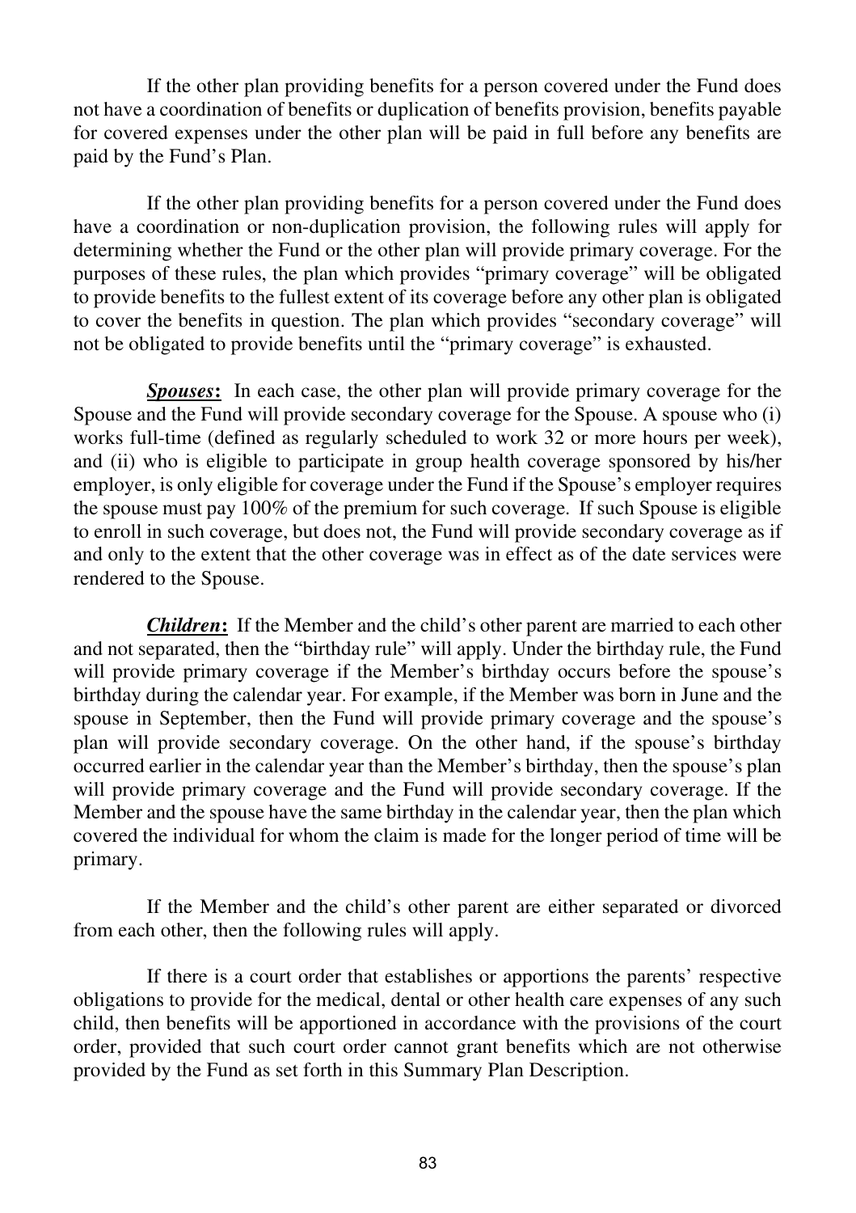If the other plan providing benefits for a person covered under the Fund does not have a coordination of benefits or duplication of benefits provision, benefits payable for covered expenses under the other plan will be paid in full before any benefits are paid by the Fund's Plan.

If the other plan providing benefits for a person covered under the Fund does have a coordination or non-duplication provision, the following rules will apply for determining whether the Fund or the other plan will provide primary coverage. For the purposes of these rules, the plan which provides "primary coverage" will be obligated to provide benefits to the fullest extent of its coverage before any other plan is obligated to cover the benefits in question. The plan which provides "secondary coverage" will not be obligated to provide benefits until the "primary coverage" is exhausted.

***Spouses*:** In each case, the other plan will provide primary coverage for the Spouse and the Fund will provide secondary coverage for the Spouse. A spouse who (i) works full-time (defined as regularly scheduled to work 32 or more hours per week), and (ii) who is eligible to participate in group health coverage sponsored by his/her employer, is only eligible for coverage under the Fund if the Spouse's employer requires the spouse must pay 100% of the premium for such coverage. If such Spouse is eligible to enroll in such coverage, but does not, the Fund will provide secondary coverage as if and only to the extent that the other coverage was in effect as of the date services were rendered to the Spouse.

***Children*:** If the Member and the child's other parent are married to each other and not separated, then the "birthday rule" will apply. Under the birthday rule, the Fund will provide primary coverage if the Member's birthday occurs before the spouse's birthday during the calendar year. For example, if the Member was born in June and the spouse in September, then the Fund will provide primary coverage and the spouse's plan will provide secondary coverage. On the other hand, if the spouse's birthday occurred earlier in the calendar year than the Member's birthday, then the spouse's plan will provide primary coverage and the Fund will provide secondary coverage. If the Member and the spouse have the same birthday in the calendar year, then the plan which covered the individual for whom the claim is made for the longer period of time will be primary.

If the Member and the child's other parent are either separated or divorced from each other, then the following rules will apply.

If there is a court order that establishes or apportions the parents' respective obligations to provide for the medical, dental or other health care expenses of any such child, then benefits will be apportioned in accordance with the provisions of the court order, provided that such court order cannot grant benefits which are not otherwise provided by the Fund as set forth in this Summary Plan Description.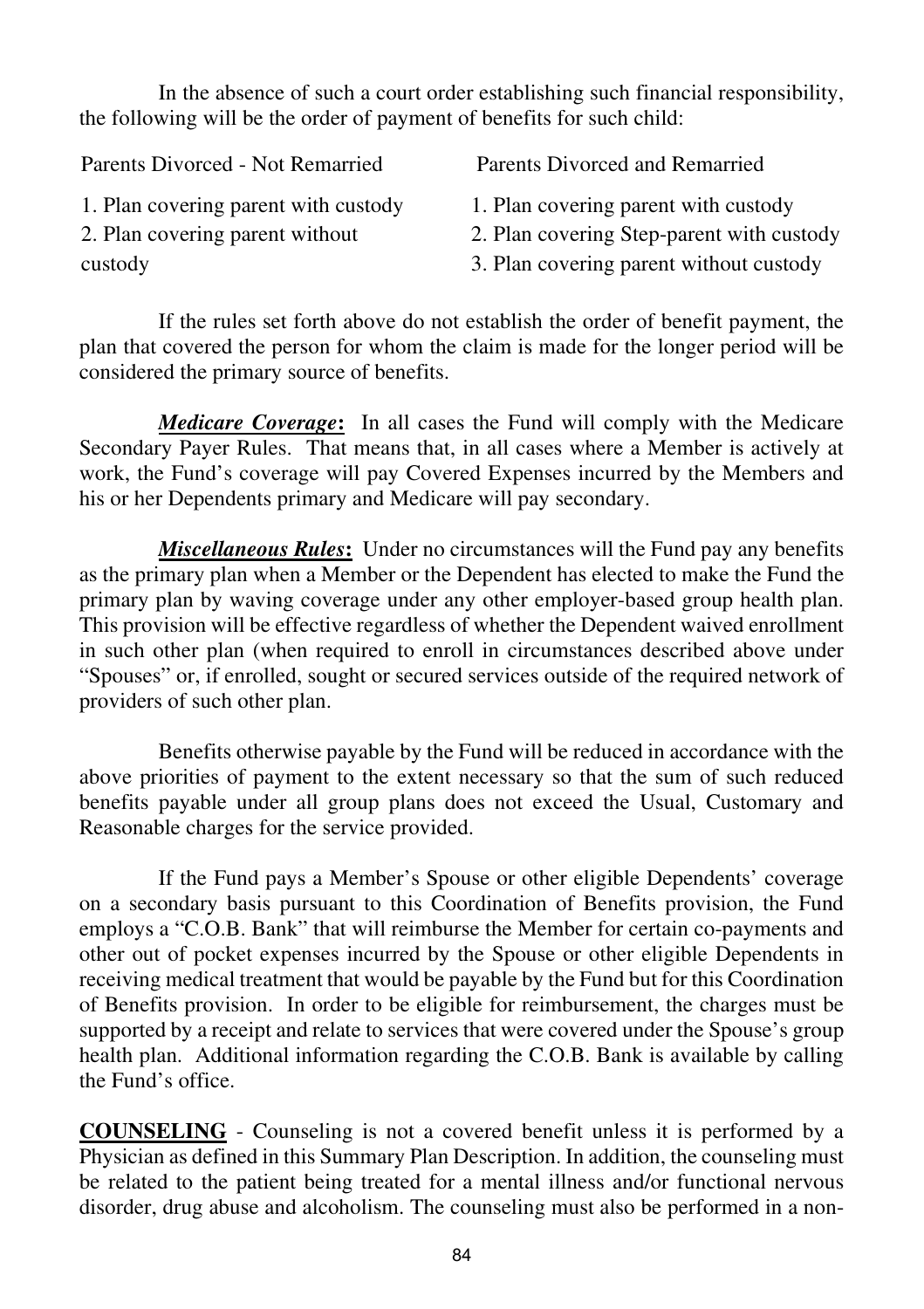In the absence of such a court order establishing such financial responsibility, the following will be the order of payment of benefits for such child:

| Parents Divorced - Not Remarried | Parents Divorced and Remarried |
|---|---|
| 1. Plan covering parent with custody | 1. Plan covering parent with custody |
| 2. Plan covering parent without custody | 2. Plan covering Step-parent with custody |
| | 3. Plan covering parent without custody |

If the rules set forth above do not establish the order of benefit payment, the plan that covered the person for whom the claim is made for the longer period will be considered the primary source of benefits.

***Medicare Coverage*:** In all cases the Fund will comply with the Medicare Secondary Payer Rules. That means that, in all cases where a Member is actively at work, the Fund's coverage will pay Covered Expenses incurred by the Members and his or her Dependents primary and Medicare will pay secondary.

***Miscellaneous Rules*:** Under no circumstances will the Fund pay any benefits as the primary plan when a Member or the Dependent has elected to make the Fund the primary plan by waving coverage under any other employer-based group health plan. This provision will be effective regardless of whether the Dependent waived enrollment in such other plan (when required to enroll in circumstances described above under "Spouses" or, if enrolled, sought or secured services outside of the required network of providers of such other plan.

Benefits otherwise payable by the Fund will be reduced in accordance with the above priorities of payment to the extent necessary so that the sum of such reduced benefits payable under all group plans does not exceed the Usual, Customary and Reasonable charges for the service provided.

If the Fund pays a Member's Spouse or other eligible Dependents' coverage on a secondary basis pursuant to this Coordination of Benefits provision, the Fund employs a "C.O.B. Bank" that will reimburse the Member for certain co-payments and other out of pocket expenses incurred by the Spouse or other eligible Dependents in receiving medical treatment that would be payable by the Fund but for this Coordination of Benefits provision. In order to be eligible for reimbursement, the charges must be supported by a receipt and relate to services that were covered under the Spouse's group health plan. Additional information regarding the C.O.B. Bank is available by calling the Fund's office.

**COUNSELING** - Counseling is not a covered benefit unless it is performed by a Physician as defined in this Summary Plan Description. In addition, the counseling must be related to the patient being treated for a mental illness and/or functional nervous disorder, drug abuse and alcoholism. The counseling must also be performed in a non-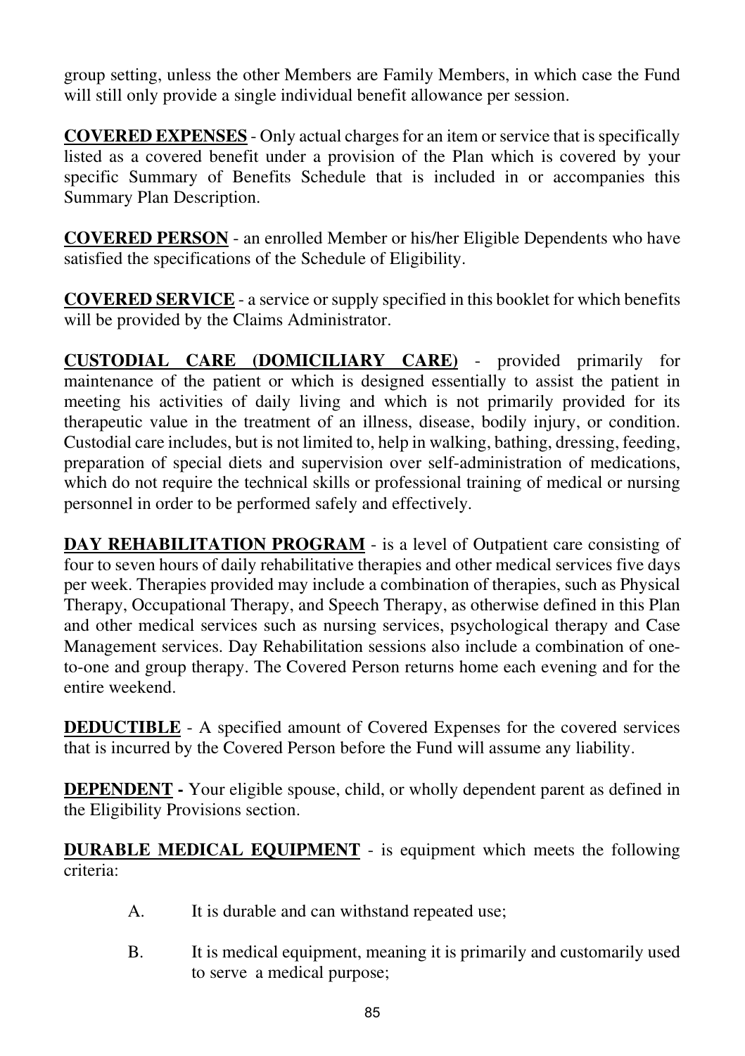group setting, unless the other Members are Family Members, in which case the Fund will still only provide a single individual benefit allowance per session.

**COVERED EXPENSES** - Only actual charges for an item or service that is specifically listed as a covered benefit under a provision of the Plan which is covered by your specific Summary of Benefits Schedule that is included in or accompanies this Summary Plan Description.

**COVERED PERSON** - an enrolled Member or his/her Eligible Dependents who have satisfied the specifications of the Schedule of Eligibility.

**COVERED SERVICE** - a service or supply specified in this booklet for which benefits will be provided by the Claims Administrator.

**CUSTODIAL CARE (DOMICILIARY CARE)** - provided primarily for maintenance of the patient or which is designed essentially to assist the patient in meeting his activities of daily living and which is not primarily provided for its therapeutic value in the treatment of an illness, disease, bodily injury, or condition. Custodial care includes, but is not limited to, help in walking, bathing, dressing, feeding, preparation of special diets and supervision over self-administration of medications, which do not require the technical skills or professional training of medical or nursing personnel in order to be performed safely and effectively.

**DAY REHABILITATION PROGRAM** - is a level of Outpatient care consisting of four to seven hours of daily rehabilitative therapies and other medical services five days per week. Therapies provided may include a combination of therapies, such as Physical Therapy, Occupational Therapy, and Speech Therapy, as otherwise defined in this Plan and other medical services such as nursing services, psychological therapy and Case Management services. Day Rehabilitation sessions also include a combination of one-to-one and group therapy. The Covered Person returns home each evening and for the entire weekend.

**DEDUCTIBLE** - A specified amount of Covered Expenses for the covered services that is incurred by the Covered Person before the Fund will assume any liability.

**DEPENDENT -** Your eligible spouse, child, or wholly dependent parent as defined in the Eligibility Provisions section.

**DURABLE MEDICAL EQUIPMENT** - is equipment which meets the following criteria:

A. It is durable and can withstand repeated use;

B. It is medical equipment, meaning it is primarily and customarily used to serve a medical purpose;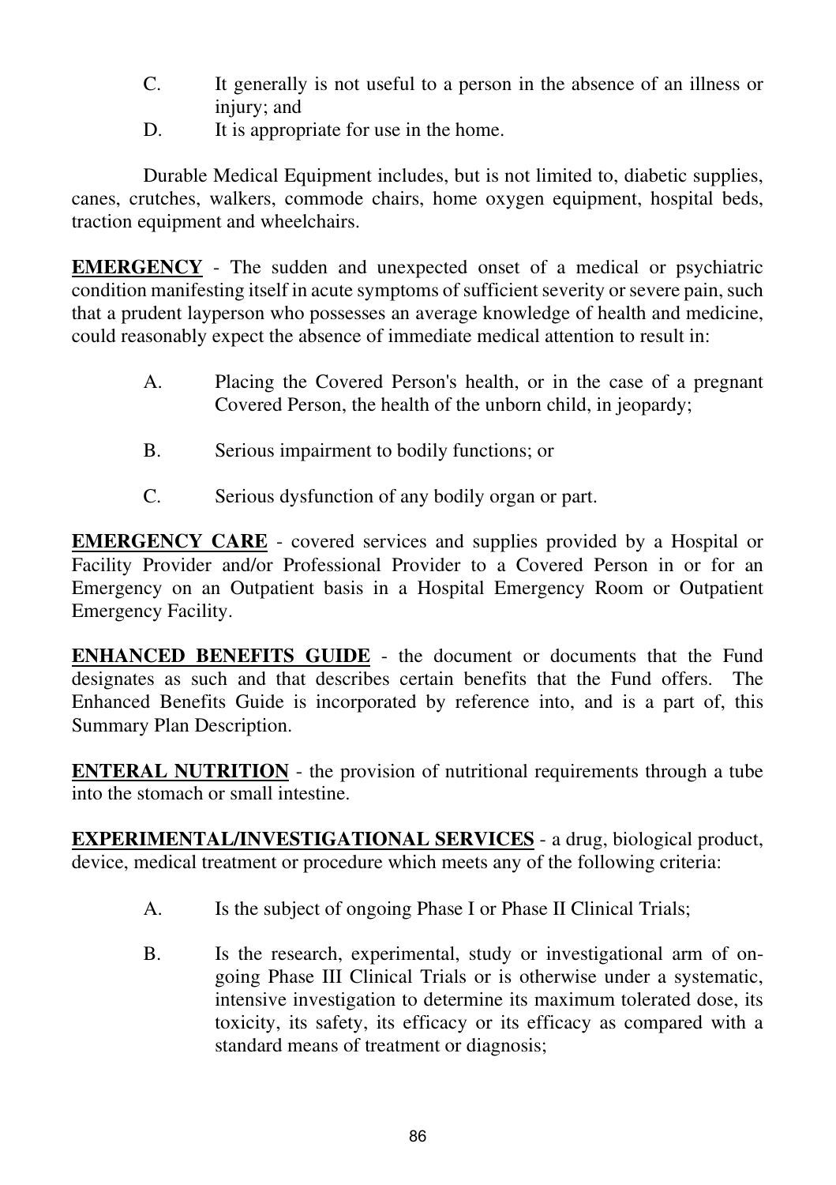C. It generally is not useful to a person in the absence of an illness or injury; and

D. It is appropriate for use in the home.

Durable Medical Equipment includes, but is not limited to, diabetic supplies, canes, crutches, walkers, commode chairs, home oxygen equipment, hospital beds, traction equipment and wheelchairs.

**EMERGENCY** - The sudden and unexpected onset of a medical or psychiatric condition manifesting itself in acute symptoms of sufficient severity or severe pain, such that a prudent layperson who possesses an average knowledge of health and medicine, could reasonably expect the absence of immediate medical attention to result in:

A. Placing the Covered Person's health, or in the case of a pregnant Covered Person, the health of the unborn child, in jeopardy;

B. Serious impairment to bodily functions; or

C. Serious dysfunction of any bodily organ or part.

**EMERGENCY CARE** - covered services and supplies provided by a Hospital or Facility Provider and/or Professional Provider to a Covered Person in or for an Emergency on an Outpatient basis in a Hospital Emergency Room or Outpatient Emergency Facility.

**ENHANCED BENEFITS GUIDE** - the document or documents that the Fund designates as such and that describes certain benefits that the Fund offers. The Enhanced Benefits Guide is incorporated by reference into, and is a part of, this Summary Plan Description.

**ENTERAL NUTRITION** - the provision of nutritional requirements through a tube into the stomach or small intestine.

**EXPERIMENTAL/INVESTIGATIONAL SERVICES** - a drug, biological product, device, medical treatment or procedure which meets any of the following criteria:

A. Is the subject of ongoing Phase I or Phase II Clinical Trials;

B. Is the research, experimental, study or investigational arm of on-going Phase III Clinical Trials or is otherwise under a systematic, intensive investigation to determine its maximum tolerated dose, its toxicity, its safety, its efficacy or its efficacy as compared with a standard means of treatment or diagnosis;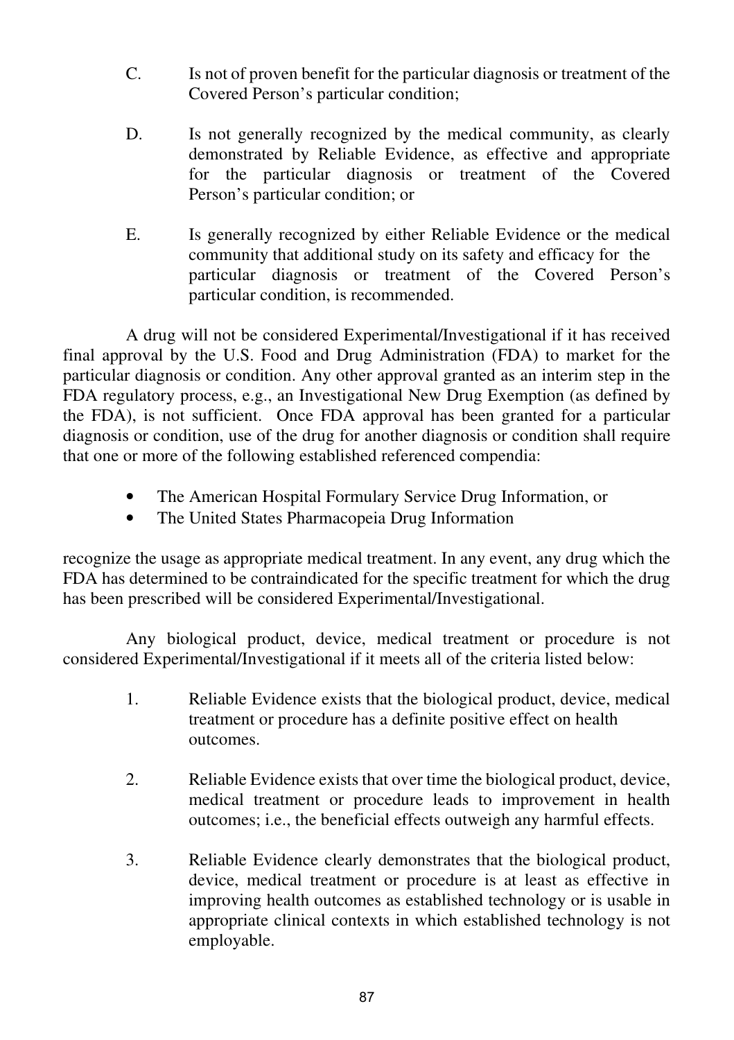C. Is not of proven benefit for the particular diagnosis or treatment of the Covered Person's particular condition;

D. Is not generally recognized by the medical community, as clearly demonstrated by Reliable Evidence, as effective and appropriate for the particular diagnosis or treatment of the Covered Person's particular condition; or

E. Is generally recognized by either Reliable Evidence or the medical community that additional study on its safety and efficacy for the particular diagnosis or treatment of the Covered Person's particular condition, is recommended.

A drug will not be considered Experimental/Investigational if it has received final approval by the U.S. Food and Drug Administration (FDA) to market for the particular diagnosis or condition. Any other approval granted as an interim step in the FDA regulatory process, e.g., an Investigational New Drug Exemption (as defined by the FDA), is not sufficient. Once FDA approval has been granted for a particular diagnosis or condition, use of the drug for another diagnosis or condition shall require that one or more of the following established referenced compendia:

- The American Hospital Formulary Service Drug Information, or
- The United States Pharmacopeia Drug Information

recognize the usage as appropriate medical treatment. In any event, any drug which the FDA has determined to be contraindicated for the specific treatment for which the drug has been prescribed will be considered Experimental/Investigational.

Any biological product, device, medical treatment or procedure is not considered Experimental/Investigational if it meets all of the criteria listed below:

1. Reliable Evidence exists that the biological product, device, medical treatment or procedure has a definite positive effect on health outcomes.

2. Reliable Evidence exists that over time the biological product, device, medical treatment or procedure leads to improvement in health outcomes; i.e., the beneficial effects outweigh any harmful effects.

3. Reliable Evidence clearly demonstrates that the biological product, device, medical treatment or procedure is at least as effective in improving health outcomes as established technology or is usable in appropriate clinical contexts in which established technology is not employable.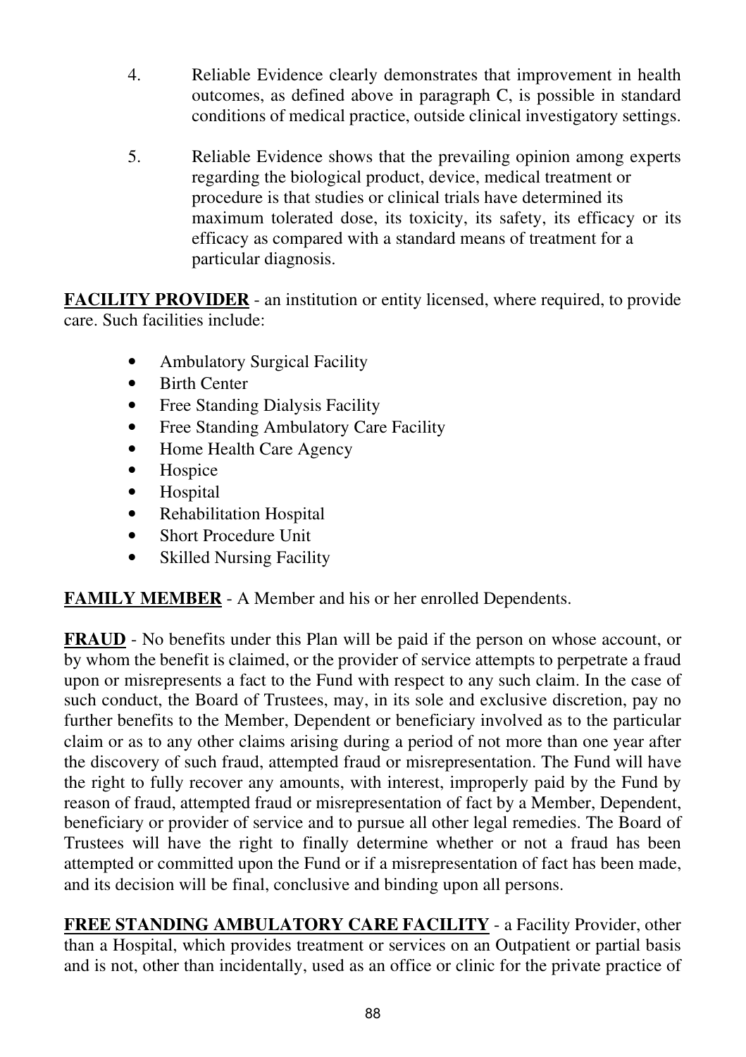4. Reliable Evidence clearly demonstrates that improvement in health outcomes, as defined above in paragraph C, is possible in standard conditions of medical practice, outside clinical investigatory settings.

5. Reliable Evidence shows that the prevailing opinion among experts regarding the biological product, device, medical treatment or procedure is that studies or clinical trials have determined its maximum tolerated dose, its toxicity, its safety, its efficacy or its efficacy as compared with a standard means of treatment for a particular diagnosis.

**FACILITY PROVIDER** - an institution or entity licensed, where required, to provide care. Such facilities include:

- Ambulatory Surgical Facility
- Birth Center
- Free Standing Dialysis Facility
- Free Standing Ambulatory Care Facility
- Home Health Care Agency
- Hospice
- Hospital
- Rehabilitation Hospital
- Short Procedure Unit
- Skilled Nursing Facility

**FAMILY MEMBER** - A Member and his or her enrolled Dependents.

**FRAUD** - No benefits under this Plan will be paid if the person on whose account, or by whom the benefit is claimed, or the provider of service attempts to perpetrate a fraud upon or misrepresents a fact to the Fund with respect to any such claim. In the case of such conduct, the Board of Trustees, may, in its sole and exclusive discretion, pay no further benefits to the Member, Dependent or beneficiary involved as to the particular claim or as to any other claims arising during a period of not more than one year after the discovery of such fraud, attempted fraud or misrepresentation. The Fund will have the right to fully recover any amounts, with interest, improperly paid by the Fund by reason of fraud, attempted fraud or misrepresentation of fact by a Member, Dependent, beneficiary or provider of service and to pursue all other legal remedies. The Board of Trustees will have the right to finally determine whether or not a fraud has been attempted or committed upon the Fund or if a misrepresentation of fact has been made, and its decision will be final, conclusive and binding upon all persons.

**FREE STANDING AMBULATORY CARE FACILITY** - a Facility Provider, other than a Hospital, which provides treatment or services on an Outpatient or partial basis and is not, other than incidentally, used as an office or clinic for the private practice of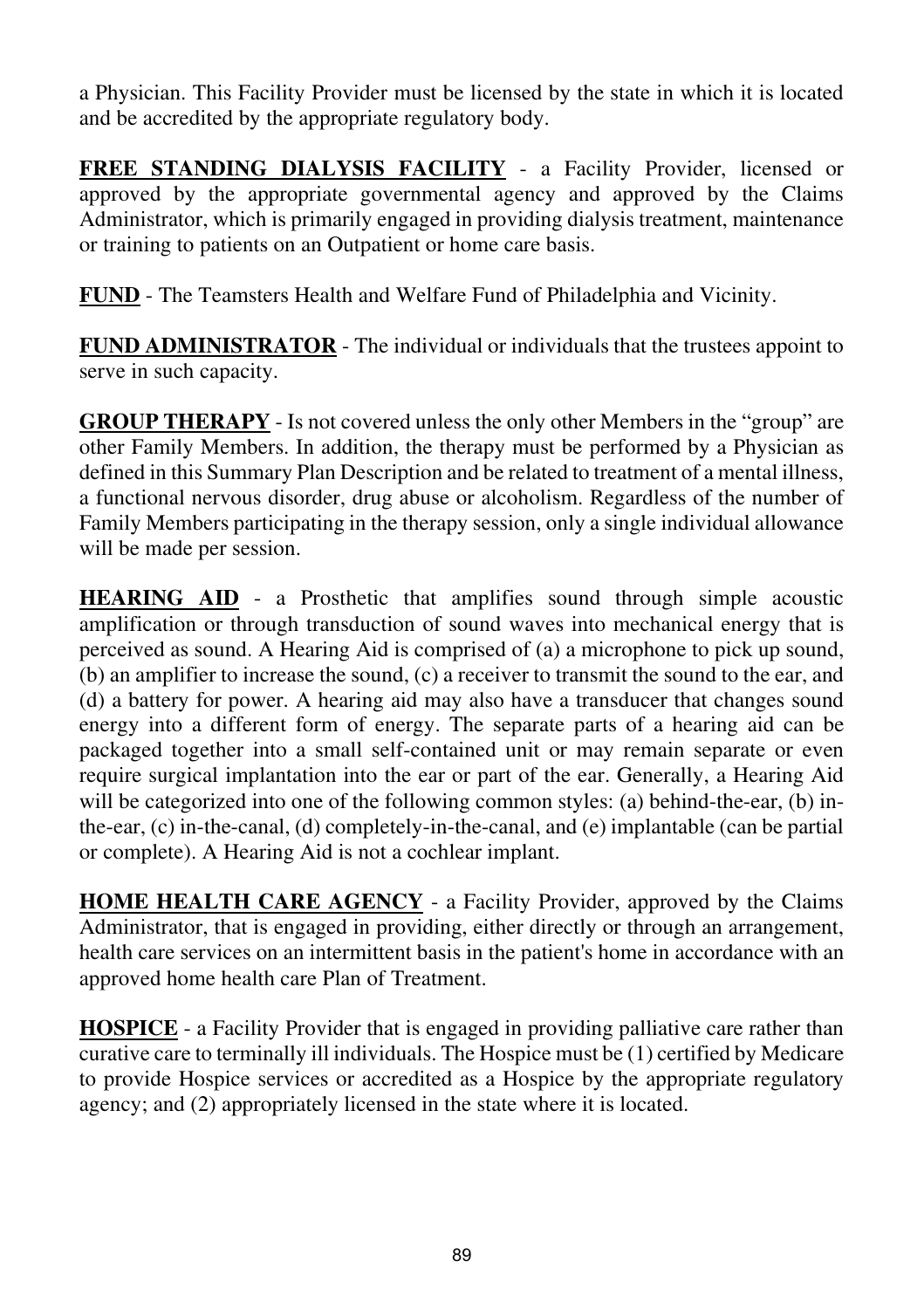a Physician. This Facility Provider must be licensed by the state in which it is located and be accredited by the appropriate regulatory body.

**<u>FREE STANDING DIALYSIS FACILITY</u>** - a Facility Provider, licensed or approved by the appropriate governmental agency and approved by the Claims Administrator, which is primarily engaged in providing dialysis treatment, maintenance or training to patients on an Outpatient or home care basis.

**<u>FUND</u>** - The Teamsters Health and Welfare Fund of Philadelphia and Vicinity.

**<u>FUND ADMINISTRATOR</u>** - The individual or individuals that the trustees appoint to serve in such capacity.

**<u>GROUP THERAPY</u>** - Is not covered unless the only other Members in the "group" are other Family Members. In addition, the therapy must be performed by a Physician as defined in this Summary Plan Description and be related to treatment of a mental illness, a functional nervous disorder, drug abuse or alcoholism. Regardless of the number of Family Members participating in the therapy session, only a single individual allowance will be made per session.

**<u>HEARING AID</u>** - a Prosthetic that amplifies sound through simple acoustic amplification or through transduction of sound waves into mechanical energy that is perceived as sound. A Hearing Aid is comprised of (a) a microphone to pick up sound, (b) an amplifier to increase the sound, (c) a receiver to transmit the sound to the ear, and (d) a battery for power. A hearing aid may also have a transducer that changes sound energy into a different form of energy. The separate parts of a hearing aid can be packaged together into a small self-contained unit or may remain separate or even require surgical implantation into the ear or part of the ear. Generally, a Hearing Aid will be categorized into one of the following common styles: (a) behind-the-ear, (b) in-the-ear, (c) in-the-canal, (d) completely-in-the-canal, and (e) implantable (can be partial or complete). A Hearing Aid is not a cochlear implant.

**<u>HOME HEALTH CARE AGENCY</u>** - a Facility Provider, approved by the Claims Administrator, that is engaged in providing, either directly or through an arrangement, health care services on an intermittent basis in the patient's home in accordance with an approved home health care Plan of Treatment.

**<u>HOSPICE</u>** - a Facility Provider that is engaged in providing palliative care rather than curative care to terminally ill individuals. The Hospice must be (1) certified by Medicare to provide Hospice services or accredited as a Hospice by the appropriate regulatory agency; and (2) appropriately licensed in the state where it is located.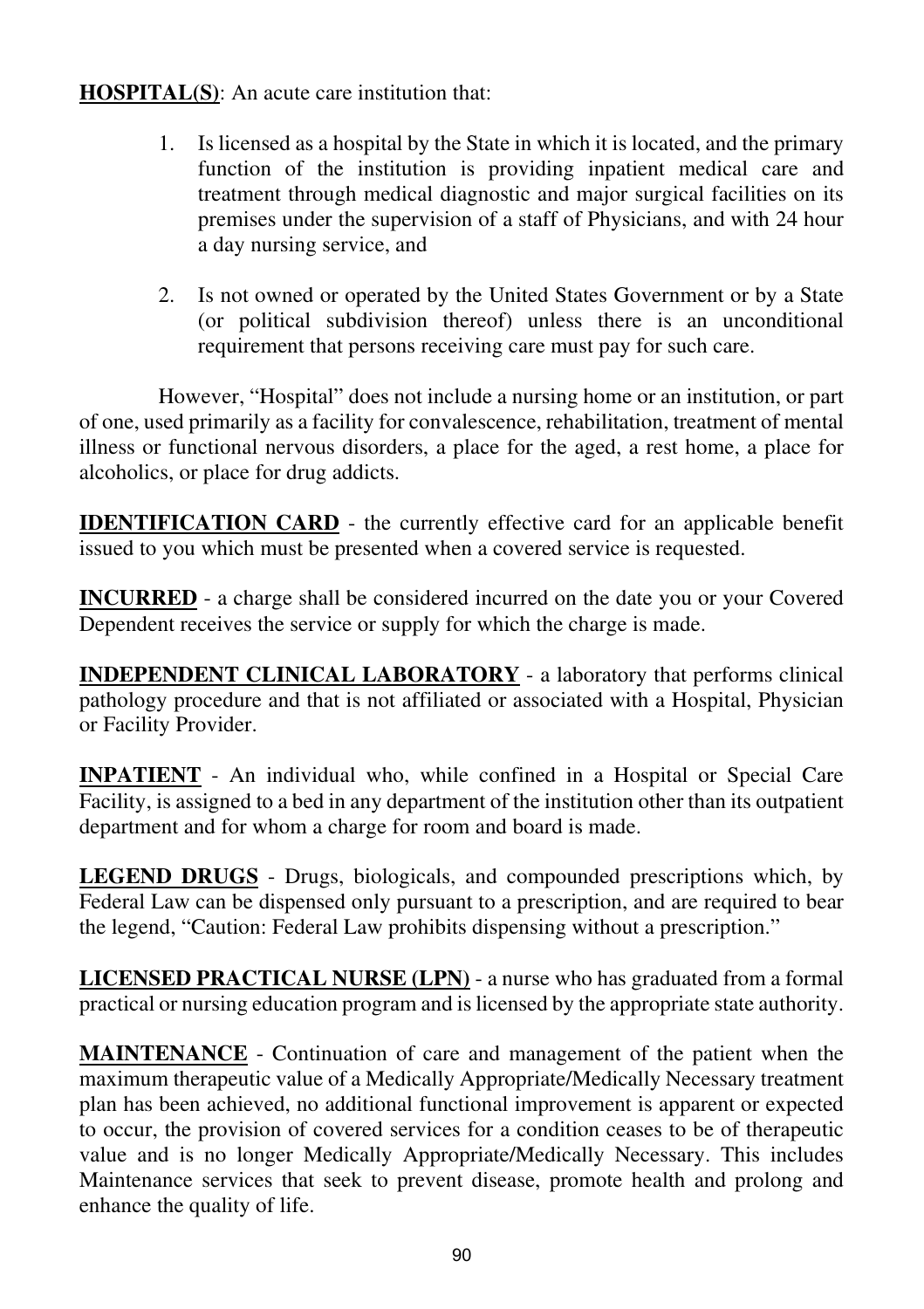**HOSPITAL(S)**: An acute care institution that:

1. Is licensed as a hospital by the State in which it is located, and the primary function of the institution is providing inpatient medical care and treatment through medical diagnostic and major surgical facilities on its premises under the supervision of a staff of Physicians, and with 24 hour a day nursing service, and

2. Is not owned or operated by the United States Government or by a State (or political subdivision thereof) unless there is an unconditional requirement that persons receiving care must pay for such care.

However, "Hospital" does not include a nursing home or an institution, or part of one, used primarily as a facility for convalescence, rehabilitation, treatment of mental illness or functional nervous disorders, a place for the aged, a rest home, a place for alcoholics, or place for drug addicts.

**IDENTIFICATION CARD** - the currently effective card for an applicable benefit issued to you which must be presented when a covered service is requested.

**INCURRED** - a charge shall be considered incurred on the date you or your Covered Dependent receives the service or supply for which the charge is made.

**INDEPENDENT CLINICAL LABORATORY** - a laboratory that performs clinical pathology procedure and that is not affiliated or associated with a Hospital, Physician or Facility Provider.

**INPATIENT** - An individual who, while confined in a Hospital or Special Care Facility, is assigned to a bed in any department of the institution other than its outpatient department and for whom a charge for room and board is made.

**LEGEND DRUGS** - Drugs, biologicals, and compounded prescriptions which, by Federal Law can be dispensed only pursuant to a prescription, and are required to bear the legend, "Caution: Federal Law prohibits dispensing without a prescription."

**LICENSED PRACTICAL NURSE (LPN)** - a nurse who has graduated from a formal practical or nursing education program and is licensed by the appropriate state authority.

**MAINTENANCE** - Continuation of care and management of the patient when the maximum therapeutic value of a Medically Appropriate/Medically Necessary treatment plan has been achieved, no additional functional improvement is apparent or expected to occur, the provision of covered services for a condition ceases to be of therapeutic value and is no longer Medically Appropriate/Medically Necessary. This includes Maintenance services that seek to prevent disease, promote health and prolong and enhance the quality of life.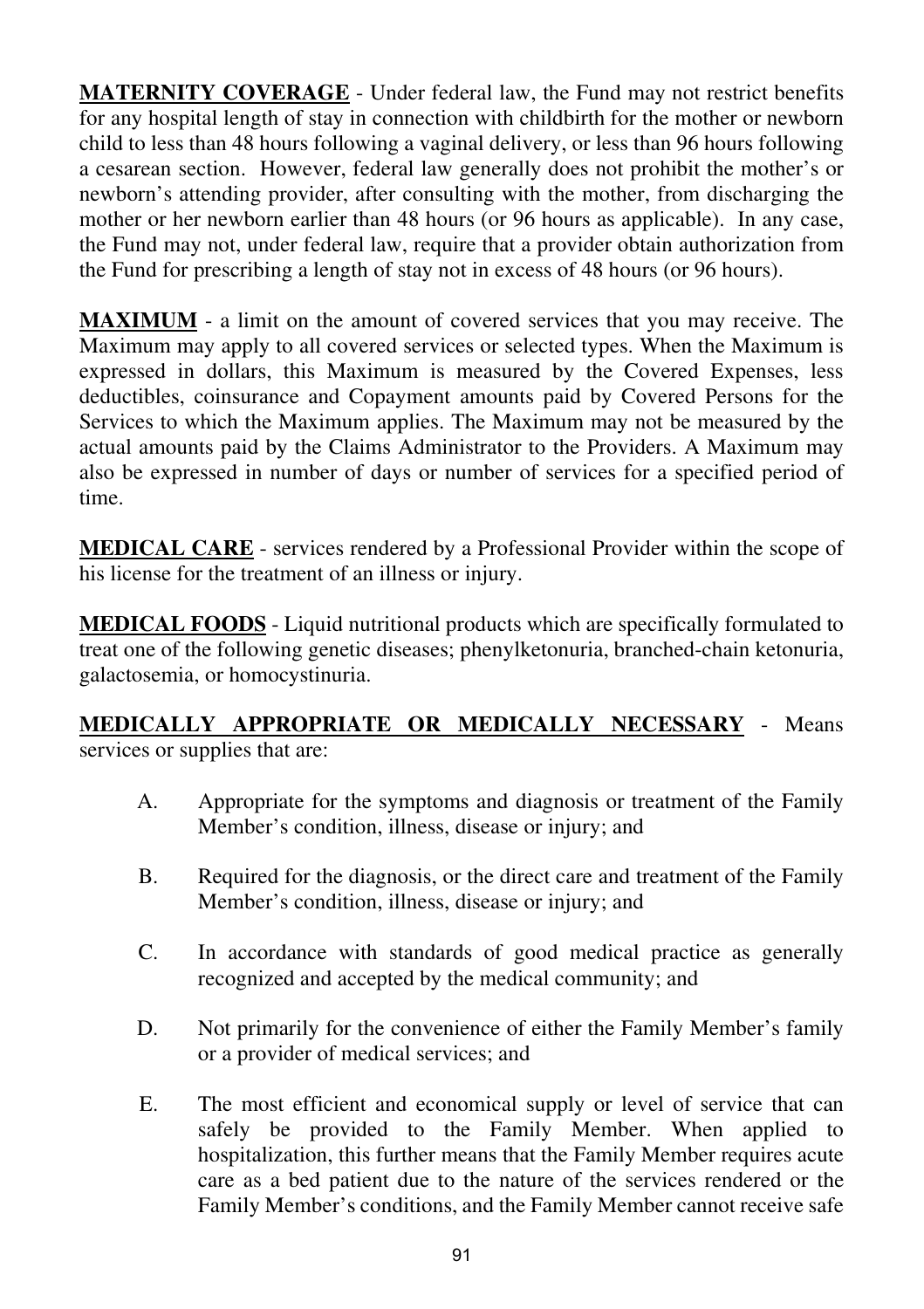**<u>MATERNITY COVERAGE</u>** - Under federal law, the Fund may not restrict benefits for any hospital length of stay in connection with childbirth for the mother or newborn child to less than 48 hours following a vaginal delivery, or less than 96 hours following a cesarean section. However, federal law generally does not prohibit the mother's or newborn's attending provider, after consulting with the mother, from discharging the mother or her newborn earlier than 48 hours (or 96 hours as applicable). In any case, the Fund may not, under federal law, require that a provider obtain authorization from the Fund for prescribing a length of stay not in excess of 48 hours (or 96 hours).

**<u>MAXIMUM</u>** - a limit on the amount of covered services that you may receive. The Maximum may apply to all covered services or selected types. When the Maximum is expressed in dollars, this Maximum is measured by the Covered Expenses, less deductibles, coinsurance and Copayment amounts paid by Covered Persons for the Services to which the Maximum applies. The Maximum may not be measured by the actual amounts paid by the Claims Administrator to the Providers. A Maximum may also be expressed in number of days or number of services for a specified period of time.

**<u>MEDICAL CARE</u>** - services rendered by a Professional Provider within the scope of his license for the treatment of an illness or injury.

**<u>MEDICAL FOODS</u>** - Liquid nutritional products which are specifically formulated to treat one of the following genetic diseases; phenylketonuria, branched-chain ketonuria, galactosemia, or homocystinuria.

**<u>MEDICALLY APPROPRIATE OR MEDICALLY NECESSARY</u>** - Means services or supplies that are:

A. Appropriate for the symptoms and diagnosis or treatment of the Family Member's condition, illness, disease or injury; and

B. Required for the diagnosis, or the direct care and treatment of the Family Member's condition, illness, disease or injury; and

C. In accordance with standards of good medical practice as generally recognized and accepted by the medical community; and

D. Not primarily for the convenience of either the Family Member's family or a provider of medical services; and

E. The most efficient and economical supply or level of service that can safely be provided to the Family Member. When applied to hospitalization, this further means that the Family Member requires acute care as a bed patient due to the nature of the services rendered or the Family Member's conditions, and the Family Member cannot receive safe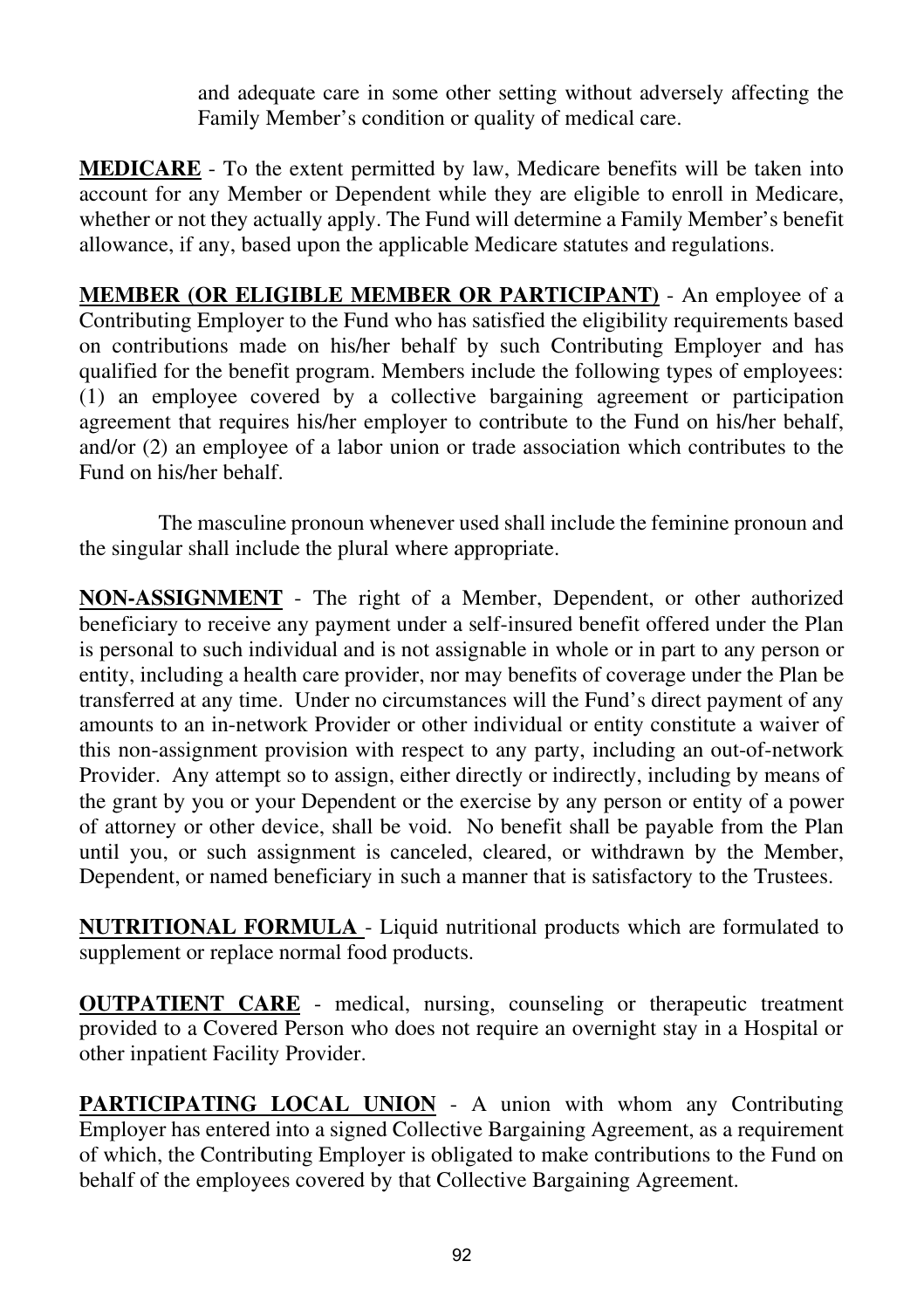and adequate care in some other setting without adversely affecting the Family Member's condition or quality of medical care.

**MEDICARE** - To the extent permitted by law, Medicare benefits will be taken into account for any Member or Dependent while they are eligible to enroll in Medicare, whether or not they actually apply. The Fund will determine a Family Member's benefit allowance, if any, based upon the applicable Medicare statutes and regulations.

**MEMBER (OR ELIGIBLE MEMBER OR PARTICIPANT)** - An employee of a Contributing Employer to the Fund who has satisfied the eligibility requirements based on contributions made on his/her behalf by such Contributing Employer and has qualified for the benefit program. Members include the following types of employees: (1) an employee covered by a collective bargaining agreement or participation agreement that requires his/her employer to contribute to the Fund on his/her behalf, and/or (2) an employee of a labor union or trade association which contributes to the Fund on his/her behalf.

The masculine pronoun whenever used shall include the feminine pronoun and the singular shall include the plural where appropriate.

**NON-ASSIGNMENT** - The right of a Member, Dependent, or other authorized beneficiary to receive any payment under a self-insured benefit offered under the Plan is personal to such individual and is not assignable in whole or in part to any person or entity, including a health care provider, nor may benefits of coverage under the Plan be transferred at any time. Under no circumstances will the Fund's direct payment of any amounts to an in-network Provider or other individual or entity constitute a waiver of this non-assignment provision with respect to any party, including an out-of-network Provider. Any attempt so to assign, either directly or indirectly, including by means of the grant by you or your Dependent or the exercise by any person or entity of a power of attorney or other device, shall be void. No benefit shall be payable from the Plan until you, or such assignment is canceled, cleared, or withdrawn by the Member, Dependent, or named beneficiary in such a manner that is satisfactory to the Trustees.

**NUTRITIONAL FORMULA** - Liquid nutritional products which are formulated to supplement or replace normal food products.

**OUTPATIENT CARE** - medical, nursing, counseling or therapeutic treatment provided to a Covered Person who does not require an overnight stay in a Hospital or other inpatient Facility Provider.

**PARTICIPATING LOCAL UNION** - A union with whom any Contributing Employer has entered into a signed Collective Bargaining Agreement, as a requirement of which, the Contributing Employer is obligated to make contributions to the Fund on behalf of the employees covered by that Collective Bargaining Agreement.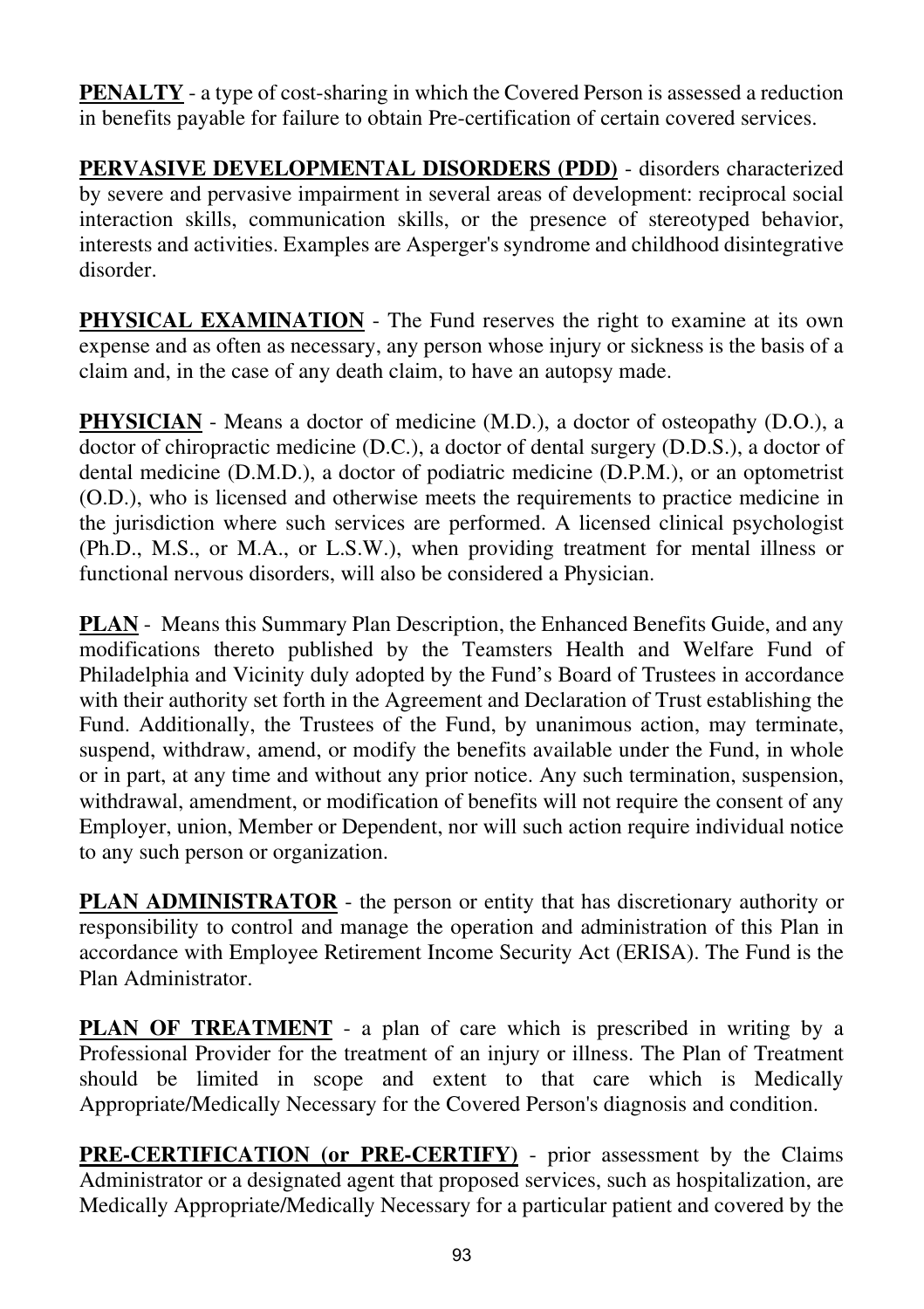**PENALTY** - a type of cost-sharing in which the Covered Person is assessed a reduction in benefits payable for failure to obtain Pre-certification of certain covered services.

**PERVASIVE DEVELOPMENTAL DISORDERS (PDD)** - disorders characterized by severe and pervasive impairment in several areas of development: reciprocal social interaction skills, communication skills, or the presence of stereotyped behavior, interests and activities. Examples are Asperger's syndrome and childhood disintegrative disorder.

**PHYSICAL EXAMINATION** - The Fund reserves the right to examine at its own expense and as often as necessary, any person whose injury or sickness is the basis of a claim and, in the case of any death claim, to have an autopsy made.

**PHYSICIAN** - Means a doctor of medicine (M.D.), a doctor of osteopathy (D.O.), a doctor of chiropractic medicine (D.C.), a doctor of dental surgery (D.D.S.), a doctor of dental medicine (D.M.D.), a doctor of podiatric medicine (D.P.M.), or an optometrist (O.D.), who is licensed and otherwise meets the requirements to practice medicine in the jurisdiction where such services are performed. A licensed clinical psychologist (Ph.D., M.S., or M.A., or L.S.W.), when providing treatment for mental illness or functional nervous disorders, will also be considered a Physician.

**PLAN** - Means this Summary Plan Description, the Enhanced Benefits Guide, and any modifications thereto published by the Teamsters Health and Welfare Fund of Philadelphia and Vicinity duly adopted by the Fund's Board of Trustees in accordance with their authority set forth in the Agreement and Declaration of Trust establishing the Fund. Additionally, the Trustees of the Fund, by unanimous action, may terminate, suspend, withdraw, amend, or modify the benefits available under the Fund, in whole or in part, at any time and without any prior notice. Any such termination, suspension, withdrawal, amendment, or modification of benefits will not require the consent of any Employer, union, Member or Dependent, nor will such action require individual notice to any such person or organization.

**PLAN ADMINISTRATOR** - the person or entity that has discretionary authority or responsibility to control and manage the operation and administration of this Plan in accordance with Employee Retirement Income Security Act (ERISA). The Fund is the Plan Administrator.

**PLAN OF TREATMENT** - a plan of care which is prescribed in writing by a Professional Provider for the treatment of an injury or illness. The Plan of Treatment should be limited in scope and extent to that care which is Medically Appropriate/Medically Necessary for the Covered Person's diagnosis and condition.

**PRE-CERTIFICATION (or PRE-CERTIFY)** - prior assessment by the Claims Administrator or a designated agent that proposed services, such as hospitalization, are Medically Appropriate/Medically Necessary for a particular patient and covered by the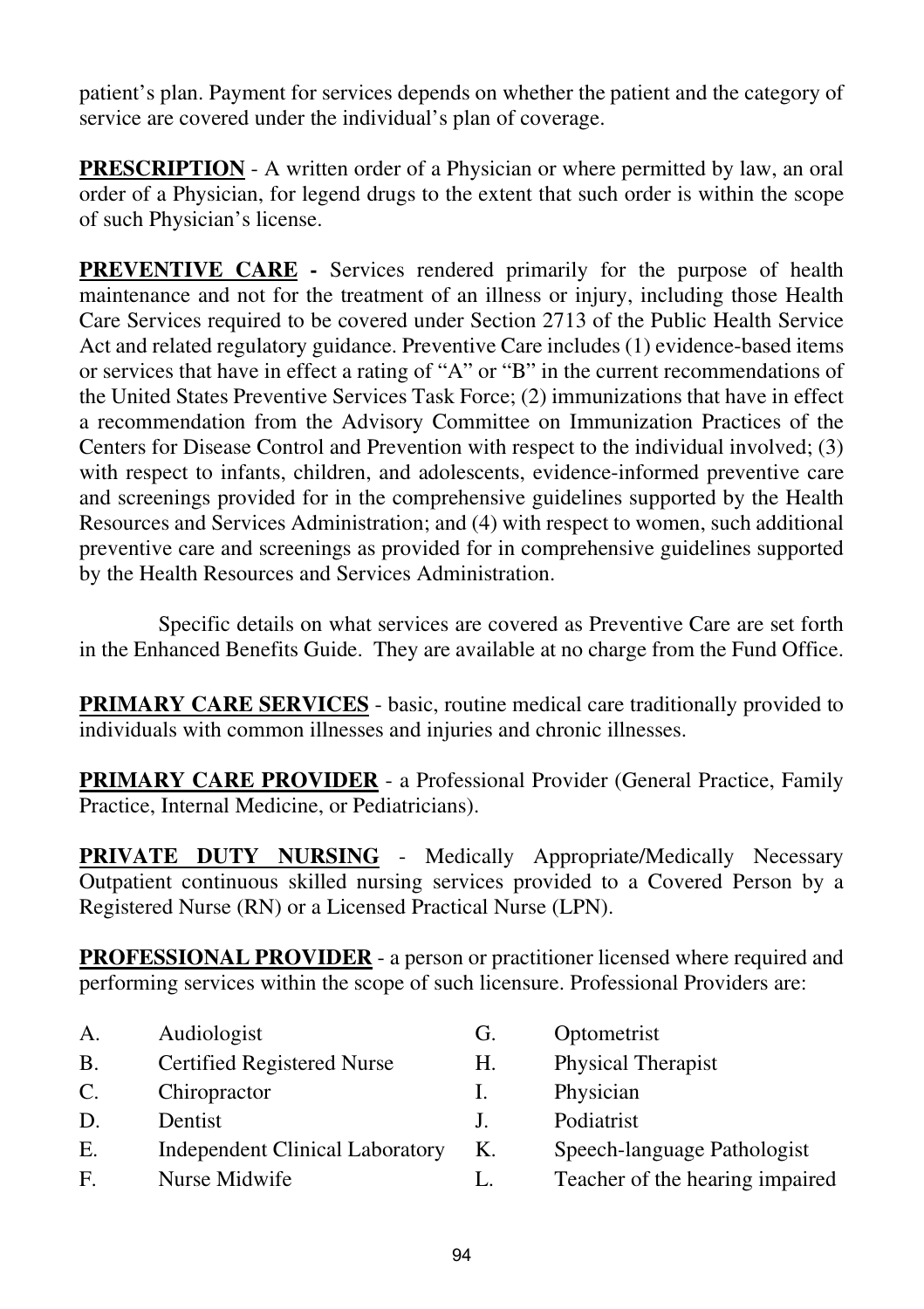patient's plan. Payment for services depends on whether the patient and the category of service are covered under the individual's plan of coverage.

**PRESCRIPTION** - A written order of a Physician or where permitted by law, an oral order of a Physician, for legend drugs to the extent that such order is within the scope of such Physician's license.

**PREVENTIVE CARE -** Services rendered primarily for the purpose of health maintenance and not for the treatment of an illness or injury, including those Health Care Services required to be covered under Section 2713 of the Public Health Service Act and related regulatory guidance. Preventive Care includes (1) evidence-based items or services that have in effect a rating of "A" or "B" in the current recommendations of the United States Preventive Services Task Force; (2) immunizations that have in effect a recommendation from the Advisory Committee on Immunization Practices of the Centers for Disease Control and Prevention with respect to the individual involved; (3) with respect to infants, children, and adolescents, evidence-informed preventive care and screenings provided for in the comprehensive guidelines supported by the Health Resources and Services Administration; and (4) with respect to women, such additional preventive care and screenings as provided for in comprehensive guidelines supported by the Health Resources and Services Administration.

Specific details on what services are covered as Preventive Care are set forth in the Enhanced Benefits Guide. They are available at no charge from the Fund Office.

**PRIMARY CARE SERVICES** - basic, routine medical care traditionally provided to individuals with common illnesses and injuries and chronic illnesses.

**PRIMARY CARE PROVIDER** - a Professional Provider (General Practice, Family Practice, Internal Medicine, or Pediatricians).

**PRIVATE DUTY NURSING** - Medically Appropriate/Medically Necessary Outpatient continuous skilled nursing services provided to a Covered Person by a Registered Nurse (RN) or a Licensed Practical Nurse (LPN).

**PROFESSIONAL PROVIDER** - a person or practitioner licensed where required and performing services within the scope of such licensure. Professional Providers are:

A. Audiologist
B. Certified Registered Nurse
C. Chiropractor
D. Dentist
E. Independent Clinical Laboratory
F. Nurse Midwife
G. Optometrist
H. Physical Therapist
I. Physician
J. Podiatrist
K. Speech-language Pathologist
L. Teacher of the hearing impaired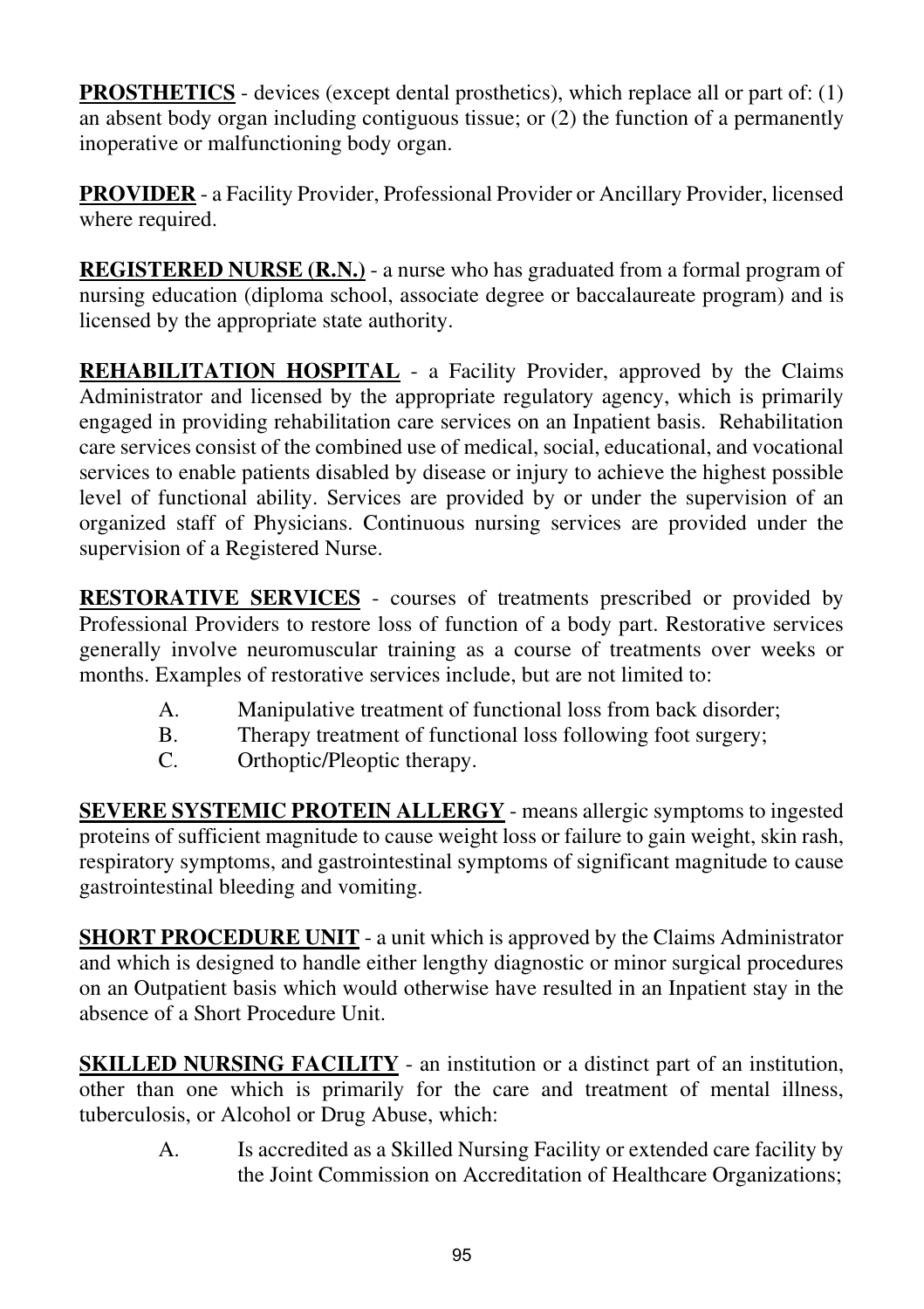**PROSTHETICS** - devices (except dental prosthetics), which replace all or part of: (1) an absent body organ including contiguous tissue; or (2) the function of a permanently inoperative or malfunctioning body organ.

**PROVIDER** - a Facility Provider, Professional Provider or Ancillary Provider, licensed where required.

**REGISTERED NURSE (R.N.)** - a nurse who has graduated from a formal program of nursing education (diploma school, associate degree or baccalaureate program) and is licensed by the appropriate state authority.

**REHABILITATION HOSPITAL** - a Facility Provider, approved by the Claims Administrator and licensed by the appropriate regulatory agency, which is primarily engaged in providing rehabilitation care services on an Inpatient basis. Rehabilitation care services consist of the combined use of medical, social, educational, and vocational services to enable patients disabled by disease or injury to achieve the highest possible level of functional ability. Services are provided by or under the supervision of an organized staff of Physicians. Continuous nursing services are provided under the supervision of a Registered Nurse.

**RESTORATIVE SERVICES** - courses of treatments prescribed or provided by Professional Providers to restore loss of function of a body part. Restorative services generally involve neuromuscular training as a course of treatments over weeks or months. Examples of restorative services include, but are not limited to:

A. Manipulative treatment of functional loss from back disorder;
B. Therapy treatment of functional loss following foot surgery;
C. Orthoptic/Pleoptic therapy.

**SEVERE SYSTEMIC PROTEIN ALLERGY** - means allergic symptoms to ingested proteins of sufficient magnitude to cause weight loss or failure to gain weight, skin rash, respiratory symptoms, and gastrointestinal symptoms of significant magnitude to cause gastrointestinal bleeding and vomiting.

**SHORT PROCEDURE UNIT** - a unit which is approved by the Claims Administrator and which is designed to handle either lengthy diagnostic or minor surgical procedures on an Outpatient basis which would otherwise have resulted in an Inpatient stay in the absence of a Short Procedure Unit.

**SKILLED NURSING FACILITY** - an institution or a distinct part of an institution, other than one which is primarily for the care and treatment of mental illness, tuberculosis, or Alcohol or Drug Abuse, which:

A. Is accredited as a Skilled Nursing Facility or extended care facility by the Joint Commission on Accreditation of Healthcare Organizations;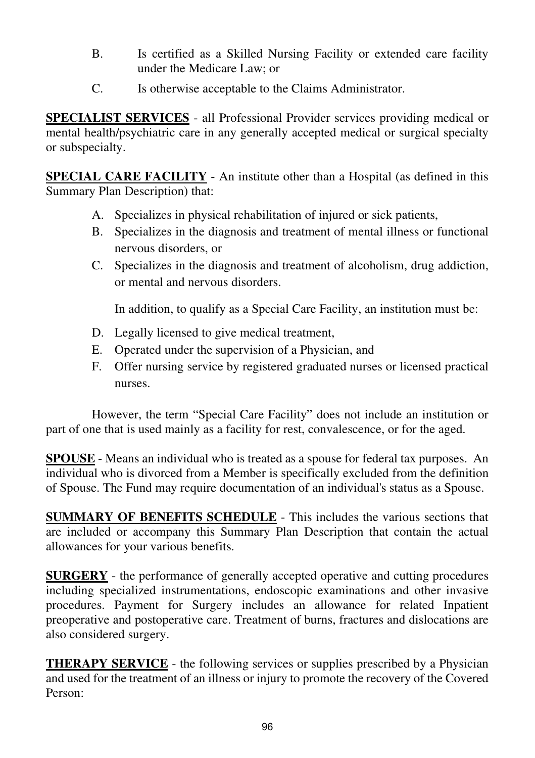B. Is certified as a Skilled Nursing Facility or extended care facility under the Medicare Law; or

C. Is otherwise acceptable to the Claims Administrator.

**SPECIALIST SERVICES** - all Professional Provider services providing medical or mental health/psychiatric care in any generally accepted medical or surgical specialty or subspecialty.

**SPECIAL CARE FACILITY** - An institute other than a Hospital (as defined in this Summary Plan Description) that:

A. Specializes in physical rehabilitation of injured or sick patients,
B. Specializes in the diagnosis and treatment of mental illness or functional nervous disorders, or
C. Specializes in the diagnosis and treatment of alcoholism, drug addiction, or mental and nervous disorders.

In addition, to qualify as a Special Care Facility, an institution must be:

D. Legally licensed to give medical treatment,
E. Operated under the supervision of a Physician, and
F. Offer nursing service by registered graduated nurses or licensed practical nurses.

However, the term “Special Care Facility” does not include an institution or part of one that is used mainly as a facility for rest, convalescence, or for the aged.

**SPOUSE** - Means an individual who is treated as a spouse for federal tax purposes. An individual who is divorced from a Member is specifically excluded from the definition of Spouse. The Fund may require documentation of an individual's status as a Spouse.

**SUMMARY OF BENEFITS SCHEDULE** - This includes the various sections that are included or accompany this Summary Plan Description that contain the actual allowances for your various benefits.

**SURGERY** - the performance of generally accepted operative and cutting procedures including specialized instrumentations, endoscopic examinations and other invasive procedures. Payment for Surgery includes an allowance for related Inpatient preoperative and postoperative care. Treatment of burns, fractures and dislocations are also considered surgery.

**THERAPY SERVICE** - the following services or supplies prescribed by a Physician and used for the treatment of an illness or injury to promote the recovery of the Covered Person: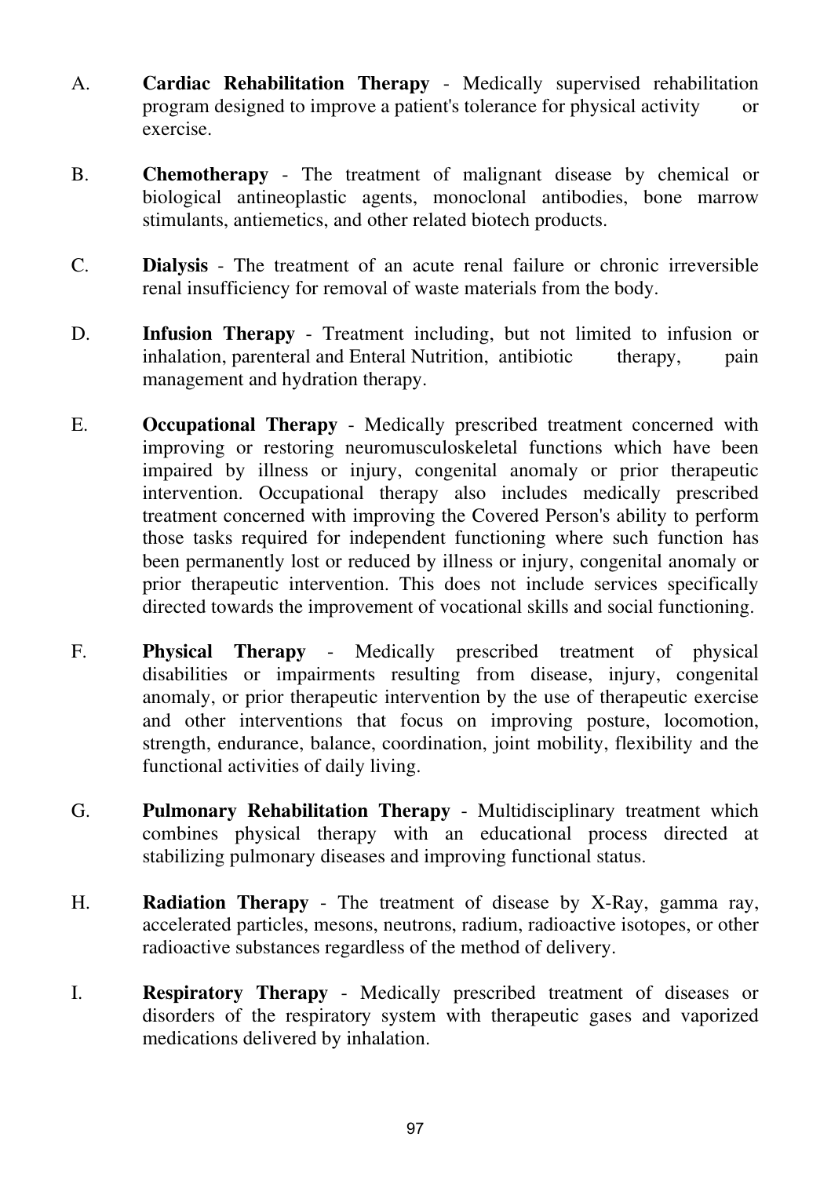A. **Cardiac Rehabilitation Therapy** - Medically supervised rehabilitation program designed to improve a patient's tolerance for physical activity or exercise.

B. **Chemotherapy** - The treatment of malignant disease by chemical or biological antineoplastic agents, monoclonal antibodies, bone marrow stimulants, antiemetics, and other related biotech products.

C. **Dialysis** - The treatment of an acute renal failure or chronic irreversible renal insufficiency for removal of waste materials from the body.

D. **Infusion Therapy** - Treatment including, but not limited to infusion or inhalation, parenteral and Enteral Nutrition, antibiotic therapy, pain management and hydration therapy.

E. **Occupational Therapy** - Medically prescribed treatment concerned with improving or restoring neuromusculoskeletal functions which have been impaired by illness or injury, congenital anomaly or prior therapeutic intervention. Occupational therapy also includes medically prescribed treatment concerned with improving the Covered Person's ability to perform those tasks required for independent functioning where such function has been permanently lost or reduced by illness or injury, congenital anomaly or prior therapeutic intervention. This does not include services specifically directed towards the improvement of vocational skills and social functioning.

F. **Physical Therapy** - Medically prescribed treatment of physical disabilities or impairments resulting from disease, injury, congenital anomaly, or prior therapeutic intervention by the use of therapeutic exercise and other interventions that focus on improving posture, locomotion, strength, endurance, balance, coordination, joint mobility, flexibility and the functional activities of daily living.

G. **Pulmonary Rehabilitation Therapy** - Multidisciplinary treatment which combines physical therapy with an educational process directed at stabilizing pulmonary diseases and improving functional status.

H. **Radiation Therapy** - The treatment of disease by X-Ray, gamma ray, accelerated particles, mesons, neutrons, radium, radioactive isotopes, or other radioactive substances regardless of the method of delivery.

I. **Respiratory Therapy** - Medically prescribed treatment of diseases or disorders of the respiratory system with therapeutic gases and vaporized medications delivered by inhalation.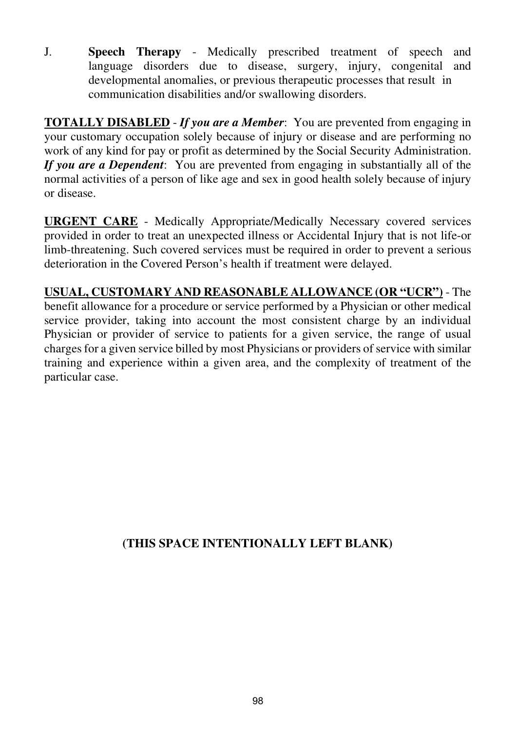J. **Speech Therapy** - Medically prescribed treatment of speech and language disorders due to disease, surgery, injury, congenital and developmental anomalies, or previous therapeutic processes that result in communication disabilities and/or swallowing disorders.

**<u>TOTALLY DISABLED</u>** - ***If you are a Member***: You are prevented from engaging in your customary occupation solely because of injury or disease and are performing no work of any kind for pay or profit as determined by the Social Security Administration. ***If you are a Dependent***: You are prevented from engaging in substantially all of the normal activities of a person of like age and sex in good health solely because of injury or disease.

**<u>URGENT CARE</u>** - Medically Appropriate/Medically Necessary covered services provided in order to treat an unexpected illness or Accidental Injury that is not life-or limb-threatening. Such covered services must be required in order to prevent a serious deterioration in the Covered Person's health if treatment were delayed.

**<u>USUAL, CUSTOMARY AND REASONABLE ALLOWANCE (OR "UCR")</u>** - The benefit allowance for a procedure or service performed by a Physician or other medical service provider, taking into account the most consistent charge by an individual Physician or provider of service to patients for a given service, the range of usual charges for a given service billed by most Physicians or providers of service with similar training and experience within a given area, and the complexity of treatment of the particular case.

**(THIS SPACE INTENTIONALLY LEFT BLANK)**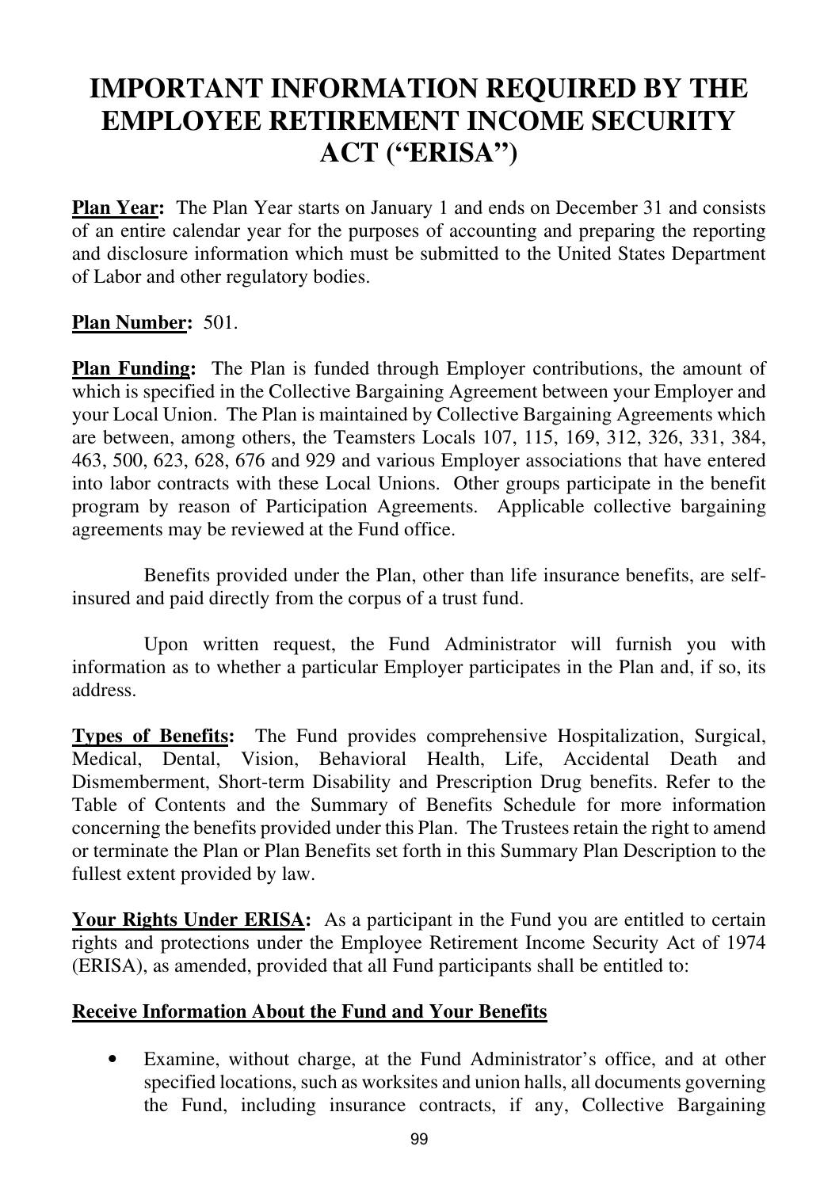# IMPORTANT INFORMATION REQUIRED BY THE EMPLOYEE RETIREMENT INCOME SECURITY ACT ("ERISA")

**Plan Year:** The Plan Year starts on January 1 and ends on December 31 and consists of an entire calendar year for the purposes of accounting and preparing the reporting and disclosure information which must be submitted to the United States Department of Labor and other regulatory bodies.

**Plan Number:** 501.

**Plan Funding:** The Plan is funded through Employer contributions, the amount of which is specified in the Collective Bargaining Agreement between your Employer and your Local Union. The Plan is maintained by Collective Bargaining Agreements which are between, among others, the Teamsters Locals 107, 115, 169, 312, 326, 331, 384, 463, 500, 623, 628, 676 and 929 and various Employer associations that have entered into labor contracts with these Local Unions. Other groups participate in the benefit program by reason of Participation Agreements. Applicable collective bargaining agreements may be reviewed at the Fund office.

Benefits provided under the Plan, other than life insurance benefits, are self-insured and paid directly from the corpus of a trust fund.

Upon written request, the Fund Administrator will furnish you with information as to whether a particular Employer participates in the Plan and, if so, its address.

**Types of Benefits:** The Fund provides comprehensive Hospitalization, Surgical, Medical, Dental, Vision, Behavioral Health, Life, Accidental Death and Dismemberment, Short-term Disability and Prescription Drug benefits. Refer to the Table of Contents and the Summary of Benefits Schedule for more information concerning the benefits provided under this Plan. The Trustees retain the right to amend or terminate the Plan or Plan Benefits set forth in this Summary Plan Description to the fullest extent provided by law.

**Your Rights Under ERISA:** As a participant in the Fund you are entitled to certain rights and protections under the Employee Retirement Income Security Act of 1974 (ERISA), as amended, provided that all Fund participants shall be entitled to:

**Receive Information About the Fund and Your Benefits**

- Examine, without charge, at the Fund Administrator's office, and at other specified locations, such as worksites and union halls, all documents governing the Fund, including insurance contracts, if any, Collective Bargaining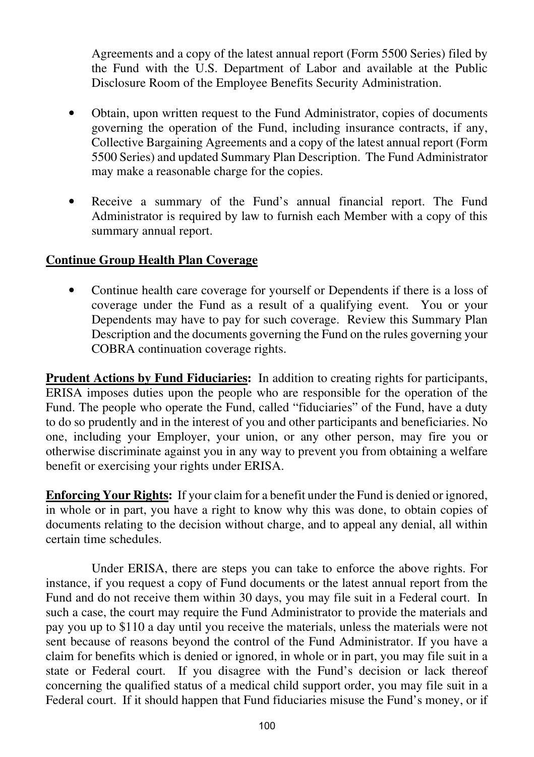Agreements and a copy of the latest annual report (Form 5500 Series) filed by the Fund with the U.S. Department of Labor and available at the Public Disclosure Room of the Employee Benefits Security Administration.

- Obtain, upon written request to the Fund Administrator, copies of documents governing the operation of the Fund, including insurance contracts, if any, Collective Bargaining Agreements and a copy of the latest annual report (Form 5500 Series) and updated Summary Plan Description. The Fund Administrator may make a reasonable charge for the copies.

- Receive a summary of the Fund's annual financial report. The Fund Administrator is required by law to furnish each Member with a copy of this summary annual report.

**Continue Group Health Plan Coverage**

- Continue health care coverage for yourself or Dependents if there is a loss of coverage under the Fund as a result of a qualifying event. You or your Dependents may have to pay for such coverage. Review this Summary Plan Description and the documents governing the Fund on the rules governing your COBRA continuation coverage rights.

**Prudent Actions by Fund Fiduciaries:** In addition to creating rights for participants, ERISA imposes duties upon the people who are responsible for the operation of the Fund. The people who operate the Fund, called "fiduciaries" of the Fund, have a duty to do so prudently and in the interest of you and other participants and beneficiaries. No one, including your Employer, your union, or any other person, may fire you or otherwise discriminate against you in any way to prevent you from obtaining a welfare benefit or exercising your rights under ERISA.

**Enforcing Your Rights:** If your claim for a benefit under the Fund is denied or ignored, in whole or in part, you have a right to know why this was done, to obtain copies of documents relating to the decision without charge, and to appeal any denial, all within certain time schedules.

Under ERISA, there are steps you can take to enforce the above rights. For instance, if you request a copy of Fund documents or the latest annual report from the Fund and do not receive them within 30 days, you may file suit in a Federal court. In such a case, the court may require the Fund Administrator to provide the materials and pay you up to $110 a day until you receive the materials, unless the materials were not sent because of reasons beyond the control of the Fund Administrator. If you have a claim for benefits which is denied or ignored, in whole or in part, you may file suit in a state or Federal court. If you disagree with the Fund's decision or lack thereof concerning the qualified status of a medical child support order, you may file suit in a Federal court. If it should happen that Fund fiduciaries misuse the Fund's money, or if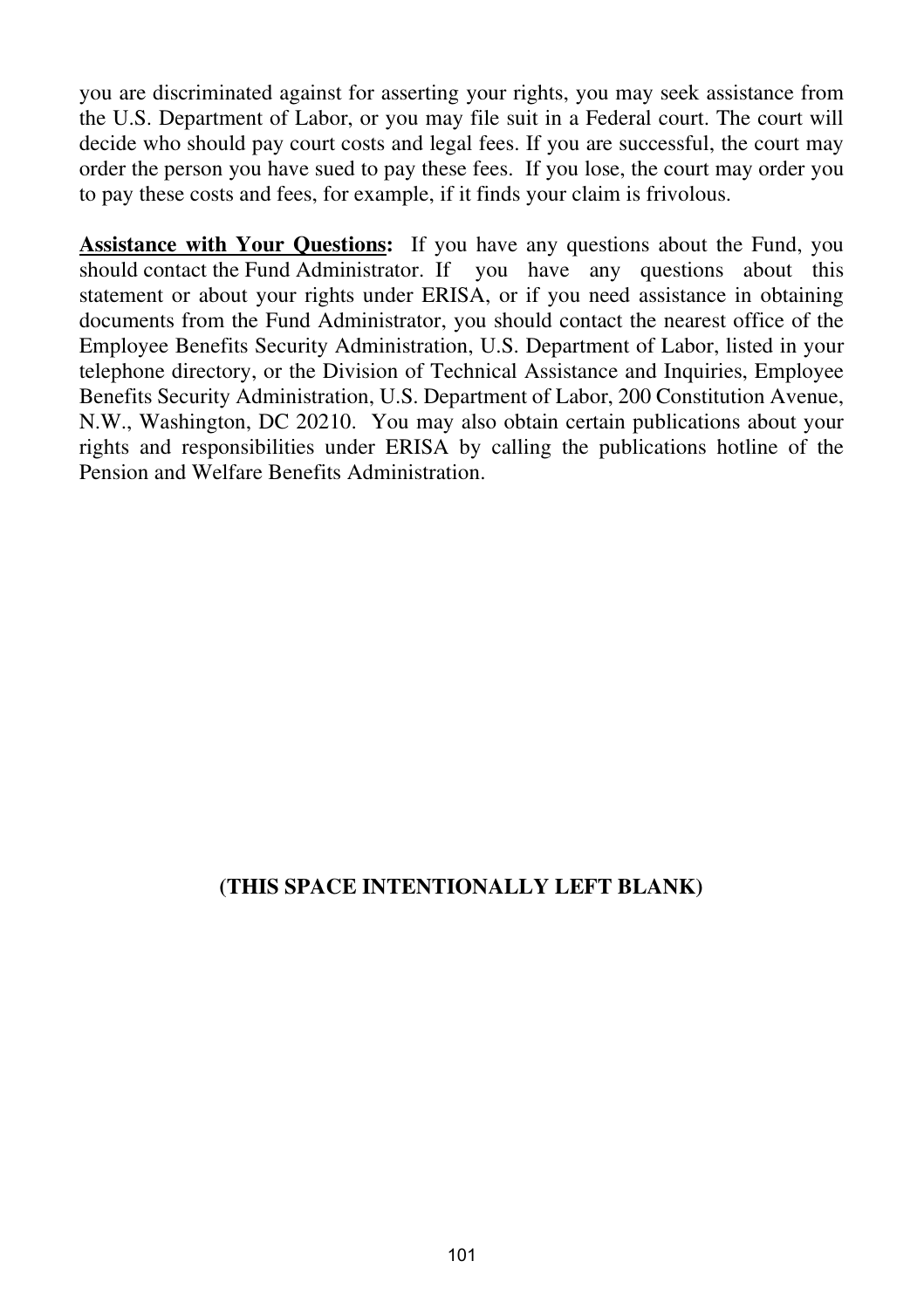you are discriminated against for asserting your rights, you may seek assistance from the U.S. Department of Labor, or you may file suit in a Federal court. The court will decide who should pay court costs and legal fees. If you are successful, the court may order the person you have sued to pay these fees. If you lose, the court may order you to pay these costs and fees, for example, if it finds your claim is frivolous.

**Assistance with Your Questions:** If you have any questions about the Fund, you should contact the Fund Administrator. If you have any questions about this statement or about your rights under ERISA, or if you need assistance in obtaining documents from the Fund Administrator, you should contact the nearest office of the Employee Benefits Security Administration, U.S. Department of Labor, listed in your telephone directory, or the Division of Technical Assistance and Inquiries, Employee Benefits Security Administration, U.S. Department of Labor, 200 Constitution Avenue, N.W., Washington, DC 20210. You may also obtain certain publications about your rights and responsibilities under ERISA by calling the publications hotline of the Pension and Welfare Benefits Administration.

**(THIS SPACE INTENTIONALLY LEFT BLANK)**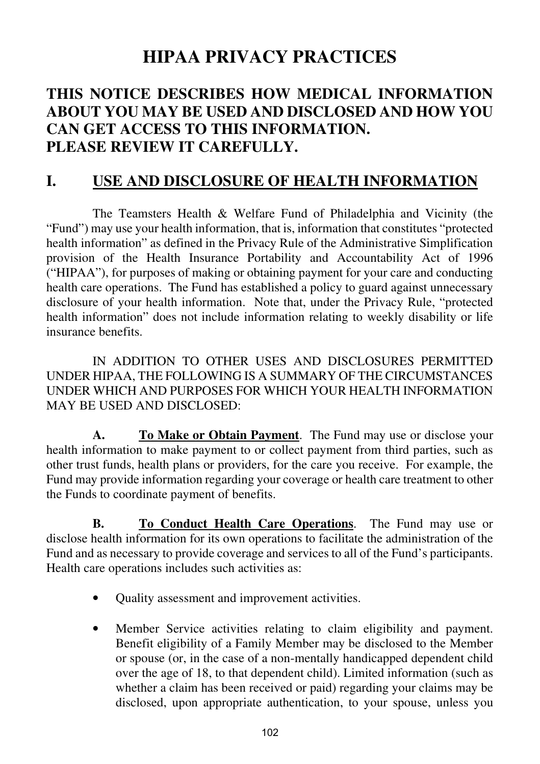# HIPAA PRIVACY PRACTICES

## THIS NOTICE DESCRIBES HOW MEDICAL INFORMATION ABOUT YOU MAY BE USED AND DISCLOSED AND HOW YOU CAN GET ACCESS TO THIS INFORMATION. PLEASE REVIEW IT CAREFULLY.

## I. USE AND DISCLOSURE OF HEALTH INFORMATION

The Teamsters Health & Welfare Fund of Philadelphia and Vicinity (the "Fund") may use your health information, that is, information that constitutes "protected health information" as defined in the Privacy Rule of the Administrative Simplification provision of the Health Insurance Portability and Accountability Act of 1996 ("HIPAA"), for purposes of making or obtaining payment for your care and conducting health care operations. The Fund has established a policy to guard against unnecessary disclosure of your health information. Note that, under the Privacy Rule, "protected health information" does not include information relating to weekly disability or life insurance benefits.

IN ADDITION TO OTHER USES AND DISCLOSURES PERMITTED UNDER HIPAA, THE FOLLOWING IS A SUMMARY OF THE CIRCUMSTANCES UNDER WHICH AND PURPOSES FOR WHICH YOUR HEALTH INFORMATION MAY BE USED AND DISCLOSED:

**A. To Make or Obtain Payment**. The Fund may use or disclose your health information to make payment to or collect payment from third parties, such as other trust funds, health plans or providers, for the care you receive. For example, the Fund may provide information regarding your coverage or health care treatment to other the Funds to coordinate payment of benefits.

**B. To Conduct Health Care Operations**. The Fund may use or disclose health information for its own operations to facilitate the administration of the Fund and as necessary to provide coverage and services to all of the Fund's participants. Health care operations includes such activities as:

- Quality assessment and improvement activities.
- Member Service activities relating to claim eligibility and payment. Benefit eligibility of a Family Member may be disclosed to the Member or spouse (or, in the case of a non-mentally handicapped dependent child over the age of 18, to that dependent child). Limited information (such as whether a claim has been received or paid) regarding your claims may be disclosed, upon appropriate authentication, to your spouse, unless you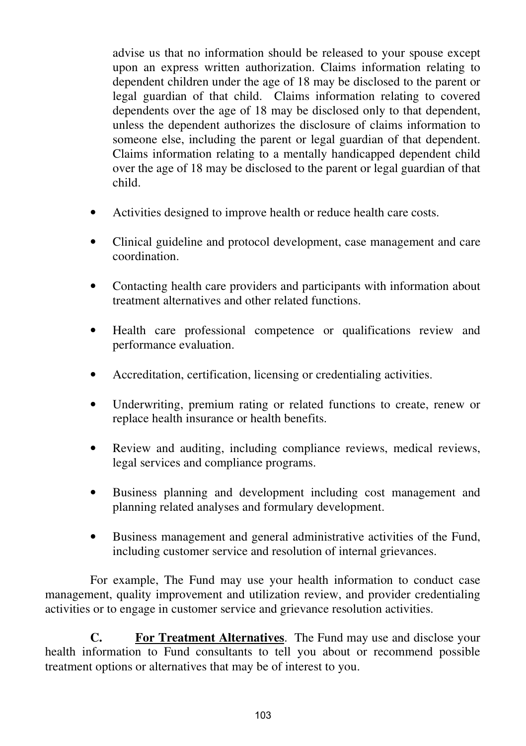advise us that no information should be released to your spouse except upon an express written authorization. Claims information relating to dependent children under the age of 18 may be disclosed to the parent or legal guardian of that child. Claims information relating to covered dependents over the age of 18 may be disclosed only to that dependent, unless the dependent authorizes the disclosure of claims information to someone else, including the parent or legal guardian of that dependent. Claims information relating to a mentally handicapped dependent child over the age of 18 may be disclosed to the parent or legal guardian of that child.

- Activities designed to improve health or reduce health care costs.
- Clinical guideline and protocol development, case management and care coordination.
- Contacting health care providers and participants with information about treatment alternatives and other related functions.
- Health care professional competence or qualifications review and performance evaluation.
- Accreditation, certification, licensing or credentialing activities.
- Underwriting, premium rating or related functions to create, renew or replace health insurance or health benefits.
- Review and auditing, including compliance reviews, medical reviews, legal services and compliance programs.
- Business planning and development including cost management and planning related analyses and formulary development.
- Business management and general administrative activities of the Fund, including customer service and resolution of internal grievances.

For example, The Fund may use your health information to conduct case management, quality improvement and utilization review, and provider credentialing activities or to engage in customer service and grievance resolution activities.

**C. <u>For Treatment Alternatives</u>**. The Fund may use and disclose your health information to Fund consultants to tell you about or recommend possible treatment options or alternatives that may be of interest to you.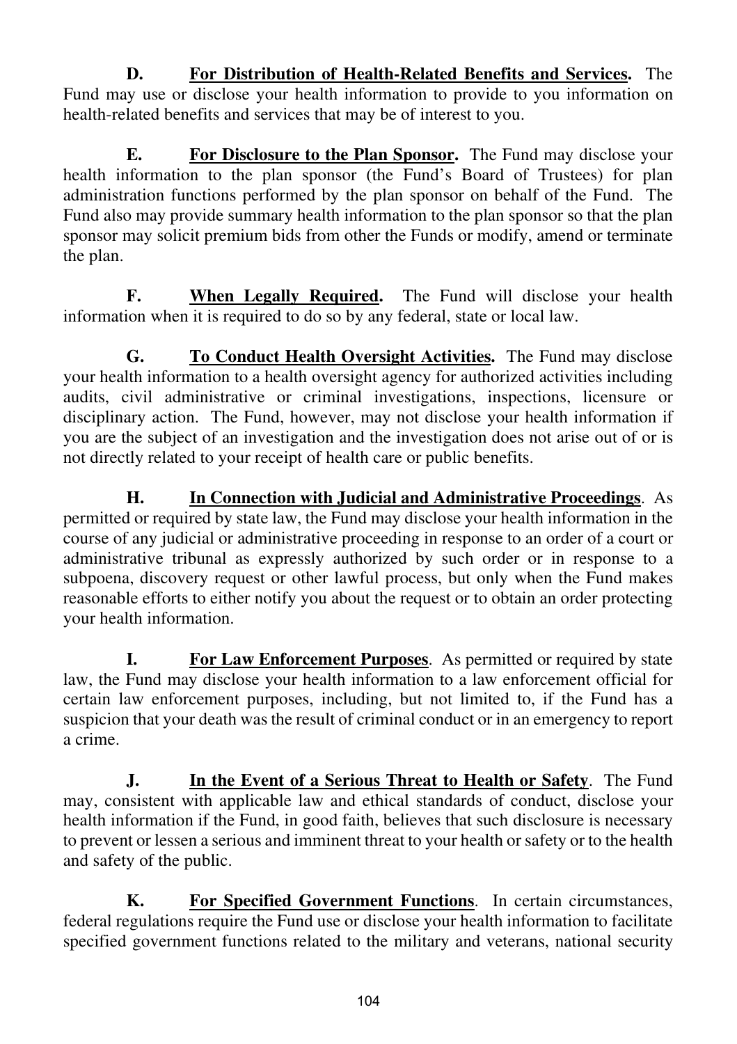**D.** **For Distribution of Health-Related Benefits and Services.** The Fund may use or disclose your health information to provide to you information on health-related benefits and services that may be of interest to you.

**E.** **For Disclosure to the Plan Sponsor.** The Fund may disclose your health information to the plan sponsor (the Fund's Board of Trustees) for plan administration functions performed by the plan sponsor on behalf of the Fund. The Fund also may provide summary health information to the plan sponsor so that the plan sponsor may solicit premium bids from other the Funds or modify, amend or terminate the plan.

**F.** **When Legally Required.** The Fund will disclose your health information when it is required to do so by any federal, state or local law.

**G.** **To Conduct Health Oversight Activities.** The Fund may disclose your health information to a health oversight agency for authorized activities including audits, civil administrative or criminal investigations, inspections, licensure or disciplinary action. The Fund, however, may not disclose your health information if you are the subject of an investigation and the investigation does not arise out of or is not directly related to your receipt of health care or public benefits.

**H.** **In Connection with Judicial and Administrative Proceedings**. As permitted or required by state law, the Fund may disclose your health information in the course of any judicial or administrative proceeding in response to an order of a court or administrative tribunal as expressly authorized by such order or in response to a subpoena, discovery request or other lawful process, but only when the Fund makes reasonable efforts to either notify you about the request or to obtain an order protecting your health information.

**I.** **For Law Enforcement Purposes**. As permitted or required by state law, the Fund may disclose your health information to a law enforcement official for certain law enforcement purposes, including, but not limited to, if the Fund has a suspicion that your death was the result of criminal conduct or in an emergency to report a crime.

**J.** **In the Event of a Serious Threat to Health or Safety**. The Fund may, consistent with applicable law and ethical standards of conduct, disclose your health information if the Fund, in good faith, believes that such disclosure is necessary to prevent or lessen a serious and imminent threat to your health or safety or to the health and safety of the public.

**K.** **For Specified Government Functions**. In certain circumstances, federal regulations require the Fund use or disclose your health information to facilitate specified government functions related to the military and veterans, national security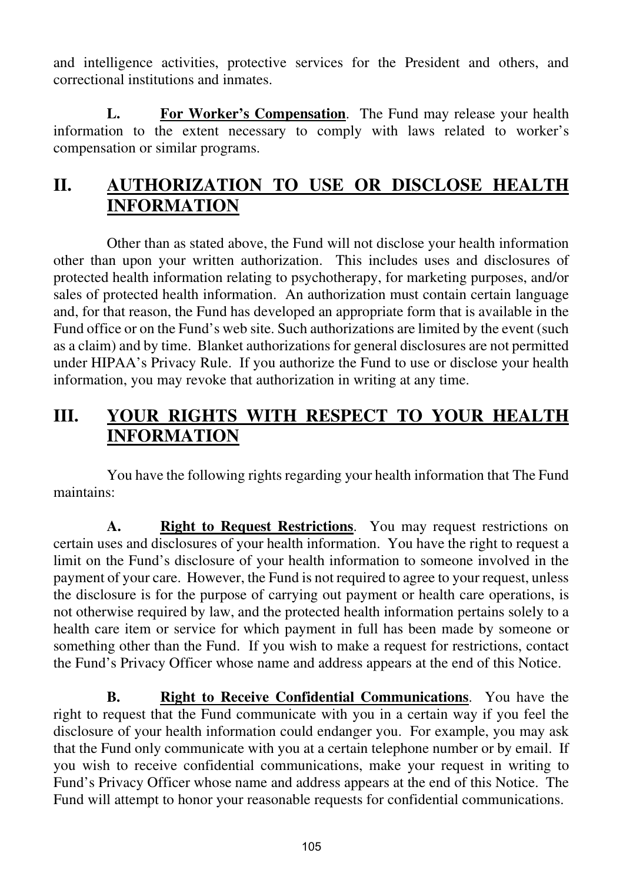and intelligence activities, protective services for the President and others, and correctional institutions and inmates.

**L.** **For Worker's Compensation**. The Fund may release your health information to the extent necessary to comply with laws related to worker's compensation or similar programs.

## II. AUTHORIZATION TO USE OR DISCLOSE HEALTH INFORMATION

Other than as stated above, the Fund will not disclose your health information other than upon your written authorization. This includes uses and disclosures of protected health information relating to psychotherapy, for marketing purposes, and/or sales of protected health information. An authorization must contain certain language and, for that reason, the Fund has developed an appropriate form that is available in the Fund office or on the Fund's web site. Such authorizations are limited by the event (such as a claim) and by time. Blanket authorizations for general disclosures are not permitted under HIPAA's Privacy Rule. If you authorize the Fund to use or disclose your health information, you may revoke that authorization in writing at any time.

## III. YOUR RIGHTS WITH RESPECT TO YOUR HEALTH INFORMATION

You have the following rights regarding your health information that The Fund maintains:

**A.** **Right to Request Restrictions**. You may request restrictions on certain uses and disclosures of your health information. You have the right to request a limit on the Fund's disclosure of your health information to someone involved in the payment of your care. However, the Fund is not required to agree to your request, unless the disclosure is for the purpose of carrying out payment or health care operations, is not otherwise required by law, and the protected health information pertains solely to a health care item or service for which payment in full has been made by someone or something other than the Fund. If you wish to make a request for restrictions, contact the Fund's Privacy Officer whose name and address appears at the end of this Notice.

**B.** **Right to Receive Confidential Communications**. You have the right to request that the Fund communicate with you in a certain way if you feel the disclosure of your health information could endanger you. For example, you may ask that the Fund only communicate with you at a certain telephone number or by email. If you wish to receive confidential communications, make your request in writing to Fund's Privacy Officer whose name and address appears at the end of this Notice. The Fund will attempt to honor your reasonable requests for confidential communications.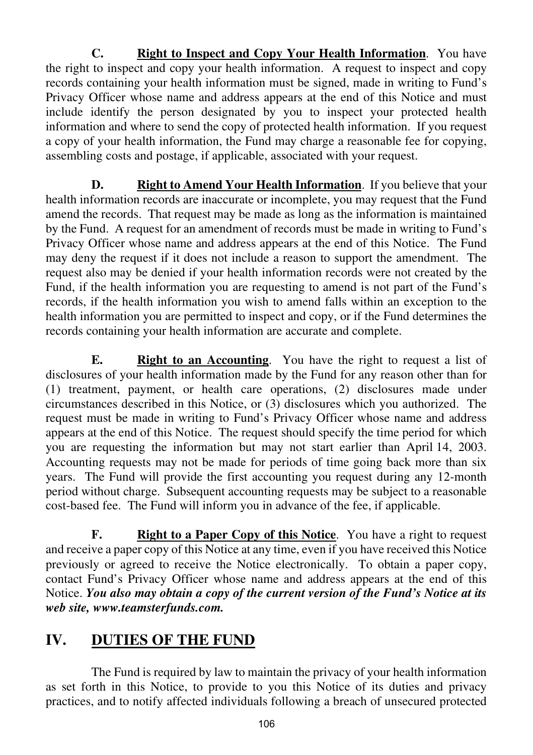**C. Right to Inspect and Copy Your Health Information**. You have the right to inspect and copy your health information. A request to inspect and copy records containing your health information must be signed, made in writing to Fund's Privacy Officer whose name and address appears at the end of this Notice and must include identify the person designated by you to inspect your protected health information and where to send the copy of protected health information. If you request a copy of your health information, the Fund may charge a reasonable fee for copying, assembling costs and postage, if applicable, associated with your request.

**D. Right to Amend Your Health Information**. If you believe that your health information records are inaccurate or incomplete, you may request that the Fund amend the records. That request may be made as long as the information is maintained by the Fund. A request for an amendment of records must be made in writing to Fund's Privacy Officer whose name and address appears at the end of this Notice. The Fund may deny the request if it does not include a reason to support the amendment. The request also may be denied if your health information records were not created by the Fund, if the health information you are requesting to amend is not part of the Fund's records, if the health information you wish to amend falls within an exception to the health information you are permitted to inspect and copy, or if the Fund determines the records containing your health information are accurate and complete.

**E. Right to an Accounting**. You have the right to request a list of disclosures of your health information made by the Fund for any reason other than for (1) treatment, payment, or health care operations, (2) disclosures made under circumstances described in this Notice, or (3) disclosures which you authorized. The request must be made in writing to Fund's Privacy Officer whose name and address appears at the end of this Notice. The request should specify the time period for which you are requesting the information but may not start earlier than April 14, 2003. Accounting requests may not be made for periods of time going back more than six years. The Fund will provide the first accounting you request during any 12-month period without charge. Subsequent accounting requests may be subject to a reasonable cost-based fee. The Fund will inform you in advance of the fee, if applicable.

**F. Right to a Paper Copy of this Notice**. You have a right to request and receive a paper copy of this Notice at any time, even if you have received this Notice previously or agreed to receive the Notice electronically. To obtain a paper copy, contact Fund's Privacy Officer whose name and address appears at the end of this Notice. ***You also may obtain a copy of the current version of the Fund's Notice at its web site, www.teamsterfunds.com.***

## IV. DUTIES OF THE FUND

The Fund is required by law to maintain the privacy of your health information as set forth in this Notice, to provide to you this Notice of its duties and privacy practices, and to notify affected individuals following a breach of unsecured protected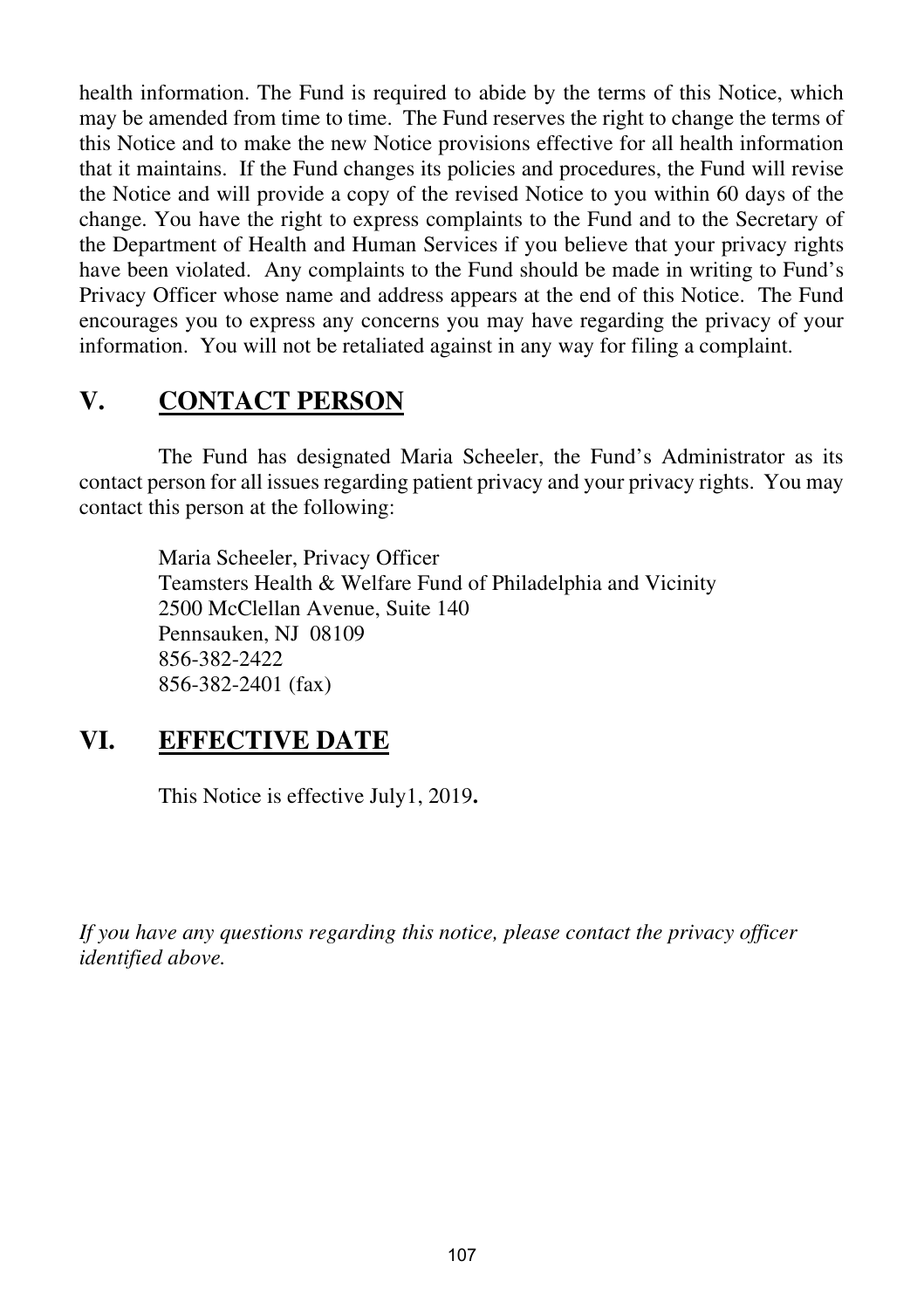health information. The Fund is required to abide by the terms of this Notice, which may be amended from time to time. The Fund reserves the right to change the terms of this Notice and to make the new Notice provisions effective for all health information that it maintains. If the Fund changes its policies and procedures, the Fund will revise the Notice and will provide a copy of the revised Notice to you within 60 days of the change. You have the right to express complaints to the Fund and to the Secretary of the Department of Health and Human Services if you believe that your privacy rights have been violated. Any complaints to the Fund should be made in writing to Fund's Privacy Officer whose name and address appears at the end of this Notice. The Fund encourages you to express any concerns you may have regarding the privacy of your information. You will not be retaliated against in any way for filing a complaint.

## V. CONTACT PERSON

The Fund has designated Maria Scheeler, the Fund's Administrator as its contact person for all issues regarding patient privacy and your privacy rights. You may contact this person at the following:

Maria Scheeler, Privacy Officer
Teamsters Health & Welfare Fund of Philadelphia and Vicinity
2500 McClellan Avenue, Suite 140
Pennsauken, NJ 08109
856-382-2422
856-382-2401 (fax)

## VI. EFFECTIVE DATE

This Notice is effective July1, 2019**.**

*If you have any questions regarding this notice, please contact the privacy officer identified above.*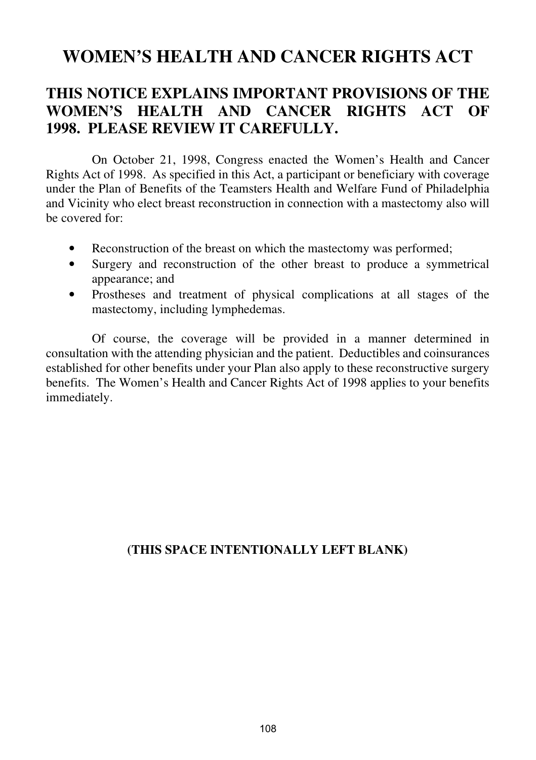# WOMEN'S HEALTH AND CANCER RIGHTS ACT

## THIS NOTICE EXPLAINS IMPORTANT PROVISIONS OF THE WOMEN'S HEALTH AND CANCER RIGHTS ACT OF 1998. PLEASE REVIEW IT CAREFULLY.

On October 21, 1998, Congress enacted the Women's Health and Cancer Rights Act of 1998. As specified in this Act, a participant or beneficiary with coverage under the Plan of Benefits of the Teamsters Health and Welfare Fund of Philadelphia and Vicinity who elect breast reconstruction in connection with a mastectomy also will be covered for:

- Reconstruction of the breast on which the mastectomy was performed;
- Surgery and reconstruction of the other breast to produce a symmetrical appearance; and
- Prostheses and treatment of physical complications at all stages of the mastectomy, including lymphedemas.

Of course, the coverage will be provided in a manner determined in consultation with the attending physician and the patient. Deductibles and coinsurances established for other benefits under your Plan also apply to these reconstructive surgery benefits. The Women's Health and Cancer Rights Act of 1998 applies to your benefits immediately.

**(THIS SPACE INTENTIONALLY LEFT BLANK)**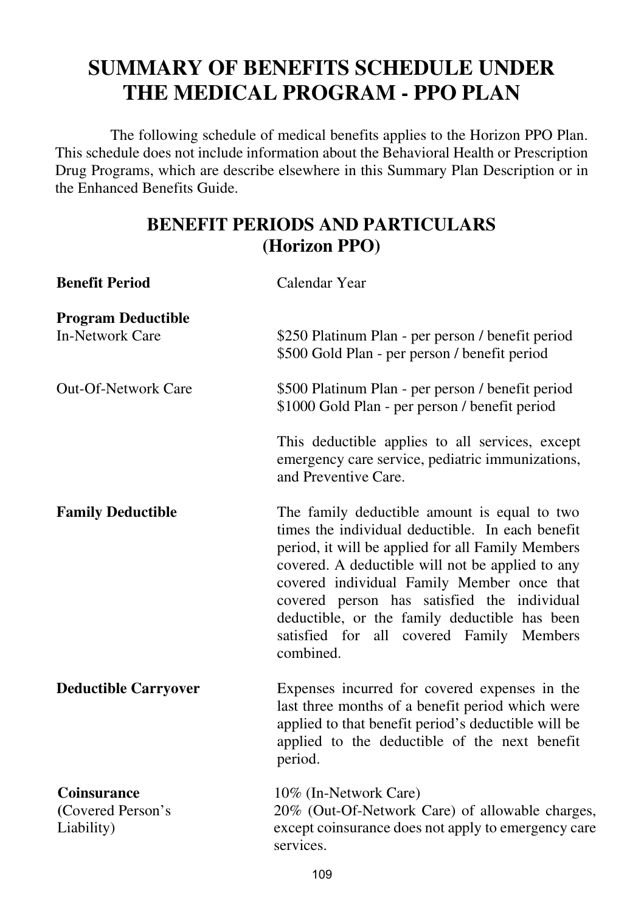# SUMMARY OF BENEFITS SCHEDULE UNDER THE MEDICAL PROGRAM - PPO PLAN

The following schedule of medical benefits applies to the Horizon PPO Plan. This schedule does not include information about the Behavioral Health or Prescription Drug Programs, which are describe elsewhere in this Summary Plan Description or in the Enhanced Benefits Guide.

## BENEFIT PERIODS AND PARTICULARS (Horizon PPO)

| | |
|---|---|
| **Benefit Period** | Calendar Year |
| **Program Deductible**<br>In-Network Care | $250 Platinum Plan - per person / benefit period<br>$500 Gold Plan - per person / benefit period |
| Out-Of-Network Care | $500 Platinum Plan - per person / benefit period<br>$1000 Gold Plan - per person / benefit period<br><br>This deductible applies to all services, except emergency care service, pediatric immunizations, and Preventive Care. |
| **Family Deductible** | The family deductible amount is equal to two times the individual deductible. In each benefit period, it will be applied for all Family Members covered. A deductible will not be applied to any covered individual Family Member once that covered person has satisfied the individual deductible, or the family deductible has been satisfied for all covered Family Members combined. |
| **Deductible Carryover** | Expenses incurred for covered expenses in the last three months of a benefit period which were applied to that benefit period's deductible will be applied to the deductible of the next benefit period. |
| **Coinsurance**<br>(Covered Person's Liability) | 10% (In-Network Care)<br>20% (Out-Of-Network Care) of allowable charges, except coinsurance does not apply to emergency care services. |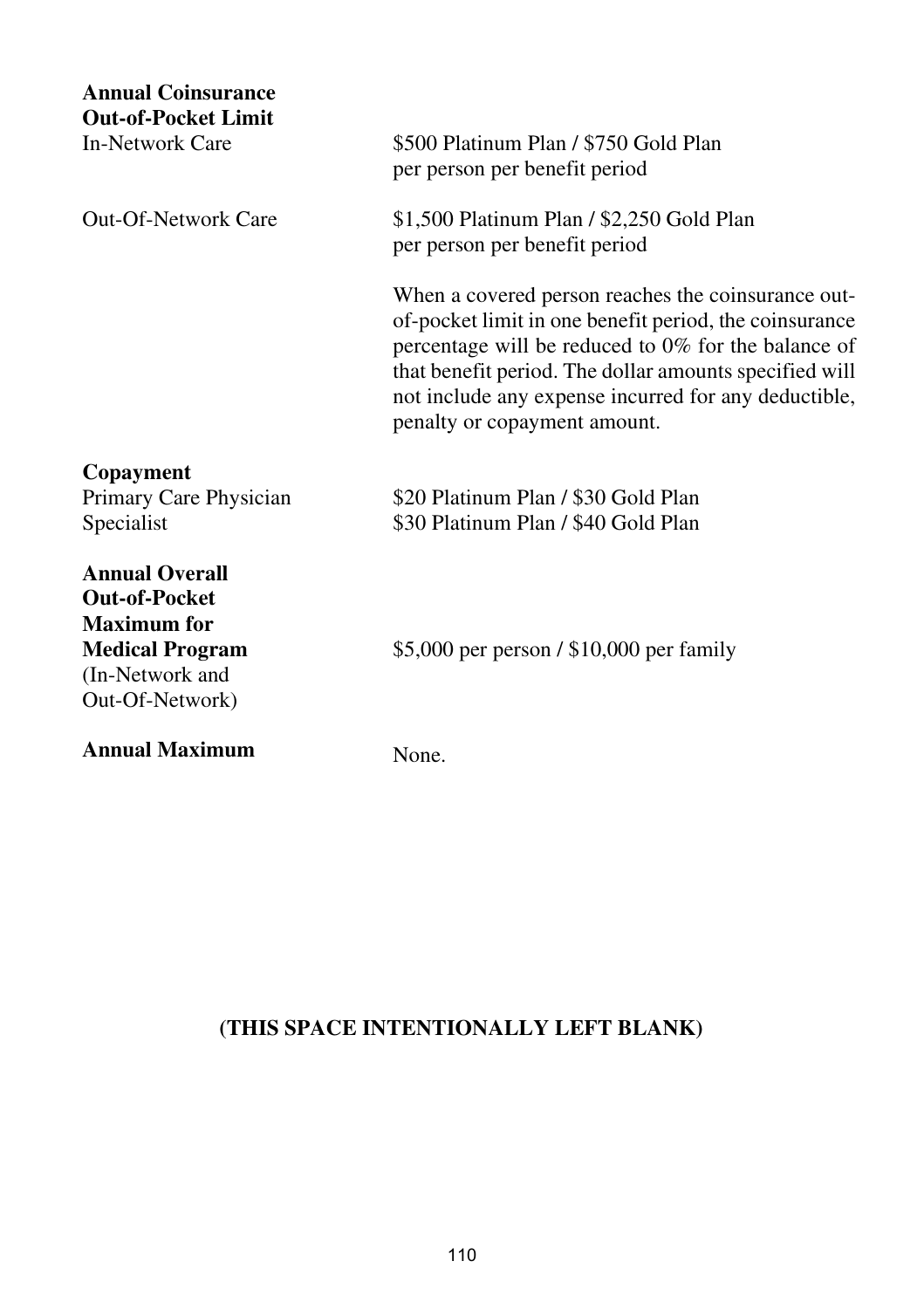| | |
|---|---|
| **Annual Coinsurance Out-of-Pocket Limit** | |
| In-Network Care | $500 Platinum Plan / $750 Gold Plan per person per benefit period |
| Out-Of-Network Care | $1,500 Platinum Plan / $2,250 Gold Plan per person per benefit period |
| | When a covered person reaches the coinsurance out-of-pocket limit in one benefit period, the coinsurance percentage will be reduced to 0% for the balance of that benefit period. The dollar amounts specified will not include any expense incurred for any deductible, penalty or copayment amount. |
| **Copayment** | |
| Primary Care Physician | $20 Platinum Plan / $30 Gold Plan |
| Specialist | $30 Platinum Plan / $40 Gold Plan |
| **Annual Overall Out-of-Pocket Maximum for Medical Program** (In-Network and Out-Of-Network) | $5,000 per person / $10,000 per family |
| **Annual Maximum** | None. |

**(THIS SPACE INTENTIONALLY LEFT BLANK)**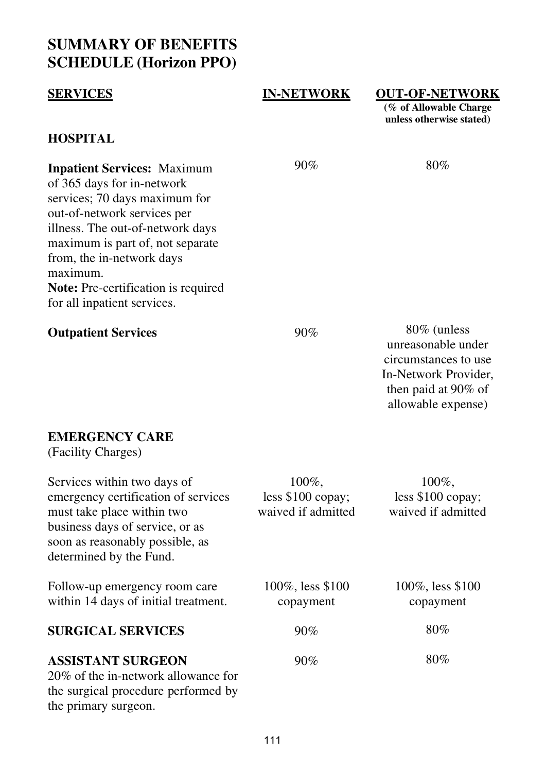# SUMMARY OF BENEFITS SCHEDULE (Horizon PPO)

| SERVICES | IN-NETWORK | OUT-OF-NETWORK (% of Allowable Charge unless otherwise stated) |
|---|---|---|
| **HOSPITAL** | | |
| **Inpatient Services:** Maximum of 365 days for in-network services; 70 days maximum for out-of-network services per illness. The out-of-network days maximum is part of, not separate from, the in-network days maximum. **Note:** Pre-certification is required for all inpatient services. | 90% | 80% |
| **Outpatient Services** | 90% | 80% (unless unreasonable under circumstances to use In-Network Provider, then paid at 90% of allowable expense) |
| **EMERGENCY CARE** (Facility Charges) | | |
| Services within two days of emergency certification of services must take place within two business days of service, or as soon as reasonably possible, as determined by the Fund. | 100%, less $100 copay; waived if admitted | 100%, less $100 copay; waived if admitted |
| Follow-up emergency room care within 14 days of initial treatment. | 100%, less $100 copayment | 100%, less $100 copayment |
| **SURGICAL SERVICES** | 90% | 80% |
| **ASSISTANT SURGEON** 20% of the in-network allowance for the surgical procedure performed by the primary surgeon. | 90% | 80% |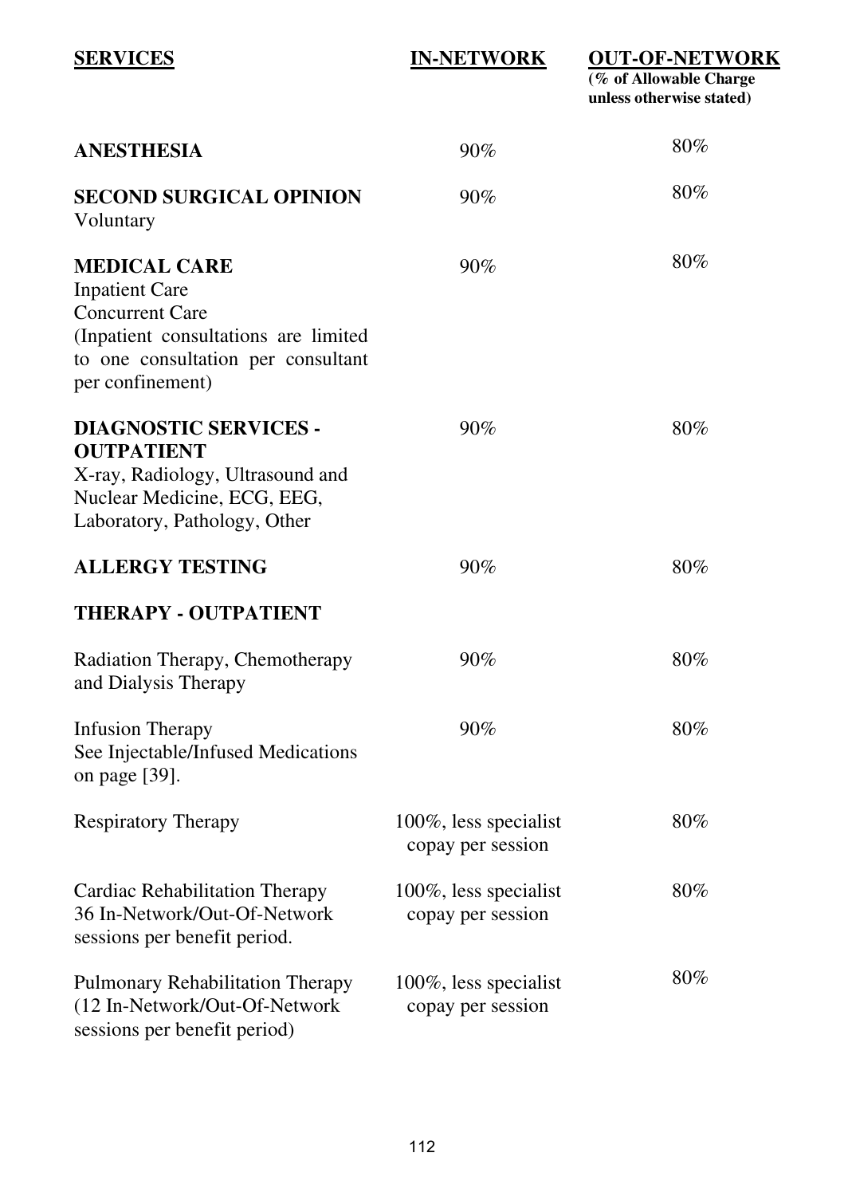| SERVICES | IN-NETWORK | OUT-OF-NETWORK (% of Allowable Charge unless otherwise stated) |
|---|---|---|
| **ANESTHESIA** | 90% | 80% |
| **SECOND SURGICAL OPINION**<br>Voluntary | 90% | 80% |
| **MEDICAL CARE**<br>Inpatient Care<br>Concurrent Care<br>(Inpatient consultations are limited to one consultation per consultant per confinement) | 90% | 80% |
| **DIAGNOSTIC SERVICES - OUTPATIENT**<br>X-ray, Radiology, Ultrasound and Nuclear Medicine, ECG, EEG, Laboratory, Pathology, Other | 90% | 80% |
| **ALLERGY TESTING** | 90% | 80% |
| **THERAPY - OUTPATIENT** | | |
| Radiation Therapy, Chemotherapy and Dialysis Therapy | 90% | 80% |
| Infusion Therapy<br>See Injectable/Infused Medications on page [39]. | 90% | 80% |
| Respiratory Therapy | 100%, less specialist copay per session | 80% |
| Cardiac Rehabilitation Therapy<br>36 In-Network/Out-Of-Network sessions per benefit period. | 100%, less specialist copay per session | 80% |
| Pulmonary Rehabilitation Therapy<br>(12 In-Network/Out-Of-Network sessions per benefit period) | 100%, less specialist copay per session | 80% |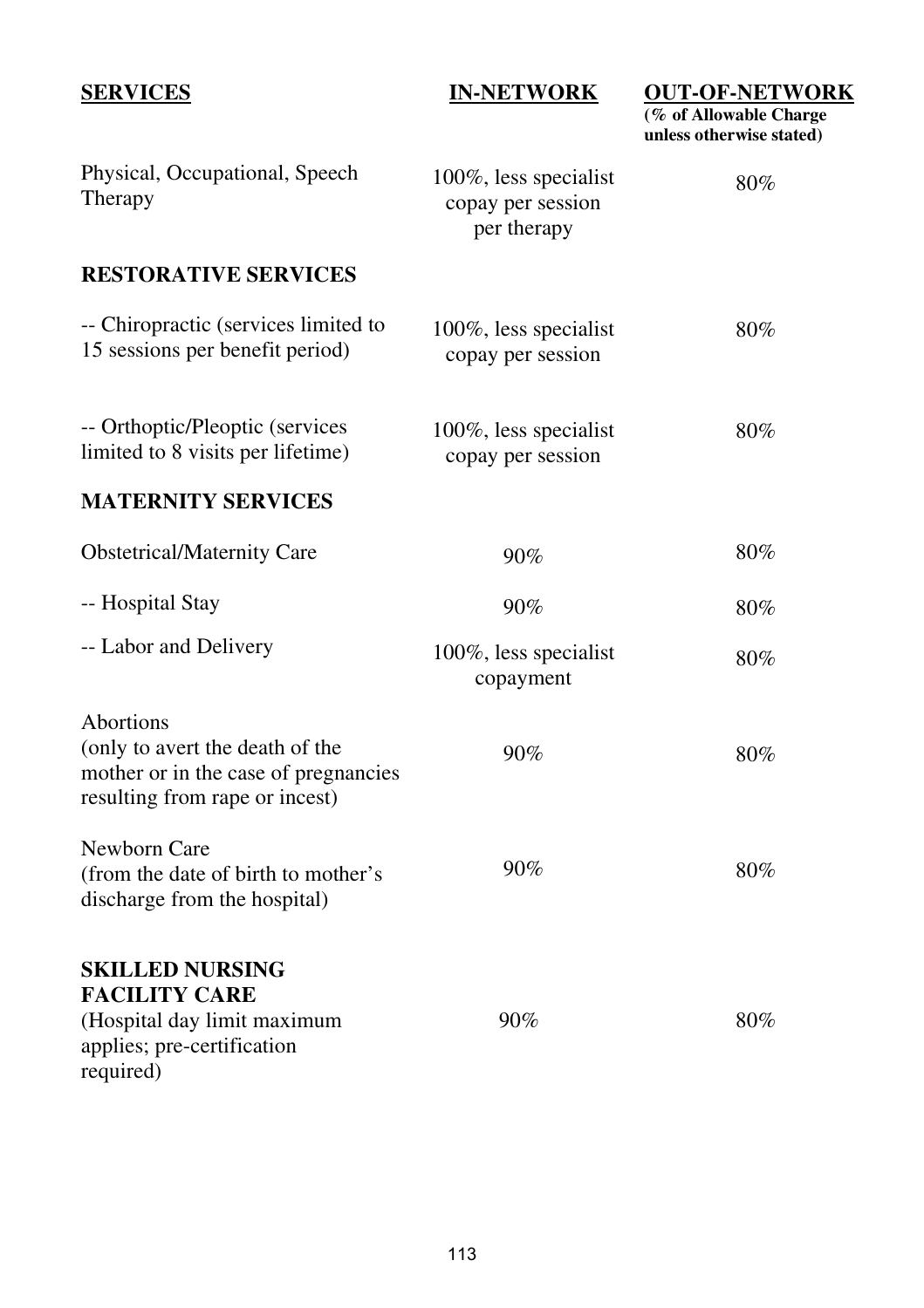| SERVICES | IN-NETWORK | OUT-OF-NETWORK (% of Allowable Charge unless otherwise stated) |
|---|---|---|
| Physical, Occupational, Speech Therapy | 100%, less specialist copay per session per therapy | 80% |
| **RESTORATIVE SERVICES** | | |
| -- Chiropractic (services limited to 15 sessions per benefit period) | 100%, less specialist copay per session | 80% |
| -- Orthoptic/Pleoptic (services limited to 8 visits per lifetime) | 100%, less specialist copay per session | 80% |
| **MATERNITY SERVICES** | | |
| Obstetrical/Maternity Care | 90% | 80% |
| -- Hospital Stay | 90% | 80% |
| -- Labor and Delivery | 100%, less specialist copayment | 80% |
| Abortions (only to avert the death of the mother or in the case of pregnancies resulting from rape or incest) | 90% | 80% |
| Newborn Care (from the date of birth to mother's discharge from the hospital) | 90% | 80% |
| **SKILLED NURSING FACILITY CARE** (Hospital day limit maximum applies; pre-certification required) | 90% | 80% |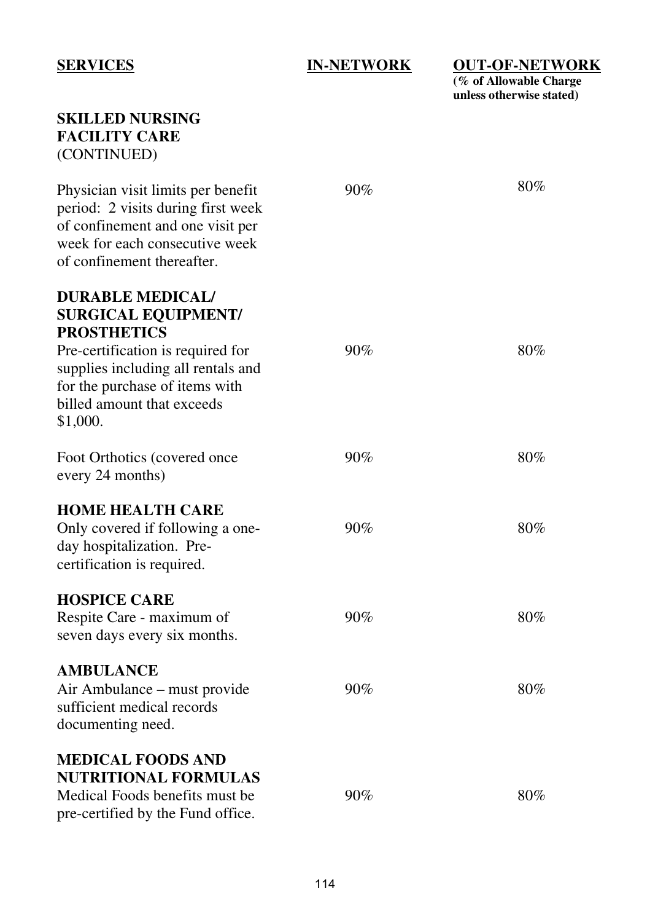| SERVICES | IN-NETWORK | OUT-OF-NETWORK (% of Allowable Charge unless otherwise stated) |
|---|---|---|
| **SKILLED NURSING FACILITY CARE** (CONTINUED) | | |
| Physician visit limits per benefit period: 2 visits during first week of confinement and one visit per week for each consecutive week of confinement thereafter. | 90% | 80% |
| **DURABLE MEDICAL/ SURGICAL EQUIPMENT/ PROSTHETICS** Pre-certification is required for supplies including all rentals and for the purchase of items with billed amount that exceeds $1,000. | 90% | 80% |
| Foot Orthotics (covered once every 24 months) | 90% | 80% |
| **HOME HEALTH CARE** Only covered if following a one-day hospitalization. Pre-certification is required. | 90% | 80% |
| **HOSPICE CARE** Respite Care - maximum of seven days every six months. | 90% | 80% |
| **AMBULANCE** Air Ambulance – must provide sufficient medical records documenting need. | 90% | 80% |
| **MEDICAL FOODS AND NUTRITIONAL FORMULAS** Medical Foods benefits must be pre-certified by the Fund office. | 90% | 80% |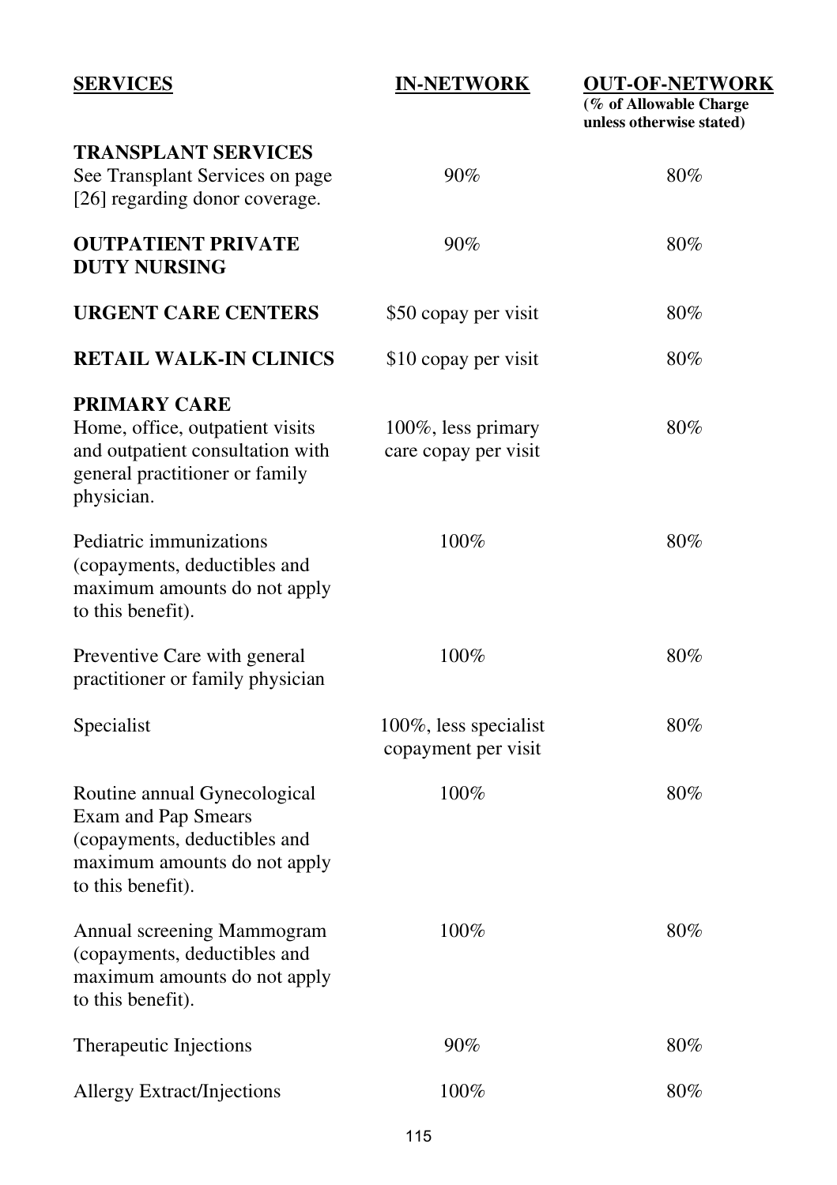| SERVICES | IN-NETWORK | OUT-OF-NETWORK (% of Allowable Charge unless otherwise stated) |
|---|---|---|
| **TRANSPLANT SERVICES** See Transplant Services on page [26] regarding donor coverage. | 90% | 80% |
| **OUTPATIENT PRIVATE DUTY NURSING** | 90% | 80% |
| **URGENT CARE CENTERS** | $50 copay per visit | 80% |
| **RETAIL WALK-IN CLINICS** | $10 copay per visit | 80% |
| **PRIMARY CARE** Home, office, outpatient visits and outpatient consultation with general practitioner or family physician. | 100%, less primary care copay per visit | 80% |
| Pediatric immunizations (copayments, deductibles and maximum amounts do not apply to this benefit). | 100% | 80% |
| Preventive Care with general practitioner or family physician | 100% | 80% |
| Specialist | 100%, less specialist copayment per visit | 80% |
| Routine annual Gynecological Exam and Pap Smears (copayments, deductibles and maximum amounts do not apply to this benefit). | 100% | 80% |
| Annual screening Mammogram (copayments, deductibles and maximum amounts do not apply to this benefit). | 100% | 80% |
| Therapeutic Injections | 90% | 80% |
| Allergy Extract/Injections | 100% | 80% |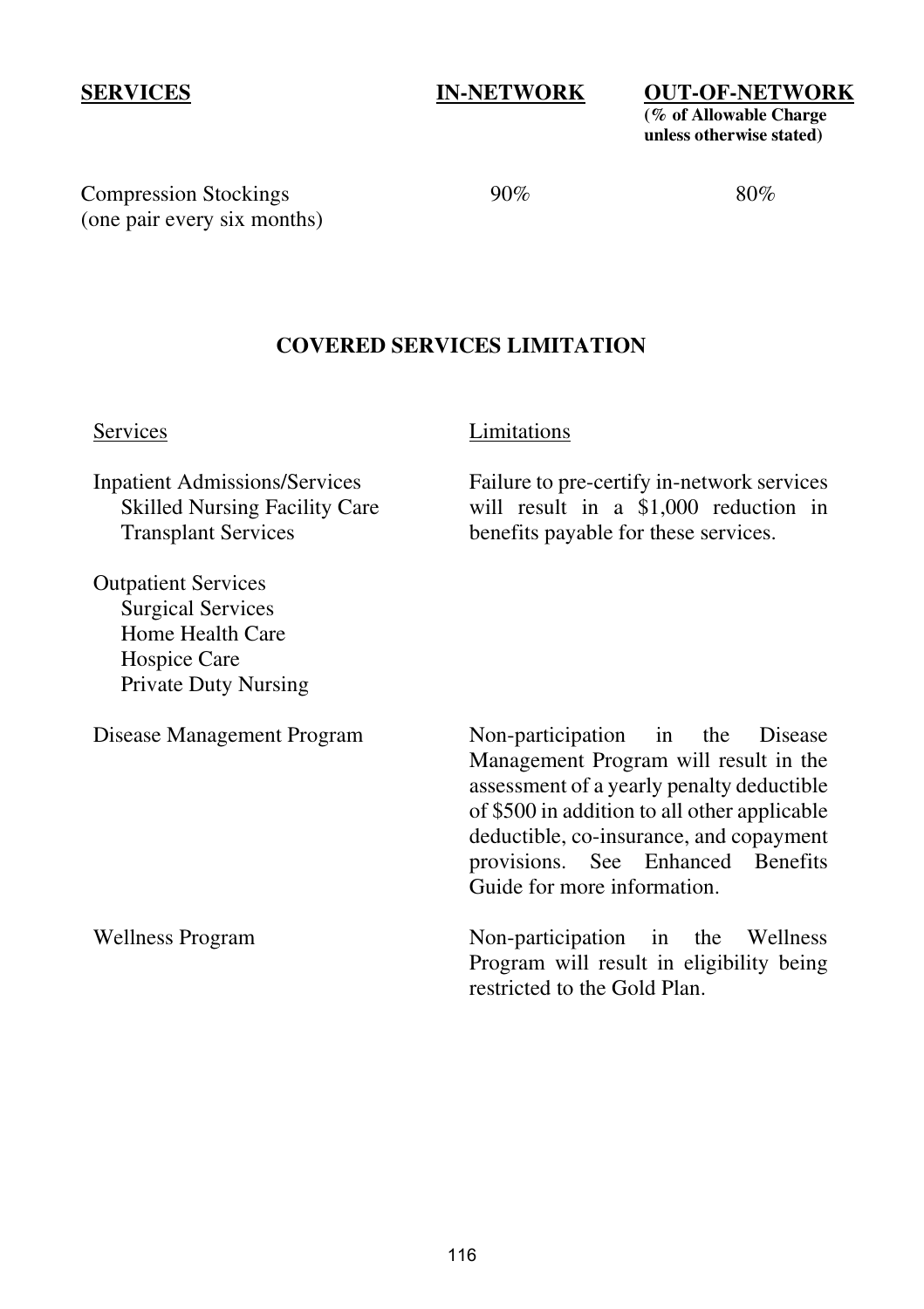| SERVICES | IN-NETWORK | OUT-OF-NETWORK (% of Allowable Charge unless otherwise stated) |
|---|---|---|
| Compression Stockings (one pair every six months) | 90% | 80% |

## COVERED SERVICES LIMITATION

| Services | Limitations |
|---|---|
| Inpatient Admissions/Services<br>Skilled Nursing Facility Care<br>Transplant Services<br><br>Outpatient Services<br>Surgical Services<br>Home Health Care<br>Hospice Care<br>Private Duty Nursing | Failure to pre-certify in-network services will result in a $1,000 reduction in benefits payable for these services. |
| Disease Management Program | Non-participation in the Disease Management Program will result in the assessment of a yearly penalty deductible of $500 in addition to all other applicable deductible, co-insurance, and copayment provisions. See Enhanced Benefits Guide for more information. |
| Wellness Program | Non-participation in the Wellness Program will result in eligibility being restricted to the Gold Plan. |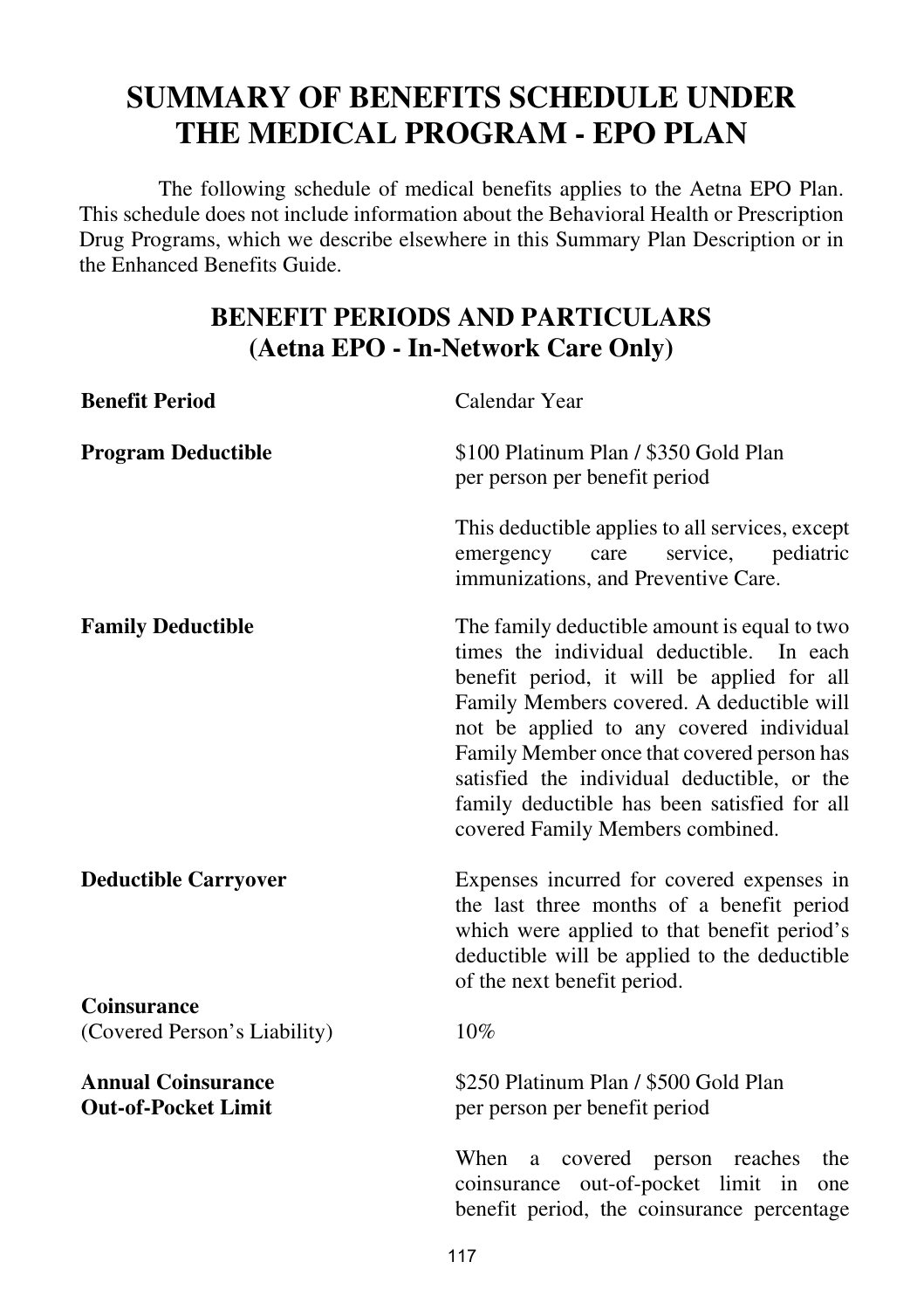# SUMMARY OF BENEFITS SCHEDULE UNDER THE MEDICAL PROGRAM - EPO PLAN

The following schedule of medical benefits applies to the Aetna EPO Plan. This schedule does not include information about the Behavioral Health or Prescription Drug Programs, which we describe elsewhere in this Summary Plan Description or in the Enhanced Benefits Guide.

## BENEFIT PERIODS AND PARTICULARS (Aetna EPO - In-Network Care Only)

| | |
|---|---|
| **Benefit Period** | Calendar Year |
| **Program Deductible** | \$100 Platinum Plan / \$350 Gold Plan per person per benefit period<br><br>This deductible applies to all services, except emergency care service, pediatric immunizations, and Preventive Care. |
| **Family Deductible** | The family deductible amount is equal to two times the individual deductible. In each benefit period, it will be applied for all Family Members covered. A deductible will not be applied to any covered individual Family Member once that covered person has satisfied the individual deductible, or the family deductible has been satisfied for all covered Family Members combined. |
| **Deductible Carryover** | Expenses incurred for covered expenses in the last three months of a benefit period which were applied to that benefit period's deductible will be applied to the deductible of the next benefit period. |
| **Coinsurance** (Covered Person's Liability) | 10% |
| **Annual Coinsurance Out-of-Pocket Limit** | \$250 Platinum Plan / \$500 Gold Plan per person per benefit period<br><br>When a covered person reaches the coinsurance out-of-pocket limit in one benefit period, the coinsurance percentage |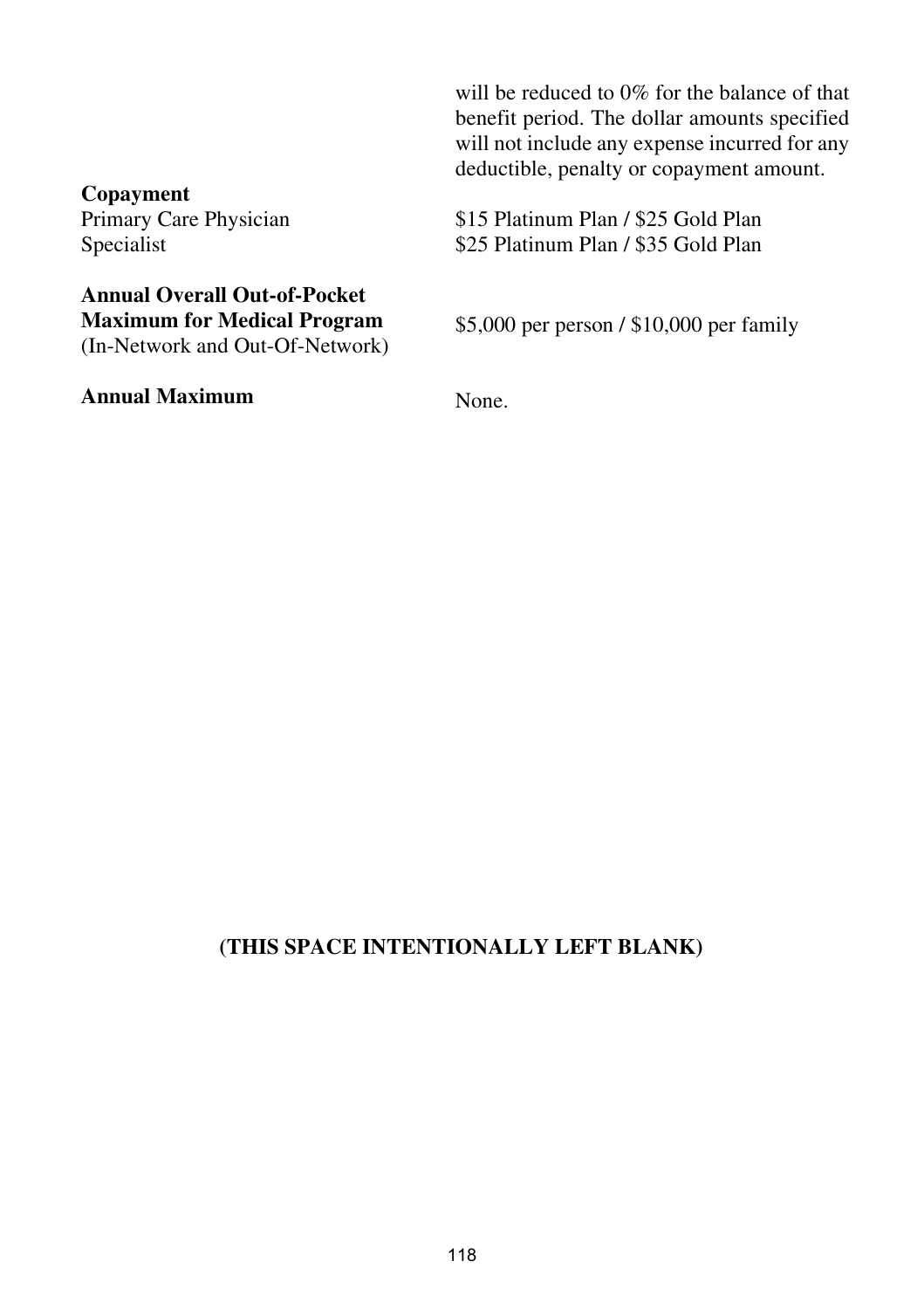will be reduced to 0% for the balance of that benefit period. The dollar amounts specified will not include any expense incurred for any deductible, penalty or copayment amount.

| | |
|---|---|
| **Copayment** | |
| Primary Care Physician | $15 Platinum Plan / $25 Gold Plan |
| Specialist | $25 Platinum Plan / $35 Gold Plan |
| **Annual Overall Out-of-Pocket Maximum for Medical Program** (In-Network and Out-Of-Network) | $5,000 per person / $10,000 per family |
| **Annual Maximum** | None. |

**(THIS SPACE INTENTIONALLY LEFT BLANK)**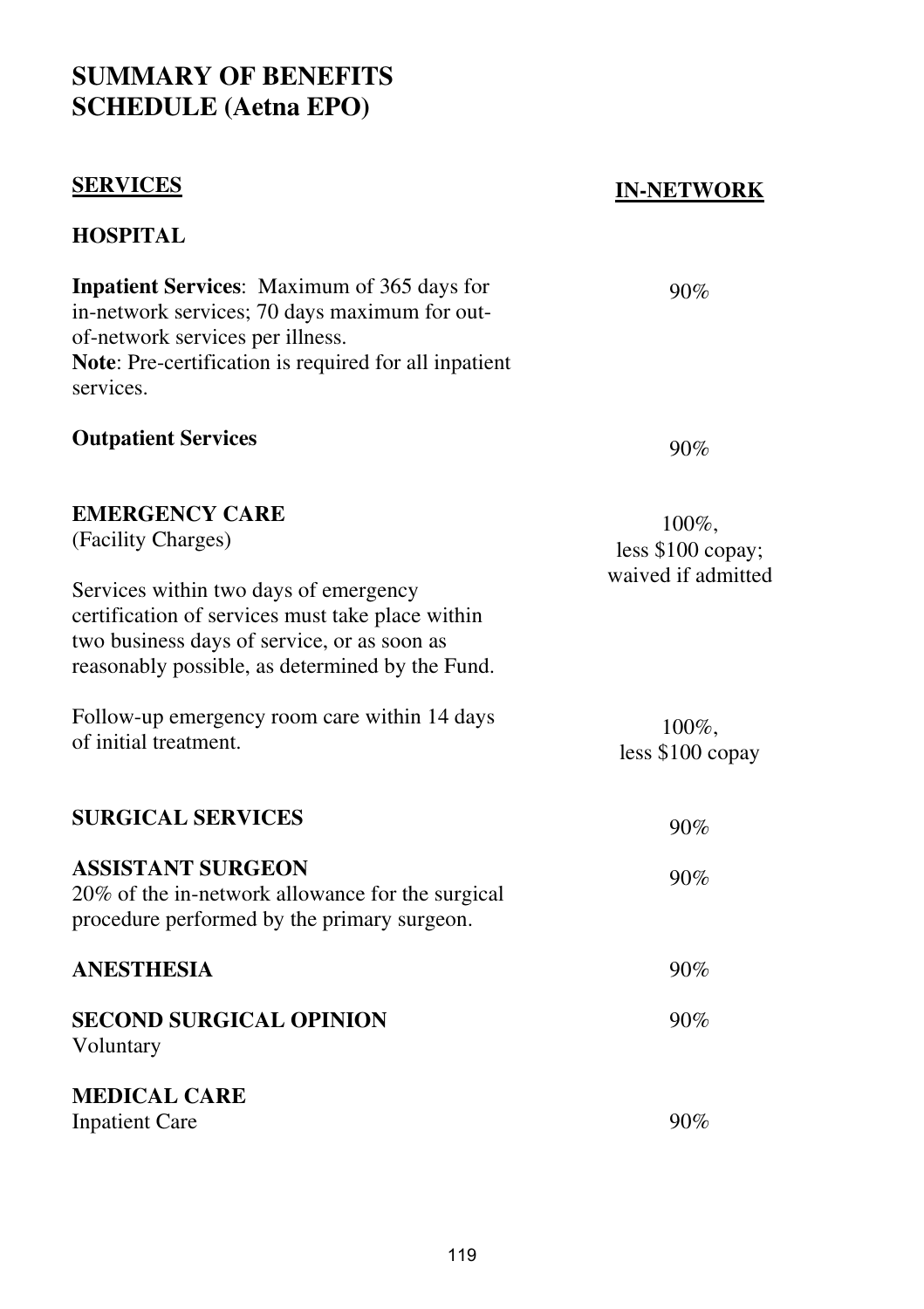# SUMMARY OF BENEFITS SCHEDULE (Aetna EPO)

| SERVICES | IN-NETWORK |
|---|---|
| **HOSPITAL** | |
| **Inpatient Services**: Maximum of 365 days for in-network services; 70 days maximum for out-of-network services per illness. **Note**: Pre-certification is required for all inpatient services. | 90% |
| **Outpatient Services** | 90% |
| **EMERGENCY CARE** (Facility Charges) Services within two days of emergency certification of services must take place within two business days of service, or as soon as reasonably possible, as determined by the Fund. | 100%, less $100 copay; waived if admitted |
| Follow-up emergency room care within 14 days of initial treatment. | 100%, less $100 copay |
| **SURGICAL SERVICES** | 90% |
| **ASSISTANT SURGEON** 20% of the in-network allowance for the surgical procedure performed by the primary surgeon. | 90% |
| **ANESTHESIA** | 90% |
| **SECOND SURGICAL OPINION** Voluntary | 90% |
| **MEDICAL CARE** Inpatient Care | 90% |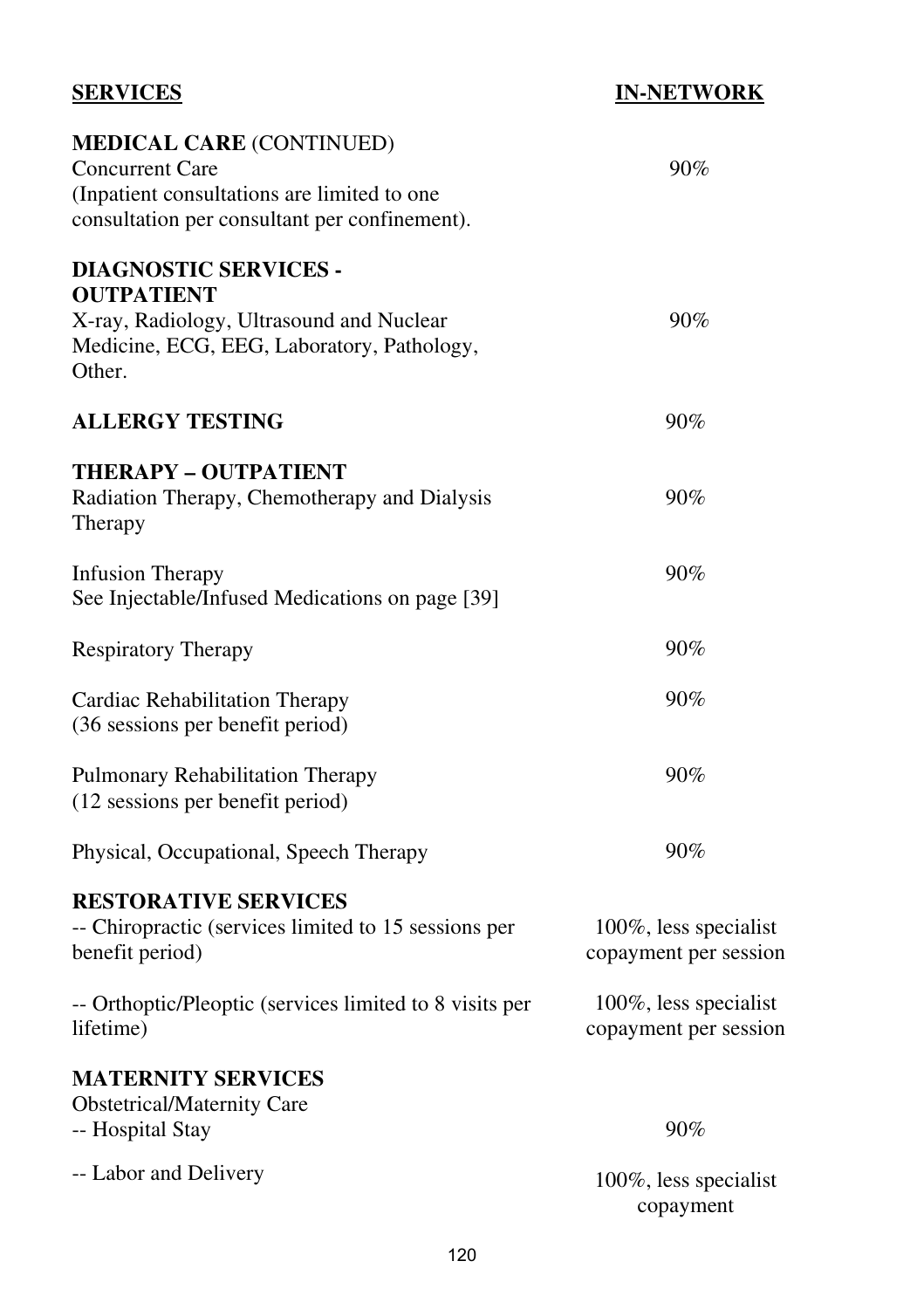| SERVICES | IN-NETWORK |
|---|---|
| **MEDICAL CARE** (CONTINUED) | |
| Concurrent Care (Inpatient consultations are limited to one consultation per consultant per confinement). | 90% |
| **DIAGNOSTIC SERVICES - OUTPATIENT** | |
| X-ray, Radiology, Ultrasound and Nuclear Medicine, ECG, EEG, Laboratory, Pathology, Other. | 90% |
| **ALLERGY TESTING** | 90% |
| **THERAPY – OUTPATIENT** | |
| Radiation Therapy, Chemotherapy and Dialysis Therapy | 90% |
| Infusion Therapy See Injectable/Infused Medications on page [39] | 90% |
| Respiratory Therapy | 90% |
| Cardiac Rehabilitation Therapy (36 sessions per benefit period) | 90% |
| Pulmonary Rehabilitation Therapy (12 sessions per benefit period) | 90% |
| Physical, Occupational, Speech Therapy | 90% |
| **RESTORATIVE SERVICES** | |
| -- Chiropractic (services limited to 15 sessions per benefit period) | 100%, less specialist copayment per session |
| -- Orthoptic/Pleoptic (services limited to 8 visits per lifetime) | 100%, less specialist copayment per session |
| **MATERNITY SERVICES** | |
| Obstetrical/Maternity Care | |
| -- Hospital Stay | 90% |
| -- Labor and Delivery | 100%, less specialist copayment |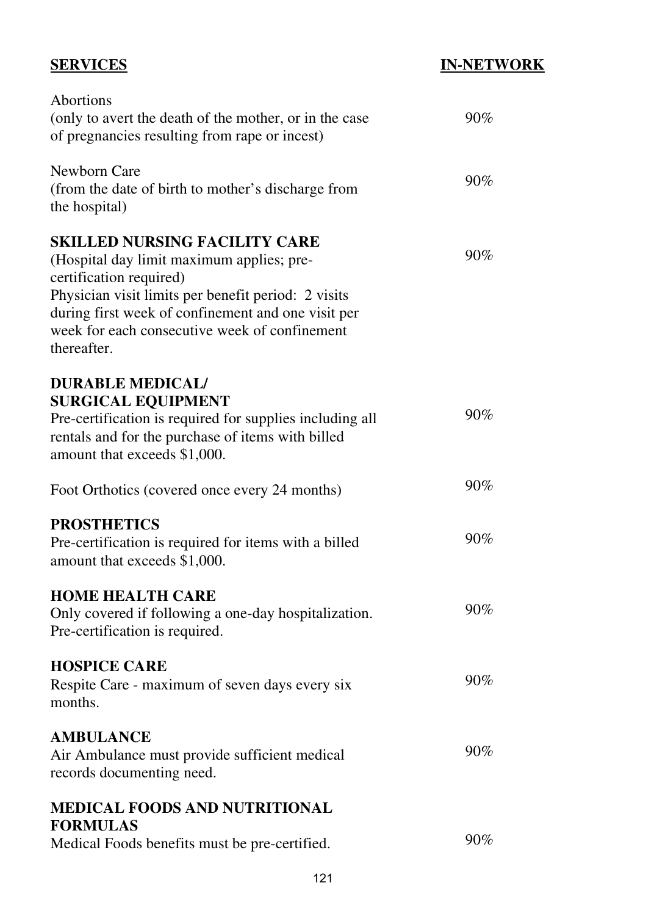| SERVICES | IN-NETWORK |
|---|---|
| Abortions<br>(only to avert the death of the mother, or in the case of pregnancies resulting from rape or incest) | 90% |
| Newborn Care<br>(from the date of birth to mother's discharge from the hospital) | 90% |
| **SKILLED NURSING FACILITY CARE**<br>(Hospital day limit maximum applies; pre-certification required)<br>Physician visit limits per benefit period: 2 visits during first week of confinement and one visit per week for each consecutive week of confinement thereafter. | 90% |
| **DURABLE MEDICAL/ SURGICAL EQUIPMENT**<br>Pre-certification is required for supplies including all rentals and for the purchase of items with billed amount that exceeds $1,000. | 90% |
| Foot Orthotics (covered once every 24 months) | 90% |
| **PROSTHETICS**<br>Pre-certification is required for items with a billed amount that exceeds $1,000. | 90% |
| **HOME HEALTH CARE**<br>Only covered if following a one-day hospitalization. Pre-certification is required. | 90% |
| **HOSPICE CARE**<br>Respite Care - maximum of seven days every six months. | 90% |
| **AMBULANCE**<br>Air Ambulance must provide sufficient medical records documenting need. | 90% |
| **MEDICAL FOODS AND NUTRITIONAL FORMULAS**<br>Medical Foods benefits must be pre-certified. | 90% |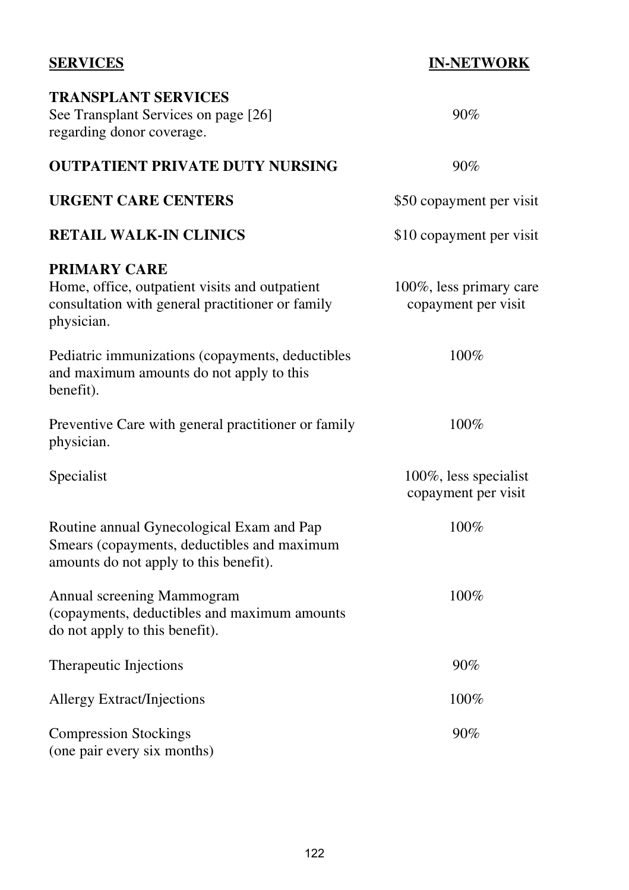| **SERVICES** | **IN-NETWORK** |
|---|---|
| **TRANSPLANT SERVICES**<br>See Transplant Services on page [26] regarding donor coverage. | 90% |
| **OUTPATIENT PRIVATE DUTY NURSING** | 90% |
| **URGENT CARE CENTERS** | $50 copayment per visit |
| **RETAIL WALK-IN CLINICS** | $10 copayment per visit |
| **PRIMARY CARE**<br>Home, office, outpatient visits and outpatient consultation with general practitioner or family physician. | 100%, less primary care copayment per visit |
| Pediatric immunizations (copayments, deductibles and maximum amounts do not apply to this benefit). | 100% |
| Preventive Care with general practitioner or family physician. | 100% |
| Specialist | 100%, less specialist copayment per visit |
| Routine annual Gynecological Exam and Pap Smears (copayments, deductibles and maximum amounts do not apply to this benefit). | 100% |
| Annual screening Mammogram (copayments, deductibles and maximum amounts do not apply to this benefit). | 100% |
| Therapeutic Injections | 90% |
| Allergy Extract/Injections | 100% |
| Compression Stockings (one pair every six months) | 90% |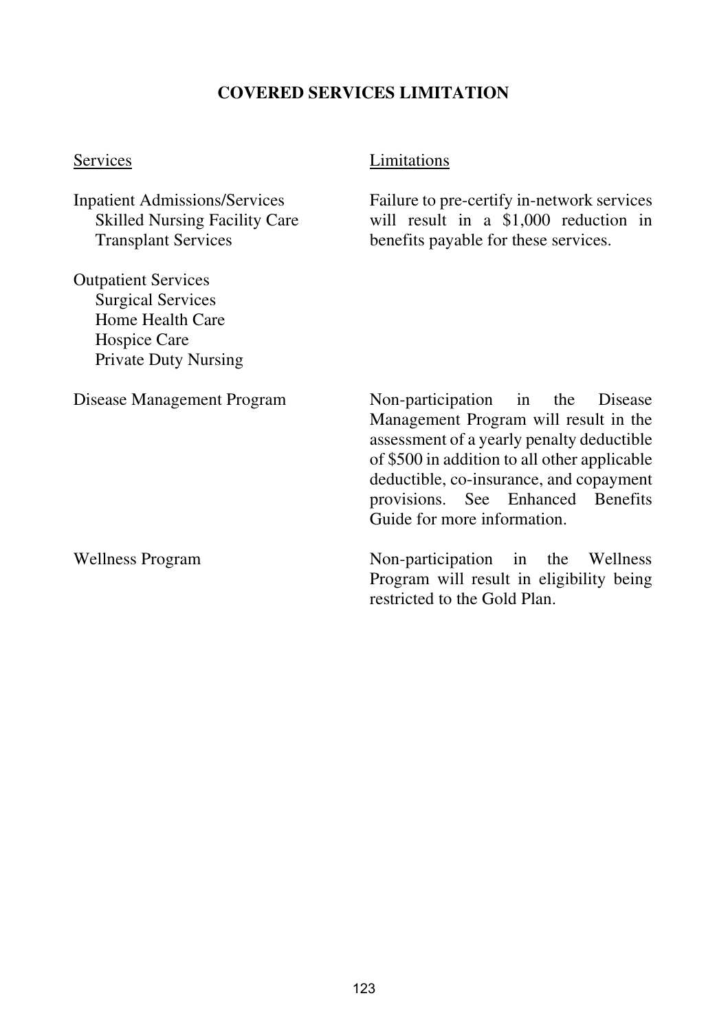## COVERED SERVICES LIMITATION

| Services | Limitations |
|---|---|
| Inpatient Admissions/Services<br>Skilled Nursing Facility Care<br>Transplant Services<br><br>Outpatient Services<br>Surgical Services<br>Home Health Care<br>Hospice Care<br>Private Duty Nursing | Failure to pre-certify in-network services will result in a $1,000 reduction in benefits payable for these services. |
| Disease Management Program | Non-participation in the Disease Management Program will result in the assessment of a yearly penalty deductible of $500 in addition to all other applicable deductible, co-insurance, and copayment provisions. See Enhanced Benefits Guide for more information. |
| Wellness Program | Non-participation in the Wellness Program will result in eligibility being restricted to the Gold Plan. |